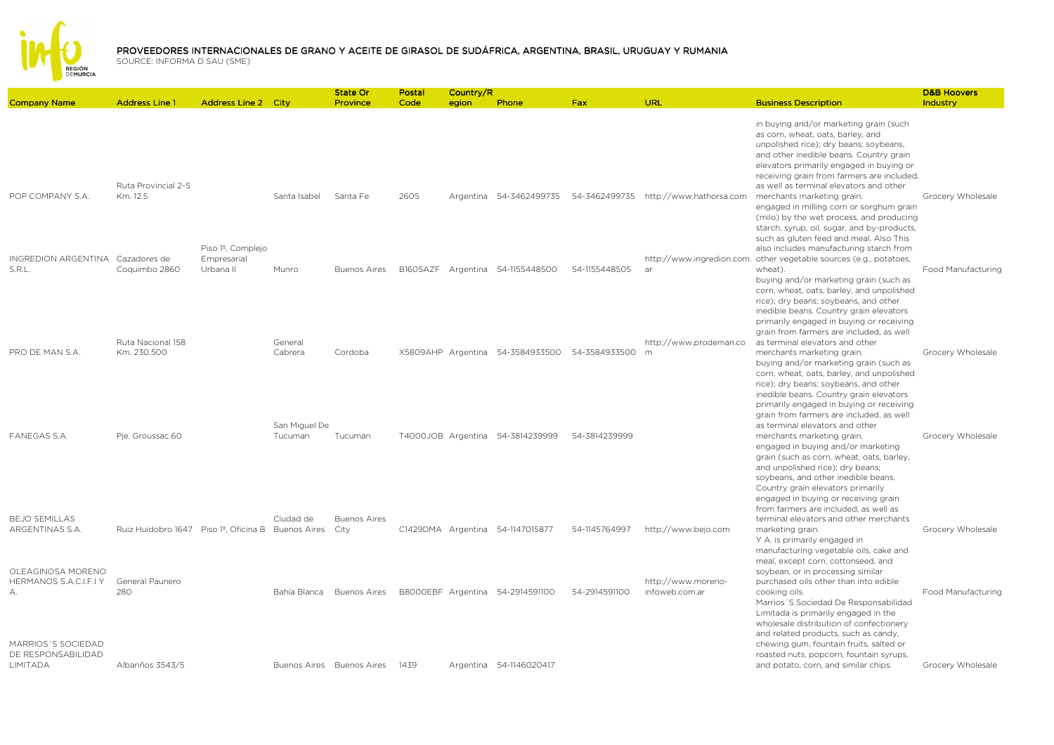# PROVEEDORES INTERNACIONALES DE GRANO Y ACEITE DE GIRASOL DE SUDÁFRICA, ARGENTINA, BRASIL, URUGUAY Y RUMANIA

SOURCE: INFORMA D SAU (SME)

| Company Name | Address Line 1 | Address Line 2 | City | State Or Province | Postal Code | Country/Region | Phone | Fax | URL | Business Description | D&B Hoovers Industry |
|---|---|---|---|---|---|---|---|---|---|---|---|
| POP COMPANY S.A. | Ruta Provincial 2-S Km. 12.5 | | Santa Isabel | Santa Fe | 2605 | Argentina | 54-3462499735 | 54-3462499735 | http://www.hathorsa.com | in buying and/or marketing grain (such as corn, wheat, oats, barley, and unpolished rice); dry beans; soybeans, and other inedible beans. Country grain elevators primarily engaged in buying or receiving grain from farmers are included, as well as terminal elevators and other merchants marketing grain. | Grocery Wholesale |
| INGREDION ARGENTINA S.R.L. | Cazadores de Coquimbo 2860 | Piso 1º, Complejo Empresarial Urbana II | Munro | Buenos Aires | B1605AZF | Argentina | 54-1155448500 | 54-1155448505 | http://www.ingredion.com.ar | engaged in milling corn or sorghum grain (milo) by the wet process, and producing starch, syrup, oil, sugar, and by-products, such as gluten feed and meal. Also This also includes manufacturing starch from other vegetable sources (e.g., potatoes, wheat). | Food Manufacturing |
| PRO DE MAN S.A. | Ruta Nacional 158 Km. 230.500 | | General Cabrera | Cordoba | X5809AHP | Argentina | 54-3584933500 | 54-3584933500 | http://www.prodeman.com | buying and/or marketing grain (such as corn, wheat, oats, barley, and unpolished rice); dry beans; soybeans, and other inedible beans. Country grain elevators primarily engaged in buying or receiving grain from farmers are included, as well as terminal elevators and other merchants marketing grain. | Grocery Wholesale |
| FANEGAS S.A. | Pje. Groussac 60 | | San Miguel De Tucuman | Tucuman | T4000JOB | Argentina | 54-3814239999 | 54-3814239999 | | buying and/or marketing grain (such as corn, wheat, oats, barley, and unpolished rice); dry beans; soybeans, and other inedible beans. Country grain elevators primarily engaged in buying or receiving grain from farmers are included, as well as terminal elevators and other merchants marketing grain. | Grocery Wholesale |
| BEJO SEMILLAS ARGENTINAS S.A. | Ruiz Huidobro 1647 | Piso 1º, Oficina B | Ciudad de Buenos Aires | Buenos Aires City | C1429DMA | Argentina | 54-1147015877 | 54-1145764997 | http://www.bejo.com | engaged in buying and/or marketing grain (such as corn, wheat, oats, barley, and unpolished rice); dry beans; soybeans, and other inedible beans. Country grain elevators primarily engaged in buying or receiving grain from farmers are included, as well as terminal elevators and other merchants marketing grain. | Grocery Wholesale |
| OLEAGINOSA MORENO HERMANOS S.A.C.I.F.I Y A. | General Paunero 280 | | Bahía Blanca | Buenos Aires | B8000EBF | Argentina | 54-2914591100 | 54-2914591100 | http://www.moreno-infoweb.com.ar | Y A. is primarily engaged in manufacturing vegetable oils, cake and meal, except corn, cottonseed, and soybean, or in processing similar purchased oils other than into edible cooking oils. | Food Manufacturing |
| MARRIOS´S SOCIEDAD DE RESPONSABILIDAD LIMITADA | Albariños 3543/5 | | Buenos Aires | Buenos Aires | 1439 | Argentina | 54-1146020417 | | | Marrios´S Sociedad De Responsabilidad Limitada is primarily engaged in the wholesale distribution of confectionery and related products, such as candy, chewing gum, fountain fruits, salted or roasted nuts, popcorn, fountain syrups, and potato, corn, and similar chips. | Grocery Wholesale |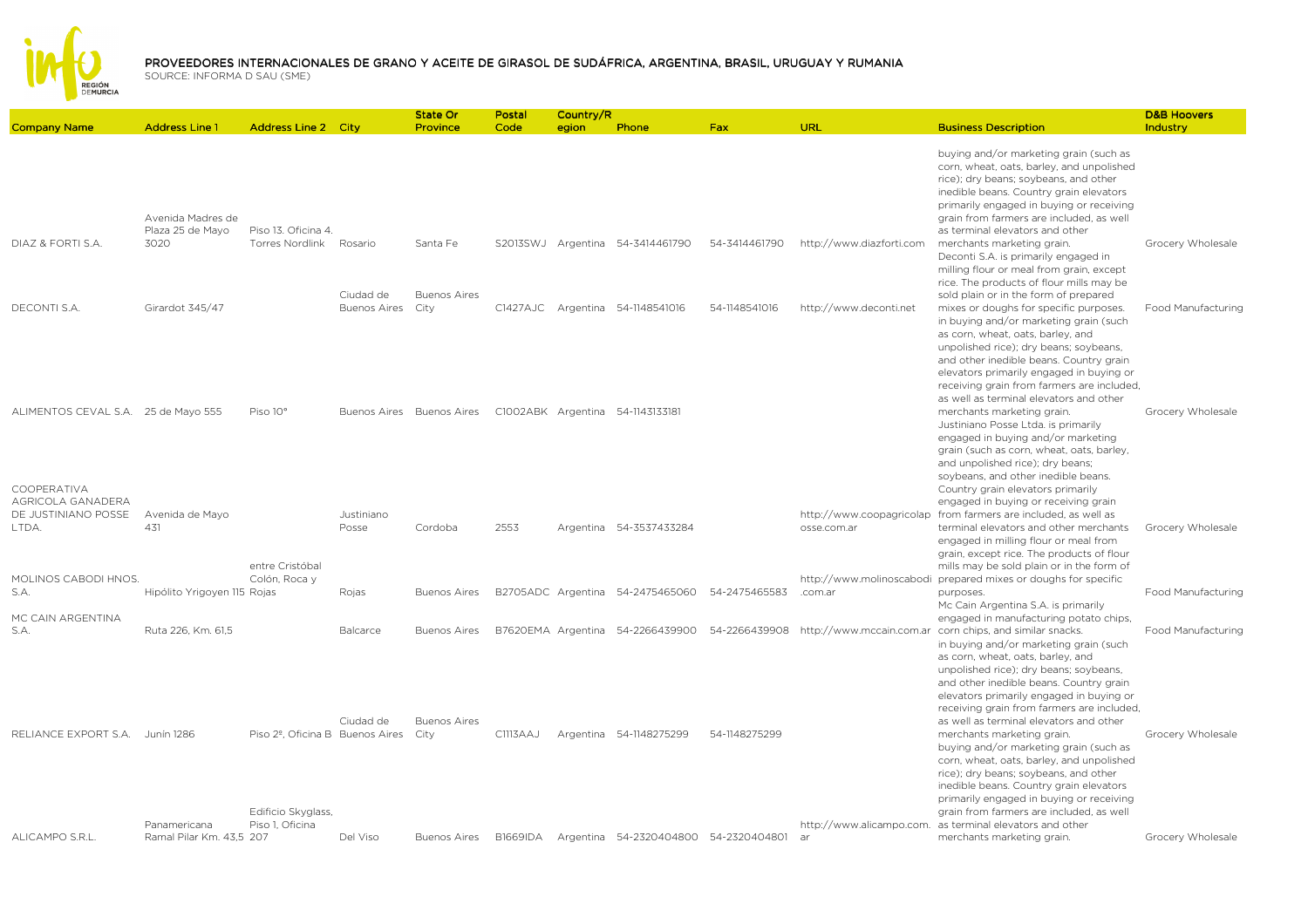# PROVEEDORES INTERNACIONALES DE GRANO Y ACEITE DE GIRASOL DE SUDÁFRICA, ARGENTINA, BRASIL, URUGUAY Y RUMANIA

SOURCE: INFORMA D SAU (SME)

| Company Name | Address Line 1 | Address Line 2 | City | State Or Province | Postal Code | Country/Region | Phone | Fax | URL | Business Description | D&B Hoovers Industry |
|---|---|---|---|---|---|---|---|---|---|---|---|
| DIAZ & FORTI S.A. | Avenida Madres de Plaza 25 de Mayo 3020 | Piso 13. Oficina 4. Torres Nordlink | Rosario | Santa Fe | S2013SWJ | Argentina | 54-3414461790 | 54-3414461790 | http://www.diazforti.com | buying and/or marketing grain (such as corn, wheat, oats, barley, and unpolished rice); dry beans; soybeans, and other inedible beans. Country grain elevators primarily engaged in buying or receiving grain from farmers are included, as well as terminal elevators and other merchants marketing grain. | Grocery Wholesale |
| DECONTI S.A. | Girardot 345/47 | | Ciudad de Buenos Aires | Buenos Aires City | C1427AJC | Argentina | 54-1148541016 | 54-1148541016 | http://www.deconti.net | Deconti S.A. is primarily engaged in milling flour or meal from grain, except rice. The products of flour mills may be sold plain or in the form of prepared mixes or doughs for specific purposes. | Food Manufacturing |
| ALIMENTOS CEVAL S.A. | 25 de Mayo 555 | Piso 10° | Buenos Aires | Buenos Aires | C1002ABK | Argentina | 54-1143133181 | | | in buying and/or marketing grain (such as corn, wheat, oats, barley, and unpolished rice); dry beans; soybeans, and other inedible beans. Country grain elevators primarily engaged in buying or receiving grain from farmers are included, as well as terminal elevators and other merchants marketing grain. | Grocery Wholesale |
| COOPERATIVA AGRICOLA GANADERA DE JUSTINIANO POSSE LTDA. | Avenida de Mayo 431 | | Justiniano Posse | Cordoba | 2553 | Argentina | 54-3537433284 | | http://www.coopagricolaposse.com.ar | Justiniano Posse Ltda. is primarily engaged in buying and/or marketing grain (such as corn, wheat, oats, barley, and unpolished rice); dry beans; soybeans, and other inedible beans. Country grain elevators primarily engaged in buying or receiving grain from farmers are included, as well as terminal elevators and other merchants | Grocery Wholesale |
| MOLINOS CABODI HNOS. S.A. | Hipólito Yrigoyen 115 | entre Cristóbal Colón, Roca y Rojas | Rojas | Buenos Aires | B2705ADC | Argentina | 54-2475465060 | 54-2475465583 | http://www.molinoscabodi.com.ar | engaged in milling flour or meal from grain, except rice. The products of flour mills may be sold plain or in the form of prepared mixes or doughs for specific purposes. | Food Manufacturing |
| MC CAIN ARGENTINA S.A. | Ruta 226, Km. 61,5 | | Balcarce | Buenos Aires | B7620EMA | Argentina | 54-2266439900 | 54-2266439908 | http://www.mccain.com.ar | Mc Cain Argentina S.A. is primarily engaged in manufacturing potato chips, corn chips, and similar snacks. | Food Manufacturing |
| RELIANCE EXPORT S.A. | Junín 1286 | Piso 2º, Oficina B | Ciudad de Buenos Aires | Buenos Aires City | C1113AAJ | Argentina | 54-1148275299 | 54-1148275299 | | in buying and/or marketing grain (such as corn, wheat, oats, barley, and unpolished rice); dry beans; soybeans, and other inedible beans. Country grain elevators primarily engaged in buying or receiving grain from farmers are included, as well as terminal elevators and other merchants marketing grain. | Grocery Wholesale |
| ALICAMPO S.R.L. | Panamericana Ramal Pilar Km. 43,5 | Edificio Skyglass, Piso 1, Oficina 207 | Del Viso | Buenos Aires | B1669IDA | Argentina | 54-2320404800 | 54-2320404801 | http://www.alicampo.com.ar | buying and/or marketing grain (such as corn, wheat, oats, barley, and unpolished rice); dry beans; soybeans, and other inedible beans. Country grain elevators primarily engaged in buying or receiving grain from farmers are included, as well as terminal elevators and other merchants marketing grain. | Grocery Wholesale |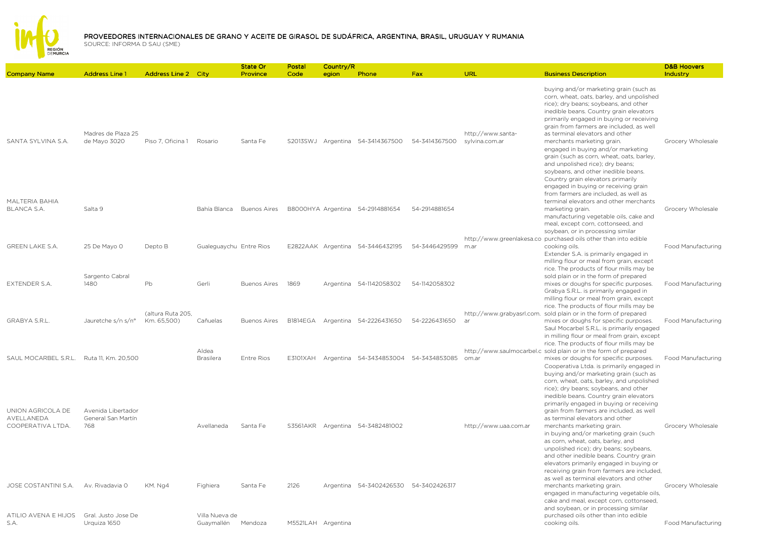# PROVEEDORES INTERNACIONALES DE GRANO Y ACEITE DE GIRASOL DE SUDÁFRICA, ARGENTINA, BRASIL, URUGUAY Y RUMANIA

SOURCE: INFORMA D SAU (SME)

| Company Name | Address Line 1 | Address Line 2 | City | State Or Province | Postal Code | Country/Region | Phone | Fax | URL | Business Description | D&B Hoovers Industry |
|---|---|---|---|---|---|---|---|---|---|---|---|
| SANTA SYLVINA S.A. | Madres de Plaza 25 de Mayo 3020 | Piso 7, Oficina 1 | Rosario | Santa Fe | S2013SWJ | Argentina | 54-3414367500 | 54-3414367500 | http://www.santa-sylvina.com.ar | buying and/or marketing grain (such as corn, wheat, oats, barley, and unpolished rice); dry beans; soybeans, and other inedible beans. Country grain elevators primarily engaged in buying or receiving grain from farmers are included, as well as terminal elevators and other merchants marketing grain. | Grocery Wholesale |
| MALTERIA BAHIA BLANCA S.A. | Salta 9 | | Bahía Blanca | Buenos Aires | B8000HYA | Argentina | 54-2914881654 | 54-2914881654 | | engaged in buying and/or marketing grain (such as corn, wheat, oats, barley, and unpolished rice); dry beans; soybeans, and other inedible beans. Country grain elevators primarily engaged in buying or receiving grain from farmers are included, as well as terminal elevators and other merchants marketing grain. | Grocery Wholesale |
| GREEN LAKE S.A. | 25 De Mayo 0 | Depto B | Gualeguaychu | Entre Rios | E2822AAK | Argentina | 54-3446432195 | 54-3446429599 | http://www.greenlakesa.com.ar | manufacturing vegetable oils, cake and meal, except corn, cottonseed, and soybean, or in processing similar purchased oils other than into edible cooking oils. | Food Manufacturing |
| EXTENDER S.A. | Sargento Cabral 1480 | Pb | Gerli | Buenos Aires | 1869 | Argentina | 54-1142058302 | 54-1142058302 | | Extender S.A. is primarily engaged in milling flour or meal from grain, except rice. The products of flour mills may be sold plain or in the form of prepared mixes or doughs for specific purposes. | Food Manufacturing |
| GRABYA S.R.L. | Jauretche s/n s/n° | (altura Ruta 205, Km. 65,500) | Cañuelas | Buenos Aires | B1814EGA | Argentina | 54-2226431650 | 54-2226431650 | http://www.grabyasrl.com.ar | Grabya S.R.L. is primarily engaged in milling flour or meal from grain, except rice. The products of flour mills may be sold plain or in the form of prepared mixes or doughs for specific purposes. | Food Manufacturing |
| SAUL MOCARBEL S.R.L. | Ruta 11, Km. 20,500 | | Aldea Brasilera | Entre Rios | E3101XAH | Argentina | 54-3434853004 | 54-3434853085 | http://www.saulmocarbel.com.ar | Saul Mocarbel S.R.L. is primarily engaged in milling flour or meal from grain, except rice. The products of flour mills may be sold plain or in the form of prepared mixes or doughs for specific purposes. | Food Manufacturing |
| UNION AGRICOLA DE AVELLANEDA COOPERATIVA LTDA. | Avenida Libertador General San Martín 768 | | Avellaneda | Santa Fe | S3561AKR | Argentina | 54-3482481002 | | http://www.uaa.com.ar | Cooperativa Ltda. is primarily engaged in buying and/or marketing grain (such as corn, wheat, oats, barley, and unpolished rice); dry beans; soybeans, and other inedible beans. Country grain elevators primarily engaged in buying or receiving grain from farmers are included, as well as terminal elevators and other merchants marketing grain. | Grocery Wholesale |
| JOSE COSTANTINI S.A. | Av. Rivadavia 0 | KM. Ng4 | Fighiera | Santa Fe | 2126 | Argentina | 54-3402426530 | 54-3402426317 | | in buying and/or marketing grain (such as corn, wheat, oats, barley, and unpolished rice); dry beans; soybeans, and other inedible beans. Country grain elevators primarily engaged in buying or receiving grain from farmers are included, as well as terminal elevators and other merchants marketing grain. | Grocery Wholesale |
| ATILIO AVENA E HIJOS S.A. | Gral. Justo Jose De Urquiza 1650 | | Villa Nueva de Guaymallén | Mendoza | M5521LAH | Argentina | | | | engaged in manufacturing vegetable oils, cake and meal, except corn, cottonseed, and soybean, or in processing similar purchased oils other than into edible cooking oils. | Food Manufacturing |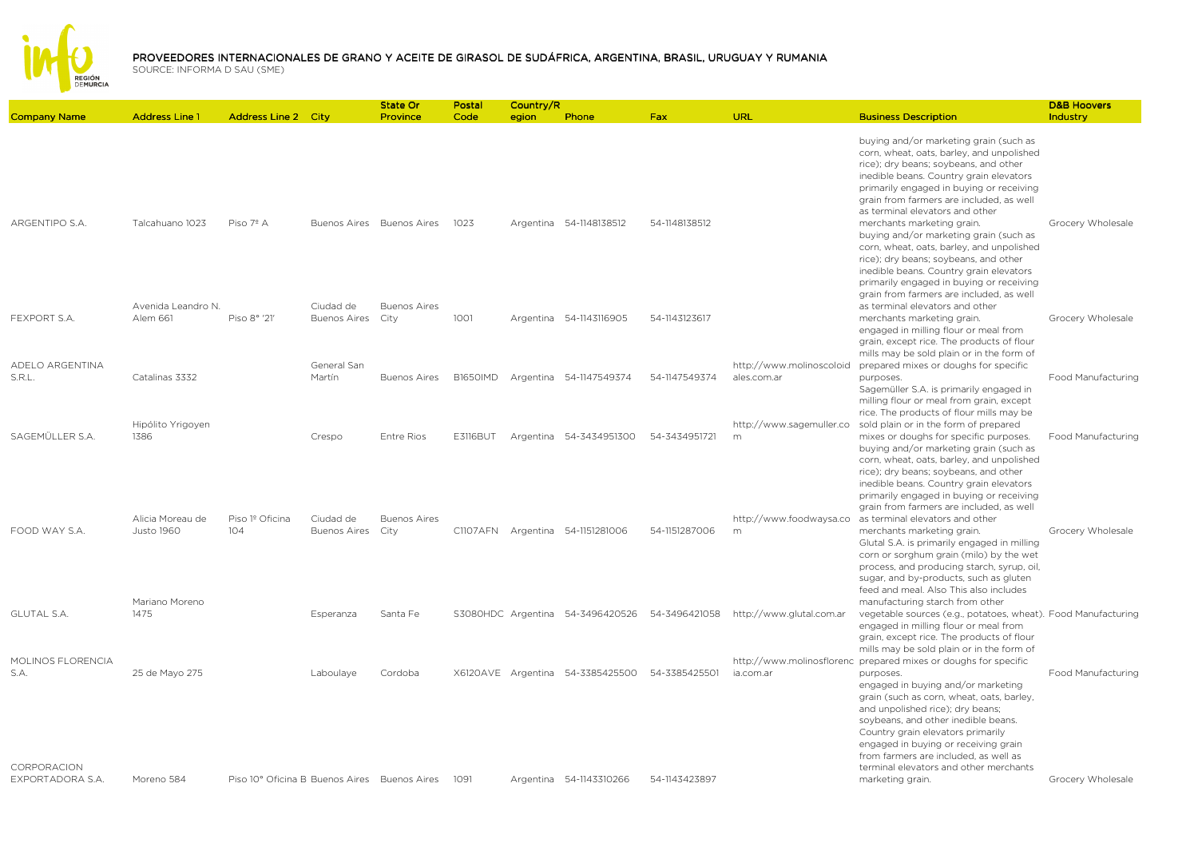# PROVEEDORES INTERNACIONALES DE GRANO Y ACEITE DE GIRASOL DE SUDÁFRICA, ARGENTINA, BRASIL, URUGUAY Y RUMANIA

SOURCE: INFORMA D SAU (SME)

| Company Name | Address Line 1 | Address Line 2 | City | State Or Province | Postal Code | Country/Region | Phone | Fax | URL | Business Description | D&B Hoovers Industry |
|---|---|---|---|---|---|---|---|---|---|---|---|
| ARGENTIPO S.A. | Talcahuano 1023 | Piso 7º A | Buenos Aires | Buenos Aires | 1023 | Argentina | 54-1148138512 | 54-1148138512 | | buying and/or marketing grain (such as corn, wheat, oats, barley, and unpolished rice); dry beans; soybeans, and other inedible beans. Country grain elevators primarily engaged in buying or receiving grain from farmers are included, as well as terminal elevators and other merchants marketing grain. | Grocery Wholesale |
| FEXPORT S.A. | Avenida Leandro N. Alem 661 | Piso 8° '21' | Ciudad de Buenos Aires | Buenos Aires City | 1001 | Argentina | 54-1143116905 | 54-1143123617 | | buying and/or marketing grain (such as corn, wheat, oats, barley, and unpolished rice); dry beans; soybeans, and other inedible beans. Country grain elevators primarily engaged in buying or receiving grain from farmers are included, as well as terminal elevators and other merchants marketing grain. | Grocery Wholesale |
| ADELO ARGENTINA S.R.L. | Catalinas 3332 | | General San Martín | Buenos Aires | B1650IMD | Argentina | 54-1147549374 | 54-1147549374 | http://www.molinoscoloidales.com.ar | engaged in milling flour or meal from grain, except rice. The products of flour mills may be sold plain or in the form of prepared mixes or doughs for specific purposes. | Food Manufacturing |
| SAGEMÜLLER S.A. | Hipólito Yrigoyen 1386 | | Crespo | Entre Rios | E3116BUT | Argentina | 54-3434951300 | 54-3434951721 | http://www.sagemuller.com | Sagemüller S.A. is primarily engaged in milling flour or meal from grain, except rice. The products of flour mills may be sold plain or in the form of prepared mixes or doughs for specific purposes. | Food Manufacturing |
| FOOD WAY S.A. | Alicia Moreau de Justo 1960 | Piso 1º Oficina 104 | Ciudad de Buenos Aires | Buenos Aires City | C1107AFN | Argentina | 54-1151281006 | 54-1151287006 | http://www.foodwaysa.com | buying and/or marketing grain (such as corn, wheat, oats, barley, and unpolished rice); dry beans; soybeans, and other inedible beans. Country grain elevators primarily engaged in buying or receiving grain from farmers are included, as well as terminal elevators and other merchants marketing grain. | Grocery Wholesale |
| GLUTAL S.A. | Mariano Moreno 1475 | | Esperanza | Santa Fe | S3080HDC | Argentina | 54-3496420526 | 54-3496421058 | http://www.glutal.com.ar | Glutal S.A. is primarily engaged in milling corn or sorghum grain (milo) by the wet process, and producing starch, syrup, oil, sugar, and by-products, such as gluten feed and meal. Also This also includes manufacturing starch from other vegetable sources (e.g., potatoes, wheat). | Food Manufacturing |
| MOLINOS FLORENCIA S.A. | 25 de Mayo 275 | | Laboulaye | Cordoba | X6120AVE | Argentina | 54-3385425500 | 54-3385425501 | http://www.molinosflorencia.com.ar | engaged in milling flour or meal from grain, except rice. The products of flour mills may be sold plain or in the form of prepared mixes or doughs for specific purposes. | Food Manufacturing |
| CORPORACION EXPORTADORA S.A. | Moreno 584 | Piso 10° Oficina B | Buenos Aires | Buenos Aires | 1091 | Argentina | 54-1143310266 | 54-1143423897 | | engaged in buying and/or marketing grain (such as corn, wheat, oats, barley, and unpolished rice); dry beans; soybeans, and other inedible beans. Country grain elevators primarily engaged in buying or receiving grain from farmers are included, as well as terminal elevators and other merchants marketing grain. | Grocery Wholesale |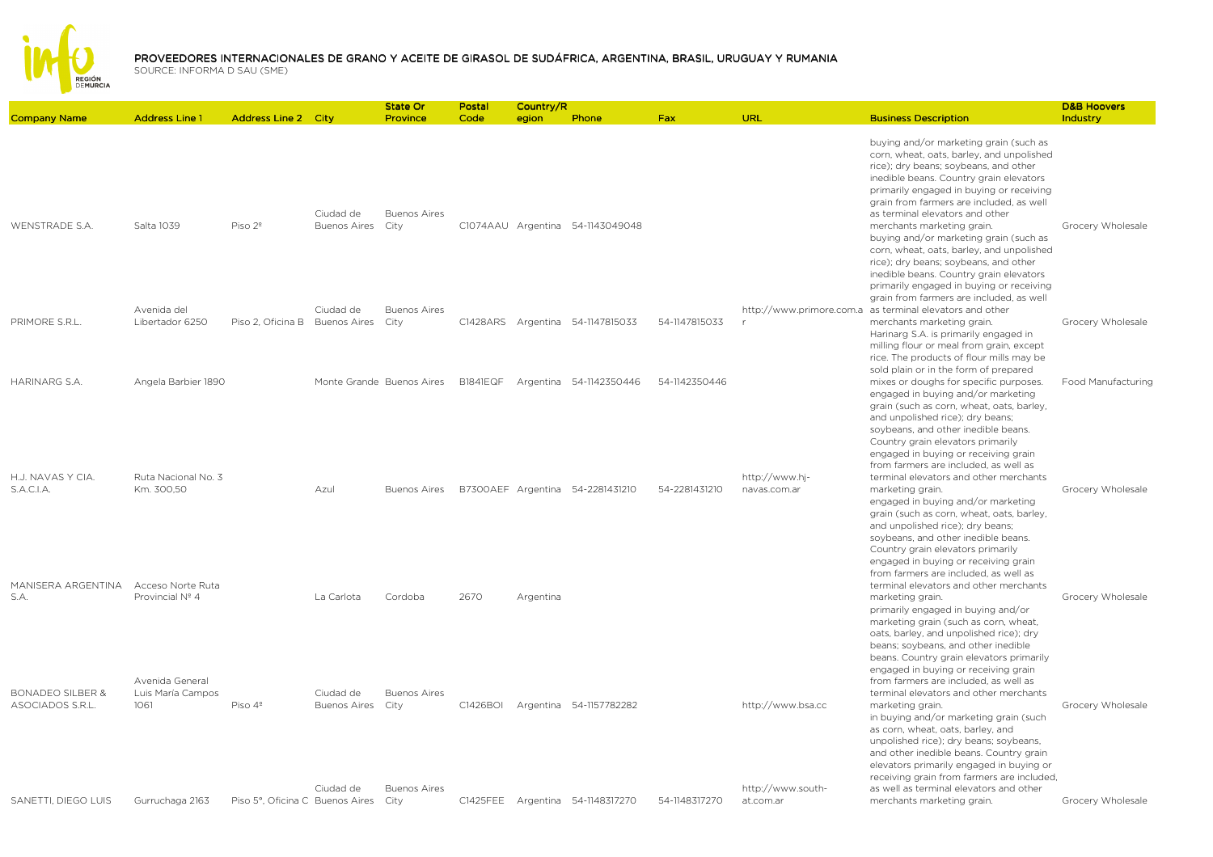# PROVEEDORES INTERNACIONALES DE GRANO Y ACEITE DE GIRASOL DE SUDÁFRICA, ARGENTINA, BRASIL, URUGUAY Y RUMANIA

SOURCE: INFORMA D SAU (SME)

| Company Name | Address Line 1 | Address Line 2 | City | State Or Province | Postal Code | Country/Region | Phone | Fax | URL | Business Description | D&B Hoovers Industry |
|---|---|---|---|---|---|---|---|---|---|---|---|
| WENSTRADE S.A. | Salta 1039 | Piso 2º | Ciudad de Buenos Aires | Buenos Aires City | C1074AAU | Argentina | 54-1143049048 | | | buying and/or marketing grain (such as corn, wheat, oats, barley, and unpolished rice); dry beans; soybeans, and other inedible beans. Country grain elevators primarily engaged in buying or receiving grain from farmers are included, as well as terminal elevators and other merchants marketing grain. | Grocery Wholesale |
| PRIMORE S.R.L. | Avenida del Libertador 6250 | Piso 2, Oficina B | Ciudad de Buenos Aires | Buenos Aires City | C1428ARS | Argentina | 54-1147815033 | 54-1147815033 | http://www.primore.com.ar | buying and/or marketing grain (such as corn, wheat, oats, barley, and unpolished rice); dry beans; soybeans, and other inedible beans. Country grain elevators primarily engaged in buying or receiving grain from farmers are included, as well as terminal elevators and other merchants marketing grain. | Grocery Wholesale |
| HARINARG S.A. | Angela Barbier 1890 | | Monte Grande | Buenos Aires | B1841EQF | Argentina | 54-1142350446 | 54-1142350446 | | Harinarg S.A. is primarily engaged in milling flour or meal from grain, except rice. The products of flour mills may be sold plain or in the form of prepared mixes or doughs for specific purposes. | Food Manufacturing |
| H.J. NAVAS Y CIA. S.A.C.I.A. | Ruta Nacional No. 3 Km. 300,50 | | Azul | Buenos Aires | B7300AEF | Argentina | 54-2281431210 | 54-2281431210 | http://www.hj-navas.com.ar | engaged in buying and/or marketing grain (such as corn, wheat, oats, barley, and unpolished rice); dry beans; soybeans, and other inedible beans. Country grain elevators primarily engaged in buying or receiving grain from farmers are included, as well as terminal elevators and other merchants marketing grain. | Grocery Wholesale |
| MANISERA ARGENTINA S.A. | Acceso Norte Ruta Provincial Nº 4 | | La Carlota | Cordoba | 2670 | Argentina | | | | engaged in buying and/or marketing grain (such as corn, wheat, oats, barley, and unpolished rice); dry beans; soybeans, and other inedible beans. Country grain elevators primarily engaged in buying or receiving grain from farmers are included, as well as terminal elevators and other merchants marketing grain. | Grocery Wholesale |
| BONADEO SILBER & ASOCIADOS S.R.L. | Avenida General Luis María Campos 1061 | Piso 4º | Ciudad de Buenos Aires | Buenos Aires City | C1426BOI | Argentina | 54-1157782282 | | http://www.bsa.cc | primarily engaged in buying and/or marketing grain (such as corn, wheat, oats, barley, and unpolished rice); dry beans; soybeans, and other inedible beans. Country grain elevators primarily engaged in buying or receiving grain from farmers are included, as well as terminal elevators and other merchants marketing grain. | Grocery Wholesale |
| SANETTI, DIEGO LUIS | Gurruchaga 2163 | Piso 5º, Oficina C | Ciudad de Buenos Aires | Buenos Aires City | C1425FEE | Argentina | 54-1148317270 | 54-1148317270 | http://www.south-at.com.ar | in buying and/or marketing grain (such as corn, wheat, oats, barley, and unpolished rice); dry beans; soybeans, and other inedible beans. Country grain elevators primarily engaged in buying or receiving grain from farmers are included, as well as terminal elevators and other merchants marketing grain. | Grocery Wholesale |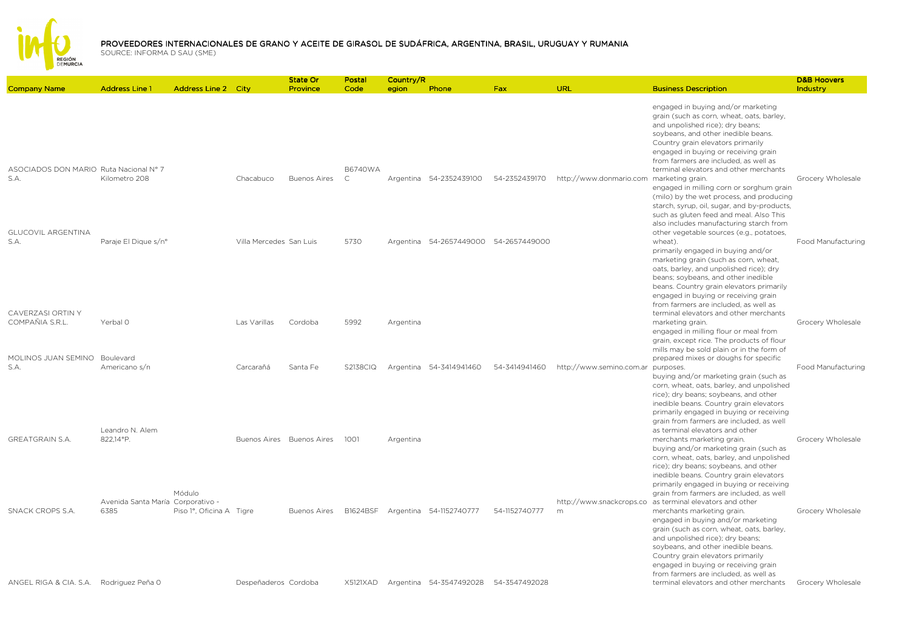# PROVEEDORES INTERNACIONALES DE GRANO Y ACEITE DE GIRASOL DE SUDÁFRICA, ARGENTINA, BRASIL, URUGUAY Y RUMANIA

SOURCE: INFORMA D SAU (SME)

| Company Name | Address Line 1 | Address Line 2 | City | State Or Province | Postal Code | Country/Region | Phone | Fax | URL | Business Description | D&B Hoovers Industry |
|---|---|---|---|---|---|---|---|---|---|---|---|
| ASOCIADOS DON MARIO S.A. | Ruta Nacional N° 7 Kilometro 208 | | Chacabuco | Buenos Aires | B6740WAC | Argentina | 54-2352439100 | 54-2352439170 | http://www.donmario.com | engaged in buying and/or marketing grain (such as corn, wheat, oats, barley, and unpolished rice); dry beans; soybeans, and other inedible beans. Country grain elevators primarily engaged in buying or receiving grain from farmers are included, as well as terminal elevators and other merchants marketing grain. | Grocery Wholesale |
| GLUCOVIL ARGENTINA S.A. | Paraje El Dique s/n° | | Villa Mercedes | San Luis | 5730 | Argentina | 54-2657449000 | 54-2657449000 | | engaged in milling corn or sorghum grain (milo) by the wet process, and producing starch, syrup, oil, sugar, and by-products, such as gluten feed and meal. Also This also includes manufacturing starch from other vegetable sources (e.g., potatoes, wheat). | Food Manufacturing |
| CAVERZASI ORTIN Y COMPAÑIA S.R.L. | Yerbal 0 | | Las Varillas | Cordoba | 5992 | Argentina | | | | primarily engaged in buying and/or marketing grain (such as corn, wheat, oats, barley, and unpolished rice); dry beans; soybeans, and other inedible beans. Country grain elevators primarily engaged in buying or receiving grain from farmers are included, as well as terminal elevators and other merchants marketing grain. | Grocery Wholesale |
| MOLINOS JUAN SEMINO S.A. | Boulevard Americano s/n | | Carcarañá | Santa Fe | S2138CIQ | Argentina | 54-3414941460 | 54-3414941460 | http://www.semino.com.ar | engaged in milling flour or meal from grain, except rice. The products of flour mills may be sold plain or in the form of prepared mixes or doughs for specific purposes. | Food Manufacturing |
| GREATGRAIN S.A. | Leandro N. Alem 822,14°P. | | Buenos Aires | Buenos Aires | 1001 | Argentina | | | | buying and/or marketing grain (such as corn, wheat, oats, barley, and unpolished rice); dry beans; soybeans, and other inedible beans. Country grain elevators primarily engaged in buying or receiving grain from farmers are included, as well as terminal elevators and other merchants marketing grain. | Grocery Wholesale |
| SNACK CROPS S.A. | Avenida Santa María 6385 | Módulo Corporativo - Piso 1°, Oficina A | Tigre | Buenos Aires | B1624BSF | Argentina | 54-1152740777 | 54-1152740777 | http://www.snackcrops.com | buying and/or marketing grain (such as corn, wheat, oats, barley, and unpolished rice); dry beans; soybeans, and other inedible beans. Country grain elevators primarily engaged in buying or receiving grain from farmers are included, as well as terminal elevators and other merchants marketing grain. | Grocery Wholesale |
| ANGEL RIGA & CIA. S.A. | Rodriguez Peña 0 | | Despeñaderos | Cordoba | X5121XAD | Argentina | 54-3547492028 | 54-3547492028 | | engaged in buying and/or marketing grain (such as corn, wheat, oats, barley, and unpolished rice); dry beans; soybeans, and other inedible beans. Country grain elevators primarily engaged in buying or receiving grain from farmers are included, as well as terminal elevators and other merchants | Grocery Wholesale |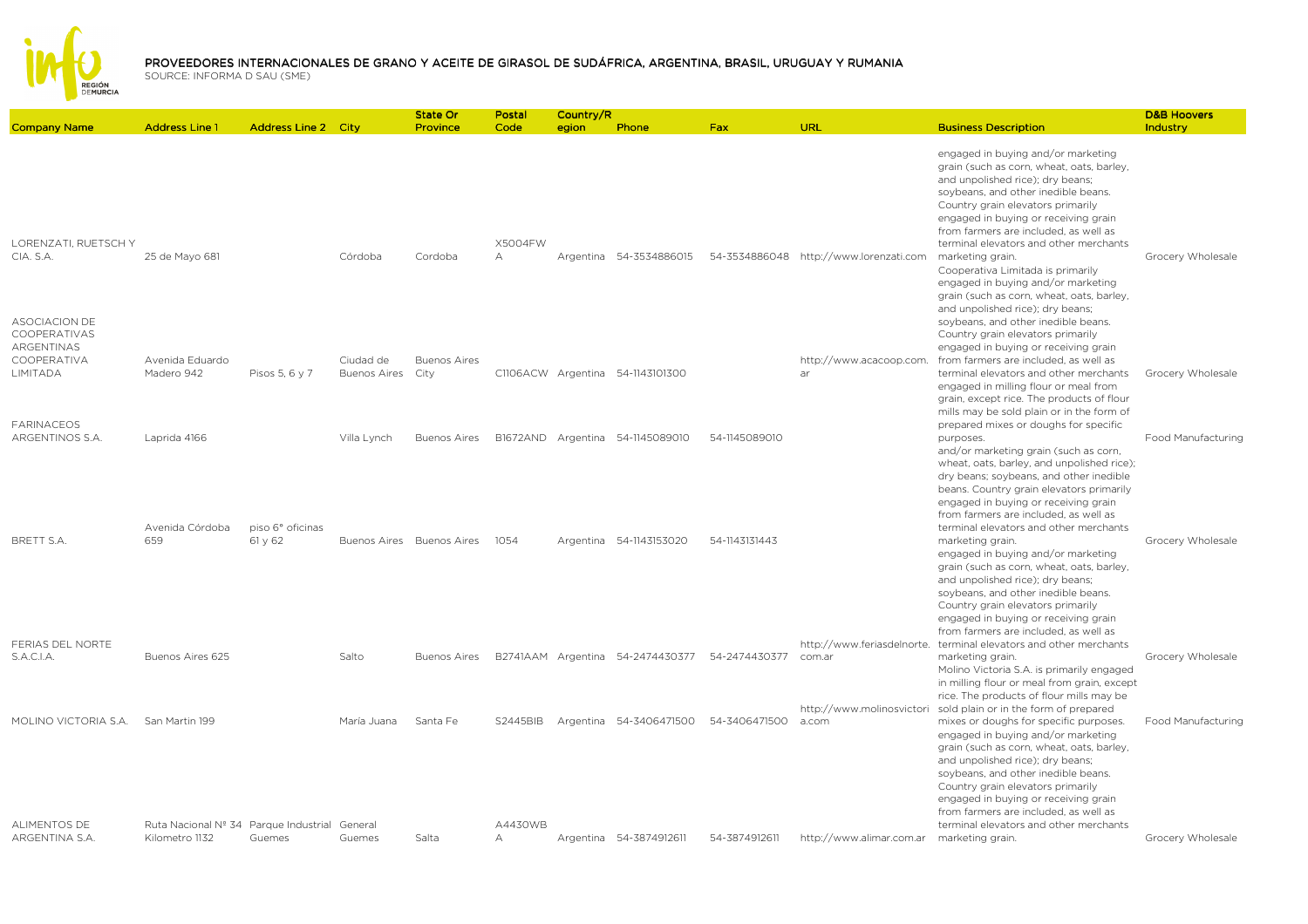# PROVEEDORES INTERNACIONALES DE GRANO Y ACEITE DE GIRASOL DE SUDÁFRICA, ARGENTINA, BRASIL, URUGUAY Y RUMANIA

SOURCE: INFORMA D SAU (SME)

| Company Name | Address Line 1 | Address Line 2 | City | State Or Province | Postal Code | Country/Region | Phone | Fax | URL | Business Description | D&B Hoovers Industry |
|---|---|---|---|---|---|---|---|---|---|---|---|
| LORENZATI, RUETSCH Y CIA. S.A. | 25 de Mayo 681 | | Córdoba | Cordoba | X5004FWA | Argentina | 54-3534886015 | 54-3534886048 | http://www.lorenzati.com | engaged in buying and/or marketing grain (such as corn, wheat, oats, barley, and unpolished rice); dry beans; soybeans, and other inedible beans. Country grain elevators primarily engaged in buying or receiving grain from farmers are included, as well as terminal elevators and other merchants marketing grain. | Grocery Wholesale |
| ASOCIACION DE COOPERATIVAS ARGENTINAS COOPERATIVA LIMITADA | Avenida Eduardo Madero 942 | Pisos 5, 6 y 7 | Ciudad de Buenos Aires | Buenos Aires City | C1106ACW | Argentina | 54-1143101300 | | http://www.acacoop.com.ar | Cooperativa Limitada is primarily engaged in buying and/or marketing grain (such as corn, wheat, oats, barley, and unpolished rice); dry beans; soybeans, and other inedible beans. Country grain elevators primarily engaged in buying or receiving grain from farmers are included, as well as terminal elevators and other merchants | Grocery Wholesale |
| FARINACEOS ARGENTINOS S.A. | Laprida 4166 | | Villa Lynch | Buenos Aires | B1672AND | Argentina | 54-1145089010 | 54-1145089010 | | engaged in milling flour or meal from grain, except rice. The products of flour mills may be sold plain or in the form of prepared mixes or doughs for specific purposes. | Food Manufacturing |
| BRETT S.A. | Avenida Córdoba 659 | piso 6° oficinas 61 y 62 | Buenos Aires | Buenos Aires | 1054 | Argentina | 54-1143153020 | 54-1143131443 | | and/or marketing grain (such as corn, wheat, oats, barley, and unpolished rice); dry beans; soybeans, and other inedible beans. Country grain elevators primarily engaged in buying or receiving grain from farmers are included, as well as terminal elevators and other merchants marketing grain. | Grocery Wholesale |
| FERIAS DEL NORTE S.A.C.I.A. | Buenos Aires 625 | | Salto | Buenos Aires | B2741AAM | Argentina | 54-2474430377 | 54-2474430377 | http://www.feriasdelnorte.com.ar | engaged in buying and/or marketing grain (such as corn, wheat, oats, barley, and unpolished rice); dry beans; soybeans, and other inedible beans. Country grain elevators primarily engaged in buying or receiving grain from farmers are included, as well as terminal elevators and other merchants marketing grain. | Grocery Wholesale |
| MOLINO VICTORIA S.A. | San Martin 199 | | María Juana | Santa Fe | S2445BIB | Argentina | 54-3406471500 | 54-3406471500 | http://www.molinosvictoria.com | Molino Victoria S.A. is primarily engaged in milling flour or meal from grain, except rice. The products of flour mills may be sold plain or in the form of prepared mixes or doughs for specific purposes. | Food Manufacturing |
| ALIMENTOS DE ARGENTINA S.A. | Ruta Nacional Nº 34 Kilometro 1132 | Parque Industrial Guemes | General Guemes | Salta | A4430WBA | Argentina | 54-3874912611 | 54-3874912611 | http://www.alimar.com.ar | engaged in buying and/or marketing grain (such as corn, wheat, oats, barley, and unpolished rice); dry beans; soybeans, and other inedible beans. Country grain elevators primarily engaged in buying or receiving grain from farmers are included, as well as terminal elevators and other merchants marketing grain. | Grocery Wholesale |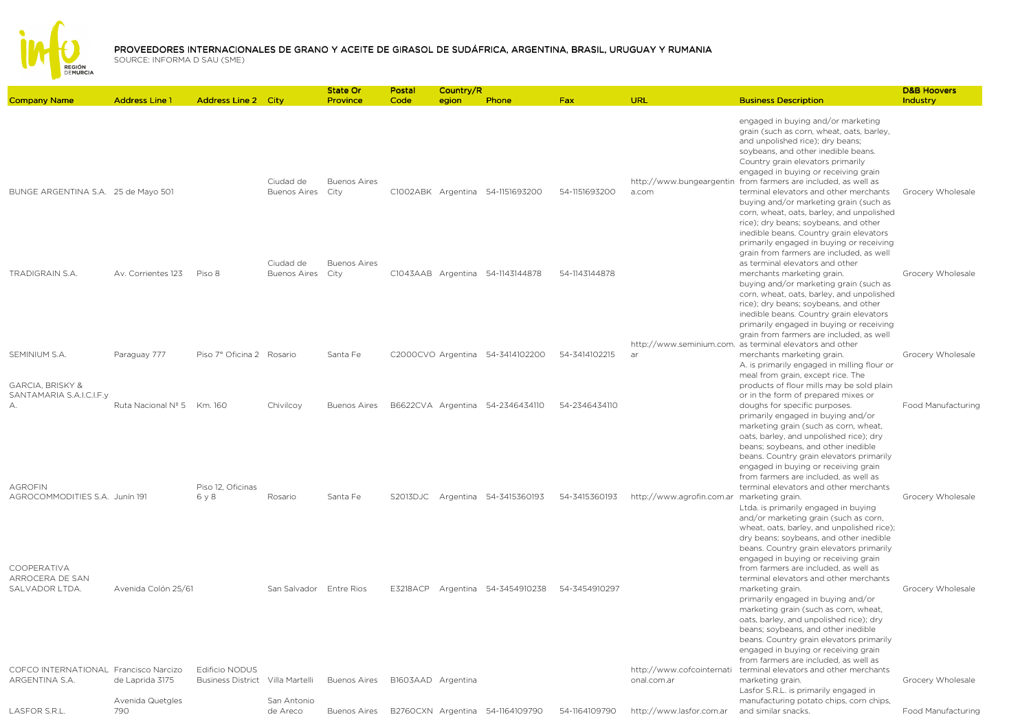# PROVEEDORES INTERNACIONALES DE GRANO Y ACEITE DE GIRASOL DE SUDÁFRICA, ARGENTINA, BRASIL, URUGUAY Y RUMANIA

SOURCE: INFORMA D SAU (SME)

| Company Name | Address Line 1 | Address Line 2 | City | State Or Province | Postal Code | Country/Region | Phone | Fax | URL | Business Description | D&B Hoovers Industry |
|---|---|---|---|---|---|---|---|---|---|---|---|
| BUNGE ARGENTINA S.A. | 25 de Mayo 501 | | Ciudad de Buenos Aires | Buenos Aires City | C1002ABK | Argentina | 54-1151693200 | 54-1151693200 | http://www.bungeargentina.com | engaged in buying and/or marketing grain (such as corn, wheat, oats, barley, and unpolished rice); dry beans; soybeans, and other inedible beans. Country grain elevators primarily engaged in buying or receiving grain from farmers are included, as well as terminal elevators and other merchants | Grocery Wholesale |
| TRADIGRAIN S.A. | Av. Corrientes 123 | Piso 8 | Ciudad de Buenos Aires | Buenos Aires City | C1043AAB | Argentina | 54-1143144878 | 54-1143144878 | | buying and/or marketing grain (such as corn, wheat, oats, barley, and unpolished rice); dry beans; soybeans, and other inedible beans. Country grain elevators primarily engaged in buying or receiving grain from farmers are included, as well as terminal elevators and other merchants marketing grain. | Grocery Wholesale |
| SEMINIUM S.A. | Paraguay 777 | Piso 7° Oficina 2 | Rosario | Santa Fe | C2000CVO | Argentina | 54-3414102200 | 54-3414102215 | http://www.seminium.com.ar | buying and/or marketing grain (such as corn, wheat, oats, barley, and unpolished rice); dry beans; soybeans, and other inedible beans. Country grain elevators primarily engaged in buying or receiving grain from farmers are included, as well as terminal elevators and other merchants marketing grain. | Grocery Wholesale |
| GARCIA, BRISKY & SANTAMARIA S.A.I.C.I.F.y A. | Ruta Nacional Nº 5 | Km. 160 | Chivilcoy | Buenos Aires | B6622CVA | Argentina | 54-2346434110 | 54-2346434110 | | A. is primarily engaged in milling flour or meal from grain, except rice. The products of flour mills may be sold plain or in the form of prepared mixes or doughs for specific purposes. | Food Manufacturing |
| AGROFIN AGROCOMMODITIES S.A. | Junín 191 | Piso 12, Oficinas 6 y 8 | Rosario | Santa Fe | S2013DJC | Argentina | 54-3415360193 | 54-3415360193 | http://www.agrofin.com.ar | primarily engaged in buying and/or marketing grain (such as corn, wheat, oats, barley, and unpolished rice); dry beans; soybeans, and other inedible beans. Country grain elevators primarily engaged in buying or receiving grain from farmers are included, as well as terminal elevators and other merchants marketing grain. | Grocery Wholesale |
| COOPERATIVA ARROCERA DE SAN SALVADOR LTDA. | Avenida Colón 25/61 | | San Salvador | Entre Rios | E3218ACP | Argentina | 54-3454910238 | 54-3454910297 | | Ltda. is primarily engaged in buying and/or marketing grain (such as corn, wheat, oats, barley, and unpolished rice); dry beans; soybeans, and other inedible beans. Country grain elevators primarily engaged in buying or receiving grain from farmers are included, as well as terminal elevators and other merchants marketing grain. | Grocery Wholesale |
| COFCO INTERNATIONAL ARGENTINA S.A. | Francisco Narcizo de Laprida 3175 | Edificio NODUS Business District | Villa Martelli | Buenos Aires | B1603AAD | Argentina | | | http://www.cofcointernational.com.ar | primarily engaged in buying and/or marketing grain (such as corn, wheat, oats, barley, and unpolished rice); dry beans; soybeans, and other inedible beans. Country grain elevators primarily engaged in buying or receiving grain from farmers are included, as well as terminal elevators and other merchants marketing grain. | Grocery Wholesale |
| LASFOR S.R.L. | Avenida Quetgles 790 | | San Antonio de Areco | Buenos Aires | B2760CXN | Argentina | 54-1164109790 | 54-1164109790 | http://www.lasfor.com.ar | Lasfor S.R.L. is primarily engaged in manufacturing potato chips, corn chips, and similar snacks. | Food Manufacturing |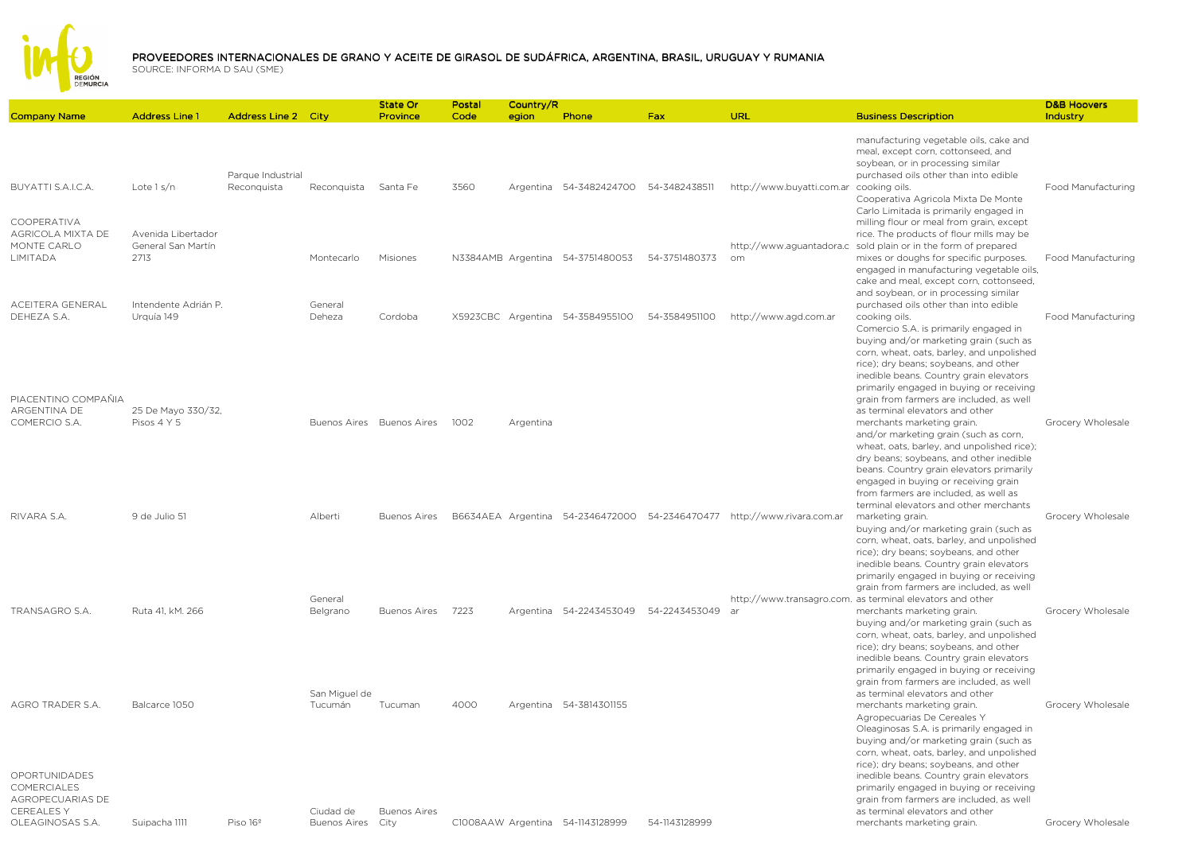# PROVEEDORES INTERNACIONALES DE GRANO Y ACEITE DE GIRASOL DE SUDÁFRICA, ARGENTINA, BRASIL, URUGUAY Y RUMANIA

SOURCE: INFORMA D SAU (SME)

| Company Name | Address Line 1 | Address Line 2 | City | State Or Province | Postal Code | Country/Region | Phone | Fax | URL | Business Description | D&B Hoovers Industry |
|---|---|---|---|---|---|---|---|---|---|---|---|
| BUYATTI S.A.I.C.A. | Lote 1 s/n | Parque Industrial Reconquista | Reconquista | Santa Fe | 3560 | Argentina | 54-3482424700 | 54-3482438511 | http://www.buyatti.com.ar | manufacturing vegetable oils, cake and meal, except corn, cottonseed, and soybean, or in processing similar purchased oils other than into edible cooking oils. | Food Manufacturing |
| COOPERATIVA AGRICOLA MIXTA DE MONTE CARLO LIMITADA | Avenida Libertador General San Martín 2713 | | Montecarlo | Misiones | N3384AMB | Argentina | 54-3751480053 | 54-3751480373 | http://www.aguantadora.com | Cooperativa Agricola Mixta De Monte Carlo Limitada is primarily engaged in milling flour or meal from grain, except rice. The products of flour mills may be sold plain or in the form of prepared mixes or doughs for specific purposes. | Food Manufacturing |
| ACEITERA GENERAL DEHEZA S.A. | Intendente Adrián P. Urquía 149 | | General Deheza | Cordoba | X5923CBC | Argentina | 54-3584955100 | 54-3584951100 | http://www.agd.com.ar | engaged in manufacturing vegetable oils, cake and meal, except corn, cottonseed, and soybean, or in processing similar purchased oils other than into edible cooking oils. | Food Manufacturing |
| PIACENTINO COMPAÑIA ARGENTINA DE COMERCIO S.A. | 25 De Mayo 330/32, Pisos 4 Y 5 | | Buenos Aires | Buenos Aires | 1002 | Argentina | | | | Comercio S.A. is primarily engaged in buying and/or marketing grain (such as corn, wheat, oats, barley, and unpolished rice); dry beans; soybeans, and other inedible beans. Country grain elevators primarily engaged in buying or receiving grain from farmers are included, as well as terminal elevators and other merchants marketing grain. | Grocery Wholesale |
| RIVARA S.A. | 9 de Julio 51 | | Alberti | Buenos Aires | B6634AEA | Argentina | 54-2346472000 | 54-2346470477 | http://www.rivara.com.ar | and/or marketing grain (such as corn, wheat, oats, barley, and unpolished rice); dry beans; soybeans, and other inedible beans. Country grain elevators primarily engaged in buying or receiving grain from farmers are included, as well as terminal elevators and other merchants marketing grain. | Grocery Wholesale |
| TRANSAGRO S.A. | Ruta 41, kM. 266 | | General Belgrano | Buenos Aires | 7223 | Argentina | 54-2243453049 | 54-2243453049 | http://www.transagro.com.ar | buying and/or marketing grain (such as corn, wheat, oats, barley, and unpolished rice); dry beans; soybeans, and other inedible beans. Country grain elevators primarily engaged in buying or receiving grain from farmers are included, as well as terminal elevators and other merchants marketing grain. | Grocery Wholesale |
| AGRO TRADER S.A. | Balcarce 1050 | | San Miguel de Tucumán | Tucuman | 4000 | Argentina | 54-3814301155 | | | buying and/or marketing grain (such as corn, wheat, oats, barley, and unpolished rice); dry beans; soybeans, and other inedible beans. Country grain elevators primarily engaged in buying or receiving grain from farmers are included, as well as terminal elevators and other merchants marketing grain. | Grocery Wholesale |
| OPORTUNIDADES COMERCIALES AGROPECUARIAS DE CEREALES Y OLEAGINOSAS S.A. | Suipacha 1111 | Piso 16º | Ciudad de Buenos Aires | Buenos Aires City | C1008AAW | Argentina | 54-1143128999 | 54-1143128999 | | Agropecuarias De Cereales Y Oleaginosas S.A. is primarily engaged in buying and/or marketing grain (such as corn, wheat, oats, barley, and unpolished rice); dry beans; soybeans, and other inedible beans. Country grain elevators primarily engaged in buying or receiving grain from farmers are included, as well as terminal elevators and other merchants marketing grain. | Grocery Wholesale |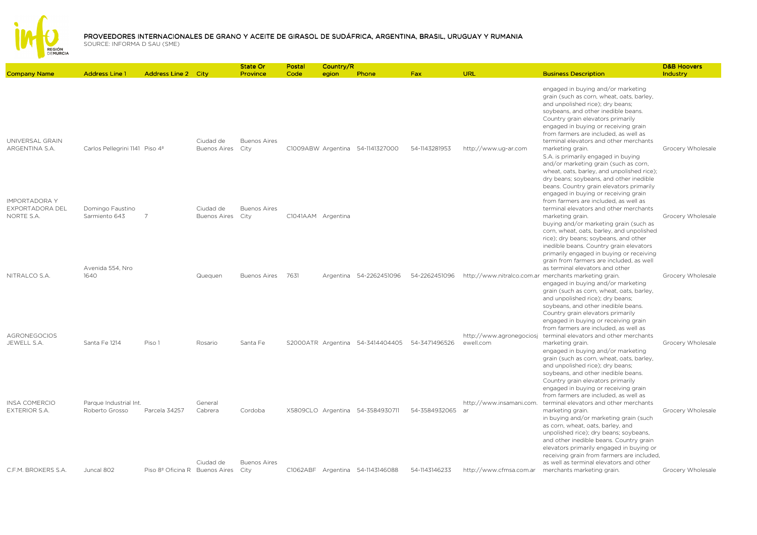# PROVEEDORES INTERNACIONALES DE GRANO Y ACEITE DE GIRASOL DE SUDÁFRICA, ARGENTINA, BRASIL, URUGUAY Y RUMANIA

SOURCE: INFORMA D SAU (SME)

| Company Name | Address Line 1 | Address Line 2 | City | State Or Province | Postal Code | Country/Region | Phone | Fax | URL | Business Description | D&B Hoovers Industry |
|---|---|---|---|---|---|---|---|---|---|---|---|
| UNIVERSAL GRAIN ARGENTINA S.A. | Carlos Pellegrini 1141 | Piso 4º | Ciudad de Buenos Aires | Buenos Aires City | C1009ABW | Argentina | 54-1141327000 | 54-1143281953 | http://www.ug-ar.com | engaged in buying and/or marketing grain (such as corn, wheat, oats, barley, and unpolished rice); dry beans; soybeans, and other inedible beans. Country grain elevators primarily engaged in buying or receiving grain from farmers are included, as well as terminal elevators and other merchants marketing grain. | Grocery Wholesale |
| IMPORTADORA Y EXPORTADORA DEL NORTE S.A. | Domingo Faustino Sarmiento 643 | 7 | Ciudad de Buenos Aires | Buenos Aires City | C1041AAM | Argentina | | | | S.A. is primarily engaged in buying and/or marketing grain (such as corn, wheat, oats, barley, and unpolished rice); dry beans; soybeans, and other inedible beans. Country grain elevators primarily engaged in buying or receiving grain from farmers are included, as well as terminal elevators and other merchants marketing grain. | Grocery Wholesale |
| NITRALCO S.A. | Avenida 554, Nro 1640 | | Quequen | Buenos Aires | 7631 | Argentina | 54-2262451096 | 54-2262451096 | http://www.nitralco.com.ar | buying and/or marketing grain (such as corn, wheat, oats, barley, and unpolished rice); dry beans; soybeans, and other inedible beans. Country grain elevators primarily engaged in buying or receiving grain from farmers are included, as well as terminal elevators and other merchants marketing grain. | Grocery Wholesale |
| AGRONEGOCIOS JEWELL S.A. | Santa Fe 1214 | Piso 1 | Rosario | Santa Fe | S2000ATR | Argentina | 54-3414404405 | 54-3471496526 | http://www.agronegociosjewell.com | engaged in buying and/or marketing grain (such as corn, wheat, oats, barley, and unpolished rice); dry beans; soybeans, and other inedible beans. Country grain elevators primarily engaged in buying or receiving grain from farmers are included, as well as terminal elevators and other merchants marketing grain. | Grocery Wholesale |
| INSA COMERCIO EXTERIOR S.A. | Parque Industrial Int. Roberto Grosso | Parcela 34257 | General Cabrera | Cordoba | X5809CLO | Argentina | 54-3584930711 | 54-3584932065 | http://www.insamani.com.ar | engaged in buying and/or marketing grain (such as corn, wheat, oats, barley, and unpolished rice); dry beans; soybeans, and other inedible beans. Country grain elevators primarily engaged in buying or receiving grain from farmers are included, as well as terminal elevators and other merchants marketing grain. | Grocery Wholesale |
| C.F.M. BROKERS S.A. | Juncal 802 | Piso 8º Oficina R | Ciudad de Buenos Aires | Buenos Aires City | C1062ABF | Argentina | 54-1143146088 | 54-1143146233 | http://www.cfmsa.com.ar | in buying and/or marketing grain (such as corn, wheat, oats, barley, and unpolished rice); dry beans; soybeans, and other inedible beans. Country grain elevators primarily engaged in buying or receiving grain from farmers are included, as well as terminal elevators and other merchants marketing grain. | Grocery Wholesale |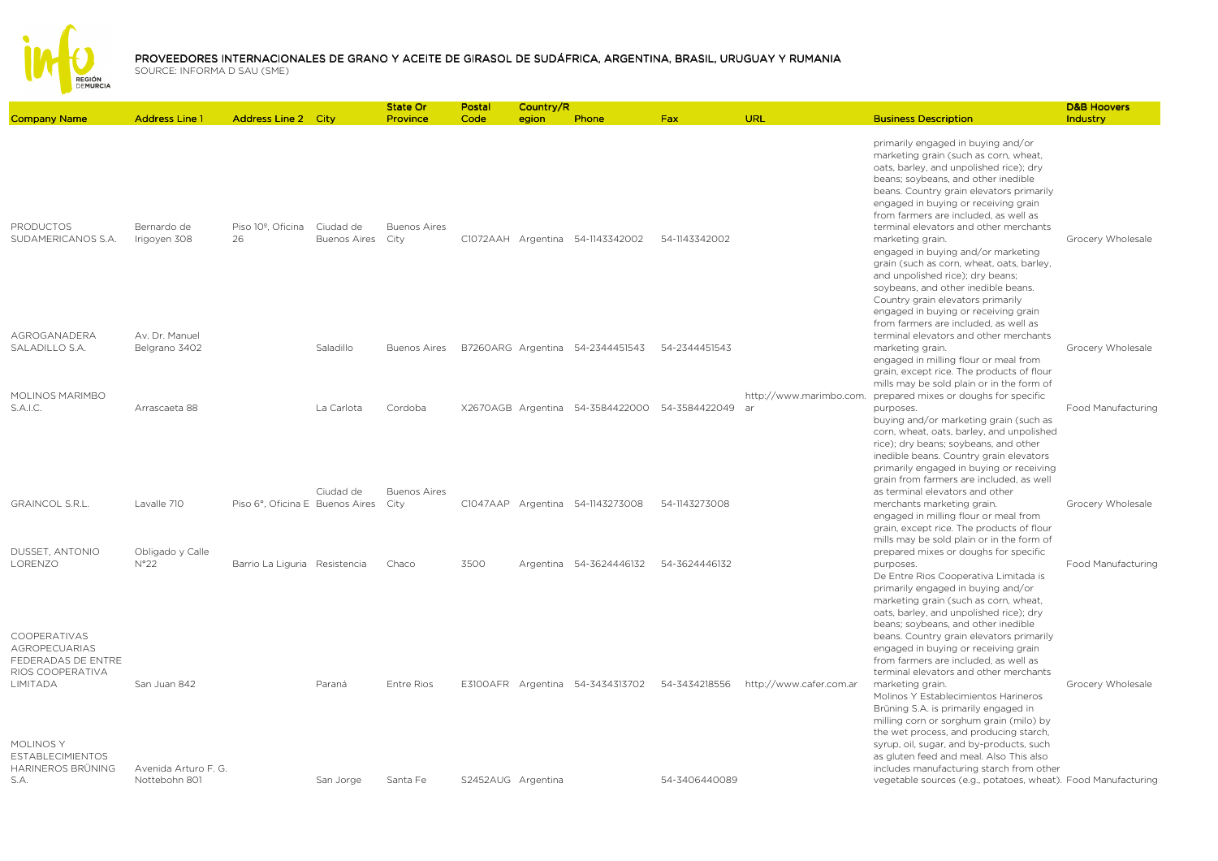# PROVEEDORES INTERNACIONALES DE GRANO Y ACEITE DE GIRASOL DE SUDÁFRICA, ARGENTINA, BRASIL, URUGUAY Y RUMANIA

SOURCE: INFORMA D SAU (SME)

| Company Name | Address Line 1 | Address Line 2 | City | State Or Province | Postal Code | Country/Region | Phone | Fax | URL | Business Description | D&B Hoovers Industry |
|---|---|---|---|---|---|---|---|---|---|---|---|
| PRODUCTOS SUDAMERICANOS S.A. | Bernardo de Irigoyen 308 | Piso 10º, Oficina 26 | Ciudad de Buenos Aires | Buenos Aires City | C1072AAH | Argentina | 54-1143342002 | 54-1143342002 | | primarily engaged in buying and/or marketing grain (such as corn, wheat, oats, barley, and unpolished rice); dry beans; soybeans, and other inedible beans. Country grain elevators primarily engaged in buying or receiving grain from farmers are included, as well as terminal elevators and other merchants marketing grain. | Grocery Wholesale |
| AGROGANADERA SALADILLO S.A. | Av. Dr. Manuel Belgrano 3402 | | Saladillo | Buenos Aires | B7260ARG | Argentina | 54-2344451543 | 54-2344451543 | | engaged in buying and/or marketing grain (such as corn, wheat, oats, barley, and unpolished rice); dry beans; soybeans, and other inedible beans. Country grain elevators primarily engaged in buying or receiving grain from farmers are included, as well as terminal elevators and other merchants marketing grain. | Grocery Wholesale |
| MOLINOS MARIMBO S.A.I.C. | Arrascaeta 88 | | La Carlota | Cordoba | X2670AGB | Argentina | 54-3584422000 | 54-3584422049 | http://www.marimbo.com.ar | engaged in milling flour or meal from grain, except rice. The products of flour mills may be sold plain or in the form of prepared mixes or doughs for specific purposes. | Food Manufacturing |
| GRAINCOL S.R.L. | Lavalle 710 | Piso 6°, Oficina E | Ciudad de Buenos Aires | Buenos Aires City | C1047AAP | Argentina | 54-1143273008 | 54-1143273008 | | buying and/or marketing grain (such as corn, wheat, oats, barley, and unpolished rice); dry beans; soybeans, and other inedible beans. Country grain elevators primarily engaged in buying or receiving grain from farmers are included, as well as terminal elevators and other merchants marketing grain. | Grocery Wholesale |
| DUSSET, ANTONIO LORENZO | Obligado y Calle N°22 | Barrio La Liguria | Resistencia | Chaco | 3500 | Argentina | 54-3624446132 | 54-3624446132 | | engaged in milling flour or meal from grain, except rice. The products of flour mills may be sold plain or in the form of prepared mixes or doughs for specific purposes. | Food Manufacturing |
| COOPERATIVAS AGROPECUARIAS FEDERADAS DE ENTRE RIOS COOPERATIVA LIMITADA | San Juan 842 | | Paraná | Entre Rios | E3100AFR | Argentina | 54-3434313702 | 54-3434218556 | http://www.cafer.com.ar | De Entre Rios Cooperativa Limitada is primarily engaged in buying and/or marketing grain (such as corn, wheat, oats, barley, and unpolished rice); dry beans; soybeans, and other inedible beans. Country grain elevators primarily engaged in buying or receiving grain from farmers are included, as well as terminal elevators and other merchants marketing grain. | Grocery Wholesale |
| MOLINOS Y ESTABLECIMIENTOS HARINEROS BRÜNING S.A. | Avenida Arturo F. G. Nottebohn 801 | | San Jorge | Santa Fe | S2452AUG | Argentina | | 54-3406440089 | | Molinos Y Establecimientos Harineros Brüning S.A. is primarily engaged in milling corn or sorghum grain (milo) by the wet process, and producing starch, syrup, oil, sugar, and by-products, such as gluten feed and meal. Also This also includes manufacturing starch from other vegetable sources (e.g., potatoes, wheat). | Food Manufacturing |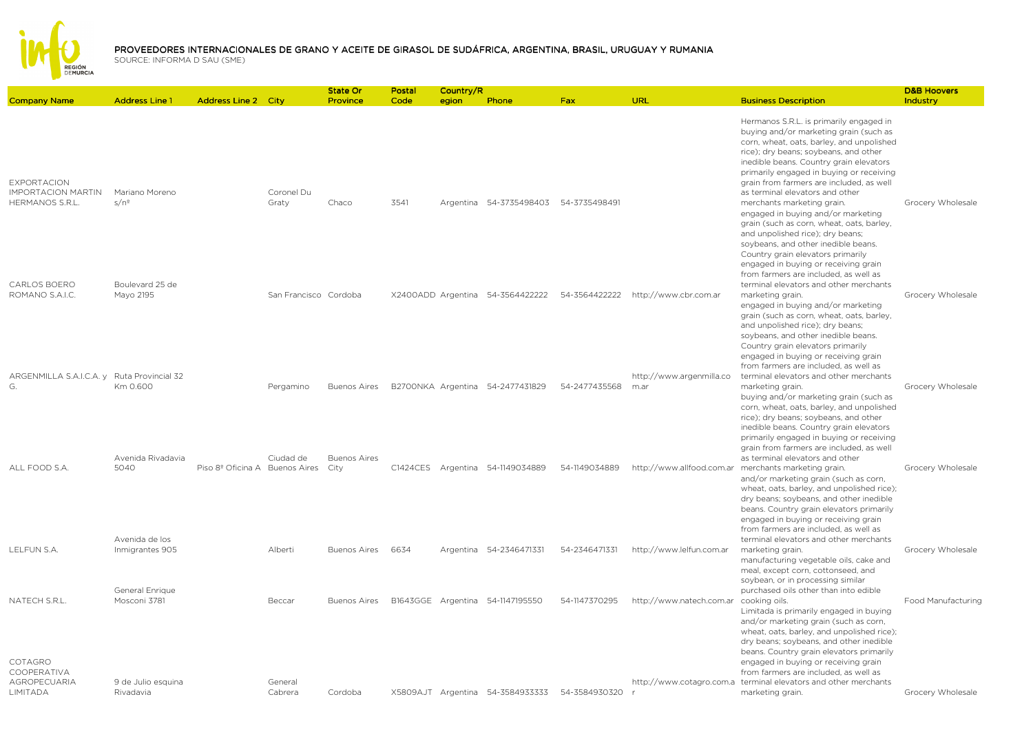# PROVEEDORES INTERNACIONALES DE GRANO Y ACEITE DE GIRASOL DE SUDÁFRICA, ARGENTINA, BRASIL, URUGUAY Y RUMANIA

SOURCE: INFORMA D SAU (SME)

| Company Name | Address Line 1 | Address Line 2 | City | State Or Province | Postal Code | Country/Region | Phone | Fax | URL | Business Description | D&B Hoovers Industry |
|---|---|---|---|---|---|---|---|---|---|---|---|
| EXPORTACION IMPORTACION MARTIN HERMANOS S.R.L. | Mariano Moreno s/nº | | Coronel Du Graty | Chaco | 3541 | Argentina | 54-3735498403 | 54-3735498491 | | Hermanos S.R.L. is primarily engaged in buying and/or marketing grain (such as corn, wheat, oats, barley, and unpolished rice); dry beans; soybeans, and other inedible beans. Country grain elevators primarily engaged in buying or receiving grain from farmers are included, as well as terminal elevators and other merchants marketing grain. | Grocery Wholesale |
| CARLOS BOERO ROMANO S.A.I.C. | Boulevard 25 de Mayo 2195 | | San Francisco | Cordoba | X2400ADD | Argentina | 54-3564422222 | 54-3564422222 | http://www.cbr.com.ar | engaged in buying and/or marketing grain (such as corn, wheat, oats, barley, and unpolished rice); dry beans; soybeans, and other inedible beans. Country grain elevators primarily engaged in buying or receiving grain from farmers are included, as well as terminal elevators and other merchants marketing grain. | Grocery Wholesale |
| ARGENMILLA S.A.I.C.A. y G. | Ruta Provincial 32 Km 0.600 | | Pergamino | Buenos Aires | B2700NKA | Argentina | 54-2477431829 | 54-2477435568 | http://www.argenmilla.com.ar | engaged in buying and/or marketing grain (such as corn, wheat, oats, barley, and unpolished rice); dry beans; soybeans, and other inedible beans. Country grain elevators primarily engaged in buying or receiving grain from farmers are included, as well as terminal elevators and other merchants marketing grain. | Grocery Wholesale |
| ALL FOOD S.A. | Avenida Rivadavia 5040 | Piso 8º Oficina A | Ciudad de Buenos Aires | Buenos Aires City | C1424CES | Argentina | 54-1149034889 | 54-1149034889 | http://www.allfood.com.ar | buying and/or marketing grain (such as corn, wheat, oats, barley, and unpolished rice); dry beans; soybeans, and other inedible beans. Country grain elevators primarily engaged in buying or receiving grain from farmers are included, as well as terminal elevators and other merchants marketing grain. | Grocery Wholesale |
| LELFUN S.A. | Avenida de los Inmigrantes 905 | | Alberti | Buenos Aires | 6634 | Argentina | 54-2346471331 | 54-2346471331 | http://www.lelfun.com.ar | and/or marketing grain (such as corn, wheat, oats, barley, and unpolished rice); dry beans; soybeans, and other inedible beans. Country grain elevators primarily engaged in buying or receiving grain from farmers are included, as well as terminal elevators and other merchants marketing grain. | Grocery Wholesale |
| NATECH S.R.L. | General Enrique Mosconi 3781 | | Beccar | Buenos Aires | B1643GGE | Argentina | 54-1147195550 | 54-1147370295 | http://www.natech.com.ar | manufacturing vegetable oils, cake and meal, except corn, cottonseed, and soybean, or in processing similar purchased oils other than into edible cooking oils. | Food Manufacturing |
| COTAGRO COOPERATIVA AGROPECUARIA LIMITADA | 9 de Julio esquina Rivadavia | | General Cabrera | Cordoba | X5809AJT | Argentina | 54-3584933333 | 54-3584930320 | http://www.cotagro.com.ar | Limitada is primarily engaged in buying and/or marketing grain (such as corn, wheat, oats, barley, and unpolished rice); dry beans; soybeans, and other inedible beans. Country grain elevators primarily engaged in buying or receiving grain from farmers are included, as well as terminal elevators and other merchants marketing grain. | Grocery Wholesale |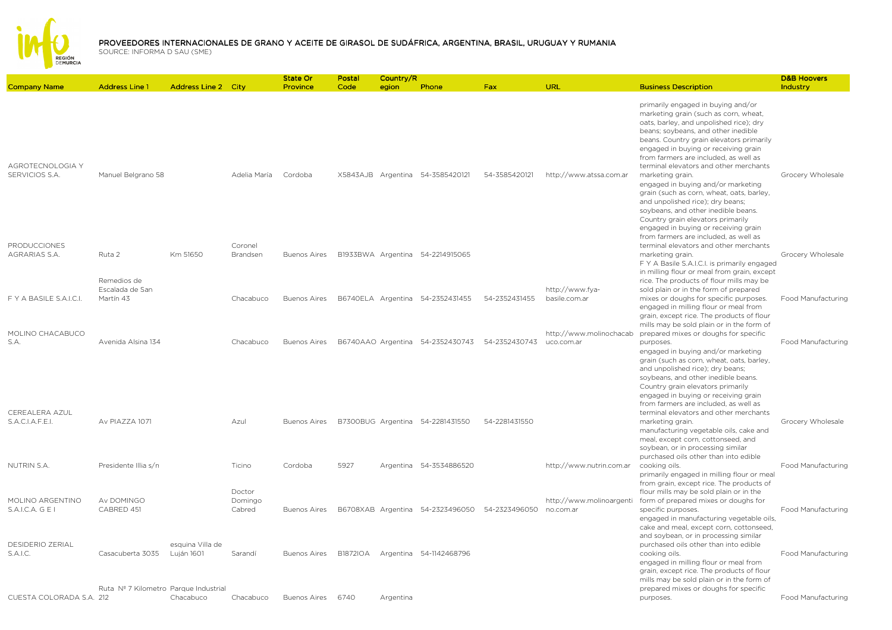# PROVEEDORES INTERNACIONALES DE GRANO Y ACEITE DE GIRASOL DE SUDÁFRICA, ARGENTINA, BRASIL, URUGUAY Y RUMANIA

SOURCE: INFORMA D SAU (SME)

| Company Name | Address Line 1 | Address Line 2 | City | State Or Province | Postal Code | Country/Region | Phone | Fax | URL | Business Description | D&B Hoovers Industry |
|---|---|---|---|---|---|---|---|---|---|---|---|
| AGROTECNOLOGIA Y SERVICIOS S.A. | Manuel Belgrano 58 | | Adelia María | Cordoba | X5843AJB | Argentina | 54-3585420121 | 54-3585420121 | http://www.atssa.com.ar | primarily engaged in buying and/or marketing grain (such as corn, wheat, oats, barley, and unpolished rice); dry beans; soybeans, and other inedible beans. Country grain elevators primarily engaged in buying or receiving grain from farmers are included, as well as terminal elevators and other merchants marketing grain. | Grocery Wholesale |
| PRODUCCIONES AGRARIAS S.A. | Ruta 2 | Km 51650 | Coronel Brandsen | Buenos Aires | B1933BWA | Argentina | 54-2214915065 | | | engaged in buying and/or marketing grain (such as corn, wheat, oats, barley, and unpolished rice); dry beans; soybeans, and other inedible beans. Country grain elevators primarily engaged in buying or receiving grain from farmers are included, as well as terminal elevators and other merchants marketing grain. | Grocery Wholesale |
| F Y A BASILE S.A.I.C.I. | Remedios de Escalada de San Martin 43 | | Chacabuco | Buenos Aires | B6740ELA | Argentina | 54-2352431455 | 54-2352431455 | http://www.fya-basile.com.ar | F Y A Basile S.A.I.C.I. is primarily engaged in milling flour or meal from grain, except rice. The products of flour mills may be sold plain or in the form of prepared mixes or doughs for specific purposes. | Food Manufacturing |
| MOLINO CHACABUCO S.A. | Avenida Alsina 134 | | Chacabuco | Buenos Aires | B6740AAO | Argentina | 54-2352430743 | 54-2352430743 | http://www.molinochacabuco.com.ar | engaged in milling flour or meal from grain, except rice. The products of flour mills may be sold plain or in the form of prepared mixes or doughs for specific purposes. | Food Manufacturing |
| CEREALERA AZUL S.A.C.I.A.F.E.I. | Av PIAZZA 1071 | | Azul | Buenos Aires | B7300BUG | Argentina | 54-2281431550 | 54-2281431550 | | engaged in buying and/or marketing grain (such as corn, wheat, oats, barley, and unpolished rice); dry beans; soybeans, and other inedible beans. Country grain elevators primarily engaged in buying or receiving grain from farmers are included, as well as terminal elevators and other merchants marketing grain. | Grocery Wholesale |
| NUTRIN S.A. | Presidente Illia s/n | | Ticino | Cordoba | 5927 | Argentina | 54-3534886520 | | http://www.nutrin.com.ar | manufacturing vegetable oils, cake and meal, except corn, cottonseed, and soybean, or in processing similar purchased oils other than into edible cooking oils. | Food Manufacturing |
| MOLINO ARGENTINO S.A.I.C.A. G E I | Av DOMINGO CABRED 451 | | Doctor Domingo Cabred | Buenos Aires | B6708XAB | Argentina | 54-2323496050 | 54-2323496050 | http://www.molinoargentino.com.ar | primarily engaged in milling flour or meal from grain, except rice. The products of flour mills may be sold plain or in the form of prepared mixes or doughs for specific purposes. | Food Manufacturing |
| DESIDERIO ZERIAL S.A.I.C. | Casacuberta 3035 | esquina Villa de Luján 1601 | Sarandí | Buenos Aires | B1872IOA | Argentina | 54-1142468796 | | | engaged in manufacturing vegetable oils, cake and meal, except corn, cottonseed, and soybean, or in processing similar purchased oils other than into edible cooking oils. | Food Manufacturing |
| CUESTA COLORADA S.A. | Ruta Nº 7 Kilometro 212 | Parque Industrial Chacabuco | Chacabuco | Buenos Aires | 6740 | Argentina | | | | engaged in milling flour or meal from grain, except rice. The products of flour mills may be sold plain or in the form of prepared mixes or doughs for specific purposes. | Food Manufacturing |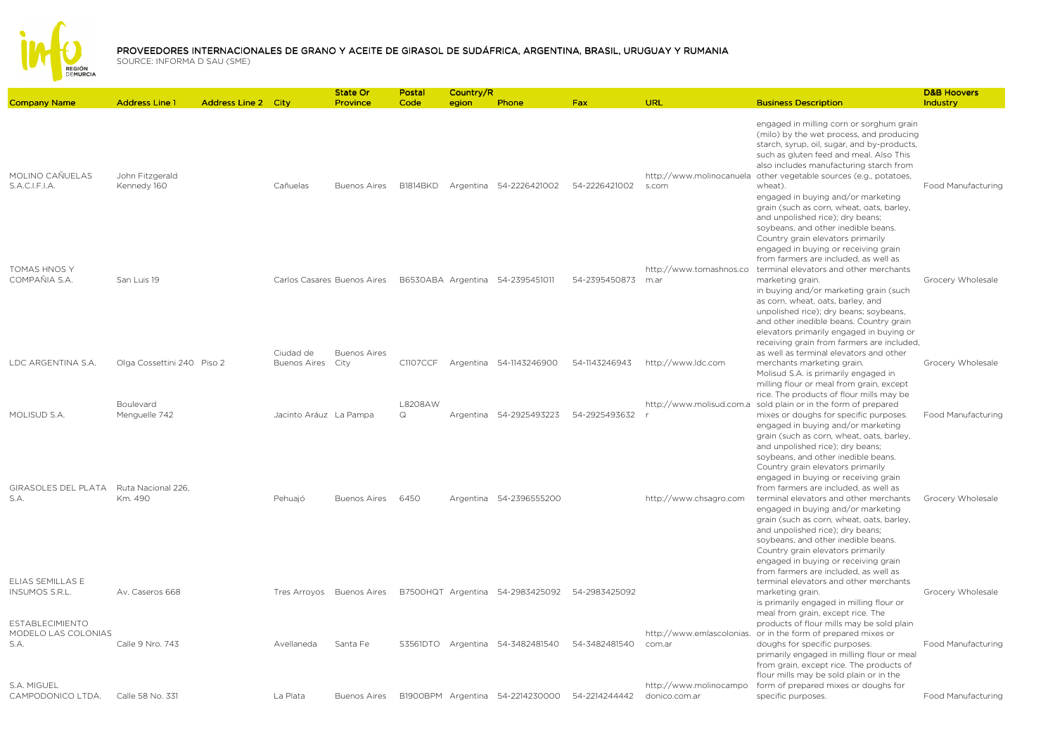# PROVEEDORES INTERNACIONALES DE GRANO Y ACEITE DE GIRASOL DE SUDÁFRICA, ARGENTINA, BRASIL, URUGUAY Y RUMANIA

SOURCE: INFORMA D SAU (SME)

| Company Name | Address Line 1 | Address Line 2 | City | State Or Province | Postal Code | Country/Region | Phone | Fax | URL | Business Description | D&B Hoovers Industry |
|---|---|---|---|---|---|---|---|---|---|---|---|
| MOLINO CAÑUELAS S.A.C.I.F.I.A. | John Fitzgerald Kennedy 160 | | Cañuelas | Buenos Aires | B1814BKD | Argentina | 54-2226421002 | 54-2226421002 | http://www.molinocanuelas.com | engaged in milling corn or sorghum grain (milo) by the wet process, and producing starch, syrup, oil, sugar, and by-products, such as gluten feed and meal. Also This also includes manufacturing starch from other vegetable sources (e.g., potatoes, wheat). | Food Manufacturing |
| TOMAS HNOS Y COMPAÑIA S.A. | San Luis 19 | | Carlos Casares | Buenos Aires | B6530ABA | Argentina | 54-2395451011 | 54-2395450873 | http://www.tomashnos.com.ar | engaged in buying and/or marketing grain (such as corn, wheat, oats, barley, and unpolished rice); dry beans; soybeans, and other inedible beans. Country grain elevators primarily engaged in buying or receiving grain from farmers are included, as well as terminal elevators and other merchants marketing grain. | Grocery Wholesale |
| LDC ARGENTINA S.A. | Olga Cossettini 240 | Piso 2 | Ciudad de Buenos Aires | Buenos Aires City | C1107CCF | Argentina | 54-1143246900 | 54-1143246943 | http://www.ldc.com | in buying and/or marketing grain (such as corn, wheat, oats, barley, and unpolished rice); dry beans; soybeans, and other inedible beans. Country grain elevators primarily engaged in buying or receiving grain from farmers are included, as well as terminal elevators and other merchants marketing grain. | Grocery Wholesale |
| MOLISUD S.A. | Boulevard Menguelle 742 | | Jacinto Aráuz | La Pampa | L8208AWQ | Argentina | 54-2925493223 | 54-2925493632 | http://www.molisud.com.ar | Molisud S.A. is primarily engaged in milling flour or meal from grain, except rice. The products of flour mills may be sold plain or in the form of prepared mixes or doughs for specific purposes. | Food Manufacturing |
| GIRASOLES DEL PLATA S.A. | Ruta Nacional 226, Km. 490 | | Pehuajó | Buenos Aires | 6450 | Argentina | 54-2396555200 | | http://www.chsagro.com | engaged in buying and/or marketing grain (such as corn, wheat, oats, barley, and unpolished rice); dry beans; soybeans, and other inedible beans. Country grain elevators primarily engaged in buying or receiving grain from farmers are included, as well as terminal elevators and other merchants | Grocery Wholesale |
| ELIAS SEMILLAS E INSUMOS S.R.L. | Av. Caseros 668 | | Tres Arroyos | Buenos Aires | B7500HQT | Argentina | 54-2983425092 | 54-2983425092 | | engaged in buying and/or marketing grain (such as corn, wheat, oats, barley, and unpolished rice); dry beans; soybeans, and other inedible beans. Country grain elevators primarily engaged in buying or receiving grain from farmers are included, as well as terminal elevators and other merchants marketing grain. | Grocery Wholesale |
| ESTABLECIMIENTO MODELO LAS COLONIAS S.A. | Calle 9 Nro. 743 | | Avellaneda | Santa Fe | S3561DTO | Argentina | 54-3482481540 | 54-3482481540 | http://www.emlascolonias.com.ar | is primarily engaged in milling flour or meal from grain, except rice. The products of flour mills may be sold plain or in the form of prepared mixes or doughs for specific purposes. | Food Manufacturing |
| S.A. MIGUEL CAMPODONICO LTDA. | Calle 58 No. 331 | | La Plata | Buenos Aires | B1900BPM | Argentina | 54-2214230000 | 54-2214244442 | http://www.molinocampodonico.com.ar | primarily engaged in milling flour or meal from grain, except rice. The products of flour mills may be sold plain or in the form of prepared mixes or doughs for specific purposes. | Food Manufacturing |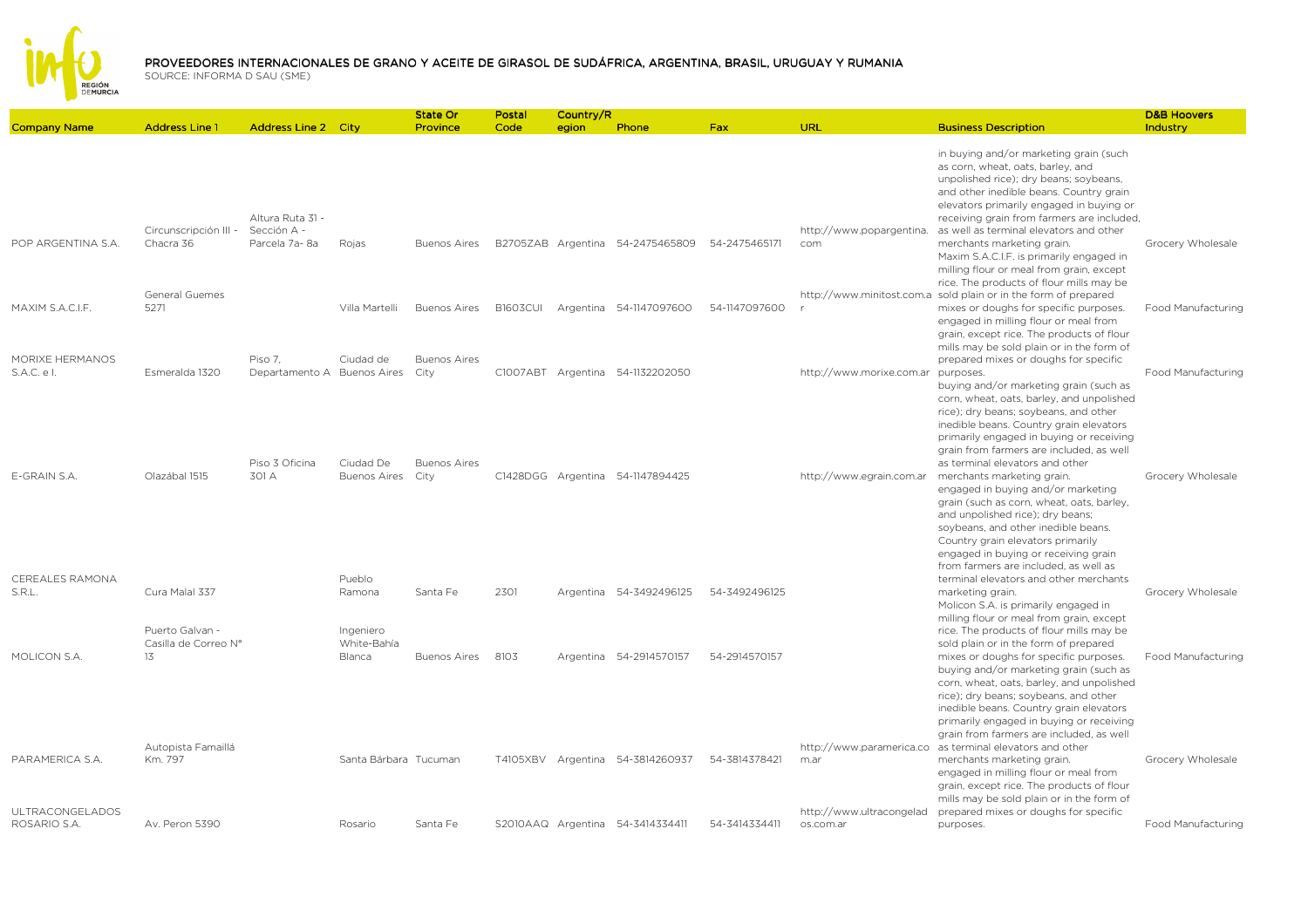# PROVEEDORES INTERNACIONALES DE GRANO Y ACEITE DE GIRASOL DE SUDÁFRICA, ARGENTINA, BRASIL, URUGUAY Y RUMANIA

SOURCE: INFORMA D SAU (SME)

| Company Name | Address Line 1 | Address Line 2 | City | State Or Province | Postal Code | Country/Region | Phone | Fax | URL | Business Description | D&B Hoovers Industry |
|---|---|---|---|---|---|---|---|---|---|---|---|
| POP ARGENTINA S.A. | Circunscripción III - Chacra 36 | Altura Ruta 31 - Sección A - Parcela 7a- 8a | Rojas | Buenos Aires | B2705ZAB | Argentina | 54-2475465809 | 54-2475465171 | http://www.popargentina.com | in buying and/or marketing grain (such as corn, wheat, oats, barley, and unpolished rice); dry beans; soybeans, and other inedible beans. Country grain elevators primarily engaged in buying or receiving grain from farmers are included, as well as terminal elevators and other merchants marketing grain. | Grocery Wholesale |
| MAXIM S.A.C.I.F. | General Guemes 5271 | | Villa Martelli | Buenos Aires | B1603CUI | Argentina | 54-1147097600 | 54-1147097600 | http://www.minitost.com.ar | Maxim S.A.C.I.F. is primarily engaged in milling flour or meal from grain, except rice. The products of flour mills may be sold plain or in the form of prepared mixes or doughs for specific purposes. | Food Manufacturing |
| MORIXE HERMANOS S.A.C. e I. | Esmeralda 1320 | Piso 7, Departamento A | Ciudad de Buenos Aires | Buenos Aires City | C1007ABT | Argentina | 54-1132202050 | | http://www.morixe.com.ar | engaged in milling flour or meal from grain, except rice. The products of flour mills may be sold plain or in the form of prepared mixes or doughs for specific purposes. | Food Manufacturing |
| E-GRAIN S.A. | Olazábal 1515 | Piso 3 Oficina 301 A | Ciudad De Buenos Aires | Buenos Aires City | C1428DGG | Argentina | 54-1147894425 | | http://www.egrain.com.ar | buying and/or marketing grain (such as corn, wheat, oats, barley, and unpolished rice); dry beans; soybeans, and other inedible beans. Country grain elevators primarily engaged in buying or receiving grain from farmers are included, as well as terminal elevators and other merchants marketing grain. | Grocery Wholesale |
| CEREALES RAMONA S.R.L. | Cura Malal 337 | | Pueblo Ramona | Santa Fe | 2301 | Argentina | 54-3492496125 | 54-3492496125 | | engaged in buying and/or marketing grain (such as corn, wheat, oats, barley, and unpolished rice); dry beans; soybeans, and other inedible beans. Country grain elevators primarily engaged in buying or receiving grain from farmers are included, as well as terminal elevators and other merchants marketing grain. | Grocery Wholesale |
| MOLICON S.A. | Puerto Galvan - Casilla de Correo N° 13 | | Ingeniero White-Bahía Blanca | Buenos Aires | 8103 | Argentina | 54-2914570157 | 54-2914570157 | | Molicon S.A. is primarily engaged in milling flour or meal from grain, except rice. The products of flour mills may be sold plain or in the form of prepared mixes or doughs for specific purposes. | Food Manufacturing |
| PARAMERICA S.A. | Autopista Famaillá Km. 797 | | Santa Bárbara | Tucuman | T4105XBV | Argentina | 54-3814260937 | 54-3814378421 | http://www.paramerica.com.ar | buying and/or marketing grain (such as corn, wheat, oats, barley, and unpolished rice); dry beans; soybeans, and other inedible beans. Country grain elevators primarily engaged in buying or receiving grain from farmers are included, as well as terminal elevators and other merchants marketing grain. | Grocery Wholesale |
| ULTRACONGELADOS ROSARIO S.A. | Av. Peron 5390 | | Rosario | Santa Fe | S2010AAQ | Argentina | 54-3414334411 | 54-3414334411 | http://www.ultracongelados.com.ar | engaged in milling flour or meal from grain, except rice. The products of flour mills may be sold plain or in the form of prepared mixes or doughs for specific purposes. | Food Manufacturing |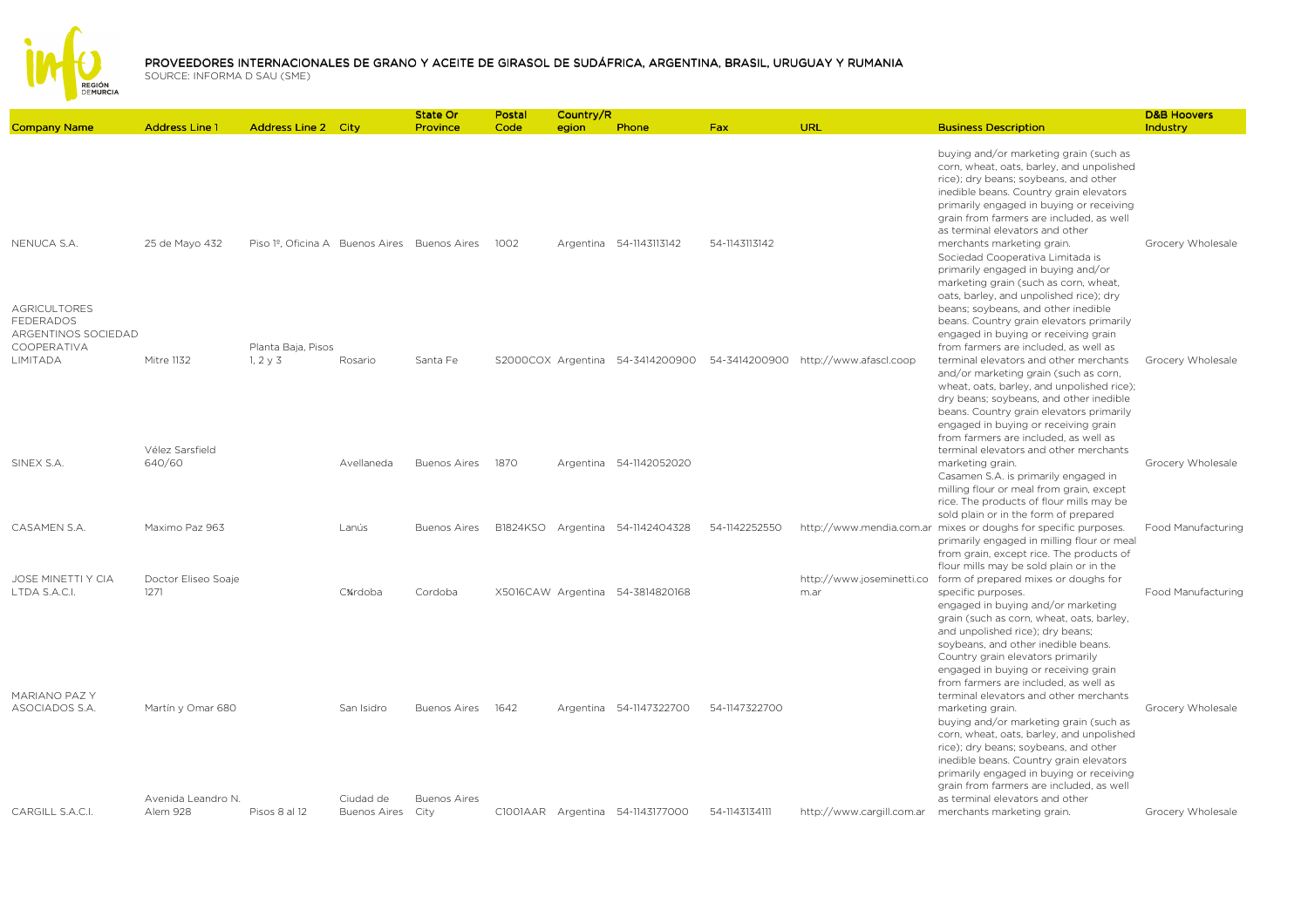## PROVEEDORES INTERNACIONALES DE GRANO Y ACEITE DE GIRASOL DE SUDÁFRICA, ARGENTINA, BRASIL, URUGUAY Y RUMANIA

SOURCE: INFORMA D SAU (SME)

| Company Name | Address Line 1 | Address Line 2 | City | State Or Province | Postal Code | Country/Region | Phone | Fax | URL | Business Description | D&B Hoovers Industry |
|---|---|---|---|---|---|---|---|---|---|---|---|
| NENUCA S.A. | 25 de Mayo 432 | Piso 1º, Oficina A | Buenos Aires | Buenos Aires | 1002 | Argentina | 54-1143113142 | 54-1143113142 | | buying and/or marketing grain (such as corn, wheat, oats, barley, and unpolished rice); dry beans; soybeans, and other inedible beans. Country grain elevators primarily engaged in buying or receiving grain from farmers are included, as well as terminal elevators and other merchants marketing grain. | Grocery Wholesale |
| AGRICULTORES FEDERADOS ARGENTINOS SOCIEDAD COOPERATIVA LIMITADA | Mitre 1132 | Planta Baja, Pisos 1, 2 y 3 | Rosario | Santa Fe | S2000COX | Argentina | 54-3414200900 | 54-3414200900 | http://www.afascl.coop | Sociedad Cooperativa Limitada is primarily engaged in buying and/or marketing grain (such as corn, wheat, oats, barley, and unpolished rice); dry beans; soybeans, and other inedible beans. Country grain elevators primarily engaged in buying or receiving grain from farmers are included, as well as terminal elevators and other merchants | Grocery Wholesale |
| SINEX S.A. | Vélez Sarsfield 640/60 | | Avellaneda | Buenos Aires | 1870 | Argentina | 54-1142052020 | | | and/or marketing grain (such as corn, wheat, oats, barley, and unpolished rice); dry beans; soybeans, and other inedible beans. Country grain elevators primarily engaged in buying or receiving grain from farmers are included, as well as terminal elevators and other merchants marketing grain. | Grocery Wholesale |
| CASAMEN S.A. | Maximo Paz 963 | | Lanús | Buenos Aires | B1824KSO | Argentina | 54-1142404328 | 54-1142252550 | http://www.mendia.com.ar | Casamen S.A. is primarily engaged in milling flour or meal from grain, except rice. The products of flour mills may be sold plain or in the form of prepared mixes or doughs for specific purposes. | Food Manufacturing |
| JOSE MINETTI Y CIA LTDA S.A.C.I. | Doctor Eliseo Soaje 1271 | | C¾rdoba | Cordoba | X5016CAW | Argentina | 54-3814820168 | | http://www.joseminetti.com.ar | primarily engaged in milling flour or meal from grain, except rice. The products of flour mills may be sold plain or in the form of prepared mixes or doughs for specific purposes. | Food Manufacturing |
| MARIANO PAZ Y ASOCIADOS S.A. | Martín y Omar 680 | | San Isidro | Buenos Aires | 1642 | Argentina | 54-1147322700 | 54-1147322700 | | engaged in buying and/or marketing grain (such as corn, wheat, oats, barley, and unpolished rice); dry beans; soybeans, and other inedible beans. Country grain elevators primarily engaged in buying or receiving grain from farmers are included, as well as terminal elevators and other merchants marketing grain. | Grocery Wholesale |
| CARGILL S.A.C.I. | Avenida Leandro N. Alem 928 | Pisos 8 al 12 | Ciudad de Buenos Aires | Buenos Aires City | C1001AAR | Argentina | 54-1143177000 | 54-1143134111 | http://www.cargill.com.ar | buying and/or marketing grain (such as corn, wheat, oats, barley, and unpolished rice); dry beans; soybeans, and other inedible beans. Country grain elevators primarily engaged in buying or receiving grain from farmers are included, as well as terminal elevators and other merchants marketing grain. | Grocery Wholesale |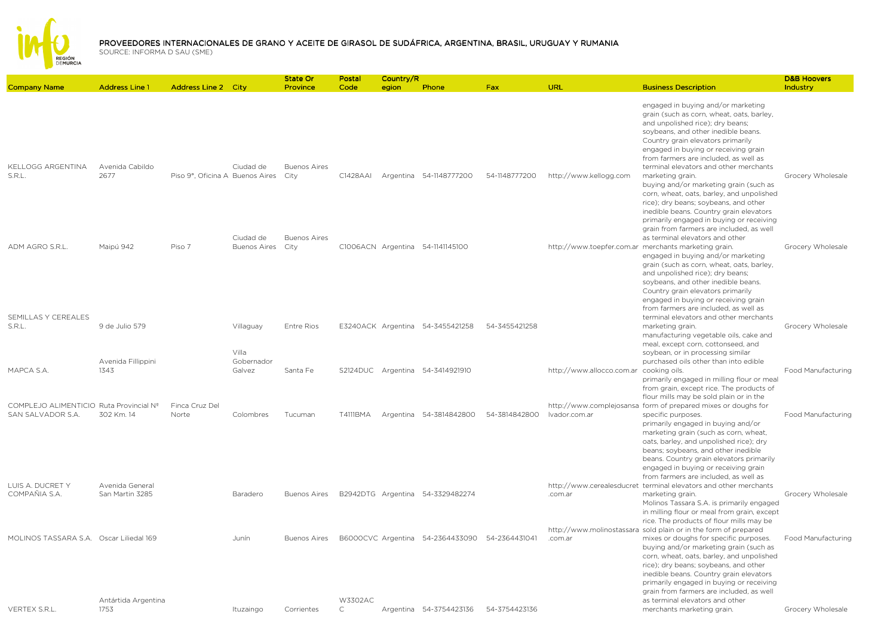# PROVEEDORES INTERNACIONALES DE GRANO Y ACEITE DE GIRASOL DE SUDÁFRICA, ARGENTINA, BRASIL, URUGUAY Y RUMANIA

SOURCE: INFORMA D SAU (SME)

| Company Name | Address Line 1 | Address Line 2 | City | State Or Province | Postal Code | Country/Region | Phone | Fax | URL | Business Description | D&B Hoovers Industry |
|---|---|---|---|---|---|---|---|---|---|---|---|
| KELLOGG ARGENTINA S.R.L. | Avenida Cabildo 2677 | Piso 9°, Oficina A | Ciudad de Buenos Aires | Buenos Aires City | C1428AAI | Argentina | 54-1148777200 | 54-1148777200 | http://www.kellogg.com | engaged in buying and/or marketing grain (such as corn, wheat, oats, barley, and unpolished rice); dry beans; soybeans, and other inedible beans. Country grain elevators primarily engaged in buying or receiving grain from farmers are included, as well as terminal elevators and other merchants marketing grain. | Grocery Wholesale |
| ADM AGRO S.R.L. | Maipú 942 | Piso 7 | Ciudad de Buenos Aires | Buenos Aires City | C1006ACN | Argentina | 54-1141145100 | | http://www.toepfer.com.ar | buying and/or marketing grain (such as corn, wheat, oats, barley, and unpolished rice); dry beans; soybeans, and other inedible beans. Country grain elevators primarily engaged in buying or receiving grain from farmers are included, as well as terminal elevators and other merchants marketing grain. | Grocery Wholesale |
| SEMILLAS Y CEREALES S.R.L. | 9 de Julio 579 | | Villaguay | Entre Rios | E3240ACK | Argentina | 54-3455421258 | 54-3455421258 | | engaged in buying and/or marketing grain (such as corn, wheat, oats, barley, and unpolished rice); dry beans; soybeans, and other inedible beans. Country grain elevators primarily engaged in buying or receiving grain from farmers are included, as well as terminal elevators and other merchants marketing grain. | Grocery Wholesale |
| MAPCA S.A. | Avenida Fillippini 1343 | | Villa Gobernador Galvez | Santa Fe | S2124DUC | Argentina | 54-3414921910 | | http://www.allocco.com.ar | manufacturing vegetable oils, cake and meal, except corn, cottonseed, and soybean, or in processing similar purchased oils other than into edible cooking oils. | Food Manufacturing |
| COMPLEJO ALIMENTICIO SAN SALVADOR S.A. | Ruta Provincial Nº 302 Km. 14 | Finca Cruz Del Norte | Colombres | Tucuman | T4111BMA | Argentina | 54-3814842800 | 54-3814842800 | http://www.complejosansalvador.com.ar | primarily engaged in milling flour or meal from grain, except rice. The products of flour mills may be sold plain or in the form of prepared mixes or doughs for specific purposes. | Food Manufacturing |
| LUIS A. DUCRET Y COMPAÑIA S.A. | Avenida General San Martin 3285 | | Baradero | Buenos Aires | B2942DTG | Argentina | 54-3329482274 | | http://www.cerealesducret.com.ar | primarily engaged in buying and/or marketing grain (such as corn, wheat, oats, barley, and unpolished rice); dry beans; soybeans, and other inedible beans. Country grain elevators primarily engaged in buying or receiving grain from farmers are included, as well as terminal elevators and other merchants marketing grain. | Grocery Wholesale |
| MOLINOS TASSARA S.A. | Oscar Liliedal 169 | | Junín | Buenos Aires | B6000CVC | Argentina | 54-2364433090 | 54-2364431041 | http://www.molinostassara.com.ar | Molinos Tassara S.A. is primarily engaged in milling flour or meal from grain, except rice. The products of flour mills may be sold plain or in the form of prepared mixes or doughs for specific purposes. | Food Manufacturing |
| VERTEX S.R.L. | Antártida Argentina 1753 | | Ituzaingo | Corrientes | W3302ACC | Argentina | 54-3754423136 | 54-3754423136 | | buying and/or marketing grain (such as corn, wheat, oats, barley, and unpolished rice); dry beans; soybeans, and other inedible beans. Country grain elevators primarily engaged in buying or receiving grain from farmers are included, as well as terminal elevators and other merchants marketing grain. | Grocery Wholesale |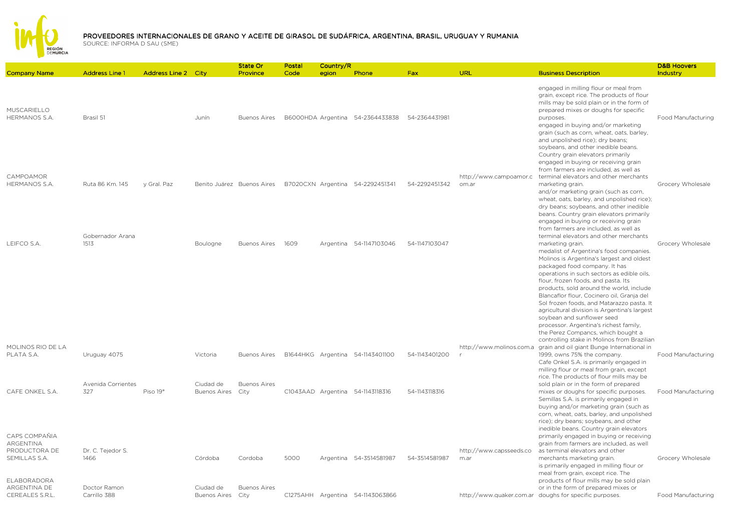# PROVEEDORES INTERNACIONALES DE GRANO Y ACEITE DE GIRASOL DE SUDÁFRICA, ARGENTINA, BRASIL, URUGUAY Y RUMANIA

SOURCE: INFORMA D SAU (SME)

| Company Name | Address Line 1 | Address Line 2 | City | State Or Province | Postal Code | Country/Region | Phone | Fax | URL | Business Description | D&B Hoovers Industry |
|---|---|---|---|---|---|---|---|---|---|---|---|
| MUSCARIELLO HERMANOS S.A. | Brasil 51 | | Junín | Buenos Aires | B6000HDA | Argentina | 54-2364433838 | 54-2364431981 | | engaged in milling flour or meal from grain, except rice. The products of flour mills may be sold plain or in the form of prepared mixes or doughs for specific purposes. | Food Manufacturing |
| CAMPOAMOR HERMANOS S.A. | Ruta 86 Km. 145 | y Gral. Paz | Benito Juárez | Buenos Aires | B7020CXN | Argentina | 54-2292451341 | 54-2292451342 | http://www.campoamor.com.ar | engaged in buying and/or marketing grain (such as corn, wheat, oats, barley, and unpolished rice); dry beans; soybeans, and other inedible beans. Country grain elevators primarily engaged in buying or receiving grain from farmers are included, as well as terminal elevators and other merchants marketing grain. | Grocery Wholesale |
| LEIFCO S.A. | Gobernador Arana 1513 | | Boulogne | Buenos Aires | 1609 | Argentina | 54-1147103046 | 54-1147103047 | | and/or marketing grain (such as corn, wheat, oats, barley, and unpolished rice); dry beans; soybeans, and other inedible beans. Country grain elevators primarily engaged in buying or receiving grain from farmers are included, as well as terminal elevators and other merchants marketing grain. | Grocery Wholesale |
| MOLINOS RIO DE LA PLATA S.A. | Uruguay 4075 | | Victoria | Buenos Aires | B1644HKG | Argentina | 54-1143401100 | 54-1143401200 | http://www.molinos.com.ar | medalist of Argentina's food companies. Molinos is Argentina's largest and oldest packaged food company. It has operations in such sectors as edible oils, flour, frozen foods, and pasta. Its products, sold around the world, include Blancaflor flour, Cocinero oil, Granja del Sol frozen foods, and Matarazzo pasta. It agricultural division is Argentina's largest soybean and sunflower seed processor. Argentina's richest family, the Perez Companc s, which bought a controlling stake in Molinos from Brazilian grain and oil giant Bunge International in 1999, owns 75% the company. | Food Manufacturing |
| CAFE ONKEL S.A. | Avenida Corrientes 327 | Piso 19° | Ciudad de Buenos Aires | Buenos Aires City | C1043AAD | Argentina | 54-1143118316 | 54-1143118316 | | Cafe Onkel S.A. is primarily engaged in milling flour or meal from grain, except rice. The products of flour mills may be sold plain or in the form of prepared mixes or doughs for specific purposes. | Food Manufacturing |
| CAPS COMPAÑIA ARGENTINA PRODUCTORA DE SEMILLAS S.A. | Dr. C. Tejedor S. 1466 | | Córdoba | Cordoba | 5000 | Argentina | 54-3514581987 | 54-3514581987 | http://www.capsseeds.com.ar | Semillas S.A. is primarily engaged in buying and/or marketing grain (such as corn, wheat, oats, barley, and unpolished rice); dry beans; soybeans, and other inedible beans. Country grain elevators primarily engaged in buying or receiving grain from farmers are included, as well as terminal elevators and other merchants marketing grain. | Grocery Wholesale |
| ELABORADORA ARGENTINA DE CEREALES S.R.L. | Doctor Ramon Carrillo 388 | | Ciudad de Buenos Aires | Buenos Aires City | C1275AHH | Argentina | 54-1143063866 | | http://www.quaker.com.ar | is primarily engaged in milling flour or meal from grain, except rice. The products of flour mills may be sold plain or in the form of prepared mixes or doughs for specific purposes. | Food Manufacturing |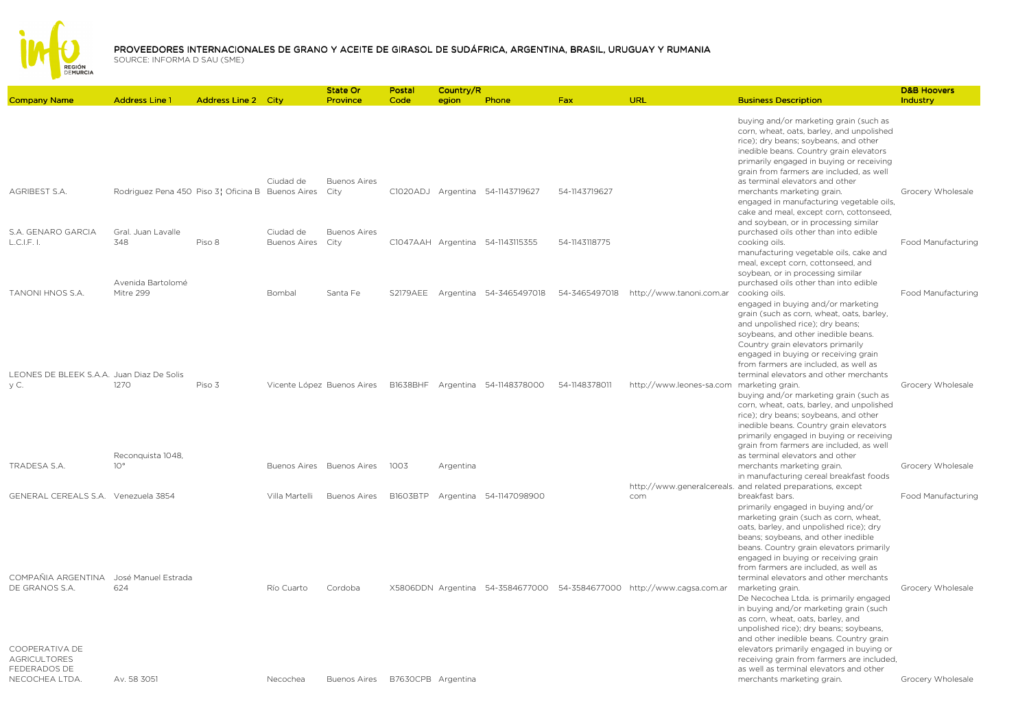## PROVEEDORES INTERNACIONALES DE GRANO Y ACEITE DE GIRASOL DE SUDÁFRICA, ARGENTINA, BRASIL, URUGUAY Y RUMANIA

SOURCE: INFORMA D SAU (SME)

| Company Name | Address Line 1 | Address Line 2 | City | State Or Province | Postal Code | Country/Region | Phone | Fax | URL | Business Description | D&B Hoovers Industry |
|---|---|---|---|---|---|---|---|---|---|---|---|
| AGRIBEST S.A. | Rodriguez Pena 450 | Piso 3¦ Oficina B | Ciudad de Buenos Aires | Buenos Aires City | C1020ADJ | Argentina | 54-1143719627 | 54-1143719627 | | buying and/or marketing grain (such as corn, wheat, oats, barley, and unpolished rice); dry beans; soybeans, and other inedible beans. Country grain elevators primarily engaged in buying or receiving grain from farmers are included, as well as terminal elevators and other merchants marketing grain. | Grocery Wholesale |
| S.A. GENARO GARCIA L.C.I.F. I. | Gral. Juan Lavalle 348 | Piso 8 | Ciudad de Buenos Aires | Buenos Aires City | C1047AAH | Argentina | 54-1143115355 | 54-1143118775 | | engaged in manufacturing vegetable oils, cake and meal, except corn, cottonseed, and soybean, or in processing similar purchased oils other than into edible cooking oils. | Food Manufacturing |
| TANONI HNOS S.A. | Avenida Bartolomé Mitre 299 | | Bombal | Santa Fe | S2179AEE | Argentina | 54-3465497018 | 54-3465497018 | http://www.tanoni.com.ar | manufacturing vegetable oils, cake and meal, except corn, cottonseed, and soybean, or in processing similar purchased oils other than into edible cooking oils. | Food Manufacturing |
| LEONES DE BLEEK S.A.A. y C. | Juan Diaz De Solis 1270 | Piso 3 | Vicente López | Buenos Aires | B1638BHF | Argentina | 54-1148378000 | 54-1148378011 | http://www.leones-sa.com | engaged in buying and/or marketing grain (such as corn, wheat, oats, barley, and unpolished rice); dry beans; soybeans, and other inedible beans. Country grain elevators primarily engaged in buying or receiving grain from farmers are included, as well as terminal elevators and other merchants marketing grain. | Grocery Wholesale |
| TRADESA S.A. | Reconquista 1048, 10° | | Buenos Aires | Buenos Aires | 1003 | Argentina | | | | buying and/or marketing grain (such as corn, wheat, oats, barley, and unpolished rice); dry beans; soybeans, and other inedible beans. Country grain elevators primarily engaged in buying or receiving grain from farmers are included, as well as terminal elevators and other merchants marketing grain. | Grocery Wholesale |
| GENERAL CEREALS S.A. | Venezuela 3854 | | Villa Martelli | Buenos Aires | B1603BTP | Argentina | 54-1147098900 | | http://www.generalcereals.com | in manufacturing cereal breakfast foods and related preparations, except breakfast bars. | Food Manufacturing |
| COMPAÑIA ARGENTINA DE GRANOS S.A. | José Manuel Estrada 624 | | Río Cuarto | Cordoba | X5806DDN | Argentina | 54-3584677000 | 54-3584677000 | http://www.cagsa.com.ar | primarily engaged in buying and/or marketing grain (such as corn, wheat, oats, barley, and unpolished rice); dry beans; soybeans, and other inedible beans. Country grain elevators primarily engaged in buying or receiving grain from farmers are included, as well as terminal elevators and other merchants marketing grain. | Grocery Wholesale |
| COOPERATIVA DE AGRICULTORES FEDERADOS DE NECOCHEA LTDA. | Av. 58 3051 | | Necochea | Buenos Aires | B7630CPB | Argentina | | | | De Necochea Ltda. is primarily engaged in buying and/or marketing grain (such as corn, wheat, oats, barley, and unpolished rice); dry beans; soybeans, and other inedible beans. Country grain elevators primarily engaged in buying or receiving grain from farmers are included, as well as terminal elevators and other merchants marketing grain. | Grocery Wholesale |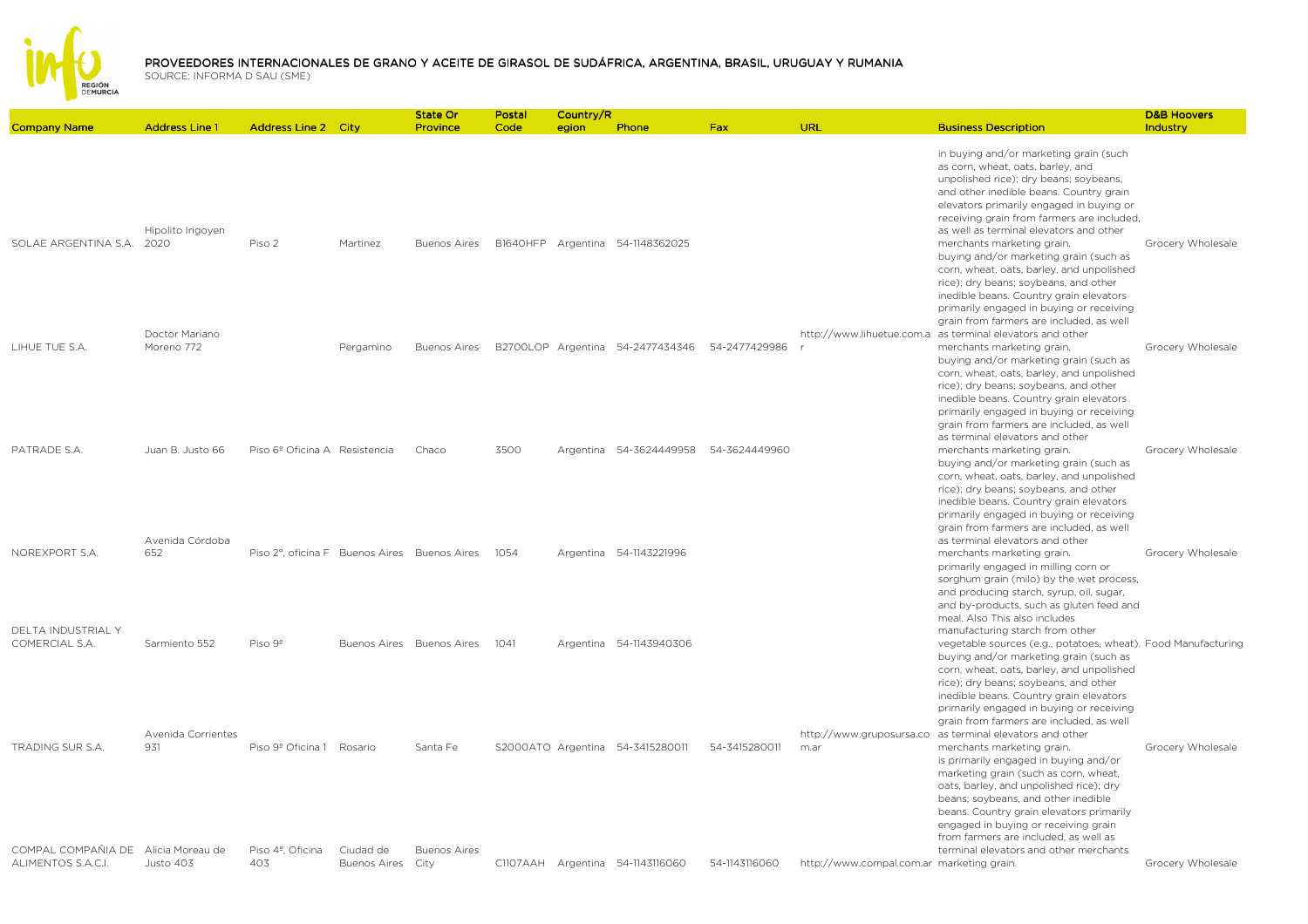# PROVEEDORES INTERNACIONALES DE GRANO Y ACEITE DE GIRASOL DE SUDÁFRICA, ARGENTINA, BRASIL, URUGUAY Y RUMANIA

SOURCE: INFORMA D SAU (SME)

| Company Name | Address Line 1 | Address Line 2 | City | State Or Province | Postal Code | Country/Region | Phone | Fax | URL | Business Description | D&B Hoovers Industry |
|---|---|---|---|---|---|---|---|---|---|---|---|
| SOLAE ARGENTINA S.A. | Hipolito Irigoyen 2020 | Piso 2 | Martinez | Buenos Aires | B1640HFP | Argentina | 54-1148362025 | | | in buying and/or marketing grain (such as corn, wheat, oats, barley, and unpolished rice); dry beans; soybeans, and other inedible beans. Country grain elevators primarily engaged in buying or receiving grain from farmers are included, as well as terminal elevators and other merchants marketing grain. | Grocery Wholesale |
| LIHUE TUE S.A. | Doctor Mariano Moreno 772 | | Pergamino | Buenos Aires | B2700LOP | Argentina | 54-2477434346 | 54-2477429986 | http://www.lihuetue.com.ar | buying and/or marketing grain (such as corn, wheat, oats, barley, and unpolished rice); dry beans; soybeans, and other inedible beans. Country grain elevators primarily engaged in buying or receiving grain from farmers are included, as well as terminal elevators and other merchants marketing grain. | Grocery Wholesale |
| PATRADE S.A. | Juan B. Justo 66 | Piso 6º Oficina A | Resistencia | Chaco | 3500 | Argentina | 54-3624449958 | 54-3624449960 | | buying and/or marketing grain (such as corn, wheat, oats, barley, and unpolished rice); dry beans; soybeans, and other inedible beans. Country grain elevators primarily engaged in buying or receiving grain from farmers are included, as well as terminal elevators and other merchants marketing grain. | Grocery Wholesale |
| NOREXPORT S.A. | Avenida Córdoba 652 | Piso 2º, oficina F | Buenos Aires | Buenos Aires | 1054 | Argentina | 54-1143221996 | | | buying and/or marketing grain (such as corn, wheat, oats, barley, and unpolished rice); dry beans; soybeans, and other inedible beans. Country grain elevators primarily engaged in buying or receiving grain from farmers are included, as well as terminal elevators and other merchants marketing grain. | Grocery Wholesale |
| DELTA INDUSTRIAL Y COMERCIAL S.A. | Sarmiento 552 | Piso 9º | Buenos Aires | Buenos Aires | 1041 | Argentina | 54-1143940306 | | | primarily engaged in milling corn or sorghum grain (milo) by the wet process, and producing starch, syrup, oil, sugar, and by-products, such as gluten feed and meal. Also This also includes manufacturing starch from other vegetable sources (e.g., potatoes, wheat). | Food Manufacturing |
| TRADING SUR S.A. | Avenida Corrientes 931 | Piso 9º Oficina 1 | Rosario | Santa Fe | S2000ATO | Argentina | 54-3415280011 | 54-3415280011 | http://www.gruposursa.com.ar | buying and/or marketing grain (such as corn, wheat, oats, barley, and unpolished rice); dry beans; soybeans, and other inedible beans. Country grain elevators primarily engaged in buying or receiving grain from farmers are included, as well as terminal elevators and other merchants marketing grain. | Grocery Wholesale |
| COMPAL COMPAÑIA DE ALIMENTOS S.A.C.I. | Alicia Moreau de Justo 403 | Piso 4º, Oficina 403 | Ciudad de Buenos Aires | Buenos Aires City | C1107AAH | Argentina | 54-1143116060 | 54-1143116060 | http://www.compal.com.ar | is primarily engaged in buying and/or marketing grain (such as corn, wheat, oats, barley, and unpolished rice); dry beans; soybeans, and other inedible beans. Country grain elevators primarily engaged in buying or receiving grain from farmers are included, as well as terminal elevators and other merchants marketing grain. | Grocery Wholesale |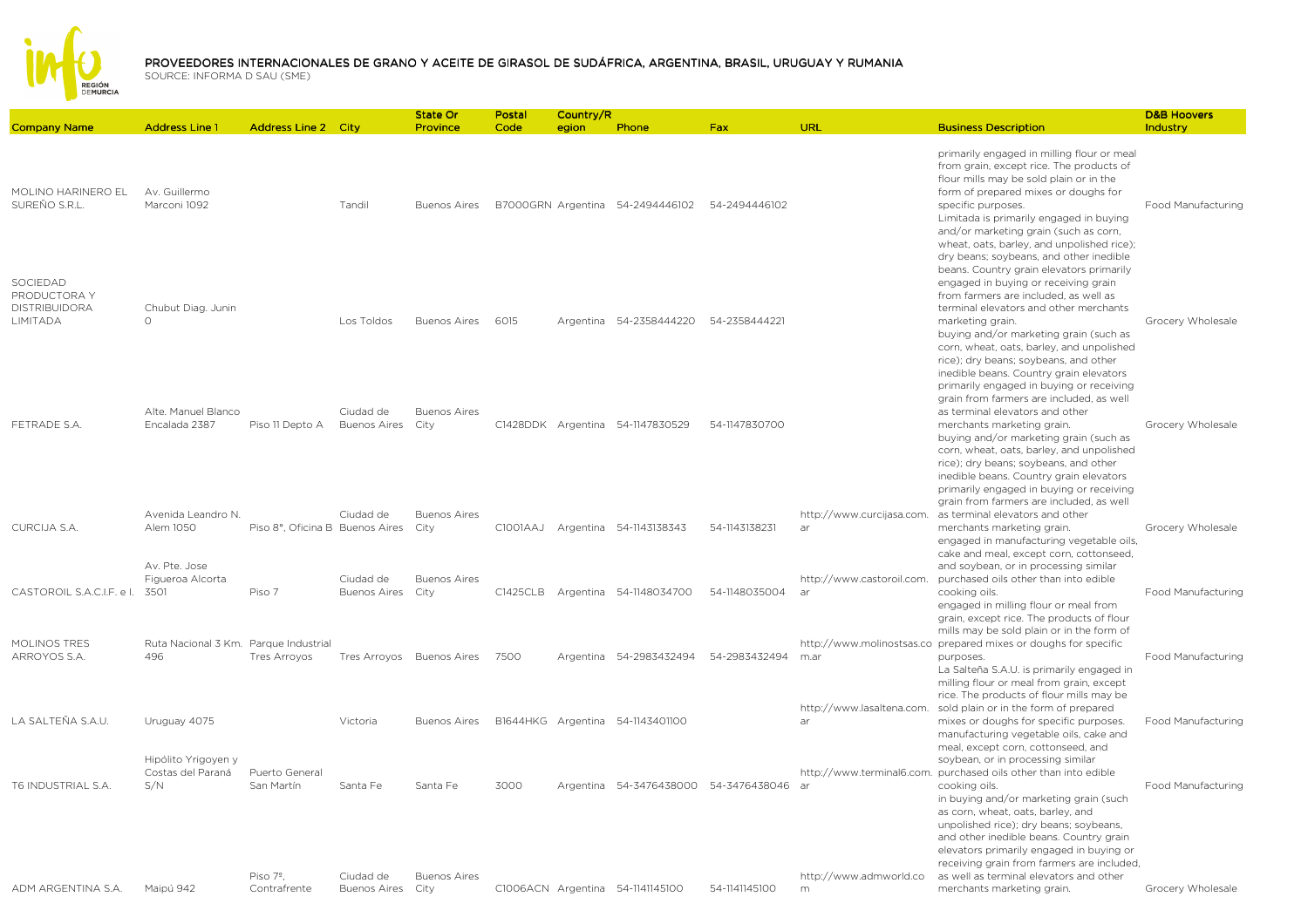# PROVEEDORES INTERNACIONALES DE GRANO Y ACEITE DE GIRASOL DE SUDÁFRICA, ARGENTINA, BRASIL, URUGUAY Y RUMANIA

SOURCE: INFORMA D SAU (SME)

| Company Name | Address Line 1 | Address Line 2 | City | State Or Province | Postal Code | Country/Region | Phone | Fax | URL | Business Description | D&B Hoovers Industry |
|---|---|---|---|---|---|---|---|---|---|---|---|
| MOLINO HARINERO EL SUREÑO S.R.L. | Av. Guillermo Marconi 1092 | | Tandil | Buenos Aires | B7000GRN | Argentina | 54-2494446102 | 54-2494446102 | | primarily engaged in milling flour or meal from grain, except rice. The products of flour mills may be sold plain or in the form of prepared mixes or doughs for specific purposes. | Food Manufacturing |
| SOCIEDAD PRODUCTORA Y DISTRIBUIDORA LIMITADA | Chubut Diag. Junin 0 | | Los Toldos | Buenos Aires | 6015 | Argentina | 54-2358444220 | 54-2358444221 | | Limitada is primarily engaged in buying and/or marketing grain (such as corn, wheat, oats, barley, and unpolished rice); dry beans; soybeans, and other inedible beans. Country grain elevators primarily engaged in buying or receiving grain from farmers are included, as well as terminal elevators and other merchants marketing grain. | Grocery Wholesale |
| FETRADE S.A. | Alte. Manuel Blanco Encalada 2387 | Piso 11 Depto A | Ciudad de Buenos Aires | Buenos Aires City | C1428DDK | Argentina | 54-1147830529 | 54-1147830700 | | buying and/or marketing grain (such as corn, wheat, oats, barley, and unpolished rice); dry beans; soybeans, and other inedible beans. Country grain elevators primarily engaged in buying or receiving grain from farmers are included, as well as terminal elevators and other merchants marketing grain. | Grocery Wholesale |
| CURCIJA S.A. | Avenida Leandro N. Alem 1050 | Piso 8°, Oficina B | Ciudad de Buenos Aires | Buenos Aires City | C1001AAJ | Argentina | 54-1143138343 | 54-1143138231 | http://www.curcijasa.com.ar | buying and/or marketing grain (such as corn, wheat, oats, barley, and unpolished rice); dry beans; soybeans, and other inedible beans. Country grain elevators primarily engaged in buying or receiving grain from farmers are included, as well as terminal elevators and other merchants marketing grain. | Grocery Wholesale |
| CASTOROIL S.A.C.I.F. e I. | Av. Pte. Jose Figueroa Alcorta 3501 | Piso 7 | Ciudad de Buenos Aires | Buenos Aires City | C1425CLB | Argentina | 54-1148034700 | 54-1148035004 | http://www.castoroil.com.ar | engaged in manufacturing vegetable oils, cake and meal, except corn, cottonseed, and soybean, or in processing similar purchased oils other than into edible cooking oils. | Food Manufacturing |
| MOLINOS TRES ARROYOS S.A. | Ruta Nacional 3 Km. 496 | Parque Industrial Tres Arroyos | Tres Arroyos | Buenos Aires | 7500 | Argentina | 54-2983432494 | 54-2983432494 | http://www.molinostsas.com.ar | engaged in milling flour or meal from grain, except rice. The products of flour mills may be sold plain or in the form of prepared mixes or doughs for specific purposes. | Food Manufacturing |
| LA SALTEÑA S.A.U. | Uruguay 4075 | | Victoria | Buenos Aires | B1644HKG | Argentina | 54-1143401100 | | http://www.lasaltena.com.ar | La Salteña S.A.U. is primarily engaged in milling flour or meal from grain, except rice. The products of flour mills may be sold plain or in the form of prepared mixes or doughs for specific purposes. | Food Manufacturing |
| T6 INDUSTRIAL S.A. | Hipólito Yrigoyen y Costas del Paraná S/N | Puerto General San Martín | Santa Fe | Santa Fe | 3000 | Argentina | 54-3476438000 | 54-3476438046 | http://www.terminal6.com.ar | manufacturing vegetable oils, cake and meal, except corn, cottonseed, and soybean, or in processing similar purchased oils other than into edible cooking oils. | Food Manufacturing |
| ADM ARGENTINA S.A. | Maipú 942 | Piso 7º, Contrafrente | Ciudad de Buenos Aires | Buenos Aires City | C1006ACN | Argentina | 54-1141145100 | 54-1141145100 | http://www.admworld.com | in buying and/or marketing grain (such as corn, wheat, oats, barley, and unpolished rice); dry beans; soybeans, and other inedible beans. Country grain elevators primarily engaged in buying or receiving grain from farmers are included, as well as terminal elevators and other merchants marketing grain. | Grocery Wholesale |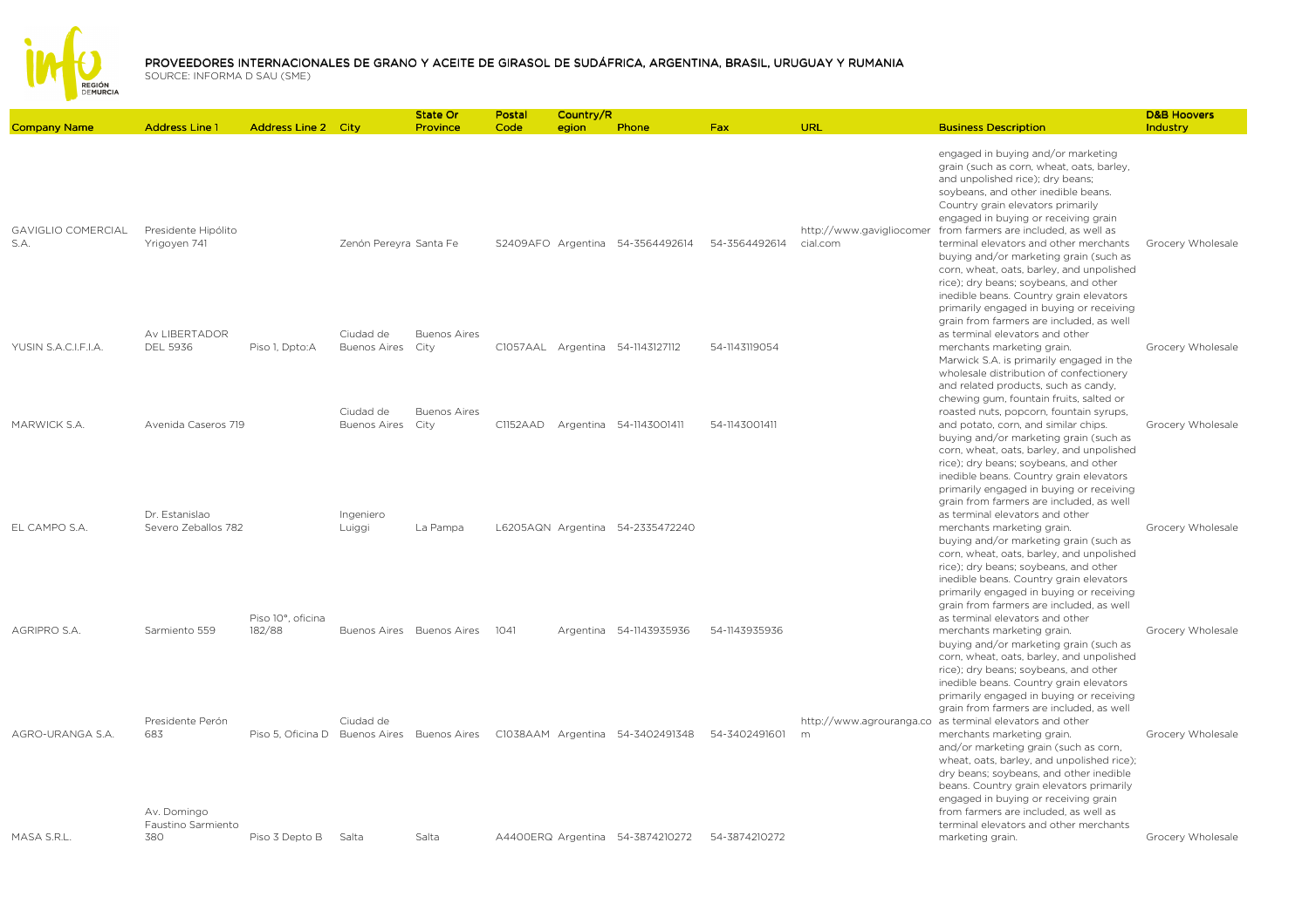# PROVEEDORES INTERNACIONALES DE GRANO Y ACEITE DE GIRASOL DE SUDÁFRICA, ARGENTINA, BRASIL, URUGUAY Y RUMANIA

SOURCE: INFORMA D SAU (SME)

| Company Name | Address Line 1 | Address Line 2 | City | State Or Province | Postal Code | Country/Region | Phone | Fax | URL | Business Description | D&B Hoovers Industry |
|---|---|---|---|---|---|---|---|---|---|---|---|
| GAVIGLIO COMERCIAL S.A. | Presidente Hipólito Yrigoyen 741 | | Zenón Pereyra | Santa Fe | S2409AFO | Argentina | 54-3564492614 | 54-3564492614 | http://www.gavigliocomercial.com | engaged in buying and/or marketing grain (such as corn, wheat, oats, barley, and unpolished rice); dry beans; soybeans, and other inedible beans. Country grain elevators primarily engaged in buying or receiving grain from farmers are included, as well as terminal elevators and other merchants | Grocery Wholesale |
| YUSIN S.A.C.I.F.I.A. | Av LIBERTADOR DEL 5936 | Piso 1, Dpto:A | Ciudad de Buenos Aires | Buenos Aires City | C1057AAL | Argentina | 54-1143127112 | 54-1143119054 | | buying and/or marketing grain (such as corn, wheat, oats, barley, and unpolished rice); dry beans; soybeans, and other inedible beans. Country grain elevators primarily engaged in buying or receiving grain from farmers are included, as well as terminal elevators and other merchants marketing grain. | Grocery Wholesale |
| MARWICK S.A. | Avenida Caseros 719 | | Ciudad de Buenos Aires | Buenos Aires City | C1152AAD | Argentina | 54-1143001411 | 54-1143001411 | | Marwick S.A. is primarily engaged in the wholesale distribution of confectionery and related products, such as candy, chewing gum, fountain fruits, salted or roasted nuts, popcorn, fountain syrups, and potato, corn, and similar chips. | Grocery Wholesale |
| EL CAMPO S.A. | Dr. Estanislao Severo Zeballos 782 | | Ingeniero Luiggi | La Pampa | L6205AQN | Argentina | 54-2335472240 | | | buying and/or marketing grain (such as corn, wheat, oats, barley, and unpolished rice); dry beans; soybeans, and other inedible beans. Country grain elevators primarily engaged in buying or receiving grain from farmers are included, as well as terminal elevators and other merchants marketing grain. | Grocery Wholesale |
| AGRIPRO S.A. | Sarmiento 559 | Piso 10°, oficina 182/88 | Buenos Aires | Buenos Aires | 1041 | Argentina | 54-1143935936 | 54-1143935936 | | buying and/or marketing grain (such as corn, wheat, oats, barley, and unpolished rice); dry beans; soybeans, and other inedible beans. Country grain elevators primarily engaged in buying or receiving grain from farmers are included, as well as terminal elevators and other merchants marketing grain. | Grocery Wholesale |
| AGRO-URANGA S.A. | Presidente Perón 683 | Piso 5, Oficina D | Ciudad de Buenos Aires | Buenos Aires | C1038AAM | Argentina | 54-3402491348 | 54-3402491601 | http://www.agrouranga.com | buying and/or marketing grain (such as corn, wheat, oats, barley, and unpolished rice); dry beans; soybeans, and other inedible beans. Country grain elevators primarily engaged in buying or receiving grain from farmers are included, as well as terminal elevators and other merchants marketing grain. | Grocery Wholesale |
| MASA S.R.L. | Av. Domingo Faustino Sarmiento 380 | Piso 3 Depto B | Salta | Salta | A4400ERQ | Argentina | 54-3874210272 | 54-3874210272 | | and/or marketing grain (such as corn, wheat, oats, barley, and unpolished rice); dry beans; soybeans, and other inedible beans. Country grain elevators primarily engaged in buying or receiving grain from farmers are included, as well as terminal elevators and other merchants marketing grain. | Grocery Wholesale |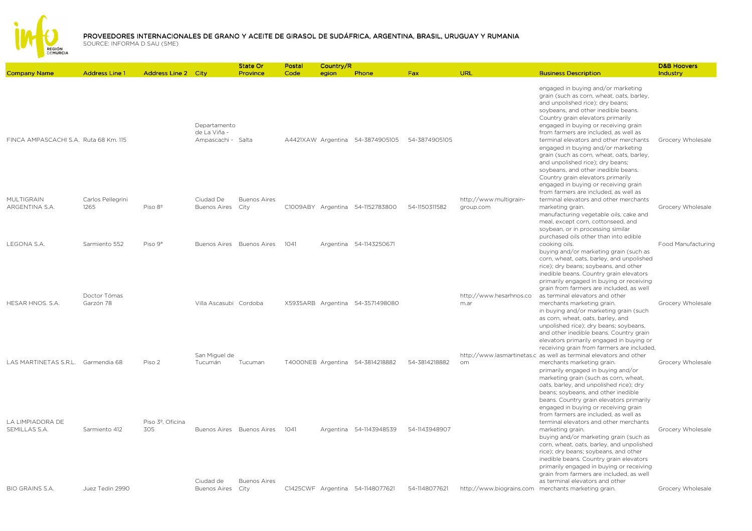# PROVEEDORES INTERNACIONALES DE GRANO Y ACEITE DE GIRASOL DE SUDÁFRICA, ARGENTINA, BRASIL, URUGUAY Y RUMANIA

SOURCE: INFORMA D SAU (SME)

| Company Name | Address Line 1 | Address Line 2 | City | State Or Province | Postal Code | Country/Region | Phone | Fax | URL | Business Description | D&B Hoovers Industry |
|---|---|---|---|---|---|---|---|---|---|---|---|
| FINCA AMPASCACHI S.A. | Ruta 68 Km. 115 | | Departamento de La Viña - Ampascachi - | Salta | A4421XAW | Argentina | 54-3874905105 | 54-3874905105 | | engaged in buying and/or marketing grain (such as corn, wheat, oats, barley, and unpolished rice); dry beans; soybeans, and other inedible beans. Country grain elevators primarily engaged in buying or receiving grain from farmers are included, as well as terminal elevators and other merchants | Grocery Wholesale |
| MULTIGRAIN ARGENTINA S.A. | Carlos Pellegrini 1265 | Piso 8º | Ciudad De Buenos Aires | Buenos Aires City | C1009ABY | Argentina | 54-1152783800 | 54-1150311582 | http://www.multigrain-group.com | engaged in buying and/or marketing grain (such as corn, wheat, oats, barley, and unpolished rice); dry beans; soybeans, and other inedible beans. Country grain elevators primarily engaged in buying or receiving grain from farmers are included, as well as terminal elevators and other merchants marketing grain. | Grocery Wholesale |
| LEGONA S.A. | Sarmiento 552 | Piso 9° | Buenos Aires | Buenos Aires | 1041 | Argentina | 54-1143250671 | | | manufacturing vegetable oils, cake and meal, except corn, cottonseed, and soybean, or in processing similar purchased oils other than into edible cooking oils. | Food Manufacturing |
| HESAR HNOS. S.A. | Doctor Tómas Garzón 78 | | Villa Ascasubi | Cordoba | X5935ARB | Argentina | 54-3571498080 | | http://www.hesarhnos.com.ar | buying and/or marketing grain (such as corn, wheat, oats, barley, and unpolished rice); dry beans; soybeans, and other inedible beans. Country grain elevators primarily engaged in buying or receiving grain from farmers are included, as well as terminal elevators and other merchants marketing grain. | Grocery Wholesale |
| LAS MARTINETAS S.R.L. | Garmendia 68 | Piso 2 | San Miguel de Tucumán | Tucuman | T4000NEB | Argentina | 54-3814218882 | 54-3814218882 | http://www.lasmartinetas.com | in buying and/or marketing grain (such as corn, wheat, oats, barley, and unpolished rice); dry beans; soybeans, and other inedible beans. Country grain elevators primarily engaged in buying or receiving grain from farmers are included, as well as terminal elevators and other merchants marketing grain. | Grocery Wholesale |
| LA LIMPIADORA DE SEMILLAS S.A. | Sarmiento 412 | Piso 3º, Oficina 305 | Buenos Aires | Buenos Aires | 1041 | Argentina | 54-1143948539 | 54-1143948907 | | primarily engaged in buying and/or marketing grain (such as corn, wheat, oats, barley, and unpolished rice); dry beans; soybeans, and other inedible beans. Country grain elevators primarily engaged in buying or receiving grain from farmers are included, as well as terminal elevators and other merchants marketing grain. | Grocery Wholesale |
| BIO GRAINS S.A. | Juez Tedin 2990 | | Ciudad de Buenos Aires | Buenos Aires City | C1425CWF | Argentina | 54-1148077621 | 54-1148077621 | http://www.biograins.com | buying and/or marketing grain (such as corn, wheat, oats, barley, and unpolished rice); dry beans; soybeans, and other inedible beans. Country grain elevators primarily engaged in buying or receiving grain from farmers are included, as well as terminal elevators and other merchants marketing grain. | Grocery Wholesale |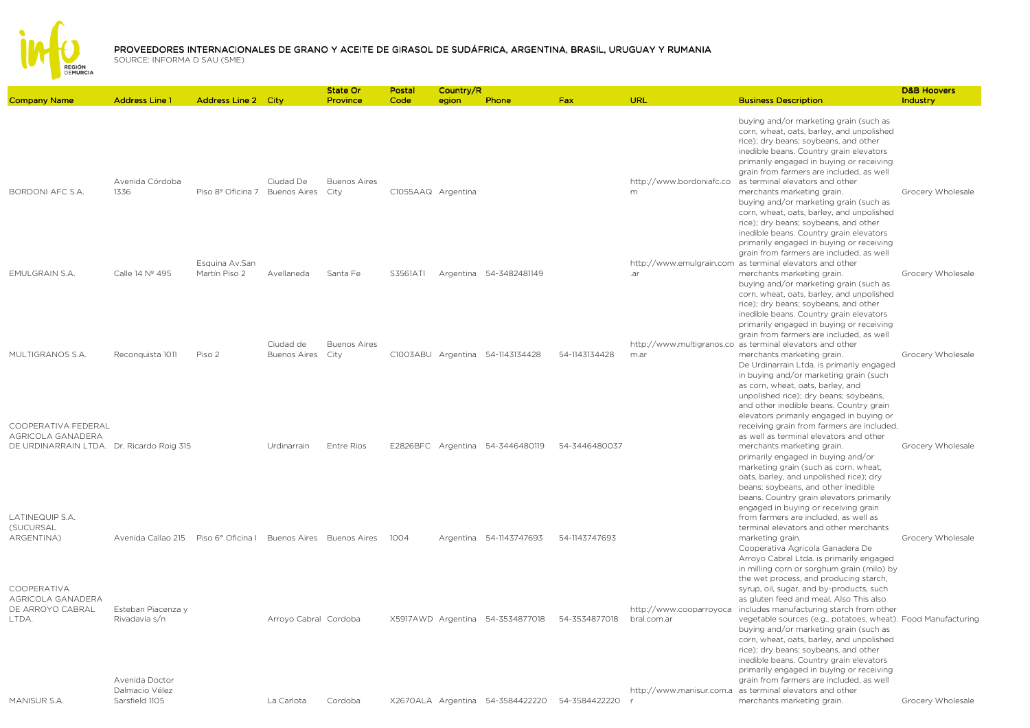# PROVEEDORES INTERNACIONALES DE GRANO Y ACEITE DE GIRASOL DE SUDÁFRICA, ARGENTINA, BRASIL, URUGUAY Y RUMANIA

SOURCE: INFORMA D SAU (SME)

| Company Name | Address Line 1 | Address Line 2 | City | State Or Province | Postal Code | Country/Region | Phone | Fax | URL | Business Description | D&B Hoovers Industry |
|---|---|---|---|---|---|---|---|---|---|---|---|
| BORDONI AFC S.A. | Avenida Córdoba 1336 | Piso 8º Oficina 7 | Ciudad De Buenos Aires | Buenos Aires City | C1055AAQ | Argentina | | | http://www.bordoniafc.com | buying and/or marketing grain (such as corn, wheat, oats, barley, and unpolished rice); dry beans; soybeans, and other inedible beans. Country grain elevators primarily engaged in buying or receiving grain from farmers are included, as well as terminal elevators and other merchants marketing grain. | Grocery Wholesale |
| EMULGRAIN S.A. | Calle 14 Nº 495 | Esquina Av.San Martín Piso 2 | Avellaneda | Santa Fe | S3561ATI | Argentina | 54-3482481149 | | http://www.emulgrain.com.ar | buying and/or marketing grain (such as corn, wheat, oats, barley, and unpolished rice); dry beans; soybeans, and other inedible beans. Country grain elevators primarily engaged in buying or receiving grain from farmers are included, as well as terminal elevators and other merchants marketing grain. | Grocery Wholesale |
| MULTIGRANOS S.A. | Reconquista 1011 | Piso 2 | Ciudad de Buenos Aires | Buenos Aires City | C1003ABU | Argentina | 54-1143134428 | 54-1143134428 | http://www.multigranos.com.ar | buying and/or marketing grain (such as corn, wheat, oats, barley, and unpolished rice); dry beans; soybeans, and other inedible beans. Country grain elevators primarily engaged in buying or receiving grain from farmers are included, as well as terminal elevators and other merchants marketing grain. | Grocery Wholesale |
| COOPERATIVA FEDERAL AGRICOLA GANADERA DE URDINARRAIN LTDA. | Dr. Ricardo Roig 315 | | Urdinarrain | Entre Rios | E2826BFC | Argentina | 54-3446480119 | 54-3446480037 | | De Urdinarrain Ltda. is primarily engaged in buying and/or marketing grain (such as corn, wheat, oats, barley, and unpolished rice); dry beans; soybeans, and other inedible beans. Country grain elevators primarily engaged in buying or receiving grain from farmers are included, as well as terminal elevators and other merchants marketing grain. | Grocery Wholesale |
| LATINEQUIP S.A. (SUCURSAL ARGENTINA) | Avenida Callao 215 | Piso 6° Oficina I | Buenos Aires | Buenos Aires | 1004 | Argentina | 54-1143747693 | 54-1143747693 | | primarily engaged in buying and/or marketing grain (such as corn, wheat, oats, barley, and unpolished rice); dry beans; soybeans, and other inedible beans. Country grain elevators primarily engaged in buying or receiving grain from farmers are included, as well as terminal elevators and other merchants marketing grain. | Grocery Wholesale |
| COOPERATIVA AGRICOLA GANADERA DE ARROYO CABRAL LTDA. | Esteban Piacenza y Rivadavia s/n | | Arroyo Cabral | Cordoba | X5917AWD | Argentina | 54-3534877018 | 54-3534877018 | http://www.cooparroyocabral.com.ar | Cooperativa Agricola Ganadera De Arroyo Cabral Ltda. is primarily engaged in milling corn or sorghum grain (milo) by the wet process, and producing starch, syrup, oil, sugar, and by-products, such as gluten feed and meal. Also This also includes manufacturing starch from other vegetable sources (e.g., potatoes, wheat). | Food Manufacturing |
| MANISUR S.A. | Avenida Doctor Dalmacio Vélez Sarsfield 1105 | | La Carlota | Cordoba | X2670ALA | Argentina | 54-3584422220 | 54-3584422220 | http://www.manisur.com.ar | buying and/or marketing grain (such as corn, wheat, oats, barley, and unpolished rice); dry beans; soybeans, and other inedible beans. Country grain elevators primarily engaged in buying or receiving grain from farmers are included, as well as terminal elevators and other merchants marketing grain. | Grocery Wholesale |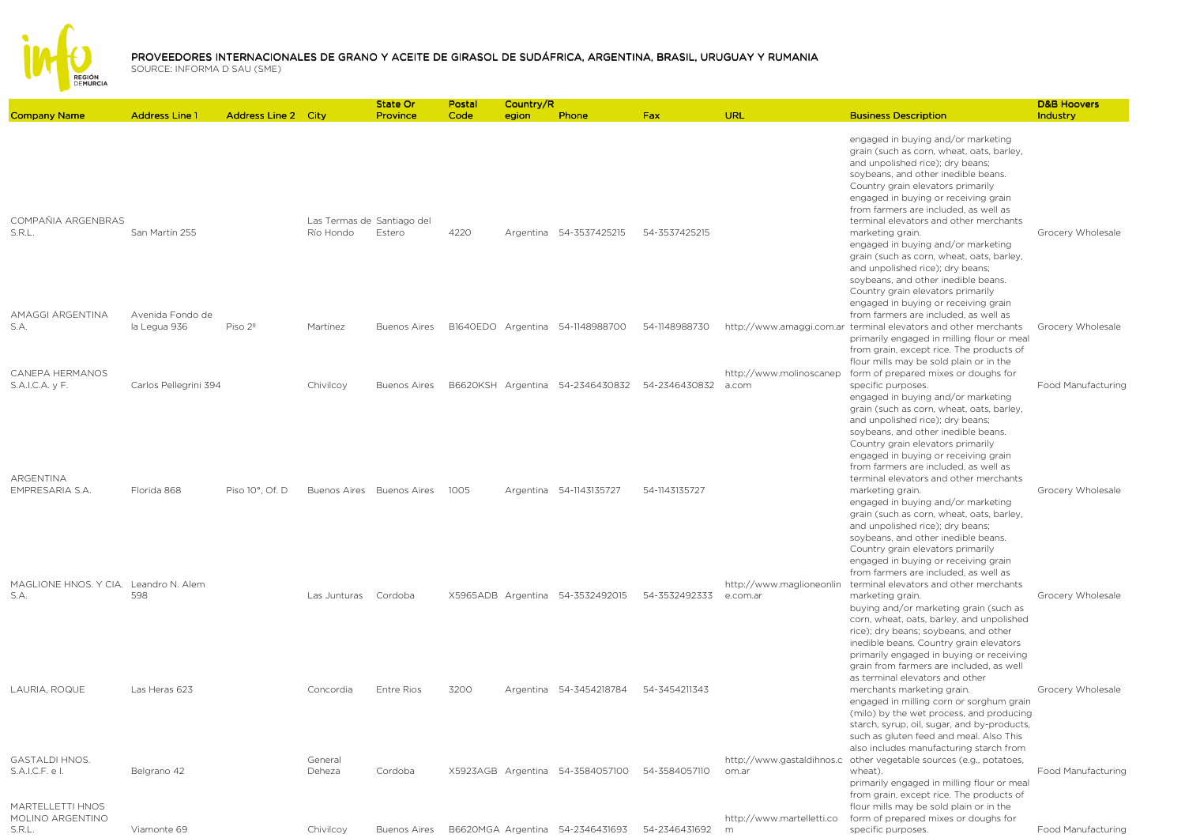## PROVEEDORES INTERNACIONALES DE GRANO Y ACEITE DE GIRASOL DE SUDÁFRICA, ARGENTINA, BRASIL, URUGUAY Y RUMANIA

SOURCE: INFORMA D SAU (SME)

| Company Name | Address Line 1 | Address Line 2 | City | State Or Province | Postal Code | Country/Region | Phone | Fax | URL | Business Description | D&B Hoovers Industry |
|---|---|---|---|---|---|---|---|---|---|---|---|
| COMPAÑIA ARGENBRAS S.R.L. | San Martín 255 | | Las Termas de Río Hondo | Santiago del Estero | 4220 | Argentina | 54-3537425215 | 54-3537425215 | | engaged in buying and/or marketing grain (such as corn, wheat, oats, barley, and unpolished rice); dry beans; soybeans, and other inedible beans. Country grain elevators primarily engaged in buying or receiving grain from farmers are included, as well as terminal elevators and other merchants marketing grain. | Grocery Wholesale |
| AMAGGI ARGENTINA S.A. | Avenida Fondo de la Legua 936 | Piso 2º | Martínez | Buenos Aires | B1640EDO | Argentina | 54-1148988700 | 54-1148988730 | http://www.amaggi.com.ar | engaged in buying and/or marketing grain (such as corn, wheat, oats, barley, and unpolished rice); dry beans; soybeans, and other inedible beans. Country grain elevators primarily engaged in buying or receiving grain from farmers are included, as well as terminal elevators and other merchants | Grocery Wholesale |
| CANEPA HERMANOS S.A.I.C.A. y F. | Carlos Pellegrini 394 | | Chivilcoy | Buenos Aires | B6620KSH | Argentina | 54-2346430832 | 54-2346430832 | http://www.molinoscanepa.com | primarily engaged in milling flour or meal from grain, except rice. The products of flour mills may be sold plain or in the form of prepared mixes or doughs for specific purposes. | Food Manufacturing |
| ARGENTINA EMPRESARIA S.A. | Florida 868 | Piso 10°, Of. D | Buenos Aires | Buenos Aires | 1005 | Argentina | 54-1143135727 | 54-1143135727 | | engaged in buying and/or marketing grain (such as corn, wheat, oats, barley, and unpolished rice); dry beans; soybeans, and other inedible beans. Country grain elevators primarily engaged in buying or receiving grain from farmers are included, as well as terminal elevators and other merchants marketing grain. | Grocery Wholesale |
| MAGLIONE HNOS. Y CIA. S.A. | Leandro N. Alem 598 | | Las Junturas | Cordoba | X5965ADB | Argentina | 54-3532492015 | 54-3532492333 | http://www.maglioneonline.com.ar | engaged in buying and/or marketing grain (such as corn, wheat, oats, barley, and unpolished rice); dry beans; soybeans, and other inedible beans. Country grain elevators primarily engaged in buying or receiving grain from farmers are included, as well as terminal elevators and other merchants marketing grain. | Grocery Wholesale |
| LAURIA, ROQUE | Las Heras 623 | | Concordia | Entre Rios | 3200 | Argentina | 54-3454218784 | 54-3454211343 | | buying and/or marketing grain (such as corn, wheat, oats, barley, and unpolished rice); dry beans; soybeans, and other inedible beans. Country grain elevators primarily engaged in buying or receiving grain from farmers are included, as well as terminal elevators and other merchants marketing grain. | Grocery Wholesale |
| GASTALDI HNOS. S.A.I.C.F. e I. | Belgrano 42 | | General Deheza | Cordoba | X5923AGB | Argentina | 54-3584057100 | 54-3584057110 | http://www.gastaldihnos.com.ar | engaged in milling corn or sorghum grain (milo) by the wet process, and producing starch, syrup, oil, sugar, and by-products, such as gluten feed and meal. Also This also includes manufacturing starch from other vegetable sources (e.g., potatoes, wheat). | Food Manufacturing |
| MARTELLETTI HNOS MOLINO ARGENTINO S.R.L. | Viamonte 69 | | Chivilcoy | Buenos Aires | B6620MGA | Argentina | 54-2346431693 | 54-2346431692 | http://www.martelletti.com | primarily engaged in milling flour or meal from grain, except rice. The products of flour mills may be sold plain or in the form of prepared mixes or doughs for specific purposes. | Food Manufacturing |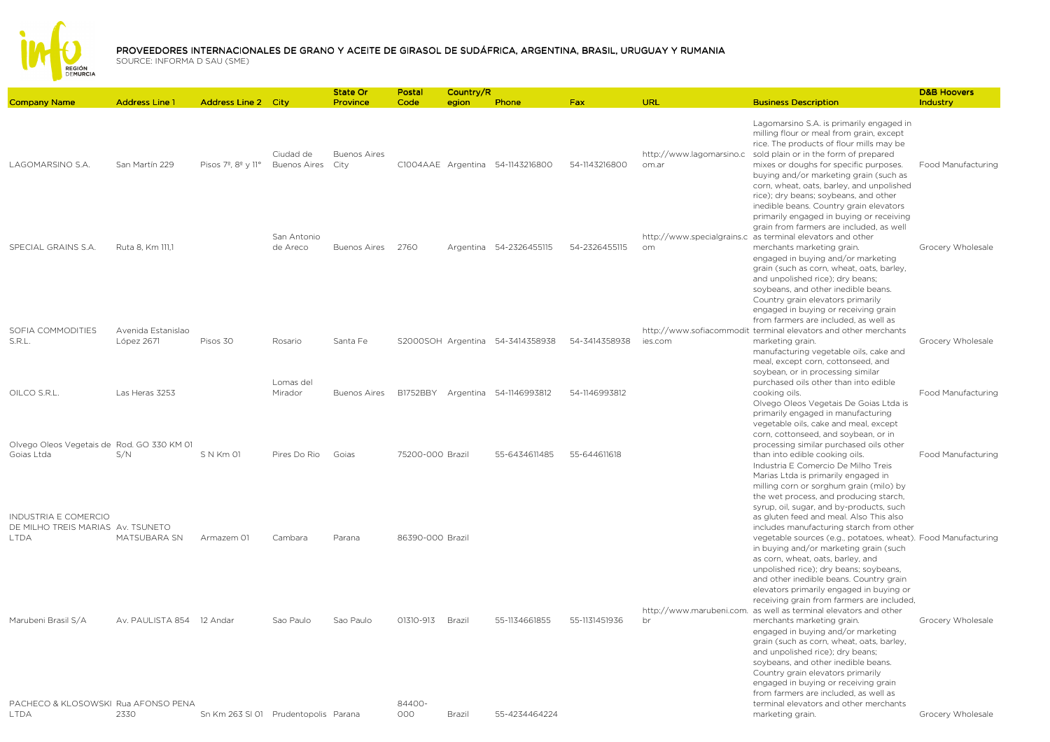# PROVEEDORES INTERNACIONALES DE GRANO Y ACEITE DE GIRASOL DE SUDÁFRICA, ARGENTINA, BRASIL, URUGUAY Y RUMANIA

SOURCE: INFORMA D SAU (SME)

| Company Name | Address Line 1 | Address Line 2 | City | State Or Province | Postal Code | Country/Region | Phone | Fax | URL | Business Description | D&B Hoovers Industry |
|---|---|---|---|---|---|---|---|---|---|---|---|
| LAGOMARSINO S.A. | San Martín 229 | Pisos 7º, 8º y 11º | Ciudad de Buenos Aires | Buenos Aires City | C1004AAE | Argentina | 54-1143216800 | 54-1143216800 | http://www.lagomarsino.com.ar | Lagomarsino S.A. is primarily engaged in milling flour or meal from grain, except rice. The products of flour mills may be sold plain or in the form of prepared mixes or doughs for specific purposes. | Food Manufacturing |
| SPECIAL GRAINS S.A. | Ruta 8, Km 111,1 | | San Antonio de Areco | Buenos Aires | 2760 | Argentina | 54-2326455115 | 54-2326455115 | http://www.specialgrains.com | buying and/or marketing grain (such as corn, wheat, oats, barley, and unpolished rice); dry beans; soybeans, and other inedible beans. Country grain elevators primarily engaged in buying or receiving grain from farmers are included, as well as terminal elevators and other merchants marketing grain. | Grocery Wholesale |
| SOFIA COMMODITIES S.R.L. | Avenida Estanislao López 2671 | Pisos 30 | Rosario | Santa Fe | S2000SOH | Argentina | 54-3414358938 | 54-3414358938 | http://www.sofiacommodities.com | engaged in buying and/or marketing grain (such as corn, wheat, oats, barley, and unpolished rice); dry beans; soybeans, and other inedible beans. Country grain elevators primarily engaged in buying or receiving grain from farmers are included, as well as terminal elevators and other merchants marketing grain. | Grocery Wholesale |
| OILCO S.R.L. | Las Heras 3253 | | Lomas del Mirador | Buenos Aires | B1752BBY | Argentina | 54-1146993812 | 54-1146993812 | | manufacturing vegetable oils, cake and meal, except corn, cottonseed, and soybean, or in processing similar purchased oils other than into edible cooking oils. | Food Manufacturing |
| Olvego Oleos Vegetais de Goias Ltda | Rod. GO 330 KM 01 S/N | S N Km 01 | Pires Do Rio | Goias | 75200-000 | Brazil | 55-6434611485 | 55-644611618 | | Olvego Oleos Vegetais De Goias Ltda is primarily engaged in manufacturing vegetable oils, cake and meal, except corn, cottonseed, and soybean, or in processing similar purchased oils other than into edible cooking oils. | Food Manufacturing |
| INDUSTRIA E COMERCIO DE MILHO TREIS MARIAS LTDA | Av. TSUNETO MATSUBARA SN | Armazem 01 | Cambara | Parana | 86390-000 | Brazil | | | | Industria E Comercio De Milho Treis Marias Ltda is primarily engaged in milling corn or sorghum grain (milo) by the wet process, and producing starch, syrup, oil, sugar, and by-products, such as gluten feed and meal. Also This also includes manufacturing starch from other vegetable sources (e.g., potatoes, wheat). | Food Manufacturing |
| Marubeni Brasil S/A | Av. PAULISTA 854 | 12 Andar | Sao Paulo | Sao Paulo | 01310-913 | Brazil | 55-1134661855 | 55-1131451936 | http://www.marubeni.com.br | in buying and/or marketing grain (such as corn, wheat, oats, barley, and unpolished rice); dry beans; soybeans, and other inedible beans. Country grain elevators primarily engaged in buying or receiving grain from farmers are included, as well as terminal elevators and other merchants marketing grain. | Grocery Wholesale |
| PACHECO & KLOSOWSKI LTDA | Rua AFONSO PENA 2330 | Sn Km 263 Sl 01 | Prudentopolis | Parana | 84400-000 | Brazil | 55-4234464224 | | | engaged in buying and/or marketing grain (such as corn, wheat, oats, barley, and unpolished rice); dry beans; soybeans, and other inedible beans. Country grain elevators primarily engaged in buying or receiving grain from farmers are included, as well as terminal elevators and other merchants marketing grain. | Grocery Wholesale |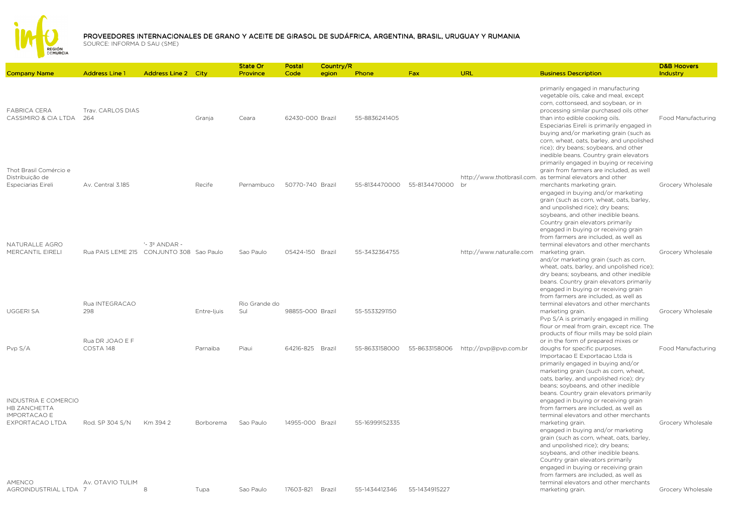# PROVEEDORES INTERNACIONALES DE GRANO Y ACEITE DE GIRASOL DE SUDÁFRICA, ARGENTINA, BRASIL, URUGUAY Y RUMANIA

SOURCE: INFORMA D SAU (SME)

| Company Name | Address Line 1 | Address Line 2 | City | State Or Province | Postal Code | Country/Region | Phone | Fax | URL | Business Description | D&B Hoovers Industry |
|---|---|---|---|---|---|---|---|---|---|---|---|
| FABRICA CERA CASSIMIRO & CIA LTDA | Trav. CARLOS DIAS 264 | | Granja | Ceara | 62430-000 | Brazil | 55-8836241405 | | | primarily engaged in manufacturing vegetable oils, cake and meal, except corn, cottonseed, and soybean, or in processing similar purchased oils other than into edible cooking oils. | Food Manufacturing |
| Thot Brasil Comércio e Distribuição de Especiarias Eireli | Av. Central 3.185 | | Recife | Pernambuco | 50770-740 | Brazil | 55-8134470000 | 55-8134470000 | http://www.thotbrasil.com.br | Especiarias Eireli is primarily engaged in buying and/or marketing grain (such as corn, wheat, oats, barley, and unpolished rice); dry beans; soybeans, and other inedible beans. Country grain elevators primarily engaged in buying or receiving grain from farmers are included, as well as terminal elevators and other merchants marketing grain. | Grocery Wholesale |
| NATURALLE AGRO MERCANTIL EIRELI | Rua PAIS LEME 215 | '- 3º ANDAR - CONJUNTO 308 | Sao Paulo | Sao Paulo | 05424-150 | Brazil | 55-3432364755 | | http://www.naturalle.com | engaged in buying and/or marketing grain (such as corn, wheat, oats, barley, and unpolished rice); dry beans; soybeans, and other inedible beans. Country grain elevators primarily engaged in buying or receiving grain from farmers are included, as well as terminal elevators and other merchants marketing grain. | Grocery Wholesale |
| UGGERI SA | Rua INTEGRACAO 298 | | Entre-Ijuis | Rio Grande do Sul | 98855-000 | Brazil | 55-5533291150 | | | and/or marketing grain (such as corn, wheat, oats, barley, and unpolished rice); dry beans; soybeans, and other inedible beans. Country grain elevators primarily engaged in buying or receiving grain from farmers are included, as well as terminal elevators and other merchants marketing grain. | Grocery Wholesale |
| Pvp S/A | Rua DR JOAO E F COSTA 148 | | Parnaiba | Piaui | 64216-825 | Brazil | 55-8633158000 | 55-8633158006 | http://pvp@pvp.com.br | Pvp S/A is primarily engaged in milling flour or meal from grain, except rice. The products of flour mills may be sold plain or in the form of prepared mixes or doughs for specific purposes. | Food Manufacturing |
| INDUSTRIA E COMERCIO HB ZANCHETTA IMPORTACAO E EXPORTACAO LTDA | Rod. SP 304 S/N | Km 394 2 | Borborema | Sao Paulo | 14955-000 | Brazil | 55-16999152335 | | | Importacao E Exportacao Ltda is primarily engaged in buying and/or marketing grain (such as corn, wheat, oats, barley, and unpolished rice); dry beans; soybeans, and other inedible beans. Country grain elevators primarily engaged in buying or receiving grain from farmers are included, as well as terminal elevators and other merchants marketing grain. | Grocery Wholesale |
| AMENCO AGROINDUSTRIAL LTDA | Av. OTAVIO TULIM 7 | 8 | Tupa | Sao Paulo | 17603-821 | Brazil | 55-1434412346 | 55-1434915227 | | engaged in buying and/or marketing grain (such as corn, wheat, oats, barley, and unpolished rice); dry beans; soybeans, and other inedible beans. Country grain elevators primarily engaged in buying or receiving grain from farmers are included, as well as terminal elevators and other merchants marketing grain. | Grocery Wholesale |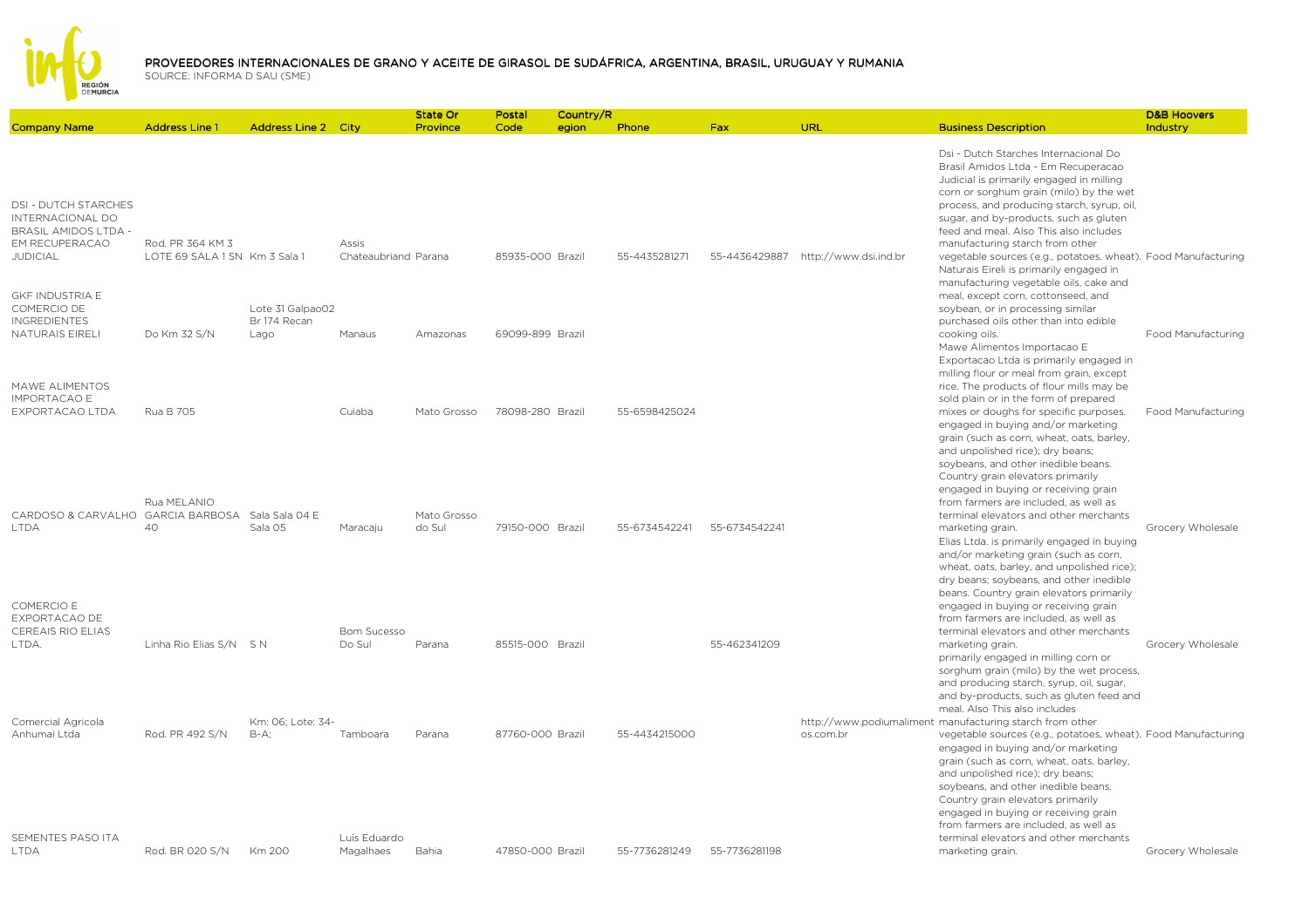# PROVEEDORES INTERNACIONALES DE GRANO Y ACEITE DE GIRASOL DE SUDÁFRICA, ARGENTINA, BRASIL, URUGUAY Y RUMANIA

SOURCE: INFORMA D SAU (SME)

| Company Name | Address Line 1 | Address Line 2 | City | State Or Province | Postal Code | Country/Region | Phone | Fax | URL | Business Description | D&B Hoovers Industry |
|---|---|---|---|---|---|---|---|---|---|---|---|
| DSI - DUTCH STARCHES INTERNACIONAL DO BRASIL AMIDOS LTDA - EM RECUPERACAO JUDICIAL | Rod. PR 364 KM 3 LOTE 69 SALA 1 SN | Km 3 Sala 1 | Assis Chateaubriand | Parana | 85935-000 | Brazil | 55-4435281271 | 55-4436429887 | http://www.dsi.ind.br | Dsi - Dutch Starches Internacional Do Brasil Amidos Ltda - Em Recuperacao Judicial is primarily engaged in milling corn or sorghum grain (milo) by the wet process, and producing starch, syrup, oil, sugar, and by-products, such as gluten feed and meal. Also This also includes manufacturing starch from other vegetable sources (e.g., potatoes, wheat). | Food Manufacturing |
| GKF INDUSTRIA E COMERCIO DE INGREDIENTES NATURAIS EIRELI | Do Km 32 S/N | Lote 31 Galpao02 Br 174 Recan Lago | Manaus | Amazonas | 69099-899 | Brazil | | | | Naturais Eireli is primarily engaged in manufacturing vegetable oils, cake and meal, except corn, cottonseed, and soybean, or in processing similar purchased oils other than into edible cooking oils. | Food Manufacturing |
| MAWE ALIMENTOS IMPORTACAO E EXPORTACAO LTDA | Rua B 705 | | Cuiaba | Mato Grosso | 78098-280 | Brazil | 55-6598425024 | | | Mawe Alimentos Importacao E Exportacao Ltda is primarily engaged in milling flour or meal from grain, except rice. The products of flour mills may be sold plain or in the form of prepared mixes or doughs for specific purposes. | Food Manufacturing |
| CARDOSO & CARVALHO LTDA | Rua MELANIO GARCIA BARBOSA 40 | Sala Sala 04 E Sala 05 | Maracaju | Mato Grosso do Sul | 79150-000 | Brazil | 55-6734542241 | 55-6734542241 | | engaged in buying and/or marketing grain (such as corn, wheat, oats, barley, and unpolished rice); dry beans; soybeans, and other inedible beans. Country grain elevators primarily engaged in buying or receiving grain from farmers are included, as well as terminal elevators and other merchants marketing grain. | Grocery Wholesale |
| COMERCIO E EXPORTACAO DE CEREAIS RIO ELIAS LTDA. | Linha Rio Elias S/N | S N | Bom Sucesso Do Sul | Parana | 85515-000 | Brazil | | 55-462341209 | | Elias Ltda. is primarily engaged in buying and/or marketing grain (such as corn, wheat, oats, barley, and unpolished rice); dry beans; soybeans, and other inedible beans. Country grain elevators primarily engaged in buying or receiving grain from farmers are included, as well as terminal elevators and other merchants marketing grain. | Grocery Wholesale |
| Comercial Agricola Anhumai Ltda | Rod. PR 492 S/N | Km: 06; Lote: 34-B-A; | Tamboara | Parana | 87760-000 | Brazil | 55-4434215000 | | http://www.podiumalimentos.com.br | primarily engaged in milling corn or sorghum grain (milo) by the wet process, and producing starch, syrup, oil, sugar, and by-products, such as gluten feed and meal. Also This also includes manufacturing starch from other vegetable sources (e.g., potatoes, wheat). | Food Manufacturing |
| SEMENTES PASO ITA LTDA | Rod. BR 020 S/N | Km 200 | Luis Eduardo Magalhaes | Bahia | 47850-000 | Brazil | 55-7736281249 | 55-7736281198 | | engaged in buying and/or marketing grain (such as corn, wheat, oats, barley, and unpolished rice); dry beans; soybeans, and other inedible beans. Country grain elevators primarily engaged in buying or receiving grain from farmers are included, as well as terminal elevators and other merchants marketing grain. | Grocery Wholesale |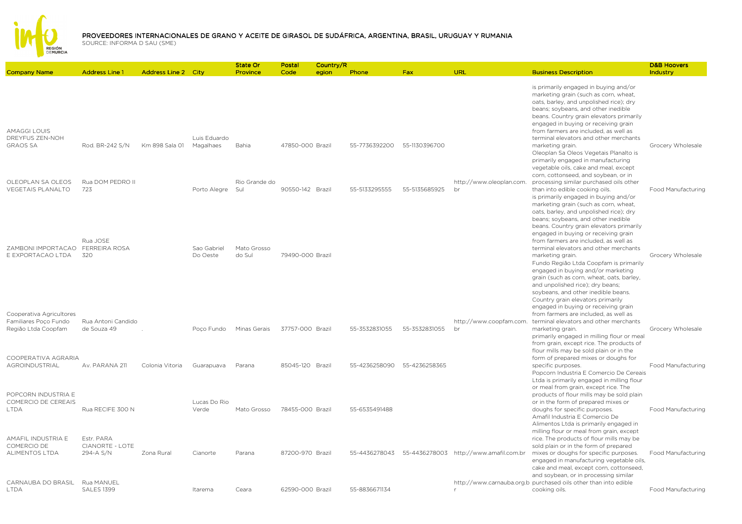## PROVEEDORES INTERNACIONALES DE GRANO Y ACEITE DE GIRASOL DE SUDÁFRICA, ARGENTINA, BRASIL, URUGUAY Y RUMANIA

SOURCE: INFORMA D SAU (SME)

| Company Name | Address Line 1 | Address Line 2 | City | State Or Province | Postal Code | Country/Region | Phone | Fax | URL | Business Description | D&B Hoovers Industry |
|---|---|---|---|---|---|---|---|---|---|---|---|
| AMAGGI LOUIS DREYFUS ZEN-NOH GRAOS SA | Rod. BR-242 S/N | Km 898 Sala 01 | Luis Eduardo Magalhaes | Bahia | 47850-000 | Brazil | 55-7736392200 | 55-1130396700 | | is primarily engaged in buying and/or marketing grain (such as corn, wheat, oats, barley, and unpolished rice); dry beans; soybeans, and other inedible beans. Country grain elevators primarily engaged in buying or receiving grain from farmers are included, as well as terminal elevators and other merchants marketing grain. | Grocery Wholesale |
| OLEOPLAN SA OLEOS VEGETAIS PLANALTO | Rua DOM PEDRO II 723 | | Porto Alegre | Rio Grande do Sul | 90550-142 | Brazil | 55-5133295555 | 55-5135685925 | http://www.oleoplan.com.br | Oleoplan Sa Oleos Vegetais Planalto is primarily engaged in manufacturing vegetable oils, cake and meal, except corn, cottonseed, and soybean, or in processing similar purchased oils other than into edible cooking oils. | Food Manufacturing |
| ZAMBONI IMPORTACAO E EXPORTACAO LTDA | Rua JOSE FERREIRA ROSA 320 | | Sao Gabriel Do Oeste | Mato Grosso do Sul | 79490-000 | Brazil | | | | is primarily engaged in buying and/or marketing grain (such as corn, wheat, oats, barley, and unpolished rice); dry beans; soybeans, and other inedible beans. Country grain elevators primarily engaged in buying or receiving grain from farmers are included, as well as terminal elevators and other merchants marketing grain. | Grocery Wholesale |
| Cooperativa Agricultores Familiares Poço Fundo Região Ltda Coopfam | Rua Antoni Candido de Souza 49 | . | Poço Fundo | Minas Gerais | 37757-000 | Brazil | 55-3532831055 | 55-3532831055 | http://www.coopfam.com.br | Fundo Região Ltda Coopfam is primarily engaged in buying and/or marketing grain (such as corn, wheat, oats, barley, and unpolished rice); dry beans; soybeans, and other inedible beans. Country grain elevators primarily engaged in buying or receiving grain from farmers are included, as well as terminal elevators and other merchants marketing grain. | Grocery Wholesale |
| COOPERATIVA AGRARIA AGROINDUSTRIAL | Av. PARANA 211 | Colonia Vitoria | Guarapuava | Parana | 85045-120 | Brazil | 55-4236258090 | 55-4236258365 | | primarily engaged in milling flour or meal from grain, except rice. The products of flour mills may be sold plain or in the form of prepared mixes or doughs for specific purposes. | Food Manufacturing |
| POPCORN INDUSTRIA E COMERCIO DE CEREAIS LTDA | Rua RECIFE 300 N | | Lucas Do Rio Verde | Mato Grosso | 78455-000 | Brazil | 55-6535491488 | | | Popcorn Industria E Comercio De Cereais Ltda is primarily engaged in milling flour or meal from grain, except rice. The products of flour mills may be sold plain or in the form of prepared mixes or doughs for specific purposes. | Food Manufacturing |
| AMAFIL INDUSTRIA E COMERCIO DE ALIMENTOS LTDA | Estr. PARA CIANORTE - LOTE 294-A S/N | Zona Rural | Cianorte | Parana | 87200-970 | Brazil | 55-4436278043 | 55-4436278003 | http://www.amafil.com.br | Amafil Industria E Comercio De Alimentos Ltda is primarily engaged in milling flour or meal from grain, except rice. The products of flour mills may be sold plain or in the form of prepared mixes or doughs for specific purposes. | Food Manufacturing |
| CARNAUBA DO BRASIL LTDA | Rua MANUEL SALES 1399 | | Itarema | Ceara | 62590-000 | Brazil | 55-8836671134 | | http://www.carnauba.org.br | engaged in manufacturing vegetable oils, cake and meal, except corn, cottonseed, and soybean, or in processing similar purchased oils other than into edible cooking oils. | Food Manufacturing |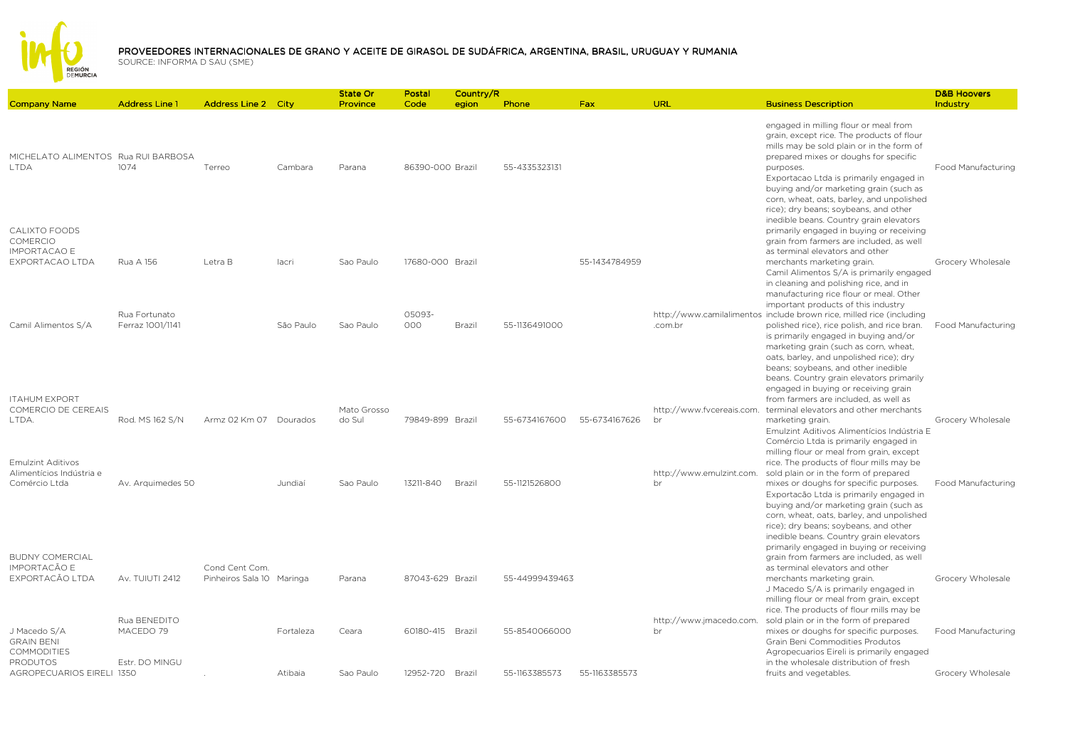# PROVEEDORES INTERNACIONALES DE GRANO Y ACEITE DE GIRASOL DE SUDÁFRICA, ARGENTINA, BRASIL, URUGUAY Y RUMANIA

SOURCE: INFORMA D SAU (SME)

| Company Name | Address Line 1 | Address Line 2 | City | State Or Province | Postal Code | Country/Region | Phone | Fax | URL | Business Description | D&B Hoovers Industry |
|---|---|---|---|---|---|---|---|---|---|---|---|
| MICHELATO ALIMENTOS LTDA | Rua RUI BARBOSA 1074 | Terreo | Cambara | Parana | 86390-000 | Brazil | 55-4335323131 | | | engaged in milling flour or meal from grain, except rice. The products of flour mills may be sold plain or in the form of prepared mixes or doughs for specific purposes. | Food Manufacturing |
| CALIXTO FOODS COMERCIO IMPORTACAO E EXPORTACAO LTDA | Rua A 156 | Letra B | Iacri | Sao Paulo | 17680-000 | Brazil | | 55-1434784959 | | Exportacao Ltda is primarily engaged in buying and/or marketing grain (such as corn, wheat, oats, barley, and unpolished rice); dry beans; soybeans, and other inedible beans. Country grain elevators primarily engaged in buying or receiving grain from farmers are included, as well as terminal elevators and other merchants marketing grain. | Grocery Wholesale |
| Camil Alimentos S/A | Rua Fortunato Ferraz 1001/1141 | | São Paulo | Sao Paulo | 05093-000 | Brazil | 55-1136491000 | | http://www.camilalimentos.com.br | Camil Alimentos S/A is primarily engaged in cleaning and polishing rice, and in manufacturing rice flour or meal. Other important products of this industry include brown rice, milled rice (including polished rice), rice polish, and rice bran. | Food Manufacturing |
| ITAHUM EXPORT COMERCIO DE CEREAIS LTDA. | Rod. MS 162 S/N | Armz 02 Km 07 | Dourados | Mato Grosso do Sul | 79849-899 | Brazil | 55-6734167600 | 55-6734167626 | http://www.fvcereais.com.br | is primarily engaged in buying and/or marketing grain (such as corn, wheat, oats, barley, and unpolished rice); dry beans; soybeans, and other inedible beans. Country grain elevators primarily engaged in buying or receiving grain from farmers are included, as well as terminal elevators and other merchants marketing grain. | Grocery Wholesale |
| Emulzint Aditivos Alimentícios Indústria e Comércio Ltda | Av. Arquimedes 50 | | Jundiaí | Sao Paulo | 13211-840 | Brazil | 55-1121526800 | | http://www.emulzint.com.br | Emulzint Aditivos Alimentícios Indústria E Comércio Ltda is primarily engaged in milling flour or meal from grain, except rice. The products of flour mills may be sold plain or in the form of prepared mixes or doughs for specific purposes. | Food Manufacturing |
| BUDNY COMERCIAL IMPORTACÃO E EXPORTACÃO LTDA | Av. TUIUTI 2412 | Cond Cent Com. Pinheiros Sala 10 | Maringa | Parana | 87043-629 | Brazil | 55-44999439463 | | | Exportacão Ltda is primarily engaged in buying and/or marketing grain (such as corn, wheat, oats, barley, and unpolished rice); dry beans; soybeans, and other inedible beans. Country grain elevators primarily engaged in buying or receiving grain from farmers are included, as well as terminal elevators and other merchants marketing grain. | Grocery Wholesale |
| J Macedo S/A | Rua BENEDITO MACEDO 79 | | Fortaleza | Ceara | 60180-415 | Brazil | 55-8540066000 | | http://www.jmacedo.com.br | J Macedo S/A is primarily engaged in milling flour or meal from grain, except rice. The products of flour mills may be sold plain or in the form of prepared mixes or doughs for specific purposes. | Food Manufacturing |
| GRAIN BENI COMMODITIES PRODUTOS AGROPECUARIOS EIRELI | Estr. DO MINGU 1350 | . | Atibaia | Sao Paulo | 12952-720 | Brazil | 55-1163385573 | 55-1163385573 | | Grain Beni Commodities Produtos Agropecuarios Eireli is primarily engaged in the wholesale distribution of fresh fruits and vegetables. | Grocery Wholesale |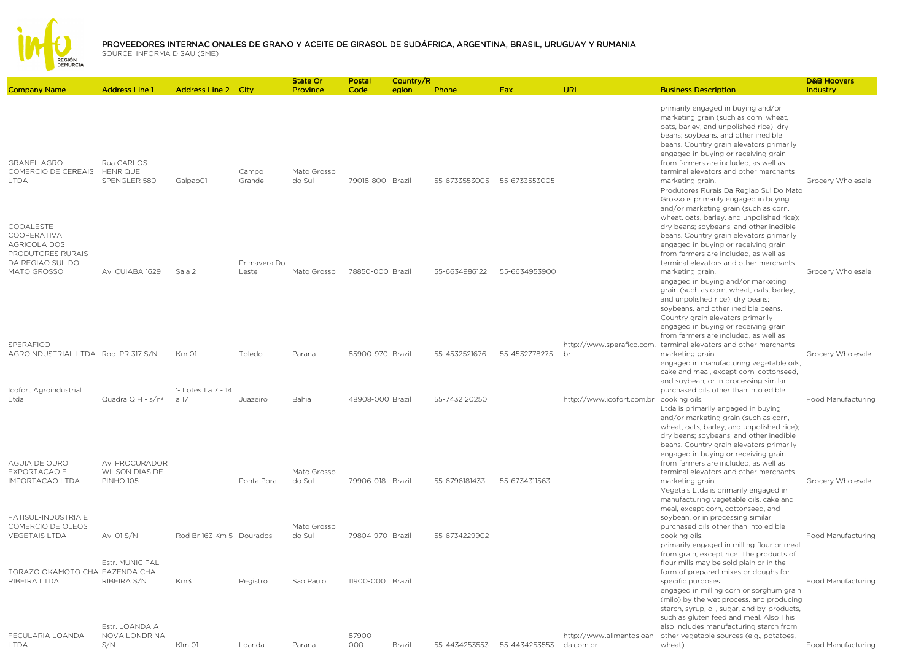# PROVEEDORES INTERNACIONALES DE GRANO Y ACEITE DE GIRASOL DE SUDÁFRICA, ARGENTINA, BRASIL, URUGUAY Y RUMANIA

SOURCE: INFORMA D SAU (SME)

| Company Name | Address Line 1 | Address Line 2 | City | State Or Province | Postal Code | Country/Region | Phone | Fax | URL | Business Description | D&B Hoovers Industry |
|---|---|---|---|---|---|---|---|---|---|---|---|
| GRANEL AGRO COMERCIO DE CEREAIS LTDA | Rua CARLOS HENRIQUE SPENGLER 580 | Galpao01 | Campo Grande | Mato Grosso do Sul | 79018-800 | Brazil | 55-6733553005 | 55-6733553005 | | primarily engaged in buying and/or marketing grain (such as corn, wheat, oats, barley, and unpolished rice); dry beans; soybeans, and other inedible beans. Country grain elevators primarily engaged in buying or receiving grain from farmers are included, as well as terminal elevators and other merchants marketing grain. | Grocery Wholesale |
| COOALESTE - COOPERATIVA AGRICOLA DOS PRODUTORES RURAIS DA REGIAO SUL DO MATO GROSSO | Av. CUIABA 1629 | Sala 2 | Primavera Do Leste | Mato Grosso | 78850-000 | Brazil | 55-6634986122 | 55-6634953900 | | Produtores Rurais Da Regiao Sul Do Mato Grosso is primarily engaged in buying and/or marketing grain (such as corn, wheat, oats, barley, and unpolished rice); dry beans; soybeans, and other inedible beans. Country grain elevators primarily engaged in buying or receiving grain from farmers are included, as well as terminal elevators and other merchants marketing grain. | Grocery Wholesale |
| SPERAFICO AGROINDUSTRIAL LTDA. | Rod. PR 317 S/N | Km 01 | Toledo | Parana | 85900-970 | Brazil | 55-4532521676 | 55-4532778275 | http://www.sperafico.com.br | engaged in buying and/or marketing grain (such as corn, wheat, oats, barley, and unpolished rice); dry beans; soybeans, and other inedible beans. Country grain elevators primarily engaged in buying or receiving grain from farmers are included, as well as terminal elevators and other merchants marketing grain. | Grocery Wholesale |
| Icofort Agroindustrial Ltda | Quadra QIH - s/nº | '- Lotes 1 a 7 - 14 a 17 | Juazeiro | Bahia | 48908-000 | Brazil | 55-7432120250 | | http://www.icofort.com.br | engaged in manufacturing vegetable oils, cake and meal, except corn, cottonseed, and soybean, or in processing similar purchased oils other than into edible cooking oils. | Food Manufacturing |
| AGUIA DE OURO EXPORTACAO E IMPORTACAO LTDA | Av. PROCURADOR WILSON DIAS DE PINHO 105 | | Ponta Pora | Mato Grosso do Sul | 79906-018 | Brazil | 55-6796181433 | 55-6734311563 | | Ltda is primarily engaged in buying and/or marketing grain (such as corn, wheat, oats, barley, and unpolished rice); dry beans; soybeans, and other inedible beans. Country grain elevators primarily engaged in buying or receiving grain from farmers are included, as well as terminal elevators and other merchants marketing grain. | Grocery Wholesale |
| FATISUL-INDUSTRIA E COMERCIO DE OLEOS VEGETAIS LTDA | Av. 01 S/N | Rod Br 163 Km 5 | Dourados | Mato Grosso do Sul | 79804-970 | Brazil | 55-6734229902 | | | Vegetais Ltda is primarily engaged in manufacturing vegetable oils, cake and meal, except corn, cottonseed, and soybean, or in processing similar purchased oils other than into edible cooking oils. | Food Manufacturing |
| TORAZO OKAMOTO CHA RIBEIRA LTDA | Estr. MUNICIPAL - FAZENDA CHA RIBEIRA S/N | Km3 | Registro | Sao Paulo | 11900-000 | Brazil | | | | primarily engaged in milling flour or meal from grain, except rice. The products of flour mills may be sold plain or in the form of prepared mixes or doughs for specific purposes. | Food Manufacturing |
| FECULARIA LOANDA LTDA | Estr. LOANDA A NOVA LONDRINA S/N | Klm 01 | Loanda | Parana | 87900-000 | Brazil | 55-4434253553 | 55-4434253553 | http://www.alimentosloanda.com.br | engaged in milling corn or sorghum grain (milo) by the wet process, and producing starch, syrup, oil, sugar, and by-products, such as gluten feed and meal. Also This also includes manufacturing starch from other vegetable sources (e.g., potatoes, wheat). | Food Manufacturing |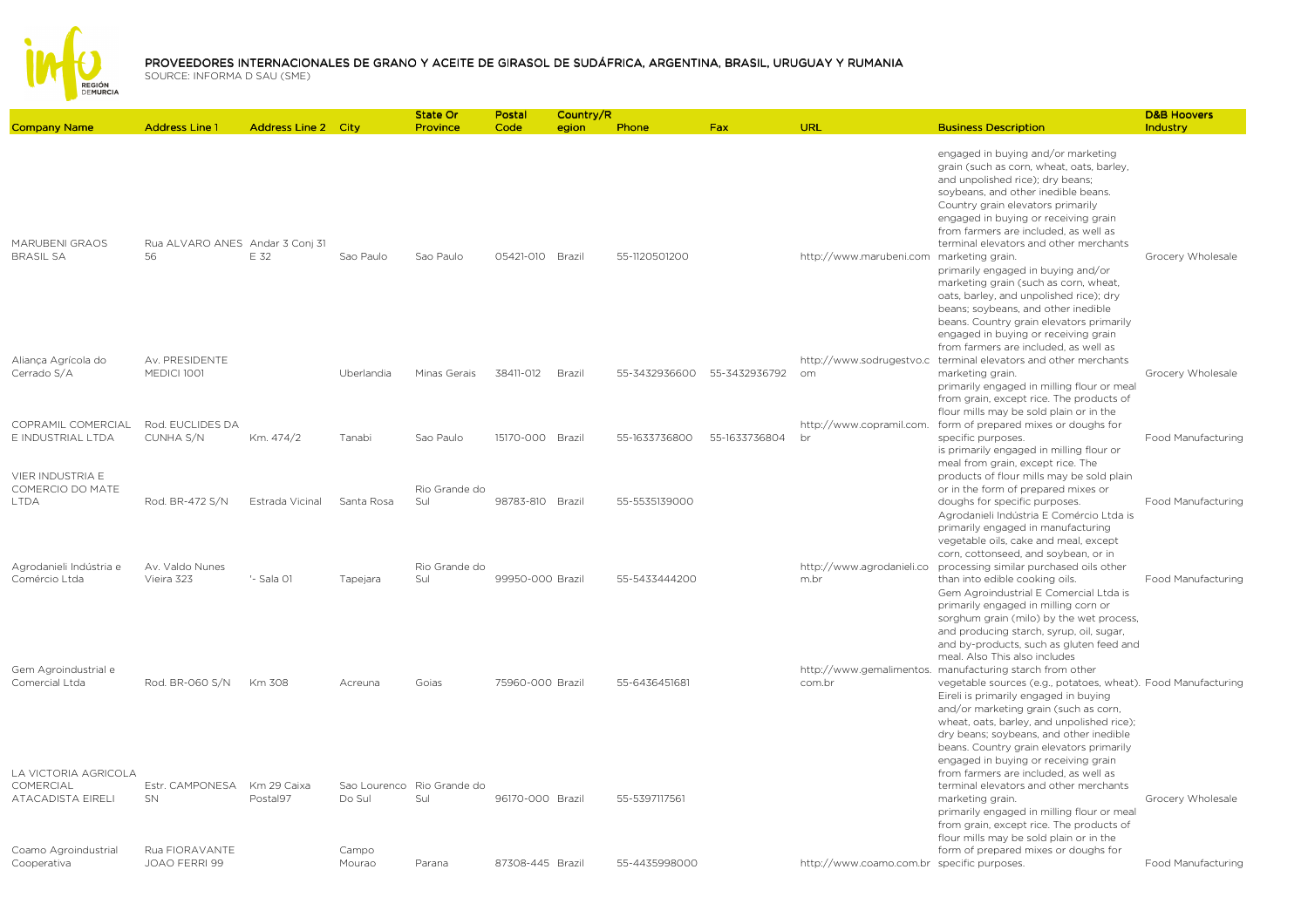# PROVEEDORES INTERNACIONALES DE GRANO Y ACEITE DE GIRASOL DE SUDÁFRICA, ARGENTINA, BRASIL, URUGUAY Y RUMANIA

SOURCE: INFORMA D SAU (SME)

| Company Name | Address Line 1 | Address Line 2 | City | State Or Province | Postal Code | Country/Region | Phone | Fax | URL | Business Description | D&B Hoovers Industry |
|---|---|---|---|---|---|---|---|---|---|---|---|
| MARUBENI GRAOS BRASIL SA | Rua ALVARO ANES 56 | Andar 3 Conj 31 E 32 | Sao Paulo | Sao Paulo | 05421-010 | Brazil | 55-1120501200 | | http://www.marubeni.com | engaged in buying and/or marketing grain (such as corn, wheat, oats, barley, and unpolished rice); dry beans; soybeans, and other inedible beans. Country grain elevators primarily engaged in buying or receiving grain from farmers are included, as well as terminal elevators and other merchants marketing grain. | Grocery Wholesale |
| Aliança Agrícola do Cerrado S/A | Av. PRESIDENTE MEDICI 1001 | | Uberlandia | Minas Gerais | 38411-012 | Brazil | 55-3432936600 | 55-3432936792 | http://www.sodrugestvo.com | primarily engaged in buying and/or marketing grain (such as corn, wheat, oats, barley, and unpolished rice); dry beans; soybeans, and other inedible beans. Country grain elevators primarily engaged in buying or receiving grain from farmers are included, as well as terminal elevators and other merchants marketing grain. | Grocery Wholesale |
| COPRAMIL COMERCIAL E INDUSTRIAL LTDA | Rod. EUCLIDES DA CUNHA S/N | Km. 474/2 | Tanabi | Sao Paulo | 15170-000 | Brazil | 55-1633736800 | 55-1633736804 | http://www.copramil.com.br | primarily engaged in milling flour or meal from grain, except rice. The products of flour mills may be sold plain or in the form of prepared mixes or doughs for specific purposes. | Food Manufacturing |
| VIER INDUSTRIA E COMERCIO DO MATE LTDA | Rod. BR-472 S/N | Estrada Vicinal | Santa Rosa | Rio Grande do Sul | 98783-810 | Brazil | 55-5535139000 | | | is primarily engaged in milling flour or meal from grain, except rice. The products of flour mills may be sold plain or in the form of prepared mixes or doughs for specific purposes. | Food Manufacturing |
| Agrodanieli Indústria e Comércio Ltda | Av. Valdo Nunes Vieira 323 | '- Sala 01 | Tapejara | Rio Grande do Sul | 99950-000 | Brazil | 55-5433444200 | | http://www.agrodanieli.com.br | Agrodanieli Indústria E Comércio Ltda is primarily engaged in manufacturing vegetable oils, cake and meal, except corn, cottonseed, and soybean, or in processing similar purchased oils other than into edible cooking oils. | Food Manufacturing |
| Gem Agroindustrial e Comercial Ltda | Rod. BR-060 S/N | Km 308 | Acreuna | Goias | 75960-000 | Brazil | 55-6436451681 | | http://www.gemalimentos.com.br | Gem Agroindustrial E Comercial Ltda is primarily engaged in milling corn or sorghum grain (milo) by the wet process, and producing starch, syrup, oil, sugar, and by-products, such as gluten feed and meal. Also This also includes manufacturing starch from other vegetable sources (e.g., potatoes, wheat). | Food Manufacturing |
| LA VICTORIA AGRICOLA COMERCIAL ATACADISTA EIRELI | Estr. CAMPONESA SN | Km 29 Caixa Postal97 | Sao Lourenco Do Sul | Rio Grande do Sul | 96170-000 | Brazil | 55-5397117561 | | | Eireli is primarily engaged in buying and/or marketing grain (such as corn, wheat, oats, barley, and unpolished rice); dry beans; soybeans, and other inedible beans. Country grain elevators primarily engaged in buying or receiving grain from farmers are included, as well as terminal elevators and other merchants marketing grain. | Grocery Wholesale |
| Coamo Agroindustrial Cooperativa | Rua FIORAVANTE JOAO FERRI 99 | | Campo Mourao | Parana | 87308-445 | Brazil | 55-4435998000 | | http://www.coamo.com.br | primarily engaged in milling flour or meal from grain, except rice. The products of flour mills may be sold plain or in the form of prepared mixes or doughs for specific purposes. | Food Manufacturing |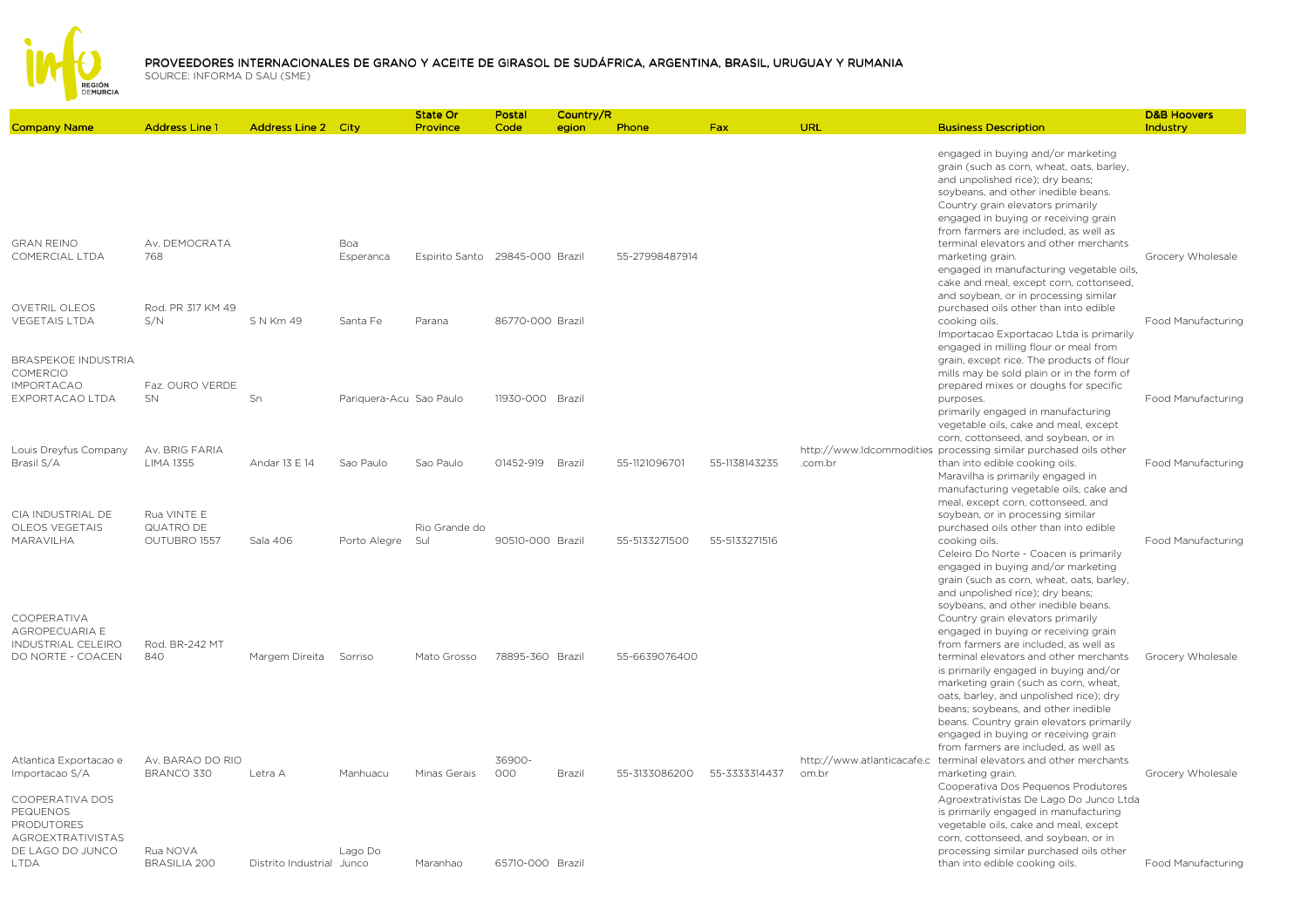# PROVEEDORES INTERNACIONALES DE GRANO Y ACEITE DE GIRASOL DE SUDÁFRICA, ARGENTINA, BRASIL, URUGUAY Y RUMANIA

SOURCE: INFORMA D SAU (SME)

| Company Name | Address Line 1 | Address Line 2 | City | State Or Province | Postal Code | Country/Region | Phone | Fax | URL | Business Description | D&B Hoovers Industry |
|---|---|---|---|---|---|---|---|---|---|---|---|
| GRAN REINO COMERCIAL LTDA | Av. DEMOCRATA 768 | | Boa Esperanca | Espirito Santo | 29845-000 | Brazil | 55-27998487914 | | | engaged in buying and/or marketing grain (such as corn, wheat, oats, barley, and unpolished rice); dry beans; soybeans, and other inedible beans. Country grain elevators primarily engaged in buying or receiving grain from farmers are included, as well as terminal elevators and other merchants marketing grain. | Grocery Wholesale |
| OVETRIL OLEOS VEGETAIS LTDA | Rod. PR 317 KM 49 S/N | S N Km 49 | Santa Fe | Parana | 86770-000 | Brazil | | | | engaged in manufacturing vegetable oils, cake and meal, except corn, cottonseed, and soybean, or in processing similar purchased oils other than into edible cooking oils. | Food Manufacturing |
| BRASPEKOE INDUSTRIA COMERCIO IMPORTACAO EXPORTACAO LTDA | Faz. OURO VERDE SN | Sn | Pariquera-Acu | Sao Paulo | 11930-000 | Brazil | | | | Importacao Exportacao Ltda is primarily engaged in milling flour or meal from grain, except rice. The products of flour mills may be sold plain or in the form of prepared mixes or doughs for specific purposes. | Food Manufacturing |
| Louis Dreyfus Company Brasil S/A | Av. BRIG FARIA LIMA 1355 | Andar 13 E 14 | Sao Paulo | Sao Paulo | 01452-919 | Brazil | 55-1121096701 | 55-1138143235 | http://www.ldcommodities.com.br | primarily engaged in manufacturing vegetable oils, cake and meal, except corn, cottonseed, and soybean, or in processing similar purchased oils other than into edible cooking oils. | Food Manufacturing |
| CIA INDUSTRIAL DE OLEOS VEGETAIS MARAVILHA | Rua VINTE E QUATRO DE OUTUBRO 1557 | Sala 406 | Porto Alegre | Rio Grande do Sul | 90510-000 | Brazil | 55-5133271500 | 55-5133271516 | | Maravilha is primarily engaged in manufacturing vegetable oils, cake and meal, except corn, cottonseed, and soybean, or in processing similar purchased oils other than into edible cooking oils. | Food Manufacturing |
| COOPERATIVA AGROPECUARIA E INDUSTRIAL CELEIRO DO NORTE - COACEN | Rod. BR-242 MT 840 | Margem Direita | Sorriso | Mato Grosso | 78895-360 | Brazil | 55-6639076400 | | | Celeiro Do Norte - Coacen is primarily engaged in buying and/or marketing grain (such as corn, wheat, oats, barley, and unpolished rice); dry beans; soybeans, and other inedible beans. Country grain elevators primarily engaged in buying or receiving grain from farmers are included, as well as terminal elevators and other merchants | Grocery Wholesale |
| Atlantica Exportacao e Importacao S/A | Av. BARAO DO RIO BRANCO 330 | Letra A | Manhuacu | Minas Gerais | 36900-000 | Brazil | 55-3133086200 | 55-3333314437 | http://www.atlanticacafe.com.br | is primarily engaged in buying and/or marketing grain (such as corn, wheat, oats, barley, and unpolished rice); dry beans; soybeans, and other inedible beans. Country grain elevators primarily engaged in buying or receiving grain from farmers are included, as well as terminal elevators and other merchants marketing grain. | Grocery Wholesale |
| COOPERATIVA DOS PEQUENOS PRODUTORES AGROEXTRATIVISTAS DE LAGO DO JUNCO LTDA | Rua NOVA BRASILIA 200 | Distrito Industrial | Lago Do Junco | Maranhao | 65710-000 | Brazil | | | | Cooperativa Dos Pequenos Produtores Agroextrativistas De Lago Do Junco Ltda is primarily engaged in manufacturing vegetable oils, cake and meal, except corn, cottonseed, and soybean, or in processing similar purchased oils other than into edible cooking oils. | Food Manufacturing |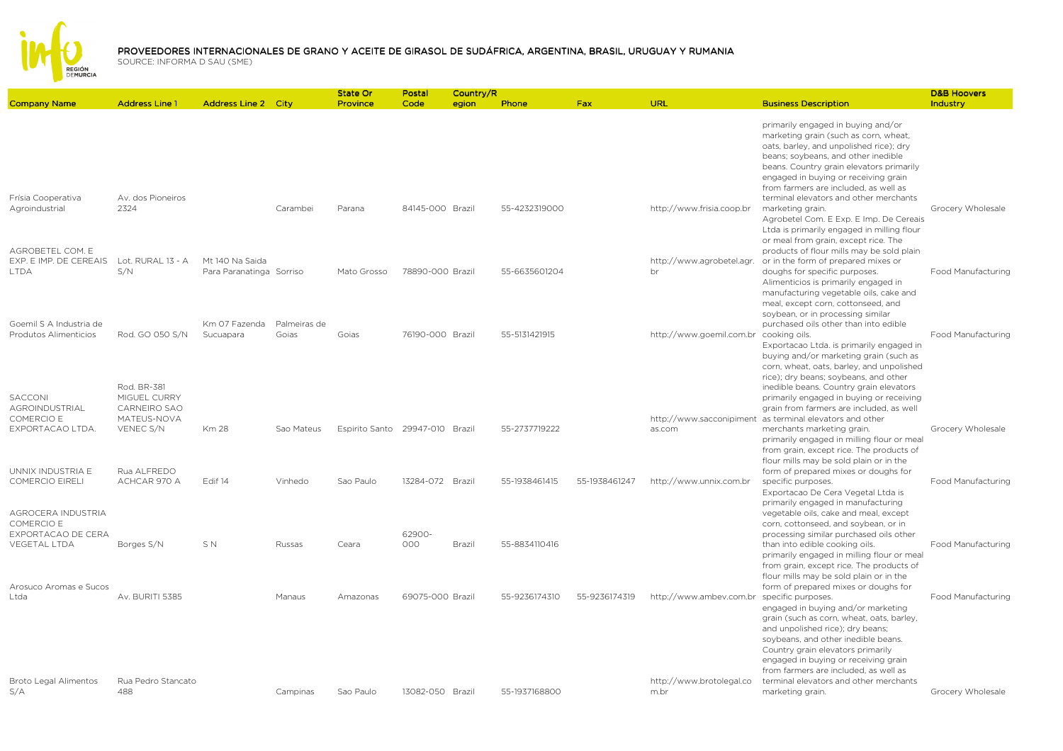# PROVEEDORES INTERNACIONALES DE GRANO Y ACEITE DE GIRASOL DE SUDÁFRICA, ARGENTINA, BRASIL, URUGUAY Y RUMANIA

SOURCE: INFORMA D SAU (SME)

| Company Name | Address Line 1 | Address Line 2 | City | State Or Province | Postal Code | Country/Region | Phone | Fax | URL | Business Description | D&B Hoovers Industry |
|---|---|---|---|---|---|---|---|---|---|---|---|
| Frísia Cooperativa Agroindustrial | Av. dos Pioneiros 2324 | | Carambei | Parana | 84145-000 | Brazil | 55-4232319000 | | http://www.frisia.coop.br | primarily engaged in buying and/or marketing grain (such as corn, wheat, oats, barley, and unpolished rice); dry beans; soybeans, and other inedible beans. Country grain elevators primarily engaged in buying or receiving grain from farmers are included, as well as terminal elevators and other merchants marketing grain. | Grocery Wholesale |
| AGROBETEL COM. E EXP. E IMP. DE CEREAIS LTDA | Lot. RURAL 13 - A S/N | Mt 140 Na Saida Para Paranatinga | Sorriso | Mato Grosso | 78890-000 | Brazil | 55-6635601204 | | http://www.agrobetel.agr.br | Agrobetel Com. E Exp. E Imp. De Cereais Ltda is primarily engaged in milling flour or meal from grain, except rice. The products of flour mills may be sold plain or in the form of prepared mixes or doughs for specific purposes. | Food Manufacturing |
| Goemil S A Industria de Produtos Alimenticios | Rod. GO 050 S/N | Km 07 Fazenda Sucuapara | Palmeiras de Goias | Goias | 76190-000 | Brazil | 55-5131421915 | | http://www.goemil.com.br | Alimenticios is primarily engaged in manufacturing vegetable oils, cake and meal, except corn, cottonseed, and soybean, or in processing similar purchased oils other than into edible cooking oils. | Food Manufacturing |
| SACCONI AGROINDUSTRIAL COMERCIO E EXPORTACAO LTDA. | Rod. BR-381 MIGUEL CURRY CARNEIRO SAO MATEUS-NOVA VENEC S/N | Km 28 | Sao Mateus | Espirito Santo | 29947-010 | Brazil | 55-2737719222 | | http://www.sacconipimentas.com | Exportacao Ltda. is primarily engaged in buying and/or marketing grain (such as corn, wheat, oats, barley, and unpolished rice); dry beans; soybeans, and other inedible beans. Country grain elevators primarily engaged in buying or receiving grain from farmers are included, as well as terminal elevators and other merchants marketing grain. | Grocery Wholesale |
| UNNIX INDUSTRIA E COMERCIO EIRELI | Rua ALFREDO ACHCAR 970 A | Edif 14 | Vinhedo | Sao Paulo | 13284-072 | Brazil | 55-1938461415 | 55-1938461247 | http://www.unnix.com.br | primarily engaged in milling flour or meal from grain, except rice. The products of flour mills may be sold plain or in the form of prepared mixes or doughs for specific purposes. | Food Manufacturing |
| AGROCERA INDUSTRIA COMERCIO E EXPORTACAO DE CERA VEGETAL LTDA | Borges S/N | S N | Russas | Ceara | 62900-000 | Brazil | 55-8834110416 | | | Exportacao De Cera Vegetal Ltda is primarily engaged in manufacturing vegetable oils, cake and meal, except corn, cottonseed, and soybean, or in processing similar purchased oils other than into edible cooking oils. | Food Manufacturing |
| Arosuco Aromas e Sucos Ltda | Av. BURITI 5385 | | Manaus | Amazonas | 69075-000 | Brazil | 55-9236174310 | 55-9236174319 | http://www.ambev.com.br | primarily engaged in milling flour or meal from grain, except rice. The products of flour mills may be sold plain or in the form of prepared mixes or doughs for specific purposes. | Food Manufacturing |
| Broto Legal Alimentos S/A | Rua Pedro Stancato 488 | | Campinas | Sao Paulo | 13082-050 | Brazil | 55-1937168800 | | http://www.brotolegal.com.br | engaged in buying and/or marketing grain (such as corn, wheat, oats, barley, and unpolished rice); dry beans; soybeans, and other inedible beans. Country grain elevators primarily engaged in buying or receiving grain from farmers are included, as well as terminal elevators and other merchants marketing grain. | Grocery Wholesale |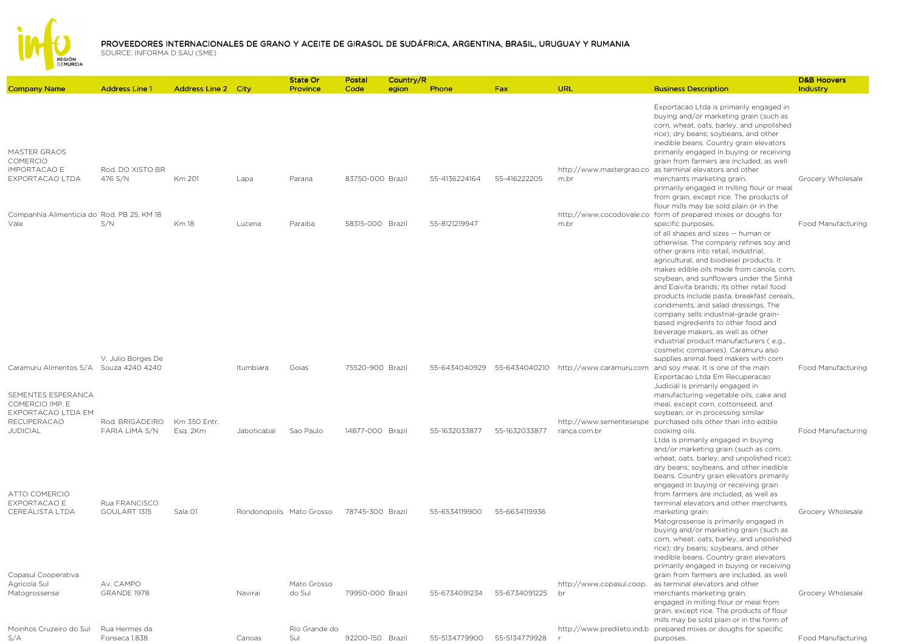# PROVEEDORES INTERNACIONALES DE GRANO Y ACEITE DE GIRASOL DE SUDÁFRICA, ARGENTINA, BRASIL, URUGUAY Y RUMANIA

SOURCE: INFORMA D SAU (SME)

| Company Name | Address Line 1 | Address Line 2 | City | State Or Province | Postal Code | Country/Region | Phone | Fax | URL | Business Description | D&B Hoovers Industry |
|---|---|---|---|---|---|---|---|---|---|---|---|
| MASTER GRAOS COMERCIO IMPORTACAO E EXPORTACAO LTDA | Rod. DO XISTO BR 476 S/N | Km 201 | Lapa | Parana | 83750-000 | Brazil | 55-4136224164 | 55-416222205 | http://www.mastergrao.com.br | Exportacao Ltda is primarily engaged in buying and/or marketing grain (such as corn, wheat, oats, barley, and unpolished rice); dry beans; soybeans, and other inedible beans. Country grain elevators primarily engaged in buying or receiving grain from farmers are included, as well as terminal elevators and other merchants marketing grain. | Grocery Wholesale |
| Companhia Alimentícia do Vale | Rod. PB 25, KM 18 S/N | Km 18 | Lucena | Paraiba | 58315-000 | Brazil | 55-8121219947 | | http://www.cocodovale.com.br | primarily engaged in milling flour or meal from grain, except rice. The products of flour mills may be sold plain or in the form of prepared mixes or doughs for specific purposes. | Food Manufacturing |
| Caramuru Alimentos S/A | V. Julio Borges De Souza 4240 4240 | | Itumbiara | Goias | 75520-900 | Brazil | 55-6434040929 | 55-6434040210 | http://www.caramuru.com | of all shapes and sizes -- human or otherwise. The company refines soy and other grains into retail, industrial, agricultural, and biodiesel products. It makes edible oils made from canola, corn, soybean, and sunflowers under the Sinhá and Eqivita brands; its other retail food products include pasta, breakfast cereals, condiments, and salad dressings. The company sells industrial-grade grain-based ingredients to other food and beverage makers, as well as other industrial product manufacturers ( e.g., cosmetic companies). Caramuru also supplies animal feed makers with corn and soy meal. It is one of the main | Food Manufacturing |
| SEMENTES ESPERANCA COMERCIO IMP. E EXPORTACAO LTDA EM RECUPERACAO JUDICIAL | Rod. BRIGADEIRO FARIA LIMA S/N | Km 350 Entr. Esq. 2Km | Jaboticabal | Sao Paulo | 14877-000 | Brazil | 55-1632033877 | 55-1632033877 | http://www.sementesesperança.com.br | Exportacao Ltda Em Recuperacao Judicial is primarily engaged in manufacturing vegetable oils, cake and meal, except corn, cottonseed, and soybean, or in processing similar purchased oils other than into edible cooking oils. | Food Manufacturing |
| ATTO COMERCIO EXPORTACAO E CEREALISTA LTDA | Rua FRANCISCO GOULART 1315 | Sala 01 | Rondonopolis | Mato Grosso | 78745-300 | Brazil | 55-6534119900 | 55-6634119936 | | Ltda is primarily engaged in buying and/or marketing grain (such as corn, wheat, oats, barley, and unpolished rice); dry beans; soybeans, and other inedible beans. Country grain elevators primarily engaged in buying or receiving grain from farmers are included, as well as terminal elevators and other merchants marketing grain. | Grocery Wholesale |
| Copasul Cooperativa Agricola Sul Matogrossense | Av. CAMPO GRANDE 1978 | | Navirai | Mato Grosso do Sul | 79950-000 | Brazil | 55-6734091234 | 55-6734091225 | http://www.copasul.coop.br | Matogrossense is primarily engaged in buying and/or marketing grain (such as corn, wheat, oats, barley, and unpolished rice); dry beans; soybeans, and other inedible beans. Country grain elevators primarily engaged in buying or receiving grain from farmers are included, as well as terminal elevators and other merchants marketing grain. | Grocery Wholesale |
| Moinhos Cruzeiro do Sul S/A | Rua Hermes da Fonseca 1.838 | | Canoas | Rio Grande do Sul | 92200-150 | Brazil | 55-5134779900 | 55-5134779928 | http://www.predileto.ind.br | engaged in milling flour or meal from grain, except rice. The products of flour mills may be sold plain or in the form of prepared mixes or doughs for specific purposes. | Food Manufacturing |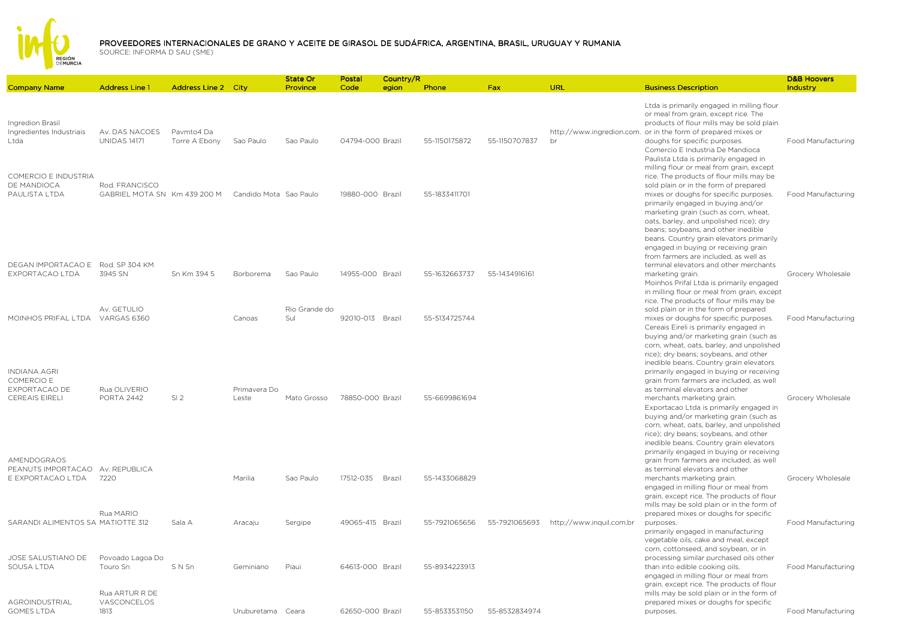# PROVEEDORES INTERNACIONALES DE GRANO Y ACEITE DE GIRASOL DE SUDÁFRICA, ARGENTINA, BRASIL, URUGUAY Y RUMANIA

SOURCE: INFORMA D SAU (SME)

| Company Name | Address Line 1 | Address Line 2 | City | State Or Province | Postal Code | Country/Region | Phone | Fax | URL | Business Description | D&B Hoovers Industry |
|---|---|---|---|---|---|---|---|---|---|---|---|
| Ingredion Brasil Ingredientes Industriais Ltda | Av. DAS NACOES UNIDAS 14171 | Pavmto4 Da Torre A Ebony | Sao Paulo | Sao Paulo | 04794-000 | Brazil | 55-1150175872 | 55-1150707837 | http://www.ingredion.com.br | Ltda is primarily engaged in milling flour or meal from grain, except rice. The products of flour mills may be sold plain or in the form of prepared mixes or doughs for specific purposes. | Food Manufacturing |
| COMERCIO E INDUSTRIA DE MANDIOCA PAULISTA LTDA | Rod. FRANCISCO GABRIEL MOTA SN | Km 439 200 M | Candido Mota | Sao Paulo | 19880-000 | Brazil | 55-1833411701 | | | Comercio E Industria De Mandioca Paulista Ltda is primarily engaged in milling flour or meal from grain, except rice. The products of flour mills may be sold plain or in the form of prepared mixes or doughs for specific purposes. | Food Manufacturing |
| DEGAN IMPORTACAO E EXPORTACAO LTDA | Rod. SP 304 KM 3945 SN | Sn Km 394 5 | Borborema | Sao Paulo | 14955-000 | Brazil | 55-1632663737 | 55-1434916161 | | primarily engaged in buying and/or marketing grain (such as corn, wheat, oats, barley, and unpolished rice); dry beans; soybeans, and other inedible beans. Country grain elevators primarily engaged in buying or receiving grain from farmers are included, as well as terminal elevators and other merchants marketing grain. | Grocery Wholesale |
| MOINHOS PRIFAL LTDA | Av. GETULIO VARGAS 6360 | | Canoas | Rio Grande do Sul | 92010-013 | Brazil | 55-5134725744 | | | Moinhos Prifal Ltda is primarily engaged in milling flour or meal from grain, except rice. The products of flour mills may be sold plain or in the form of prepared mixes or doughs for specific purposes. | Food Manufacturing |
| INDIANA AGRI COMERCIO E EXPORTACAO DE CEREAIS EIRELI | Rua OLIVERIO PORTA 2442 | Sl 2 | Primavera Do Leste | Mato Grosso | 78850-000 | Brazil | 55-6699861694 | | | Cereais Eireli is primarily engaged in buying and/or marketing grain (such as corn, wheat, oats, barley, and unpolished rice); dry beans; soybeans, and other inedible beans. Country grain elevators primarily engaged in buying or receiving grain from farmers are included, as well as terminal elevators and other merchants marketing grain. | Grocery Wholesale |
| AMENDOGRAOS PEANUTS IMPORTACAO E EXPORTACAO LTDA | Av. REPUBLICA 7220 | | Marilia | Sao Paulo | 17512-035 | Brazil | 55-1433068829 | | | Exportacao Ltda is primarily engaged in buying and/or marketing grain (such as corn, wheat, oats, barley, and unpolished rice); dry beans; soybeans, and other inedible beans. Country grain elevators primarily engaged in buying or receiving grain from farmers are included, as well as terminal elevators and other merchants marketing grain. | Grocery Wholesale |
| SARANDI ALIMENTOS SA | Rua MARIO MATIOTTE 312 | Sala A | Aracaju | Sergipe | 49065-415 | Brazil | 55-7921065656 | 55-7921065693 | http://www.inquil.com.br | engaged in milling flour or meal from grain, except rice. The products of flour mills may be sold plain or in the form of prepared mixes or doughs for specific purposes. | Food Manufacturing |
| JOSE SALUSTIANO DE SOUSA LTDA | Povoado Lagoa Do Touro Sn | S N Sn | Geminiano | Piaui | 64613-000 | Brazil | 55-8934223913 | | | primarily engaged in manufacturing vegetable oils, cake and meal, except corn, cottonseed, and soybean, or in processing similar purchased oils other than into edible cooking oils. | Food Manufacturing |
| AGROINDUSTRIAL GOMES LTDA | Rua ARTUR R DE VASCONCELOS 1813 | | Uruburetama | Ceara | 62650-000 | Brazil | 55-8533531150 | 55-8532834974 | | engaged in milling flour or meal from grain, except rice. The products of flour mills may be sold plain or in the form of prepared mixes or doughs for specific purposes. | Food Manufacturing |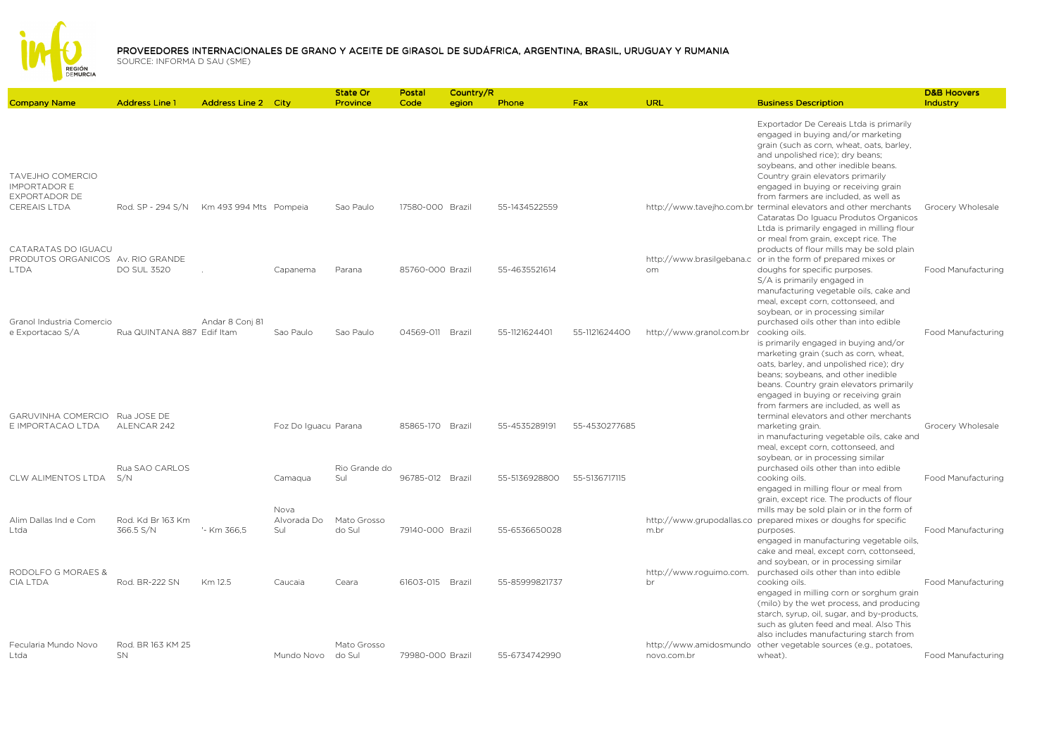# PROVEEDORES INTERNACIONALES DE GRANO Y ACEITE DE GIRASOL DE SUDÁFRICA, ARGENTINA, BRASIL, URUGUAY Y RUMANIA

SOURCE: INFORMA D SAU (SME)

| Company Name | Address Line 1 | Address Line 2 | City | State Or Province | Postal Code | Country/Region | Phone | Fax | URL | Business Description | D&B Hoovers Industry |
|---|---|---|---|---|---|---|---|---|---|---|---|
| TAVEJHO COMERCIO IMPORTADOR E EXPORTADOR DE CEREAIS LTDA | Rod. SP - 294 S/N | Km 493 994 Mts | Pompeia | Sao Paulo | 17580-000 | Brazil | 55-1434522559 | | http://www.tavejho.com.br | Exportador De Cereais Ltda is primarily engaged in buying and/or marketing grain (such as corn, wheat, oats, barley, and unpolished rice); dry beans; soybeans, and other inedible beans. Country grain elevators primarily engaged in buying or receiving grain from farmers are included, as well as terminal elevators and other merchants | Grocery Wholesale |
| CATARATAS DO IGUACU PRODUTOS ORGANICOS LTDA | Av. RIO GRANDE DO SUL 3520 | . | Capanema | Parana | 85760-000 | Brazil | 55-4635521614 | | http://www.brasilgebana.com | Cataratas Do Iguacu Produtos Organicos Ltda is primarily engaged in milling flour or meal from grain, except rice. The products of flour mills may be sold plain or in the form of prepared mixes or doughs for specific purposes. | Food Manufacturing |
| Granol Industria Comercio e Exportacao S/A | Rua QUINTANA 887 | Andar 8 Conj 81 Edif Itam | Sao Paulo | Sao Paulo | 04569-011 | Brazil | 55-1121624401 | 55-1121624400 | http://www.granol.com.br | S/A is primarily engaged in manufacturing vegetable oils, cake and meal, except corn, cottonseed, and soybean, or in processing similar purchased oils other than into edible cooking oils. | Food Manufacturing |
| GARUVINHA COMERCIO E IMPORTACAO LTDA | Rua JOSE DE ALENCAR 242 | | Foz Do Iguacu | Parana | 85865-170 | Brazil | 55-4535289191 | 55-4530277685 | | is primarily engaged in buying and/or marketing grain (such as corn, wheat, oats, barley, and unpolished rice); dry beans; soybeans, and other inedible beans. Country grain elevators primarily engaged in buying or receiving grain from farmers are included, as well as terminal elevators and other merchants marketing grain. | Grocery Wholesale |
| CLW ALIMENTOS LTDA | Rua SAO CARLOS S/N | | Camaqua | Rio Grande do Sul | 96785-012 | Brazil | 55-5136928800 | 55-5136717115 | | in manufacturing vegetable oils, cake and meal, except corn, cottonseed, and soybean, or in processing similar purchased oils other than into edible cooking oils. | Food Manufacturing |
| Alim Dallas Ind e Com Ltda | Rod. Kd Br 163 Km 366.5 S/N | '- Km 366,5 | Nova Alvorada Do Sul | Mato Grosso do Sul | 79140-000 | Brazil | 55-6536650028 | | http://www.grupodallas.com.br | engaged in milling flour or meal from grain, except rice. The products of flour mills may be sold plain or in the form of prepared mixes or doughs for specific purposes. | Food Manufacturing |
| RODOLFO G MORAES & CIA LTDA | Rod. BR-222 SN | Km 12.5 | Caucaia | Ceara | 61603-015 | Brazil | 55-85999821737 | | http://www.roguimo.com.br | engaged in manufacturing vegetable oils, cake and meal, except corn, cottonseed, and soybean, or in processing similar purchased oils other than into edible cooking oils. | Food Manufacturing |
| Fecularia Mundo Novo Ltda | Rod. BR 163 KM 25 SN | | Mundo Novo | Mato Grosso do Sul | 79980-000 | Brazil | 55-6734742990 | | http://www.amidosmundonovo.com.br | engaged in milling corn or sorghum grain (milo) by the wet process, and producing starch, syrup, oil, sugar, and by-products, such as gluten feed and meal. Also This also includes manufacturing starch from other vegetable sources (e.g., potatoes, wheat). | Food Manufacturing |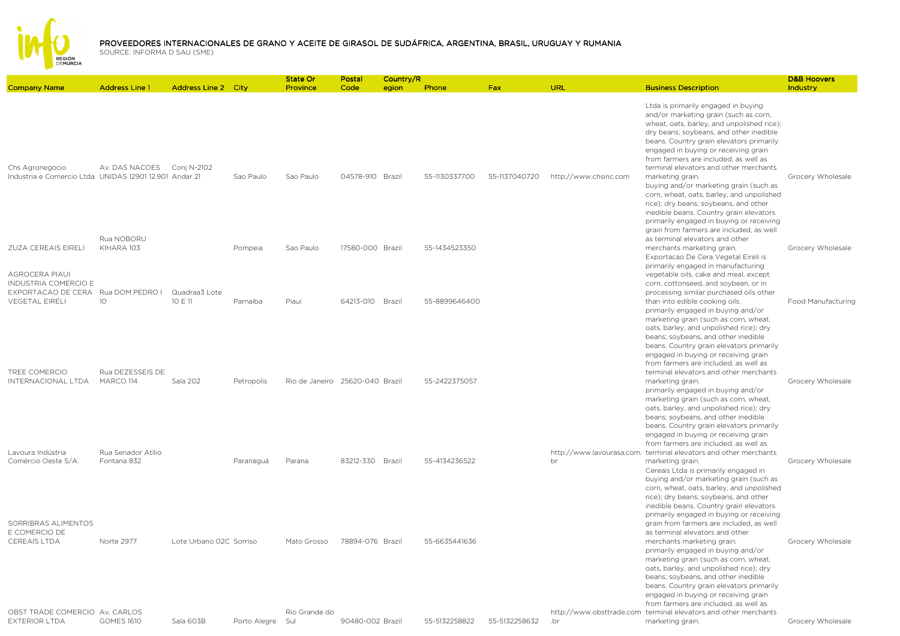# PROVEEDORES INTERNACIONALES DE GRANO Y ACEITE DE GIRASOL DE SUDÁFRICA, ARGENTINA, BRASIL, URUGUAY Y RUMANIA

SOURCE: INFORMA D SAU (SME)

| Company Name | Address Line 1 | Address Line 2 | City | State Or Province | Postal Code | Country/Region | Phone | Fax | URL | Business Description | D&B Hoovers Industry |
|---|---|---|---|---|---|---|---|---|---|---|---|
| Chs Agronegocio Industria e Comercio Ltda | Av. DAS NACOES UNIDAS 12901 12.901 | Conj N-2102 Andar 21 | Sao Paulo | Sao Paulo | 04578-910 | Brazil | 55-1130337700 | 55-1137040720 | http://www.chsinc.com | Ltda is primarily engaged in buying and/or marketing grain (such as corn, wheat, oats, barley, and unpolished rice); dry beans; soybeans, and other inedible beans. Country grain elevators primarily engaged in buying or receiving grain from farmers are included, as well as terminal elevators and other merchants marketing grain. | Grocery Wholesale |
| ZUZA CEREAIS EIRELI | Rua NOBORU KIHARA 103 | | Pompeia | Sao Paulo | 17580-000 | Brazil | 55-1434523350 | | | buying and/or marketing grain (such as corn, wheat, oats, barley, and unpolished rice); dry beans; soybeans, and other inedible beans. Country grain elevators primarily engaged in buying or receiving grain from farmers are included, as well as terminal elevators and other merchants marketing grain. | Grocery Wholesale |
| AGROCERA PIAUI INDUSTRIA COMERCIO E EXPORTACAO DE CERA VEGETAL EIRELI | Rua DOM PEDRO I 10 | Quadraa3 Lote 10 E 11 | Parnaiba | Piaui | 64213-010 | Brazil | 55-8899646400 | | | Exportacao De Cera Vegetal Eireli is primarily engaged in manufacturing vegetable oils, cake and meal, except corn, cottonseed, and soybean, or in processing similar purchased oils other than into edible cooking oils. | Food Manufacturing |
| TREE COMERCIO INTERNACIONAL LTDA | Rua DEZESSEIS DE MARCO 114 | Sala 202 | Petropolis | Rio de Janeiro | 25620-040 | Brazil | 55-2422375057 | | | primarily engaged in buying and/or marketing grain (such as corn, wheat, oats, barley, and unpolished rice); dry beans; soybeans, and other inedible beans. Country grain elevators primarily engaged in buying or receiving grain from farmers are included, as well as terminal elevators and other merchants marketing grain. | Grocery Wholesale |
| Lavoura Indústria Comércio Oeste S/A. | Rua Senador Atílio Fontana 832 | | Paranaguá | Parana | 83212-330 | Brazil | 55-4134236522 | | http://www.lavourasa.com.br | primarily engaged in buying and/or marketing grain (such as corn, wheat, oats, barley, and unpolished rice); dry beans; soybeans, and other inedible beans. Country grain elevators primarily engaged in buying or receiving grain from farmers are included, as well as terminal elevators and other merchants marketing grain. | Grocery Wholesale |
| SORRIBRAS ALIMENTOS E COMERCIO DE CEREAIS LTDA | Norte 2977 | Lote Urbano 02C | Sorriso | Mato Grosso | 78894-076 | Brazil | 55-6635441636 | | | Cereais Ltda is primarily engaged in buying and/or marketing grain (such as corn, wheat, oats, barley, and unpolished rice); dry beans; soybeans, and other inedible beans. Country grain elevators primarily engaged in buying or receiving grain from farmers are included, as well as terminal elevators and other merchants marketing grain. | Grocery Wholesale |
| OBST TRADE COMERCIO EXTERIOR LTDA | Av. CARLOS GOMES 1610 | Sala 603B | Porto Alegre | Rio Grande do Sul | 90480-002 | Brazil | 55-5132258822 | 55-5132258632 | http://www.obsttrade.com.br | primarily engaged in buying and/or marketing grain (such as corn, wheat, oats, barley, and unpolished rice); dry beans; soybeans, and other inedible beans. Country grain elevators primarily engaged in buying or receiving grain from farmers are included, as well as terminal elevators and other merchants marketing grain. | Grocery Wholesale |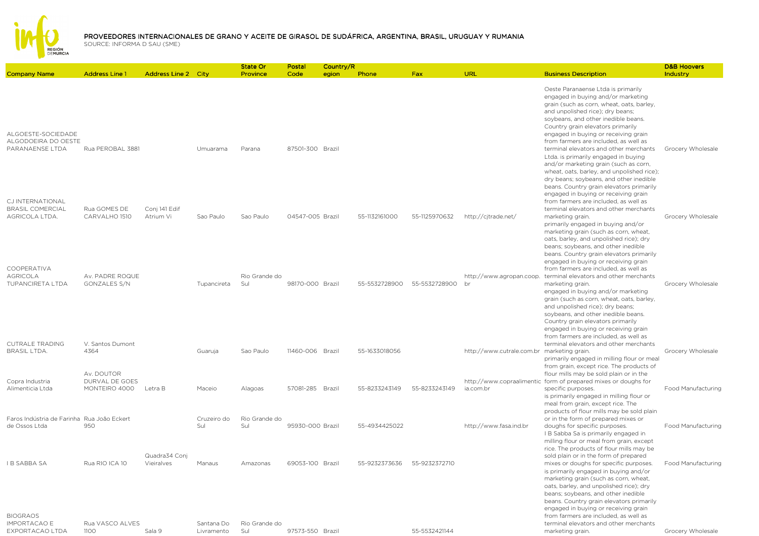## PROVEEDORES INTERNACIONALES DE GRANO Y ACEITE DE GIRASOL DE SUDÁFRICA, ARGENTINA, BRASIL, URUGUAY Y RUMANIA

SOURCE: INFORMA D SAU (SME)

| Company Name | Address Line 1 | Address Line 2 | City | State Or Province | Postal Code | Country/Region | Phone | Fax | URL | Business Description | D&B Hoovers Industry |
|---|---|---|---|---|---|---|---|---|---|---|---|
| ALGOESTE-SOCIEDADE ALGODOEIRA DO OESTE PARANAENSE LTDA | Rua PEROBAL 3881 | | Umuarama | Parana | 87501-300 | Brazil | | | | Oeste Paranaense Ltda is primarily engaged in buying and/or marketing grain (such as corn, wheat, oats, barley, and unpolished rice); dry beans; soybeans, and other inedible beans. Country grain elevators primarily engaged in buying or receiving grain from farmers are included, as well as terminal elevators and other merchants | Grocery Wholesale |
| CJ INTERNATIONAL BRASIL COMERCIAL AGRICOLA LTDA. | Rua GOMES DE CARVALHO 1510 | Conj 141 Edif Atrium Vi | Sao Paulo | Sao Paulo | 04547-005 | Brazil | 55-1132161000 | 55-1125970632 | http://cjtrade.net/ | Ltda. is primarily engaged in buying and/or marketing grain (such as corn, wheat, oats, barley, and unpolished rice); dry beans; soybeans, and other inedible beans. Country grain elevators primarily engaged in buying or receiving grain from farmers are included, as well as terminal elevators and other merchants marketing grain. | Grocery Wholesale |
| COOPERATIVA AGRICOLA TUPANCIRETA LTDA | Av. PADRE ROQUE GONZALES S/N | | Tupancireta | Rio Grande do Sul | 98170-000 | Brazil | 55-5532728900 | 55-5532728900 | http://www.agropan.coop.br | primarily engaged in buying and/or marketing grain (such as corn, wheat, oats, barley, and unpolished rice); dry beans; soybeans, and other inedible beans. Country grain elevators primarily engaged in buying or receiving grain from farmers are included, as well as terminal elevators and other merchants marketing grain. | Grocery Wholesale |
| CUTRALE TRADING BRASIL LTDA. | V. Santos Dumont 4364 | | Guaruja | Sao Paulo | 11460-006 | Brazil | 55-1633018056 | | http://www.cutrale.com.br | engaged in buying and/or marketing grain (such as corn, wheat, oats, barley, and unpolished rice); dry beans; soybeans, and other inedible beans. Country grain elevators primarily engaged in buying or receiving grain from farmers are included, as well as terminal elevators and other merchants marketing grain. | Grocery Wholesale |
| Copra Industria Alimenticia Ltda | Av. DOUTOR DURVAL DE GOES MONTEIRO 4000 | Letra B | Maceio | Alagoas | 57081-285 | Brazil | 55-8233243149 | 55-8233243149 | http://www.copraalimenticia.com.br | primarily engaged in milling flour or meal from grain, except rice. The products of flour mills may be sold plain or in the form of prepared mixes or doughs for specific purposes. | Food Manufacturing |
| Faros Indústria de Farinha de Ossos Ltda | Rua João Eckert 950 | | Cruzeiro do Sul | Rio Grande do Sul | 95930-000 | Brazil | 55-4934425022 | | http://www.fasa.ind.br | is primarily engaged in milling flour or meal from grain, except rice. The products of flour mills may be sold plain or in the form of prepared mixes or doughs for specific purposes. | Food Manufacturing |
| I B SABBA SA | Rua RIO ICA 10 | Quadra34 Conj Vieiralves | Manaus | Amazonas | 69053-100 | Brazil | 55-9232373636 | 55-9232372710 | | I B Sabba Sa is primarily engaged in milling flour or meal from grain, except rice. The products of flour mills may be sold plain or in the form of prepared mixes or doughs for specific purposes. | Food Manufacturing |
| BIOGRAOS IMPORTACAO E EXPORTACAO LTDA | Rua VASCO ALVES 1100 | Sala 9 | Santana Do Livramento | Rio Grande do Sul | 97573-550 | Brazil | | 55-5532421144 | | is primarily engaged in buying and/or marketing grain (such as corn, wheat, oats, barley, and unpolished rice); dry beans; soybeans, and other inedible beans. Country grain elevators primarily engaged in buying or receiving grain from farmers are included, as well as terminal elevators and other merchants marketing grain. | Grocery Wholesale |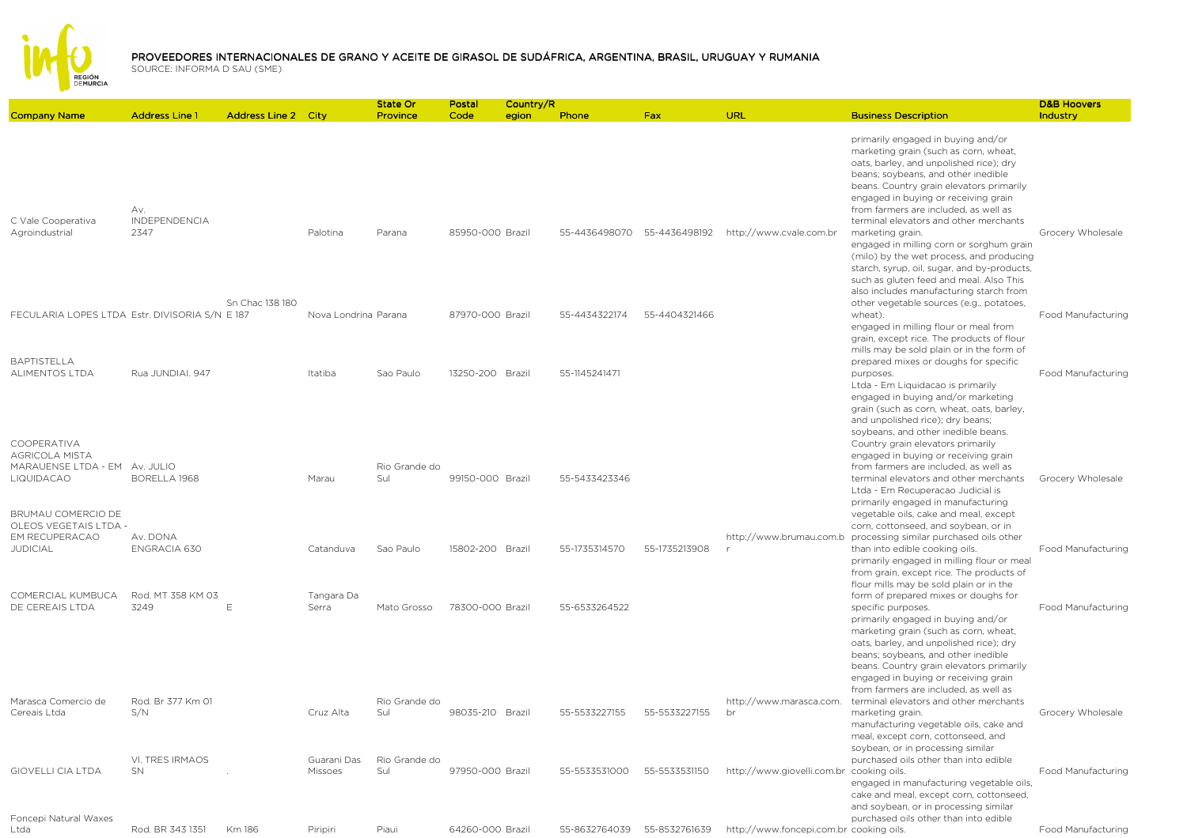# PROVEEDORES INTERNACIONALES DE GRANO Y ACEITE DE GIRASOL DE SUDÁFRICA, ARGENTINA, BRASIL, URUGUAY Y RUMANIA

SOURCE: INFORMA D SAU (SME)

| Company Name | Address Line 1 | Address Line 2 | City | State Or Province | Postal Code | Country/Region | Phone | Fax | URL | Business Description | D&B Hoovers Industry |
|---|---|---|---|---|---|---|---|---|---|---|---|
| C Vale Cooperativa Agroindustrial | Av. INDEPENDENCIA 2347 | | Palotina | Parana | 85950-000 | Brazil | 55-4436498070 | 55-4436498192 | http://www.cvale.com.br | primarily engaged in buying and/or marketing grain (such as corn, wheat, oats, barley, and unpolished rice); dry beans; soybeans, and other inedible beans. Country grain elevators primarily engaged in buying or receiving grain from farmers are included, as well as terminal elevators and other merchants marketing grain. | Grocery Wholesale |
| FECULARIA LOPES LTDA | Estr. DIVISORIA S/N | Sn Chac 138 180 E 187 | Nova Londrina | Parana | 87970-000 | Brazil | 55-4434322174 | 55-4404321466 | | engaged in milling corn or sorghum grain (milo) by the wet process, and producing starch, syrup, oil, sugar, and by-products, such as gluten feed and meal. Also This also includes manufacturing starch from other vegetable sources (e.g., potatoes, wheat). | Food Manufacturing |
| BAPTISTELLA ALIMENTOS LTDA | Rua JUNDIAI. 947 | | Itatiba | Sao Paulo | 13250-200 | Brazil | 55-1145241471 | | | engaged in milling flour or meal from grain, except rice. The products of flour mills may be sold plain or in the form of prepared mixes or doughs for specific purposes. | Food Manufacturing |
| COOPERATIVA AGRICOLA MISTA MARAUENSE LTDA - EM LIQUIDACAO | Av. JULIO BORELLA 1968 | | Marau | Rio Grande do Sul | 99150-000 | Brazil | 55-5433423346 | | | Ltda - Em Liquidacao is primarily engaged in buying and/or marketing grain (such as corn, wheat, oats, barley, and unpolished rice); dry beans; soybeans, and other inedible beans. Country grain elevators primarily engaged in buying or receiving grain from farmers are included, as well as terminal elevators and other merchants | Grocery Wholesale |
| BRUMAU COMERCIO DE OLEOS VEGETAIS LTDA - EM RECUPERACAO JUDICIAL | Av. DONA ENGRACIA 630 | | Catanduva | Sao Paulo | 15802-200 | Brazil | 55-1735314570 | 55-1735213908 | http://www.brumau.com.br | Ltda - Em Recuperacao Judicial is primarily engaged in manufacturing vegetable oils, cake and meal, except corn, cottonseed, and soybean, or in processing similar purchased oils other than into edible cooking oils. | Food Manufacturing |
| COMERCIAL KUMBUCA DE CEREAIS LTDA | Rod. MT 358 KM 03 3249 | E | Tangara Da Serra | Mato Grosso | 78300-000 | Brazil | 55-6533264522 | | | primarily engaged in milling flour or meal from grain, except rice. The products of flour mills may be sold plain or in the form of prepared mixes or doughs for specific purposes. | Food Manufacturing |
| Marasca Comercio de Cereais Ltda | Rod. Br 377 Km 01 S/N | | Cruz Alta | Rio Grande do Sul | 98035-210 | Brazil | 55-5533227155 | 55-5533227155 | http://www.marasca.com.br | primarily engaged in buying and/or marketing grain (such as corn, wheat, oats, barley, and unpolished rice); dry beans; soybeans, and other inedible beans. Country grain elevators primarily engaged in buying or receiving grain from farmers are included, as well as terminal elevators and other merchants marketing grain. | Grocery Wholesale |
| GIOVELLI CIA LTDA | Vl. TRES IRMAOS SN | . | Guarani Das Missoes | Rio Grande do Sul | 97950-000 | Brazil | 55-5533531000 | 55-5533531150 | http://www.giovelli.com.br | manufacturing vegetable oils, cake and meal, except corn, cottonseed, and soybean, or in processing similar purchased oils other than into edible cooking oils. | Food Manufacturing |
| Foncepi Natural Waxes Ltda | Rod. BR 343 1351 | Km 186 | Piripiri | Piaui | 64260-000 | Brazil | 55-8632764039 | 55-8532761639 | http://www.foncepi.com.br | engaged in manufacturing vegetable oils, cake and meal, except corn, cottonseed, and soybean, or in processing similar purchased oils other than into edible cooking oils. | Food Manufacturing |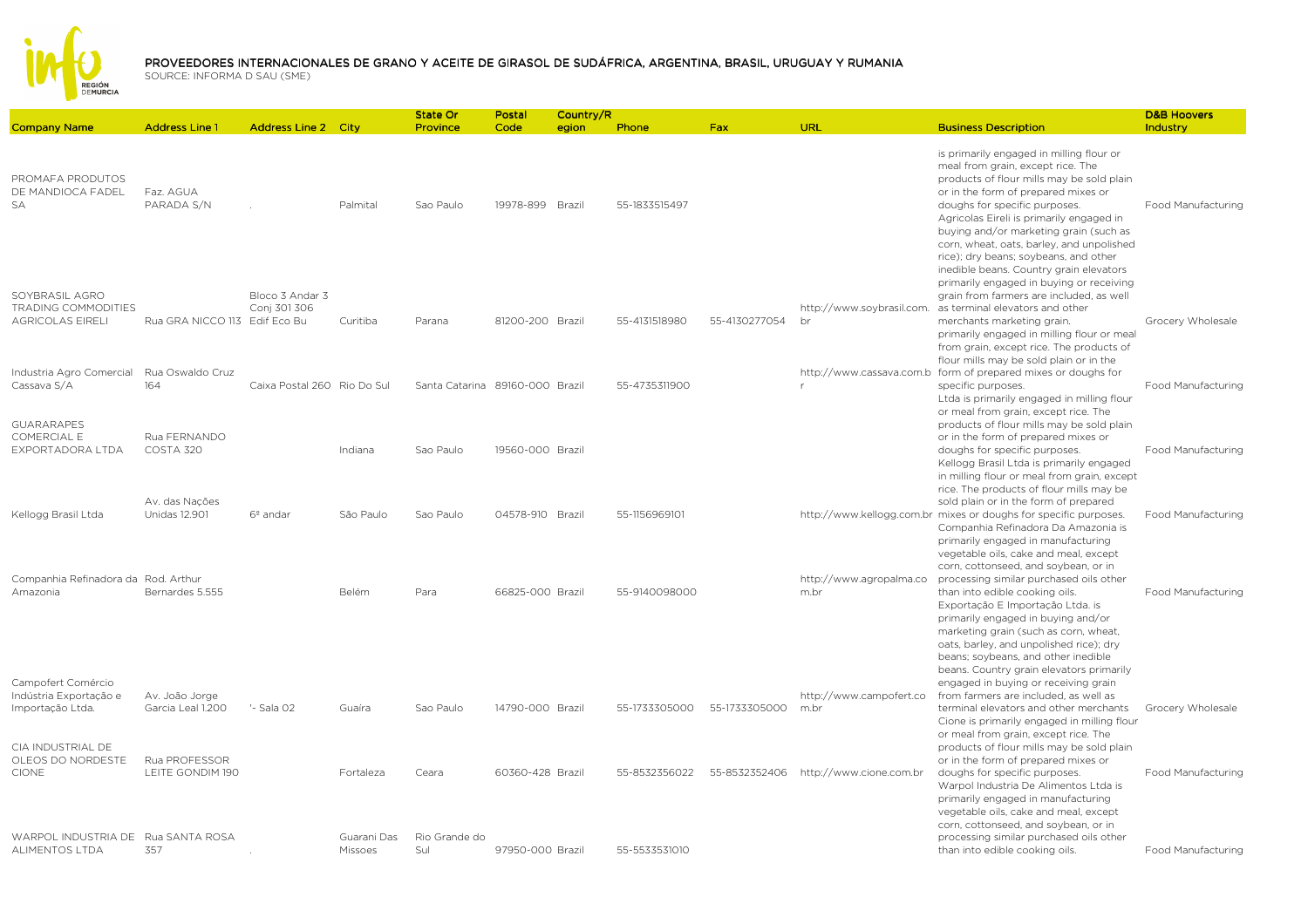# PROVEEDORES INTERNACIONALES DE GRANO Y ACEITE DE GIRASOL DE SUDÁFRICA, ARGENTINA, BRASIL, URUGUAY Y RUMANIA

SOURCE: INFORMA D SAU (SME)

| Company Name | Address Line 1 | Address Line 2 | City | State Or Province | Postal Code | Country/Region | Phone | Fax | URL | Business Description | D&B Hoovers Industry |
|---|---|---|---|---|---|---|---|---|---|---|---|
| PROMAFA PRODUTOS DE MANDIOCA FADEL SA | Faz. AGUA PARADA S/N | . | Palmital | Sao Paulo | 19978-899 | Brazil | 55-1833515497 | | | is primarily engaged in milling flour or meal from grain, except rice. The products of flour mills may be sold plain or in the form of prepared mixes or doughs for specific purposes. | Food Manufacturing |
| SOYBRASIL AGRO TRADING COMMODITIES AGRICOLAS EIRELI | Rua GRA NICCO 113 | Bloco 3 Andar 3 Conj 301 306 Edif Eco Bu | Curitiba | Parana | 81200-200 | Brazil | 55-4131518980 | 55-4130277054 | http://www.soybrasil.com.br | Agricolas Eireli is primarily engaged in buying and/or marketing grain (such as corn, wheat, oats, barley, and unpolished rice); dry beans; soybeans, and other inedible beans. Country grain elevators primarily engaged in buying or receiving grain from farmers are included, as well as terminal elevators and other merchants marketing grain. | Grocery Wholesale |
| Industria Agro Comercial Cassava S/A | Rua Oswaldo Cruz 164 | Caixa Postal 260 | Rio Do Sul | Santa Catarina | 89160-000 | Brazil | 55-4735311900 | | http://www.cassava.com.br | primarily engaged in milling flour or meal from grain, except rice. The products of flour mills may be sold plain or in the form of prepared mixes or doughs for specific purposes. | Food Manufacturing |
| GUARARAPES COMERCIAL E EXPORTADORA LTDA | Rua FERNANDO COSTA 320 | | Indiana | Sao Paulo | 19560-000 | Brazil | | | | Ltda is primarily engaged in milling flour or meal from grain, except rice. The products of flour mills may be sold plain or in the form of prepared mixes or doughs for specific purposes. | Food Manufacturing |
| Kellogg Brasil Ltda | Av. das Nações Unidas 12.901 | 6º andar | São Paulo | Sao Paulo | 04578-910 | Brazil | 55-1156969101 | | http://www.kellogg.com.br | Kellogg Brasil Ltda is primarily engaged in milling flour or meal from grain, except rice. The products of flour mills may be sold plain or in the form of prepared mixes or doughs for specific purposes. | Food Manufacturing |
| Companhia Refinadora da Amazonia | Rod. Arthur Bernardes 5.555 | | Belém | Para | 66825-000 | Brazil | 55-9140098000 | | http://www.agropalma.com.br | Companhia Refinadora Da Amazonia is primarily engaged in manufacturing vegetable oils, cake and meal, except corn, cottonseed, and soybean, or in processing similar purchased oils other than into edible cooking oils. | Food Manufacturing |
| Campofert Comércio Indústria Exportação e Importação Ltda. | Av. João Jorge Garcia Leal 1.200 | '- Sala 02 | Guaíra | Sao Paulo | 14790-000 | Brazil | 55-1733305000 | 55-1733305000 | http://www.campofert.com.br | Exportação E Importação Ltda. is primarily engaged in buying and/or marketing grain (such as corn, wheat, oats, barley, and unpolished rice); dry beans; soybeans, and other inedible beans. Country grain elevators primarily engaged in buying or receiving grain from farmers are included, as well as terminal elevators and other merchants | Grocery Wholesale |
| CIA INDUSTRIAL DE OLEOS DO NORDESTE CIONE | Rua PROFESSOR LEITE GONDIM 190 | | Fortaleza | Ceara | 60360-428 | Brazil | 55-8532356022 | 55-8532352406 | http://www.cione.com.br | Cione is primarily engaged in milling flour or meal from grain, except rice. The products of flour mills may be sold plain or in the form of prepared mixes or doughs for specific purposes. | Food Manufacturing |
| WARPOL INDUSTRIA DE ALIMENTOS LTDA | Rua SANTA ROSA 357 | . | Guarani Das Missoes | Rio Grande do Sul | 97950-000 | Brazil | 55-5533531010 | | | Warpol Industria De Alimentos Ltda is primarily engaged in manufacturing vegetable oils, cake and meal, except corn, cottonseed, and soybean, or in processing similar purchased oils other than into edible cooking oils. | Food Manufacturing |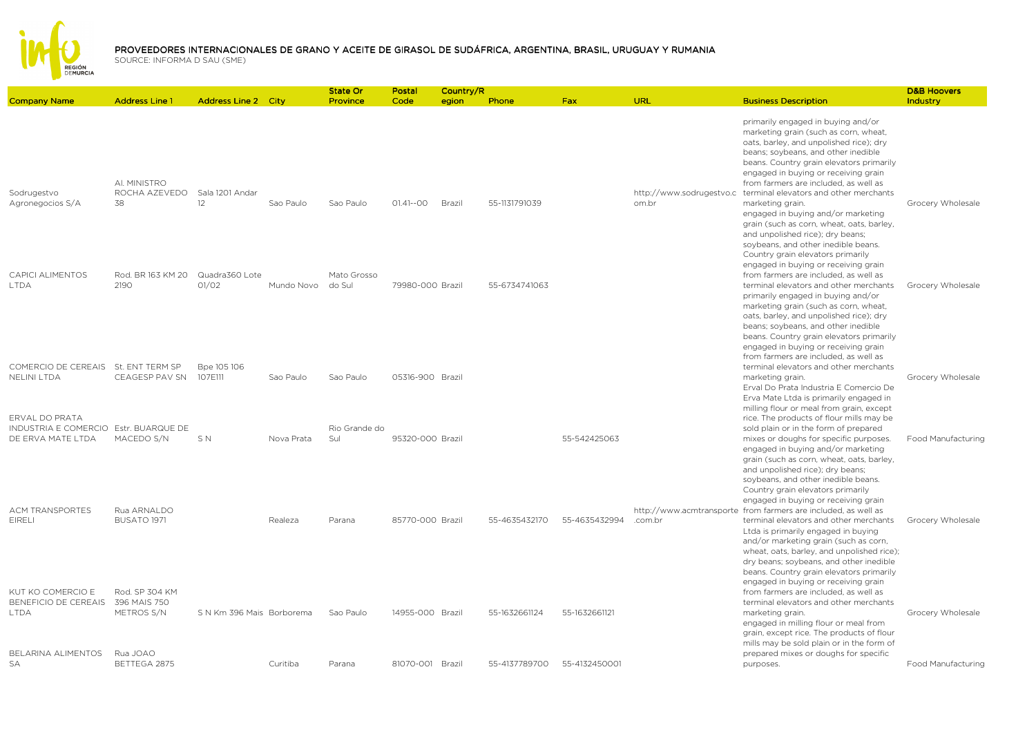# PROVEEDORES INTERNACIONALES DE GRANO Y ACEITE DE GIRASOL DE SUDÁFRICA, ARGENTINA, BRASIL, URUGUAY Y RUMANIA

SOURCE: INFORMA D SAU (SME)

| Company Name | Address Line 1 | Address Line 2 | City | State Or Province | Postal Code | Country/Region | Phone | Fax | URL | Business Description | D&B Hoovers Industry |
|---|---|---|---|---|---|---|---|---|---|---|---|
| Sodrugestvo Agronegocios S/A | Al. MINISTRO ROCHA AZEVEDO 38 | Sala 1201 Andar 12 | Sao Paulo | Sao Paulo | 01.41--00 | Brazil | 55-1131791039 | | http://www.sodrugestvo.com.br | primarily engaged in buying and/or marketing grain (such as corn, wheat, oats, barley, and unpolished rice); dry beans; soybeans, and other inedible beans. Country grain elevators primarily engaged in buying or receiving grain from farmers are included, as well as terminal elevators and other merchants marketing grain. | Grocery Wholesale |
| CAPICI ALIMENTOS LTDA | Rod. BR 163 KM 20 2190 | Quadra360 Lote 01/02 | Mundo Novo | Mato Grosso do Sul | 79980-000 | Brazil | 55-6734741063 | | | engaged in buying and/or marketing grain (such as corn, wheat, oats, barley, and unpolished rice); dry beans; soybeans, and other inedible beans. Country grain elevators primarily engaged in buying or receiving grain from farmers are included, as well as terminal elevators and other merchants | Grocery Wholesale |
| COMERCIO DE CEREAIS NELINI LTDA | St. ENT TERM SP CEAGESP PAV SN | Bpe 105 106 107E111 | Sao Paulo | Sao Paulo | 05316-900 | Brazil | | | | primarily engaged in buying and/or marketing grain (such as corn, wheat, oats, barley, and unpolished rice); dry beans; soybeans, and other inedible beans. Country grain elevators primarily engaged in buying or receiving grain from farmers are included, as well as terminal elevators and other merchants marketing grain. | Grocery Wholesale |
| ERVAL DO PRATA INDUSTRIA E COMERCIO DE ERVA MATE LTDA | Estr. BUARQUE DE MACEDO S/N | S N | Nova Prata | Rio Grande do Sul | 95320-000 | Brazil | | 55-542425063 | | Erval Do Prata Industria E Comercio De Erva Mate Ltda is primarily engaged in milling flour or meal from grain, except rice. The products of flour mills may be sold plain or in the form of prepared mixes or doughs for specific purposes. | Food Manufacturing |
| ACM TRANSPORTES EIRELI | Rua ARNALDO BUSATO 1971 | | Realeza | Parana | 85770-000 | Brazil | 55-4635432170 | 55-4635432994 | http://www.acmtransporte.com.br | engaged in buying and/or marketing grain (such as corn, wheat, oats, barley, and unpolished rice); dry beans; soybeans, and other inedible beans. Country grain elevators primarily engaged in buying or receiving grain from farmers are included, as well as terminal elevators and other merchants | Grocery Wholesale |
| KUT KO COMERCIO E BENEFICIO DE CEREAIS LTDA | Rod. SP 304 KM 396 MAIS 750 METROS S/N | S N Km 396 Mais | Borborema | Sao Paulo | 14955-000 | Brazil | 55-1632661124 | 55-1632661121 | | Ltda is primarily engaged in buying and/or marketing grain (such as corn, wheat, oats, barley, and unpolished rice); dry beans; soybeans, and other inedible beans. Country grain elevators primarily engaged in buying or receiving grain from farmers are included, as well as terminal elevators and other merchants marketing grain. | Grocery Wholesale |
| BELARINA ALIMENTOS SA | Rua JOAO BETTEGA 2875 | | Curitiba | Parana | 81070-001 | Brazil | 55-4137789700 | 55-4132450001 | | engaged in milling flour or meal from grain, except rice. The products of flour mills may be sold plain or in the form of prepared mixes or doughs for specific purposes. | Food Manufacturing |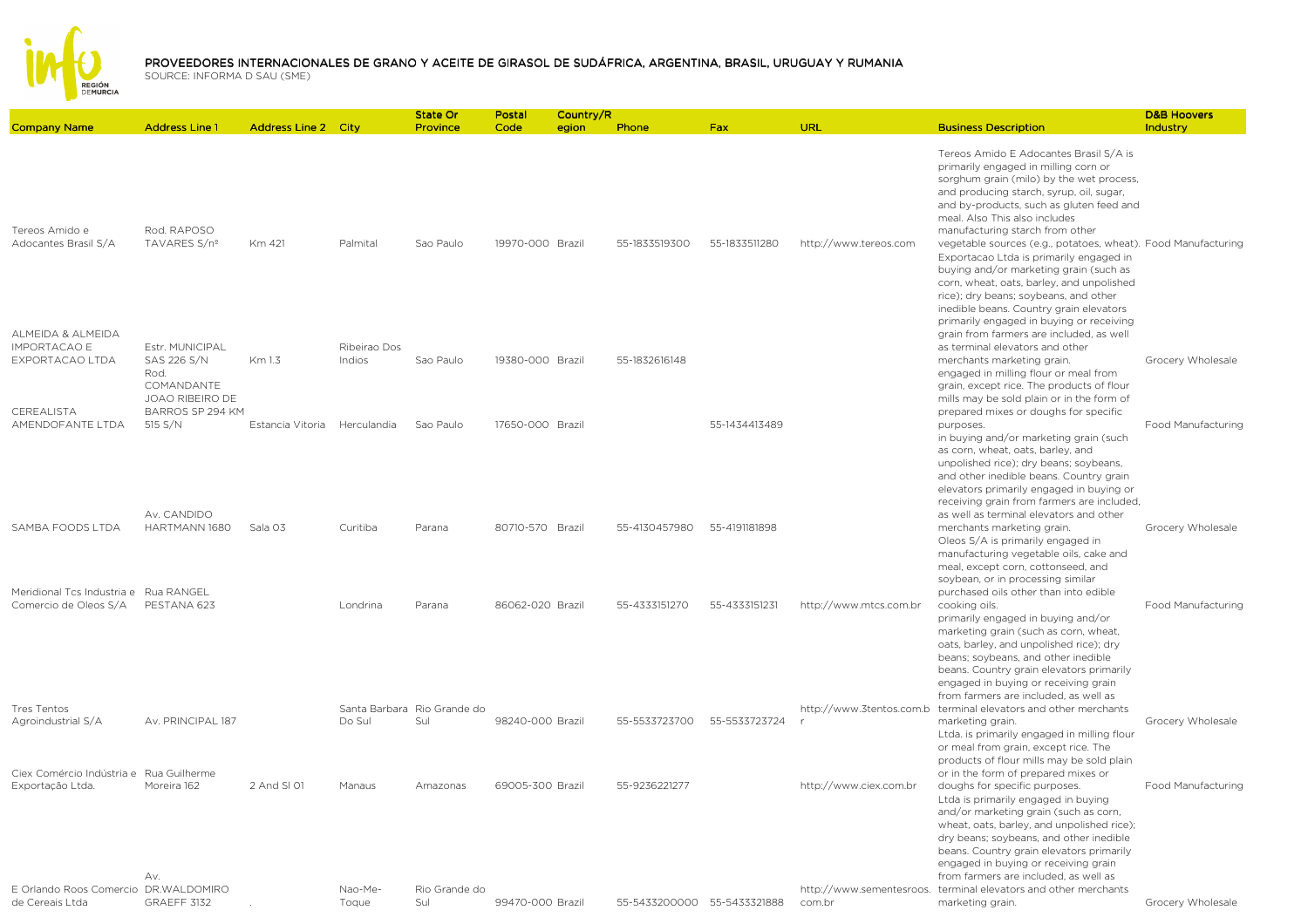# PROVEEDORES INTERNACIONALES DE GRANO Y ACEITE DE GIRASOL DE SUDÁFRICA, ARGENTINA, BRASIL, URUGUAY Y RUMANIA

SOURCE: INFORMA D SAU (SME)

| Company Name | Address Line 1 | Address Line 2 | City | State Or Province | Postal Code | Country/Region | Phone | Fax | URL | Business Description | D&B Hoovers Industry |
|---|---|---|---|---|---|---|---|---|---|---|---|
| Tereos Amido e Adocantes Brasil S/A | Rod. RAPOSO TAVARES S/nº | Km 421 | Palmital | Sao Paulo | 19970-000 | Brazil | 55-1833519300 | 55-1833511280 | http://www.tereos.com | Tereos Amido E Adocantes Brasil S/A is primarily engaged in milling corn or sorghum grain (milo) by the wet process, and producing starch, syrup, oil, sugar, and by-products, such as gluten feed and meal. Also This also includes manufacturing starch from other vegetable sources (e.g., potatoes, wheat). | Food Manufacturing |
| ALMEIDA & ALMEIDA IMPORTACAO E EXPORTACAO LTDA | Estr. MUNICIPAL SAS 226 S/N | Km 1.3 | Ribeirao Dos Indios | Sao Paulo | 19380-000 | Brazil | 55-1832616148 | | | Exportacao Ltda is primarily engaged in buying and/or marketing grain (such as corn, wheat, oats, barley, and unpolished rice); dry beans; soybeans, and other inedible beans. Country grain elevators primarily engaged in buying or receiving grain from farmers are included, as well as terminal elevators and other merchants marketing grain. | Grocery Wholesale |
| CEREALISTA AMENDOFANTE LTDA | Rod. COMANDANTE JOAO RIBEIRO DE BARROS SP 294 KM 515 S/N | Estancia Vitoria | Herculandia | Sao Paulo | 17650-000 | Brazil | | 55-1434413489 | | engaged in milling flour or meal from grain, except rice. The products of flour mills may be sold plain or in the form of prepared mixes or doughs for specific purposes. | Food Manufacturing |
| SAMBA FOODS LTDA | Av. CANDIDO HARTMANN 1680 | Sala 03 | Curitiba | Parana | 80710-570 | Brazil | 55-4130457980 | 55-4191181898 | | in buying and/or marketing grain (such as corn, wheat, oats, barley, and unpolished rice); dry beans; soybeans, and other inedible beans. Country grain elevators primarily engaged in buying or receiving grain from farmers are included, as well as terminal elevators and other merchants marketing grain. | Grocery Wholesale |
| Meridional Tcs Industria e Comercio de Oleos S/A | Rua RANGEL PESTANA 623 | | Londrina | Parana | 86062-020 | Brazil | 55-4333151270 | 55-4333151231 | http://www.mtcs.com.br | Oleos S/A is primarily engaged in manufacturing vegetable oils, cake and meal, except corn, cottonseed, and soybean, or in processing similar purchased oils other than into edible cooking oils. | Food Manufacturing |
| Tres Tentos Agroindustrial S/A | Av. PRINCIPAL 187 | | Santa Barbara Do Sul | Rio Grande do Sul | 98240-000 | Brazil | 55-5533723700 | 55-5533723724 | http://www.3tentos.com.br | primarily engaged in buying and/or marketing grain (such as corn, wheat, oats, barley, and unpolished rice); dry beans; soybeans, and other inedible beans. Country grain elevators primarily engaged in buying or receiving grain from farmers are included, as well as terminal elevators and other merchants marketing grain. | Grocery Wholesale |
| Ciex Comércio Indústria e Exportação Ltda. | Rua Guilherme Moreira 162 | 2 And Sl 01 | Manaus | Amazonas | 69005-300 | Brazil | 55-9236221277 | | http://www.ciex.com.br | Ltda. is primarily engaged in milling flour or meal from grain, except rice. The products of flour mills may be sold plain or in the form of prepared mixes or doughs for specific purposes. | Food Manufacturing |
| E Orlando Roos Comercio de Cereais Ltda | Av. DR.WALDOMIRO GRAEFF 3132 | . | Nao-Me-Toque | Rio Grande do Sul | 99470-000 | Brazil | 55-5433200000 | 55-5433321888 | http://www.sementesroos.com.br | Ltda is primarily engaged in buying and/or marketing grain (such as corn, wheat, oats, barley, and unpolished rice); dry beans; soybeans, and other inedible beans. Country grain elevators primarily engaged in buying or receiving grain from farmers are included, as well as terminal elevators and other merchants marketing grain. | Grocery Wholesale |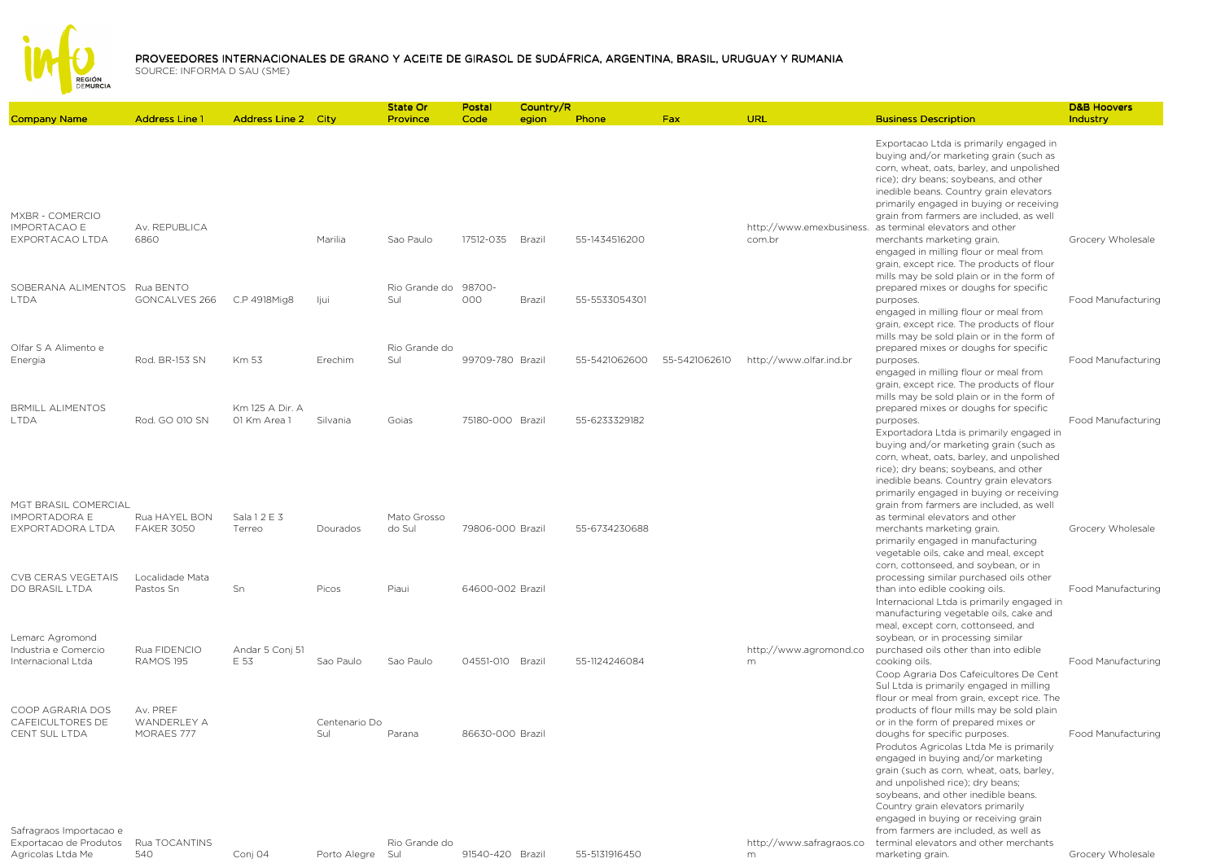## PROVEEDORES INTERNACIONALES DE GRANO Y ACEITE DE GIRASOL DE SUDÁFRICA, ARGENTINA, BRASIL, URUGUAY Y RUMANIA

SOURCE: INFORMA D SAU (SME)

| Company Name | Address Line 1 | Address Line 2 | City | State Or Province | Postal Code | Country/Region | Phone | Fax | URL | Business Description | D&B Hoovers Industry |
|---|---|---|---|---|---|---|---|---|---|---|---|
| MXBR - COMERCIO IMPORTACAO E EXPORTACAO LTDA | Av. REPUBLICA 6860 | | Marilia | Sao Paulo | 17512-035 | Brazil | 55-1434516200 | | http://www.emexbusiness.com.br | Exportacao Ltda is primarily engaged in buying and/or marketing grain (such as corn, wheat, oats, barley, and unpolished rice); dry beans; soybeans, and other inedible beans. Country grain elevators primarily engaged in buying or receiving grain from farmers are included, as well as terminal elevators and other merchants marketing grain. | Grocery Wholesale |
| SOBERANA ALIMENTOS LTDA | Rua BENTO GONCALVES 266 | C.P 4918Mig8 | Ijui | Rio Grande do Sul | 98700-000 | Brazil | 55-5533054301 | | | engaged in milling flour or meal from grain, except rice. The products of flour mills may be sold plain or in the form of prepared mixes or doughs for specific purposes. | Food Manufacturing |
| Olfar S A Alimento e Energia | Rod. BR-153 SN | Km 53 | Erechim | Rio Grande do Sul | 99709-780 | Brazil | 55-5421062600 | 55-5421062610 | http://www.olfar.ind.br | engaged in milling flour or meal from grain, except rice. The products of flour mills may be sold plain or in the form of prepared mixes or doughs for specific purposes. | Food Manufacturing |
| BRMILL ALIMENTOS LTDA | Rod. GO 010 SN | Km 125 A Dir. A 01 Km Area 1 | Silvania | Goias | 75180-000 | Brazil | 55-6233329182 | | | engaged in milling flour or meal from grain, except rice. The products of flour mills may be sold plain or in the form of prepared mixes or doughs for specific purposes. | Food Manufacturing |
| MGT BRASIL COMERCIAL IMPORTADORA E EXPORTADORA LTDA | Rua HAYEL BON FAKER 3050 | Sala 1 2 E 3 Terreo | Dourados | Mato Grosso do Sul | 79806-000 | Brazil | 55-6734230688 | | | Exportadora Ltda is primarily engaged in buying and/or marketing grain (such as corn, wheat, oats, barley, and unpolished rice); dry beans; soybeans, and other inedible beans. Country grain elevators primarily engaged in buying or receiving grain from farmers are included, as well as terminal elevators and other merchants marketing grain. | Grocery Wholesale |
| CVB CERAS VEGETAIS DO BRASIL LTDA | Localidade Mata Pastos Sn | Sn | Picos | Piaui | 64600-002 | Brazil | | | | primarily engaged in manufacturing vegetable oils, cake and meal, except corn, cottonseed, and soybean, or in processing similar purchased oils other than into edible cooking oils. | Food Manufacturing |
| Lemarc Agromond Industria e Comercio Internacional Ltda | Rua FIDENCIO RAMOS 195 | Andar 5 Conj 51 E 53 | Sao Paulo | Sao Paulo | 04551-010 | Brazil | 55-1124246084 | | http://www.agromond.com | Internacional Ltda is primarily engaged in manufacturing vegetable oils, cake and meal, except corn, cottonseed, and soybean, or in processing similar purchased oils other than into edible cooking oils. | Food Manufacturing |
| COOP AGRARIA DOS CAFEICULTORES DE CENT SUL LTDA | Av. PREF WANDERLEY A MORAES 777 | | Centenario Do Sul | Parana | 86630-000 | Brazil | | | | Coop Agraria Dos Cafeicultores De Cent Sul Ltda is primarily engaged in milling flour or meal from grain, except rice. The products of flour mills may be sold plain or in the form of prepared mixes or doughs for specific purposes. | Food Manufacturing |
| Safragraos Importacao e Exportacao de Produtos Agricolas Ltda Me | Rua TOCANTINS 540 | Conj 04 | Porto Alegre | Rio Grande do Sul | 91540-420 | Brazil | 55-5131916450 | | http://www.safragraos.com | Produtos Agricolas Ltda Me is primarily engaged in buying and/or marketing grain (such as corn, wheat, oats, barley, and unpolished rice); dry beans; soybeans, and other inedible beans. Country grain elevators primarily engaged in buying or receiving grain from farmers are included, as well as terminal elevators and other merchants marketing grain. | Grocery Wholesale |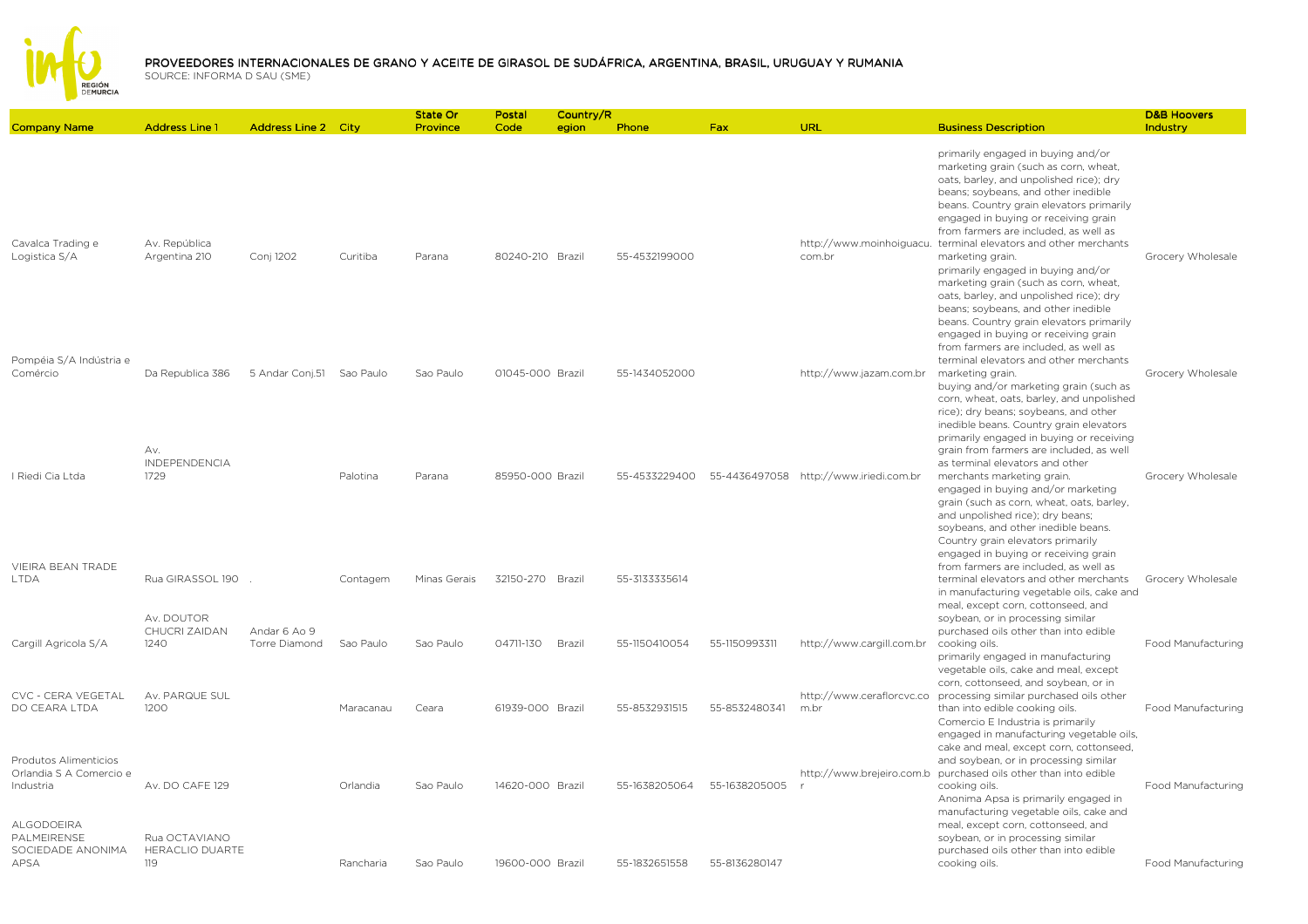# PROVEEDORES INTERNACIONALES DE GRANO Y ACEITE DE GIRASOL DE SUDÁFRICA, ARGENTINA, BRASIL, URUGUAY Y RUMANIA

SOURCE: INFORMA D SAU (SME)

| Company Name | Address Line 1 | Address Line 2 | City | State Or Province | Postal Code | Country/Region | Phone | Fax | URL | Business Description | D&B Hoovers Industry |
|---|---|---|---|---|---|---|---|---|---|---|---|
| Cavalca Trading e Logistica S/A | Av. República Argentina 210 | Conj 1202 | Curitiba | Parana | 80240-210 | Brazil | 55-4532199000 | | http://www.moinhoiguacu.com.br | primarily engaged in buying and/or marketing grain (such as corn, wheat, oats, barley, and unpolished rice); dry beans; soybeans, and other inedible beans. Country grain elevators primarily engaged in buying or receiving grain from farmers are included, as well as terminal elevators and other merchants marketing grain. | Grocery Wholesale |
| Pompéia S/A Indústria e Comércio | Da Republica 386 | 5 Andar Conj.51 | Sao Paulo | Sao Paulo | 01045-000 | Brazil | 55-1434052000 | | http://www.jazam.com.br | primarily engaged in buying and/or marketing grain (such as corn, wheat, oats, barley, and unpolished rice); dry beans; soybeans, and other inedible beans. Country grain elevators primarily engaged in buying or receiving grain from farmers are included, as well as terminal elevators and other merchants marketing grain. | Grocery Wholesale |
| I Riedi Cia Ltda | Av. INDEPENDENCIA 1729 | | Palotina | Parana | 85950-000 | Brazil | 55-4533229400 | 55-4436497058 | http://www.iriedi.com.br | buying and/or marketing grain (such as corn, wheat, oats, barley, and unpolished rice); dry beans; soybeans, and other inedible beans. Country grain elevators primarily engaged in buying or receiving grain from farmers are included, as well as terminal elevators and other merchants marketing grain. | Grocery Wholesale |
| VIEIRA BEAN TRADE LTDA | Rua GIRASSOL 190 | . | Contagem | Minas Gerais | 32150-270 | Brazil | 55-3133335614 | | | engaged in buying and/or marketing grain (such as corn, wheat, oats, barley, and unpolished rice); dry beans; soybeans, and other inedible beans. Country grain elevators primarily engaged in buying or receiving grain from farmers are included, as well as terminal elevators and other merchants | Grocery Wholesale |
| Cargill Agricola S/A | Av. DOUTOR CHUCRI ZAIDAN 1240 | Andar 6 Ao 9 Torre Diamond | Sao Paulo | Sao Paulo | 04711-130 | Brazil | 55-1150410054 | 55-1150993311 | http://www.cargill.com.br | in manufacturing vegetable oils, cake and meal, except corn, cottonseed, and soybean, or in processing similar purchased oils other than into edible cooking oils. | Food Manufacturing |
| CVC - CERA VEGETAL DO CEARA LTDA | Av. PARQUE SUL 1200 | | Maracanau | Ceara | 61939-000 | Brazil | 55-8532931515 | 55-8532480341 | http://www.ceraflorcvc.com.br | primarily engaged in manufacturing vegetable oils, cake and meal, except corn, cottonseed, and soybean, or in processing similar purchased oils other than into edible cooking oils. | Food Manufacturing |
| Produtos Alimenticios Orlandia S A Comercio e Industria | Av. DO CAFE 129 | | Orlandia | Sao Paulo | 14620-000 | Brazil | 55-1638205064 | 55-1638205005 | http://www.brejeiro.com.br | Comercio E Industria is primarily engaged in manufacturing vegetable oils, cake and meal, except corn, cottonseed, and soybean, or in processing similar purchased oils other than into edible cooking oils. | Food Manufacturing |
| ALGODOEIRA PALMEIRENSE SOCIEDADE ANONIMA APSA | Rua OCTAVIANO HERACLIO DUARTE 119 | | Rancharia | Sao Paulo | 19600-000 | Brazil | 55-1832651558 | 55-8136280147 | | Anonima Apsa is primarily engaged in manufacturing vegetable oils, cake and meal, except corn, cottonseed, and soybean, or in processing similar purchased oils other than into edible cooking oils. | Food Manufacturing |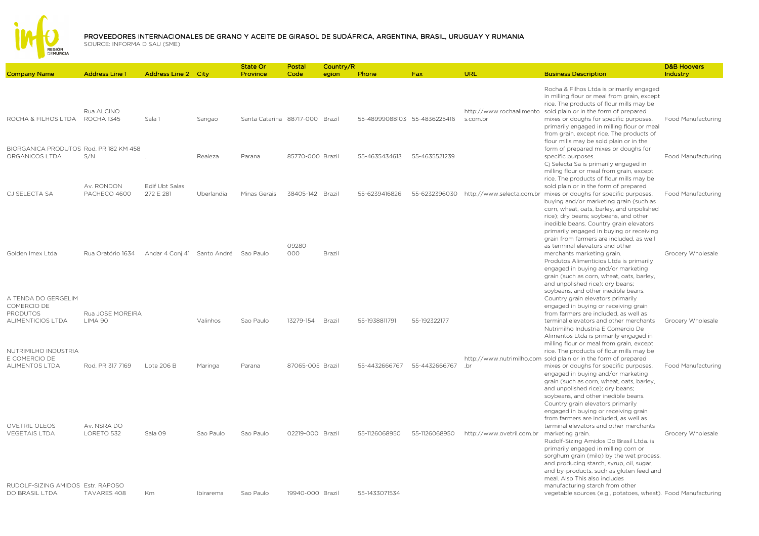# PROVEEDORES INTERNACIONALES DE GRANO Y ACEITE DE GIRASOL DE SUDÁFRICA, ARGENTINA, BRASIL, URUGUAY Y RUMANIA

SOURCE: INFORMA D SAU (SME)

| Company Name | Address Line 1 | Address Line 2 | City | State Or Province | Postal Code | Country/Region | Phone | Fax | URL | Business Description | D&B Hoovers Industry |
|---|---|---|---|---|---|---|---|---|---|---|---|
| ROCHA & FILHOS LTDA | Rua ALCINO ROCHA 1345 | Sala 1 | Sangao | Santa Catarina | 88717-000 | Brazil | 55-48999088103 | 55-4836225416 | http://www.rochaalimentos.com.br | Rocha & Filhos Ltda is primarily engaged in milling flour or meal from grain, except rice. The products of flour mills may be sold plain or in the form of prepared mixes or doughs for specific purposes. | Food Manufacturing |
| BIORGANICA PRODUTOS ORGANICOS LTDA | Rod. PR 182 KM 458 S/N | . | Realeza | Parana | 85770-000 | Brazil | 55-4635434613 | 55-4635521239 | | primarily engaged in milling flour or meal from grain, except rice. The products of flour mills may be sold plain or in the form of prepared mixes or doughs for specific purposes. | Food Manufacturing |
| CJ SELECTA SA | Av. RONDON PACHECO 4600 | Edif Ubt Salas 272 E 281 | Uberlandia | Minas Gerais | 38405-142 | Brazil | 55-6239416826 | 55-6232396030 | http://www.selecta.com.br | Cj Selecta Sa is primarily engaged in milling flour or meal from grain, except rice. The products of flour mills may be sold plain or in the form of prepared mixes or doughs for specific purposes. | Food Manufacturing |
| Golden Imex Ltda | Rua Oratório 1634 | Andar 4 Conj 41 | Santo André | Sao Paulo | 09280-000 | Brazil | | | | buying and/or marketing grain (such as corn, wheat, oats, barley, and unpolished rice); dry beans; soybeans, and other inedible beans. Country grain elevators primarily engaged in buying or receiving grain from farmers are included, as well as terminal elevators and other merchants marketing grain. | Grocery Wholesale |
| A TENDA DO GERGELIM COMERCIO DE PRODUTOS ALIMENTICIOS LTDA | Rua JOSE MOREIRA LIMA 90 | | Valinhos | Sao Paulo | 13279-154 | Brazil | 55-1938811791 | 55-192322177 | | Produtos Alimenticios Ltda is primarily engaged in buying and/or marketing grain (such as corn, wheat, oats, barley, and unpolished rice); dry beans; soybeans, and other inedible beans. Country grain elevators primarily engaged in buying or receiving grain from farmers are included, as well as terminal elevators and other merchants | Grocery Wholesale |
| NUTRIMILHO INDUSTRIA E COMERCIO DE ALIMENTOS LTDA | Rod. PR 317 7169 | Lote 206 B | Maringa | Parana | 87065-005 | Brazil | 55-4432666767 | 55-4432666767 | http://www.nutrimilho.com.br | Nutrimilho Industria E Comercio De Alimentos Ltda is primarily engaged in milling flour or meal from grain, except rice. The products of flour mills may be sold plain or in the form of prepared mixes or doughs for specific purposes. | Food Manufacturing |
| OVETRIL OLEOS VEGETAIS LTDA | Av. NSRA DO LORETO 532 | Sala 09 | Sao Paulo | Sao Paulo | 02219-000 | Brazil | 55-1126068950 | 55-1126068950 | http://www.ovetril.com.br | engaged in buying and/or marketing grain (such as corn, wheat, oats, barley, and unpolished rice); dry beans; soybeans, and other inedible beans. Country grain elevators primarily engaged in buying or receiving grain from farmers are included, as well as terminal elevators and other merchants marketing grain. | Grocery Wholesale |
| RUDOLF-SIZING AMIDOS DO BRASIL LTDA. | Estr. RAPOSO TAVARES 408 | Km | Ibirarema | Sao Paulo | 19940-000 | Brazil | 55-1433071534 | | | Rudolf-Sizing Amidos Do Brasil Ltda. is primarily engaged in milling corn or sorghum grain (milo) by the wet process, and producing starch, syrup, oil, sugar, and by-products, such as gluten feed and meal. Also This also includes manufacturing starch from other vegetable sources (e.g., potatoes, wheat). | Food Manufacturing |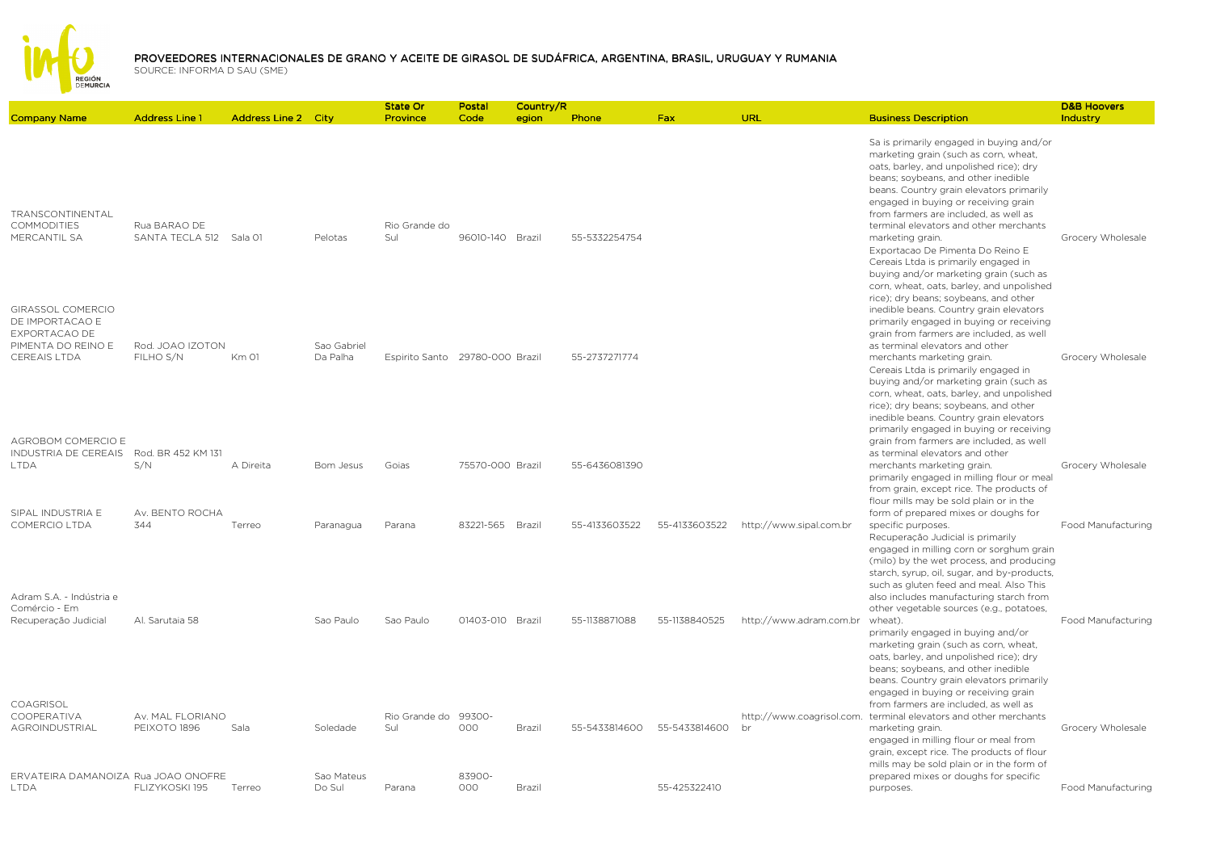# PROVEEDORES INTERNACIONALES DE GRANO Y ACEITE DE GIRASOL DE SUDÁFRICA, ARGENTINA, BRASIL, URUGUAY Y RUMANIA

SOURCE: INFORMA D SAU (SME)

| Company Name | Address Line 1 | Address Line 2 | City | State Or Province | Postal Code | Country/Region | Phone | Fax | URL | Business Description | D&B Hoovers Industry |
|---|---|---|---|---|---|---|---|---|---|---|---|
| TRANSCONTINENTAL COMMODITIES MERCANTIL SA | Rua BARAO DE SANTA TECLA 512 | Sala 01 | Pelotas | Rio Grande do Sul | 96010-140 | Brazil | 55-5332254754 | | | Sa is primarily engaged in buying and/or marketing grain (such as corn, wheat, oats, barley, and unpolished rice); dry beans; soybeans, and other inedible beans. Country grain elevators primarily engaged in buying or receiving grain from farmers are included, as well as terminal elevators and other merchants marketing grain. | Grocery Wholesale |
| GIRASSOL COMERCIO DE IMPORTACAO E EXPORTACAO DE PIMENTA DO REINO E CEREAIS LTDA | Rod. JOAO IZOTON FILHO S/N | Km 01 | Sao Gabriel Da Palha | Espirito Santo | 29780-000 | Brazil | 55-2737271774 | | | Exportacao De Pimenta Do Reino E Cereais Ltda is primarily engaged in buying and/or marketing grain (such as corn, wheat, oats, barley, and unpolished rice); dry beans; soybeans, and other inedible beans. Country grain elevators primarily engaged in buying or receiving grain from farmers are included, as well as terminal elevators and other merchants marketing grain. | Grocery Wholesale |
| AGROBOM COMERCIO E INDUSTRIA DE CEREAIS LTDA | Rod. BR 452 KM 131 S/N | A Direita | Bom Jesus | Goias | 75570-000 | Brazil | 55-6436081390 | | | Cereais Ltda is primarily engaged in buying and/or marketing grain (such as corn, wheat, oats, barley, and unpolished rice); dry beans; soybeans, and other inedible beans. Country grain elevators primarily engaged in buying or receiving grain from farmers are included, as well as terminal elevators and other merchants marketing grain. | Grocery Wholesale |
| SIPAL INDUSTRIA E COMERCIO LTDA | Av. BENTO ROCHA 344 | Terreo | Paranagua | Parana | 83221-565 | Brazil | 55-4133603522 | 55-4133603522 | http://www.sipal.com.br | primarily engaged in milling flour or meal from grain, except rice. The products of flour mills may be sold plain or in the form of prepared mixes or doughs for specific purposes. | Food Manufacturing |
| Adram S.A. - Indústria e Comércio - Em Recuperação Judicial | Al. Sarutaia 58 | | Sao Paulo | Sao Paulo | 01403-010 | Brazil | 55-1138871088 | 55-1138840525 | http://www.adram.com.br | Recuperação Judicial is primarily engaged in milling corn or sorghum grain (milo) by the wet process, and producing starch, syrup, oil, sugar, and by-products, such as gluten feed and meal. Also This also includes manufacturing starch from other vegetable sources (e.g., potatoes, wheat). | Food Manufacturing |
| COAGRISOL COOPERATIVA AGROINDUSTRIAL | Av. MAL FLORIANO PEIXOTO 1896 | Sala | Soledade | Rio Grande do Sul | 99300-000 | Brazil | 55-5433814600 | 55-5433814600 | http://www.coagrisol.com.br | primarily engaged in buying and/or marketing grain (such as corn, wheat, oats, barley, and unpolished rice); dry beans; soybeans, and other inedible beans. Country grain elevators primarily engaged in buying or receiving grain from farmers are included, as well as terminal elevators and other merchants marketing grain. | Grocery Wholesale |
| ERVATEIRA DAMANOIZA LTDA | Rua JOAO ONOFRE FLIZYKOSKI 195 | Terreo | Sao Mateus Do Sul | Parana | 83900-000 | Brazil | | 55-425322410 | | engaged in milling flour or meal from grain, except rice. The products of flour mills may be sold plain or in the form of prepared mixes or doughs for specific purposes. | Food Manufacturing |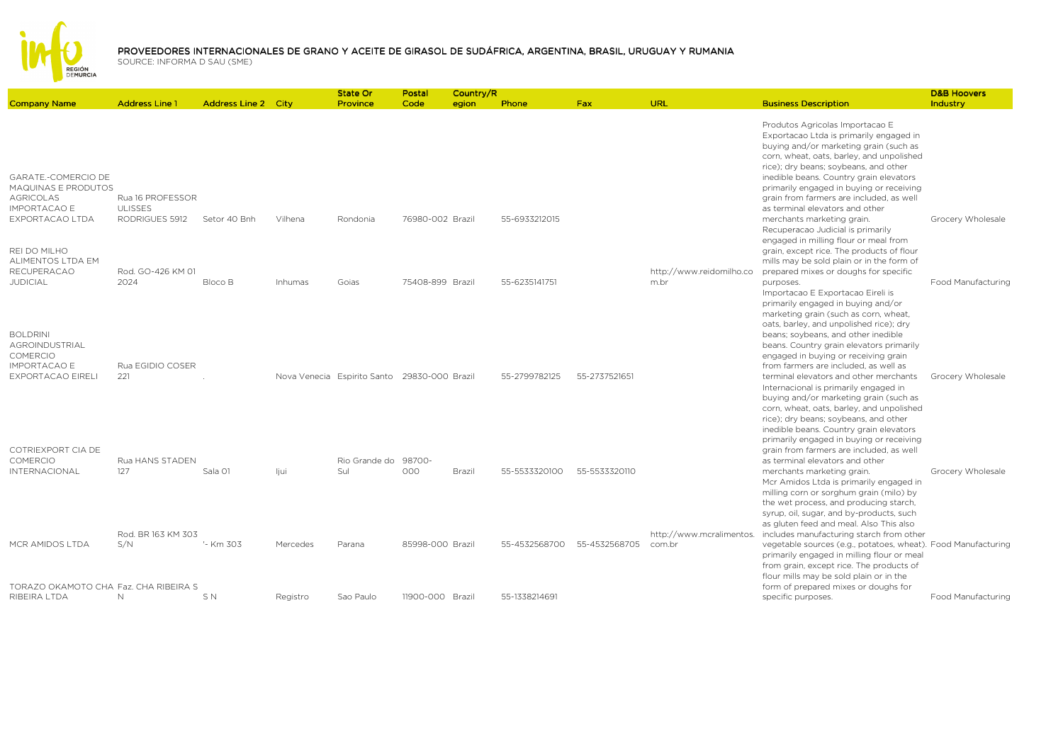# PROVEEDORES INTERNACIONALES DE GRANO Y ACEITE DE GIRASOL DE SUDÁFRICA, ARGENTINA, BRASIL, URUGUAY Y RUMANIA

SOURCE: INFORMA D SAU (SME)

| Company Name | Address Line 1 | Address Line 2 | City | State Or Province | Postal Code | Country/Region | Phone | Fax | URL | Business Description | D&B Hoovers Industry |
|---|---|---|---|---|---|---|---|---|---|---|---|
| GARATE.-COMERCIO DE MAQUINAS E PRODUTOS AGRICOLAS IMPORTACAO E EXPORTACAO LTDA | Rua 16 PROFESSOR ULISSES RODRIGUES 5912 | Setor 40 Bnh | Vilhena | Rondonia | 76980-002 | Brazil | 55-6933212015 | | | Produtos Agricolas Importacao E Exportacao Ltda is primarily engaged in buying and/or marketing grain (such as corn, wheat, oats, barley, and unpolished rice); dry beans; soybeans, and other inedible beans. Country grain elevators primarily engaged in buying or receiving grain from farmers are included, as well as terminal elevators and other merchants marketing grain. | Grocery Wholesale |
| REI DO MILHO ALIMENTOS LTDA EM RECUPERACAO JUDICIAL | Rod. GO-426 KM 01 2024 | Bloco B | Inhumas | Goias | 75408-899 | Brazil | 55-6235141751 | | http://www.reidomilho.com.br | Recuperacao Judicial is primarily engaged in milling flour or meal from grain, except rice. The products of flour mills may be sold plain or in the form of prepared mixes or doughs for specific purposes. | Food Manufacturing |
| BOLDRINI AGROINDUSTRIAL COMERCIO IMPORTACAO E EXPORTACAO EIRELI | Rua EGIDIO COSER 221 | . | Nova Venecia | Espirito Santo | 29830-000 | Brazil | 55-2799782125 | 55-2737521651 | | Importacao E Exportacao Eireli is primarily engaged in buying and/or marketing grain (such as corn, wheat, oats, barley, and unpolished rice); dry beans; soybeans, and other inedible beans. Country grain elevators primarily engaged in buying or receiving grain from farmers are included, as well as terminal elevators and other merchants | Grocery Wholesale |
| COTRIEXPORT CIA DE COMERCIO INTERNACIONAL | Rua HANS STADEN 127 | Sala 01 | Ijui | Rio Grande do Sul | 98700-000 | Brazil | 55-5533320100 | 55-5533320110 | | Internacional is primarily engaged in buying and/or marketing grain (such as corn, wheat, oats, barley, and unpolished rice); dry beans; soybeans, and other inedible beans. Country grain elevators primarily engaged in buying or receiving grain from farmers are included, as well as terminal elevators and other merchants marketing grain. | Grocery Wholesale |
| MCR AMIDOS LTDA | Rod. BR 163 KM 303 S/N | '- Km 303 | Mercedes | Parana | 85998-000 | Brazil | 55-4532568700 | 55-4532568705 | http://www.mcralimentos.com.br | Mcr Amidos Ltda is primarily engaged in milling corn or sorghum grain (milo) by the wet process, and producing starch, syrup, oil, sugar, and by-products, such as gluten feed and meal. Also This also includes manufacturing starch from other vegetable sources (e.g., potatoes, wheat). | Food Manufacturing |
| TORAZO OKAMOTO CHA RIBEIRA LTDA | Faz. CHA RIBEIRA S N | S N | Registro | Sao Paulo | 11900-000 | Brazil | 55-1338214691 | | | primarily engaged in milling flour or meal from grain, except rice. The products of flour mills may be sold plain or in the form of prepared mixes or doughs for specific purposes. | Food Manufacturing |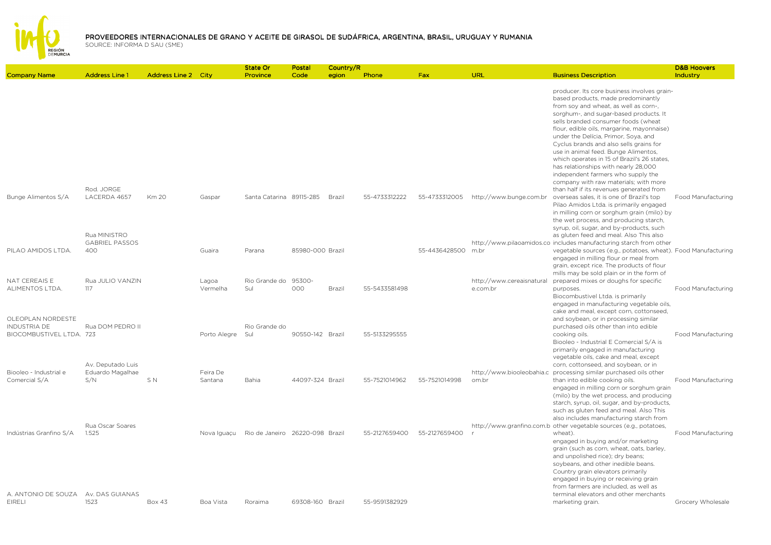# PROVEEDORES INTERNACIONALES DE GRANO Y ACEITE DE GIRASOL DE SUDÁFRICA, ARGENTINA, BRASIL, URUGUAY Y RUMANIA

SOURCE: INFORMA D SAU (SME)

| Company Name | Address Line 1 | Address Line 2 | City | State Or Province | Postal Code | Country/Region | Phone | Fax | URL | Business Description | D&B Hoovers Industry |
|---|---|---|---|---|---|---|---|---|---|---|---|
| Bunge Alimentos S/A | Rod. JORGE LACERDA 4657 | Km 20 | Gaspar | Santa Catarina | 89115-285 | Brazil | 55-4733312222 | 55-4733312005 | http://www.bunge.com.br | producer. Its core business involves grain-based products, made predominantly from soy and wheat, as well as corn-, sorghum-, and sugar-based products. It sells branded consumer foods (wheat flour, edible oils, margarine, mayonnaise) under the Delícia, Primor, Soya, and Cyclus brands and also sells grains for use in animal feed. Bunge Alimentos, which operates in 15 of Brazil's 26 states, has relationships with nearly 28,000 independent farmers who supply the company with raw materials; with more than half if its revenues generated from overseas sales, it is one of Brazil's top | Food Manufacturing |
| PILAO AMIDOS LTDA. | Rua MINISTRO GABRIEL PASSOS 400 | | Guaira | Parana | 85980-000 | Brazil | | 55-4436428500 | http://www.pilaoamidos.com.br | Pilao Amidos Ltda. is primarily engaged in milling corn or sorghum grain (milo) by the wet process, and producing starch, syrup, oil, sugar, and by-products, such as gluten feed and meal. Also This also includes manufacturing starch from other vegetable sources (e.g., potatoes, wheat). | Food Manufacturing |
| NAT CEREAIS E ALIMENTOS LTDA. | Rua JULIO VANZIN 117 | | Lagoa Vermelha | Rio Grande do Sul | 95300-000 | Brazil | 55-5433581498 | | http://www.cereaisnatural e.com.br | engaged in milling flour or meal from grain, except rice. The products of flour mills may be sold plain or in the form of prepared mixes or doughs for specific purposes. | Food Manufacturing |
| OLEOPLAN NORDESTE INDUSTRIA DE BIOCOMBUSTIVEL LTDA. | Rua DOM PEDRO II 723 | | Porto Alegre | Rio Grande do Sul | 90550-142 | Brazil | 55-5133295555 | | | Biocombustivel Ltda. is primarily engaged in manufacturing vegetable oils, cake and meal, except corn, cottonseed, and soybean, or in processing similar purchased oils other than into edible cooking oils. | Food Manufacturing |
| Biooleo - Industrial e Comercial S/A | Av. Deputado Luis Eduardo Magalhae S/N | S N | Feira De Santana | Bahia | 44097-324 | Brazil | 55-7521014962 | 55-7521014998 | http://www.biooleobahia.com.br | Biooleo - Industrial E Comercial S/A is primarily engaged in manufacturing vegetable oils, cake and meal, except corn, cottonseed, and soybean, or in processing similar purchased oils other than into edible cooking oils. | Food Manufacturing |
| Indústrias Granfino S/A | Rua Oscar Soares 1.525 | | Nova Iguaçu | Rio de Janeiro | 26220-098 | Brazil | 55-2127659400 | 55-2127659400 | http://www.granfino.com.br | engaged in milling corn or sorghum grain (milo) by the wet process, and producing starch, syrup, oil, sugar, and by-products, such as gluten feed and meal. Also This also includes manufacturing starch from other vegetable sources (e.g., potatoes, wheat). | Food Manufacturing |
| A. ANTONIO DE SOUZA EIRELI | Av. DAS GUIANAS 1523 | Box 43 | Boa Vista | Roraima | 69308-160 | Brazil | 55-9591382929 | | | engaged in buying and/or marketing grain (such as corn, wheat, oats, barley, and unpolished rice); dry beans; soybeans, and other inedible beans. Country grain elevators primarily engaged in buying or receiving grain from farmers are included, as well as terminal elevators and other merchants marketing grain. | Grocery Wholesale |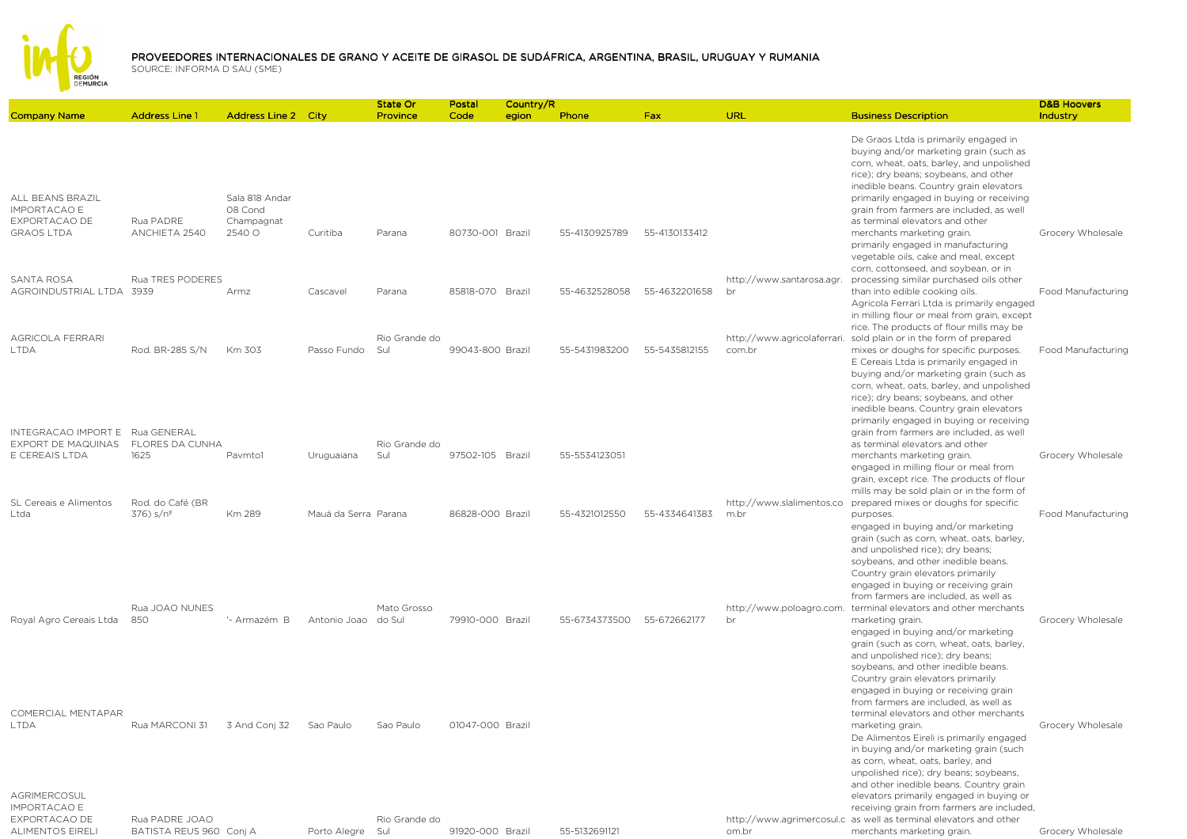# PROVEEDORES INTERNACIONALES DE GRANO Y ACEITE DE GIRASOL DE SUDÁFRICA, ARGENTINA, BRASIL, URUGUAY Y RUMANIA

SOURCE: INFORMA D SAU (SME)

| Company Name | Address Line 1 | Address Line 2 | City | State Or Province | Postal Code | Country/Region | Phone | Fax | URL | Business Description | D&B Hoovers Industry |
|---|---|---|---|---|---|---|---|---|---|---|---|
| ALL BEANS BRAZIL IMPORTACAO E EXPORTACAO DE GRAOS LTDA | Rua PADRE ANCHIETA 2540 | Sala 818 Andar 08 Cond Champagnat 2540 O | Curitiba | Parana | 80730-001 | Brazil | 55-4130925789 | 55-4130133412 | | De Graos Ltda is primarily engaged in buying and/or marketing grain (such as corn, wheat, oats, barley, and unpolished rice); dry beans; soybeans, and other inedible beans. Country grain elevators primarily engaged in buying or receiving grain from farmers are included, as well as terminal elevators and other merchants marketing grain. | Grocery Wholesale |
| SANTA ROSA AGROINDUSTRIAL LTDA | Rua TRES PODERES 3939 | Armz | Cascavel | Parana | 85818-070 | Brazil | 55-4632528058 | 55-4632201658 | http://www.santarosa.agr.br | primarily engaged in manufacturing vegetable oils, cake and meal, except corn, cottonseed, and soybean, or in processing similar purchased oils other than into edible cooking oils. | Food Manufacturing |
| AGRICOLA FERRARI LTDA | Rod. BR-285 S/N | Km 303 | Passo Fundo | Rio Grande do Sul | 99043-800 | Brazil | 55-5431983200 | 55-5435812155 | http://www.agricolaferrari.com.br | Agricola Ferrari Ltda is primarily engaged in milling flour or meal from grain, except rice. The products of flour mills may be sold plain or in the form of prepared mixes or doughs for specific purposes. | Food Manufacturing |
| INTEGRACAO IMPORT E EXPORT DE MAQUINAS E CEREAIS LTDA | Rua GENERAL FLORES DA CUNHA 1625 | Pavmto1 | Uruguaiana | Rio Grande do Sul | 97502-105 | Brazil | 55-5534123051 | | | E Cereais Ltda is primarily engaged in buying and/or marketing grain (such as corn, wheat, oats, barley, and unpolished rice); dry beans; soybeans, and other inedible beans. Country grain elevators primarily engaged in buying or receiving grain from farmers are included, as well as terminal elevators and other merchants marketing grain. | Grocery Wholesale |
| SL Cereais e Alimentos Ltda | Rod. do Café (BR 376) s/nº | Km 289 | Mauá da Serra | Parana | 86828-000 | Brazil | 55-4321012550 | 55-4334641383 | http://www.slalimentos.com.br | engaged in milling flour or meal from grain, except rice. The products of flour mills may be sold plain or in the form of prepared mixes or doughs for specific purposes. | Food Manufacturing |
| Royal Agro Cereais Ltda | Rua JOAO NUNES 850 | '- Armazém B | Antonio Joao | Mato Grosso do Sul | 79910-000 | Brazil | 55-6734373500 | 55-672662177 | http://www.poloagro.com.br | engaged in buying and/or marketing grain (such as corn, wheat, oats, barley, and unpolished rice); dry beans; soybeans, and other inedible beans. Country grain elevators primarily engaged in buying or receiving grain from farmers are included, as well as terminal elevators and other merchants marketing grain. | Grocery Wholesale |
| COMERCIAL MENTAPAR LTDA | Rua MARCONI 31 | 3 And Conj 32 | Sao Paulo | Sao Paulo | 01047-000 | Brazil | | | | engaged in buying and/or marketing grain (such as corn, wheat, oats, barley, and unpolished rice); dry beans; soybeans, and other inedible beans. Country grain elevators primarily engaged in buying or receiving grain from farmers are included, as well as terminal elevators and other merchants marketing grain. | Grocery Wholesale |
| AGRIMERCOSUL IMPORTACAO E EXPORTACAO DE ALIMENTOS EIRELI | Rua PADRE JOAO BATISTA REUS 960 | Conj A | Porto Alegre | Rio Grande do Sul | 91920-000 | Brazil | 55-5132691121 | | http://www.agrimercosul.com.br | De Alimentos Eireli is primarily engaged in buying and/or marketing grain (such as corn, wheat, oats, barley, and unpolished rice); dry beans; soybeans, and other inedible beans. Country grain elevators primarily engaged in buying or receiving grain from farmers are included, as well as terminal elevators and other merchants marketing grain. | Grocery Wholesale |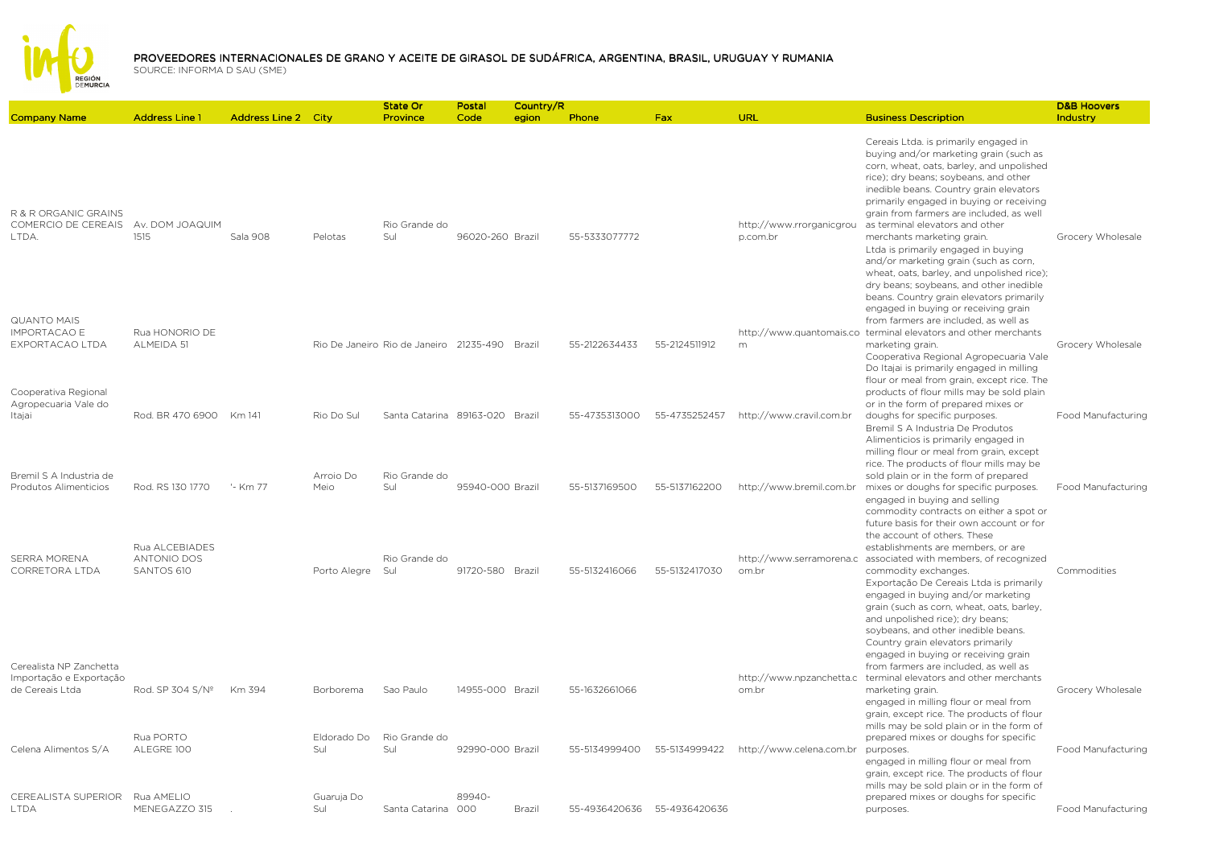# PROVEEDORES INTERNACIONALES DE GRANO Y ACEITE DE GIRASOL DE SUDÁFRICA, ARGENTINA, BRASIL, URUGUAY Y RUMANIA

SOURCE: INFORMA D SAU (SME)

| Company Name | Address Line 1 | Address Line 2 | City | State Or Province | Postal Code | Country/Region | Phone | Fax | URL | Business Description | D&B Hoovers Industry |
|---|---|---|---|---|---|---|---|---|---|---|---|
| R & R ORGANIC GRAINS COMERCIO DE CEREAIS LTDA. | Av. DOM JOAQUIM 1515 | Sala 908 | Pelotas | Rio Grande do Sul | 96020-260 | Brazil | 55-5333077772 | | http://www.rrorganicgroup.com.br | Cereais Ltda. is primarily engaged in buying and/or marketing grain (such as corn, wheat, oats, barley, and unpolished rice); dry beans; soybeans, and other inedible beans. Country grain elevators primarily engaged in buying or receiving grain from farmers are included, as well as terminal elevators and other merchants marketing grain. | Grocery Wholesale |
| QUANTO MAIS IMPORTACAO E EXPORTACAO LTDA | Rua HONORIO DE ALMEIDA 51 | | Rio De Janeiro | Rio de Janeiro | 21235-490 | Brazil | 55-2122634433 | 55-2124511912 | http://www.quantomais.com | Ltda is primarily engaged in buying and/or marketing grain (such as corn, wheat, oats, barley, and unpolished rice); dry beans; soybeans, and other inedible beans. Country grain elevators primarily engaged in buying or receiving grain from farmers are included, as well as terminal elevators and other merchants marketing grain. | Grocery Wholesale |
| Cooperativa Regional Agropecuaria Vale do Itajai | Rod. BR 470 6900 | Km 141 | Rio Do Sul | Santa Catarina | 89163-020 | Brazil | 55-4735313000 | 55-4735252457 | http://www.cravil.com.br | Cooperativa Regional Agropecuaria Vale Do Itajai is primarily engaged in milling flour or meal from grain, except rice. The products of flour mills may be sold plain or in the form of prepared mixes or doughs for specific purposes. | Food Manufacturing |
| Bremil S A Industria de Produtos Alimenticios | Rod. RS 130 1770 | '- Km 77 | Arroio Do Meio | Rio Grande do Sul | 95940-000 | Brazil | 55-5137169500 | 55-5137162200 | http://www.bremil.com.br | Bremil S A Industria De Produtos Alimenticios is primarily engaged in milling flour or meal from grain, except rice. The products of flour mills may be sold plain or in the form of prepared mixes or doughs for specific purposes. | Food Manufacturing |
| SERRA MORENA CORRETORA LTDA | Rua ALCEBIADES ANTONIO DOS SANTOS 610 | | Porto Alegre | Rio Grande do Sul | 91720-580 | Brazil | 55-5132416066 | 55-5132417030 | http://www.serramorena.com.br | engaged in buying and selling commodity contracts on either a spot or future basis for their own account or for the account of others. These establishments are members, or are associated with members, of recognized commodity exchanges. | Commodities |
| Cerealista NP Zanchetta Importação e Exportação de Cereais Ltda | Rod. SP 304 S/Nº | Km 394 | Borborema | Sao Paulo | 14955-000 | Brazil | 55-1632661066 | | http://www.npzanchetta.com.br | Exportação De Cereais Ltda is primarily engaged in buying and/or marketing grain (such as corn, wheat, oats, barley, and unpolished rice); dry beans; soybeans, and other inedible beans. Country grain elevators primarily engaged in buying or receiving grain from farmers are included, as well as terminal elevators and other merchants marketing grain. | Grocery Wholesale |
| Celena Alimentos S/A | Rua PORTO ALEGRE 100 | | Eldorado Do Sul | Rio Grande do Sul | 92990-000 | Brazil | 55-5134999400 | 55-5134999422 | http://www.celena.com.br | engaged in milling flour or meal from grain, except rice. The products of flour mills may be sold plain or in the form of prepared mixes or doughs for specific purposes. | Food Manufacturing |
| CEREALISTA SUPERIOR LTDA | Rua AMELIO MENEGAZZO 315 | . | Guaruja Do Sul | Santa Catarina | 89940-000 | Brazil | 55-4936420636 | 55-4936420636 | | engaged in milling flour or meal from grain, except rice. The products of flour mills may be sold plain or in the form of prepared mixes or doughs for specific purposes. | Food Manufacturing |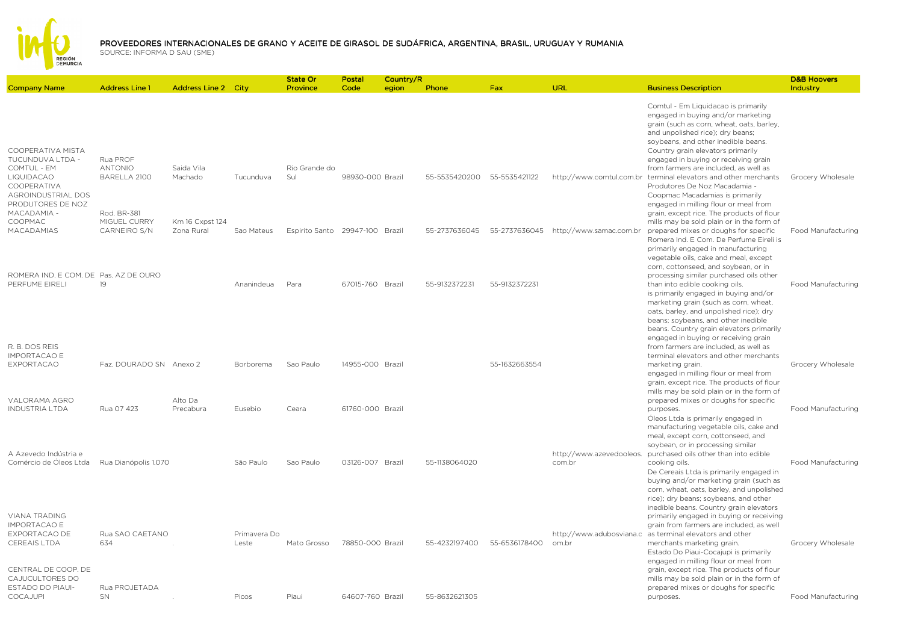# PROVEEDORES INTERNACIONALES DE GRANO Y ACEITE DE GIRASOL DE SUDÁFRICA, ARGENTINA, BRASIL, URUGUAY Y RUMANIA

SOURCE: INFORMA D SAU (SME)

| Company Name | Address Line 1 | Address Line 2 | City | State Or Province | Postal Code | Country/Region | Phone | Fax | URL | Business Description | D&B Hoovers Industry |
|---|---|---|---|---|---|---|---|---|---|---|---|
| COOPERATIVA MISTA TUCUNDUVA LTDA - COMTUL - EM LIQUIDACAO | Rua PROF ANTONIO BARELLA 2100 | Saida Vila Machado | Tucunduva | Rio Grande do Sul | 98930-000 | Brazil | 55-5535420200 | 55-5535421122 | http://www.comtul.com.br | Comtul - Em Liquidacao is primarily engaged in buying and/or marketing grain (such as corn, wheat, oats, barley, and unpolished rice); dry beans; soybeans, and other inedible beans. Country grain elevators primarily engaged in buying or receiving grain from farmers are included, as well as terminal elevators and other merchants | Grocery Wholesale |
| COOPERATIVA AGROINDUSTRIAL DOS PRODUTORES DE NOZ MACADAMIA - COOPMAC MACADAMIAS | Rod. BR-381 MIGUEL CURRY CARNEIRO S/N | Km 16 Cxpst 124 Zona Rural | Sao Mateus | Espirito Santo | 29947-100 | Brazil | 55-2737636045 | 55-2737636045 | http://www.samac.com.br | Produtores De Noz Macadamia - Coopmac Macadamias is primarily engaged in milling flour or meal from grain, except rice. The products of flour mills may be sold plain or in the form of prepared mixes or doughs for specific | Food Manufacturing |
| ROMERA IND. E COM. DE PERFUME EIRELI | Pas. AZ DE OURO 19 | | Ananindeua | Para | 67015-760 | Brazil | 55-9132372231 | 55-9132372231 | | Romera Ind. E Com. De Perfume Eireli is primarily engaged in manufacturing vegetable oils, cake and meal, except corn, cottonseed, and soybean, or in processing similar purchased oils other than into edible cooking oils. | Food Manufacturing |
| R. B. DOS REIS IMPORTACAO E EXPORTACAO | Faz. DOURADO SN | Anexo 2 | Borborema | Sao Paulo | 14955-000 | Brazil | | 55-1632663554 | | is primarily engaged in buying and/or marketing grain (such as corn, wheat, oats, barley, and unpolished rice); dry beans; soybeans, and other inedible beans. Country grain elevators primarily engaged in buying or receiving grain from farmers are included, as well as terminal elevators and other merchants marketing grain. | Grocery Wholesale |
| VALORAMA AGRO INDUSTRIA LTDA | Rua 07 423 | Alto Da Precabura | Eusebio | Ceara | 61760-000 | Brazil | | | | engaged in milling flour or meal from grain, except rice. The products of flour mills may be sold plain or in the form of prepared mixes or doughs for specific purposes. | Food Manufacturing |
| A Azevedo Indústria e Comércio de Óleos Ltda | Rua Dianópolis 1.070 | | São Paulo | Sao Paulo | 03126-007 | Brazil | 55-1138064020 | | http://www.azevedooleos.com.br | Óleos Ltda is primarily engaged in manufacturing vegetable oils, cake and meal, except corn, cottonseed, and soybean, or in processing similar purchased oils other than into edible cooking oils. | Food Manufacturing |
| VIANA TRADING IMPORTACAO E EXPORTACAO DE CEREAIS LTDA | Rua SAO CAETANO 634 | . | Primavera Do Leste | Mato Grosso | 78850-000 | Brazil | 55-4232197400 | 55-6536178400 | http://www.adubosviana.com.br | De Cereais Ltda is primarily engaged in buying and/or marketing grain (such as corn, wheat, oats, barley, and unpolished rice); dry beans; soybeans, and other inedible beans. Country grain elevators primarily engaged in buying or receiving grain from farmers are included, as well as terminal elevators and other merchants marketing grain. | Grocery Wholesale |
| CENTRAL DE COOP. DE CAJUCULTORES DO ESTADO DO PIAUI-COCAJUPI | Rua PROJETADA SN | . | Picos | Piaui | 64607-760 | Brazil | 55-8632621305 | | | Estado Do Piaui-Cocajupi is primarily engaged in milling flour or meal from grain, except rice. The products of flour mills may be sold plain or in the form of prepared mixes or doughs for specific purposes. | Food Manufacturing |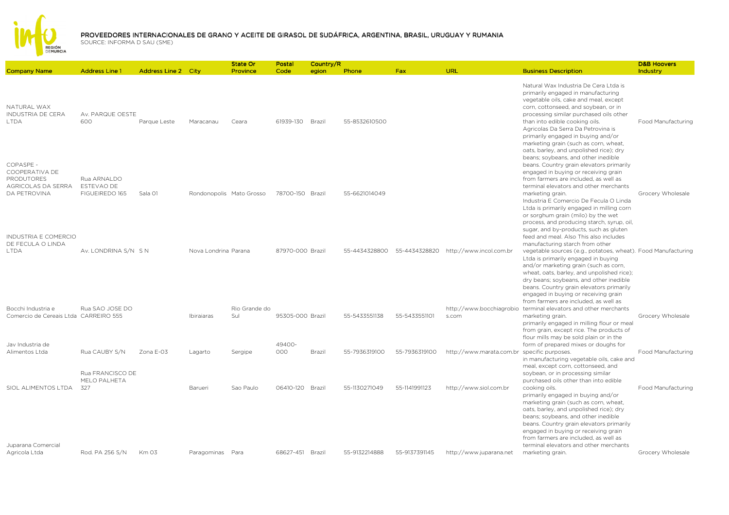# PROVEEDORES INTERNACIONALES DE GRANO Y ACEITE DE GIRASOL DE SUDÁFRICA, ARGENTINA, BRASIL, URUGUAY Y RUMANIA

SOURCE: INFORMA D SAU (SME)

| Company Name | Address Line 1 | Address Line 2 | City | State Or Province | Postal Code | Country/Region | Phone | Fax | URL | Business Description | D&B Hoovers Industry |
|---|---|---|---|---|---|---|---|---|---|---|---|
| NATURAL WAX INDUSTRIA DE CERA LTDA | Av. PARQUE OESTE 600 | Parque Leste | Maracanau | Ceara | 61939-130 | Brazil | 55-8532610500 | | | Natural Wax Industria De Cera Ltda is primarily engaged in manufacturing vegetable oils, cake and meal, except corn, cottonseed, and soybean, or in processing similar purchased oils other than into edible cooking oils. | Food Manufacturing |
| COPASPE - COOPERATIVA DE PRODUTORES AGRICOLAS DA SERRA DA PETROVINA | Rua ARNALDO ESTEVAO DE FIGUEIREDO 165 | Sala 01 | Rondonopolis | Mato Grosso | 78700-150 | Brazil | 55-6621014049 | | | Agricolas Da Serra Da Petrovina is primarily engaged in buying and/or marketing grain (such as corn, wheat, oats, barley, and unpolished rice); dry beans; soybeans, and other inedible beans. Country grain elevators primarily engaged in buying or receiving grain from farmers are included, as well as terminal elevators and other merchants marketing grain. | Grocery Wholesale |
| INDUSTRIA E COMERCIO DE FECULA O LINDA LTDA | Av. LONDRINA S/N | S N | Nova Londrina | Parana | 87970-000 | Brazil | 55-4434328800 | 55-4434328820 | http://www.incol.com.br | Industria E Comercio De Fecula O Linda Ltda is primarily engaged in milling corn or sorghum grain (milo) by the wet process, and producing starch, syrup, oil, sugar, and by-products, such as gluten feed and meal. Also This also includes manufacturing starch from other vegetable sources (e.g., potatoes, wheat). | Food Manufacturing |
| Bocchi Industria e Comercio de Cereais Ltda | Rua SAO JOSE DO CARREIRO 555 | | Ibiraiaras | Rio Grande do Sul | 95305-000 | Brazil | 55-5433551138 | 55-5433551101 | http://www.bocchiagrobios.com | Ltda is primarily engaged in buying and/or marketing grain (such as corn, wheat, oats, barley, and unpolished rice); dry beans; soybeans, and other inedible beans. Country grain elevators primarily engaged in buying or receiving grain from farmers are included, as well as terminal elevators and other merchants marketing grain. | Grocery Wholesale |
| Jav Industria de Alimentos Ltda | Rua CAUBY S/N | Zona E-03 | Lagarto | Sergipe | 49400-000 | Brazil | 55-7936319100 | 55-7936319100 | http://www.marata.com.br | primarily engaged in milling flour or meal from grain, except rice. The products of flour mills may be sold plain or in the form of prepared mixes or doughs for specific purposes. | Food Manufacturing |
| SIOL ALIMENTOS LTDA | Rua FRANCISCO DE MELO PALHETA 327 | | Barueri | Sao Paulo | 06410-120 | Brazil | 55-1130271049 | 55-1141991123 | http://www.siol.com.br | in manufacturing vegetable oils, cake and meal, except corn, cottonseed, and soybean, or in processing similar purchased oils other than into edible cooking oils. | Food Manufacturing |
| Juparana Comercial Agricola Ltda | Rod. PA 256 S/N | Km 03 | Paragominas | Para | 68627-451 | Brazil | 55-9132214888 | 55-9137391145 | http://www.juparana.net | primarily engaged in buying and/or marketing grain (such as corn, wheat, oats, barley, and unpolished rice); dry beans; soybeans, and other inedible beans. Country grain elevators primarily engaged in buying or receiving grain from farmers are included, as well as terminal elevators and other merchants marketing grain. | Grocery Wholesale |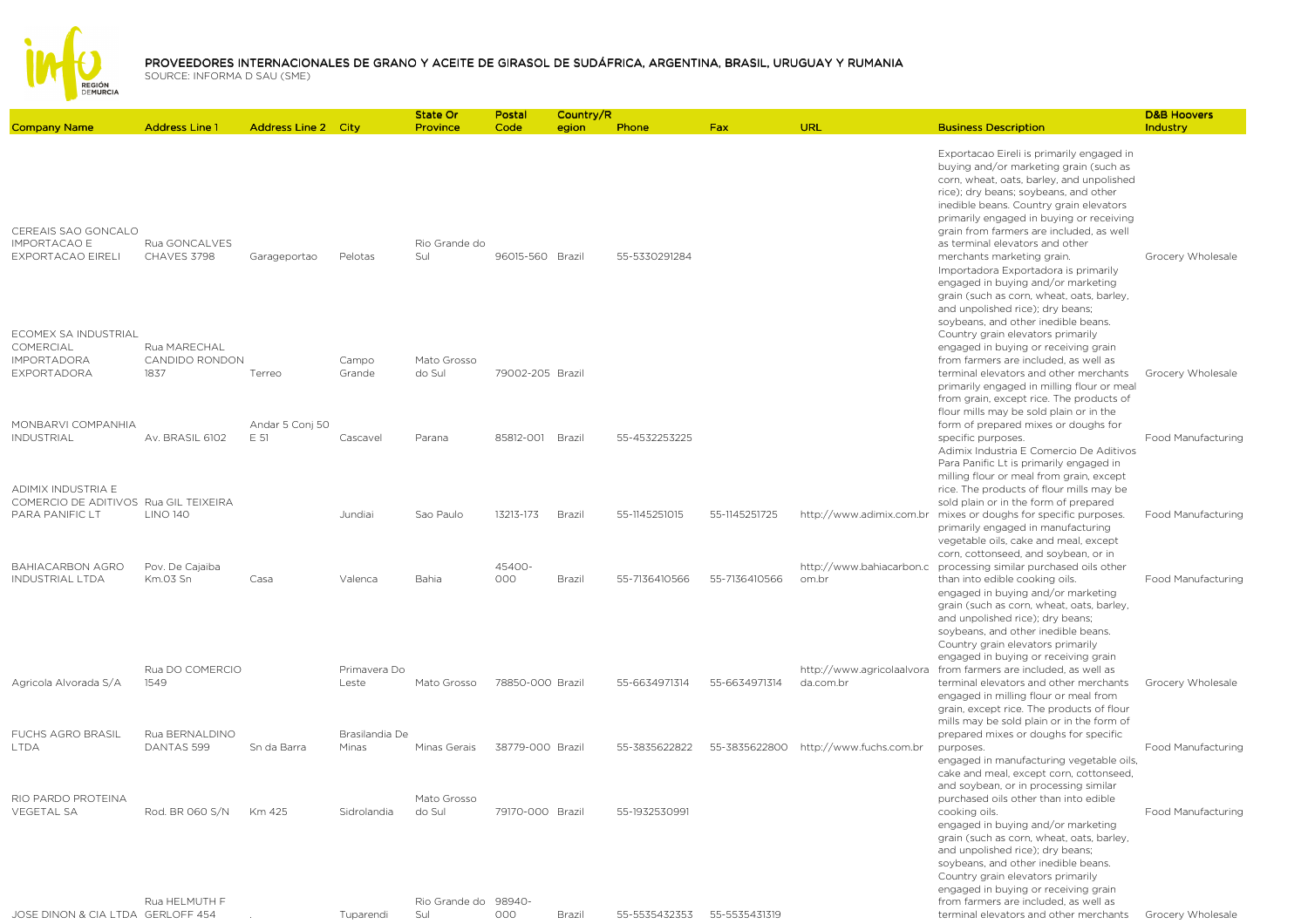# PROVEEDORES INTERNACIONALES DE GRANO Y ACEITE DE GIRASOL DE SUDÁFRICA, ARGENTINA, BRASIL, URUGUAY Y RUMANIA

SOURCE: INFORMA D SAU (SME)

| Company Name | Address Line 1 | Address Line 2 | City | State Or Province | Postal Code | Country/Region | Phone | Fax | URL | Business Description | D&B Hoovers Industry |
|---|---|---|---|---|---|---|---|---|---|---|---|
| CEREAIS SAO GONCALO IMPORTACAO E EXPORTACAO EIRELI | Rua GONCALVES CHAVES 3798 | Garageportao | Pelotas | Rio Grande do Sul | 96015-560 | Brazil | 55-5330291284 | | | Exportacao Eireli is primarily engaged in buying and/or marketing grain (such as corn, wheat, oats, barley, and unpolished rice); dry beans; soybeans, and other inedible beans. Country grain elevators primarily engaged in buying or receiving grain from farmers are included, as well as terminal elevators and other merchants marketing grain. | Grocery Wholesale |
| ECOMEX SA INDUSTRIAL COMERCIAL IMPORTADORA EXPORTADORA | Rua MARECHAL CANDIDO RONDON 1837 | Terreo | Campo Grande | Mato Grosso do Sul | 79002-205 | Brazil | | | | Importadora Exportadora is primarily engaged in buying and/or marketing grain (such as corn, wheat, oats, barley, and unpolished rice); dry beans; soybeans, and other inedible beans. Country grain elevators primarily engaged in buying or receiving grain from farmers are included, as well as terminal elevators and other merchants | Grocery Wholesale |
| MONBARVI COMPANHIA INDUSTRIAL | Av. BRASIL 6102 | Andar 5 Conj 50 E 51 | Cascavel | Parana | 85812-001 | Brazil | 55-4532253225 | | | primarily engaged in milling flour or meal from grain, except rice. The products of flour mills may be sold plain or in the form of prepared mixes or doughs for specific purposes. | Food Manufacturing |
| ADIMIX INDUSTRIA E COMERCIO DE ADITIVOS PARA PANIFIC LT | Rua GIL TEIXEIRA LINO 140 | | Jundiai | Sao Paulo | 13213-173 | Brazil | 55-1145251015 | 55-1145251725 | http://www.adimix.com.br | Adimix Industria E Comercio De Aditivos Para Panific Lt is primarily engaged in milling flour or meal from grain, except rice. The products of flour mills may be sold plain or in the form of prepared mixes or doughs for specific purposes. | Food Manufacturing |
| BAHIACARBON AGRO INDUSTRIAL LTDA | Pov. De Cajaiba Km.03 Sn | Casa | Valenca | Bahia | 45400-000 | Brazil | 55-7136410566 | 55-7136410566 | http://www.bahiacarbon.com.br | primarily engaged in manufacturing vegetable oils, cake and meal, except corn, cottonseed, and soybean, or in processing similar purchased oils other than into edible cooking oils. | Food Manufacturing |
| Agricola Alvorada S/A | Rua DO COMERCIO 1549 | | Primavera Do Leste | Mato Grosso | 78850-000 | Brazil | 55-6634971314 | 55-6634971314 | http://www.agricolaalvorada.com.br | engaged in buying and/or marketing grain (such as corn, wheat, oats, barley, and unpolished rice); dry beans; soybeans, and other inedible beans. Country grain elevators primarily engaged in buying or receiving grain from farmers are included, as well as terminal elevators and other merchants | Grocery Wholesale |
| FUCHS AGRO BRASIL LTDA | Rua BERNALDINO DANTAS 599 | Sn da Barra | Brasilandia De Minas | Minas Gerais | 38779-000 | Brazil | 55-3835622822 | 55-3835622800 | http://www.fuchs.com.br | engaged in milling flour or meal from grain, except rice. The products of flour mills may be sold plain or in the form of prepared mixes or doughs for specific purposes. | Food Manufacturing |
| RIO PARDO PROTEINA VEGETAL SA | Rod. BR 060 S/N | Km 425 | Sidrolandia | Mato Grosso do Sul | 79170-000 | Brazil | 55-1932530991 | | | engaged in manufacturing vegetable oils, cake and meal, except corn, cottonseed, and soybean, or in processing similar purchased oils other than into edible cooking oils. | Food Manufacturing |
| JOSE DINON & CIA LTDA | Rua HELMUTH F GERLOFF 454 | . | Tuparendi | Rio Grande do Sul | 98940-000 | Brazil | 55-5535432353 | 55-5535431319 | | engaged in buying and/or marketing grain (such as corn, wheat, oats, barley, and unpolished rice); dry beans; soybeans, and other inedible beans. Country grain elevators primarily engaged in buying or receiving grain from farmers are included, as well as terminal elevators and other merchants | Grocery Wholesale |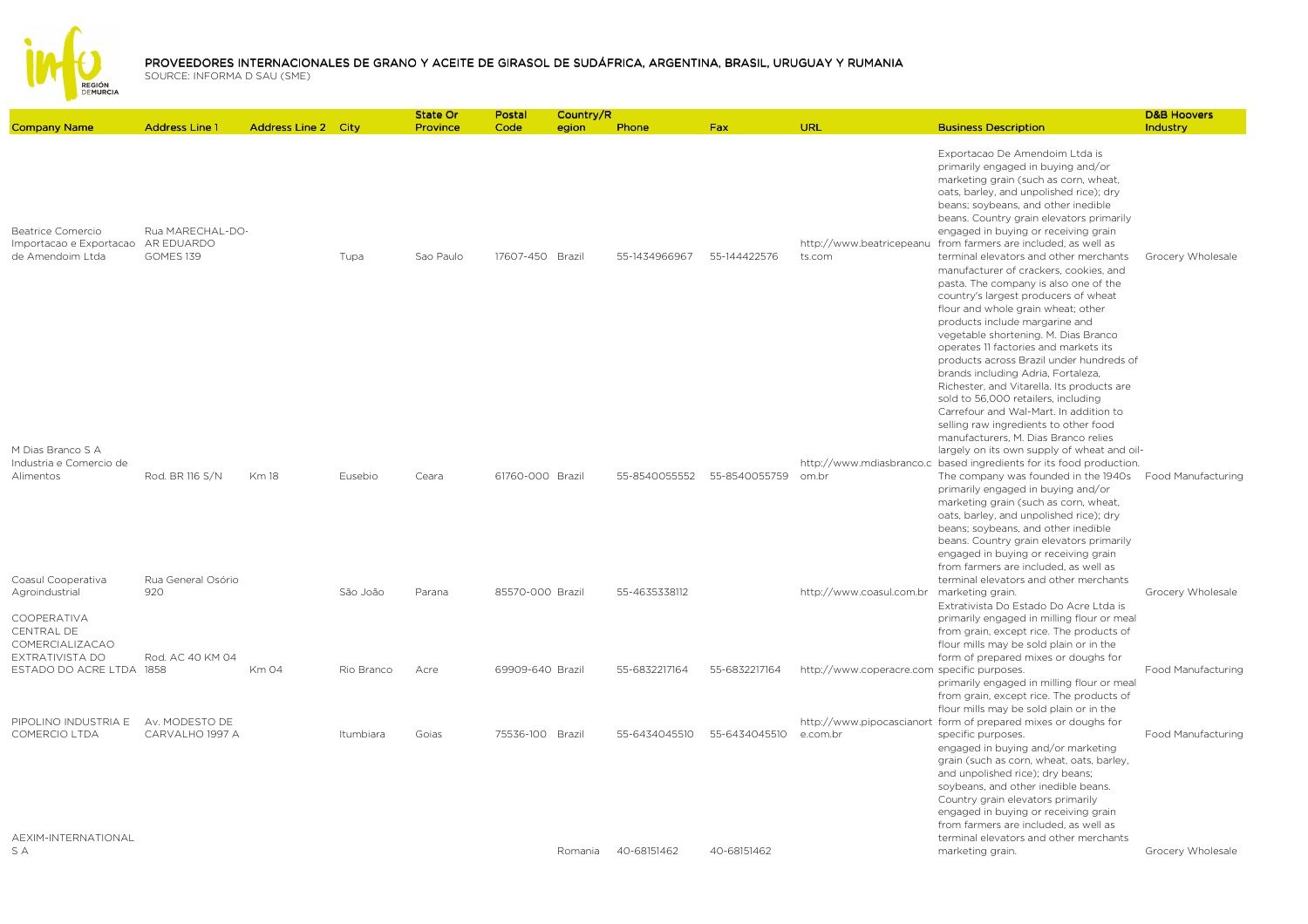# PROVEEDORES INTERNACIONALES DE GRANO Y ACEITE DE GIRASOL DE SUDÁFRICA, ARGENTINA, BRASIL, URUGUAY Y RUMANIA

SOURCE: INFORMA D SAU (SME)

| Company Name | Address Line 1 | Address Line 2 | City | State Or Province | Postal Code | Country/Region | Phone | Fax | URL | Business Description | D&B Hoovers Industry |
|---|---|---|---|---|---|---|---|---|---|---|---|
| Beatrice Comercio Importacao e Exportacao de Amendoim Ltda | Rua MARECHAL-DO-AR EDUARDO GOMES 139 | | Tupa | Sao Paulo | 17607-450 | Brazil | 55-1434966967 | 55-144422576 | http://www.beatricepeanuts.com | Exportacao De Amendoim Ltda is primarily engaged in buying and/or marketing grain (such as corn, wheat, oats, barley, and unpolished rice); dry beans; soybeans, and other inedible beans. Country grain elevators primarily engaged in buying or receiving grain from farmers are included, as well as terminal elevators and other merchants | Grocery Wholesale |
| M Dias Branco S A Industria e Comercio de Alimentos | Rod. BR 116 S/N | Km 18 | Eusebio | Ceara | 61760-000 | Brazil | 55-8540055552 | 55-8540055759 | http://www.mdiasbranco.com.br | manufacturer of crackers, cookies, and pasta. The company is also one of the country's largest producers of wheat flour and whole grain wheat; other products include margarine and vegetable shortening. M. Dias Branco operates 11 factories and markets its products across Brazil under hundreds of brands including Adria, Fortaleza, Richester, and Vitarella. Its products are sold to 56,000 retailers, including Carrefour and Wal-Mart. In addition to selling raw ingredients to other food manufacturers, M. Dias Branco relies largely on its own supply of wheat and oil-based ingredients for its food production. The company was founded in the 1940s | Food Manufacturing |
| Coasul Cooperativa Agroindustrial | Rua General Osório 920 | | São João | Parana | 85570-000 | Brazil | 55-4635338112 | | http://www.coasul.com.br | primarily engaged in buying and/or marketing grain (such as corn, wheat, oats, barley, and unpolished rice); dry beans; soybeans, and other inedible beans. Country grain elevators primarily engaged in buying or receiving grain from farmers are included, as well as terminal elevators and other merchants marketing grain. | Grocery Wholesale |
| COOPERATIVA CENTRAL DE COMERCIALIZACAO EXTRATIVISTA DO ESTADO DO ACRE LTDA | Rod. AC 40 KM 04 1858 | Km 04 | Rio Branco | Acre | 69909-640 | Brazil | 55-6832217164 | 55-6832217164 | http://www.coperacre.com | Extrativista Do Estado Do Acre Ltda is primarily engaged in milling flour or meal from grain, except rice. The products of flour mills may be sold plain or in the form of prepared mixes or doughs for specific purposes. | Food Manufacturing |
| PIPOLINO INDUSTRIA E COMERCIO LTDA | Av. MODESTO DE CARVALHO 1997 A | | Itumbiara | Goias | 75536-100 | Brazil | 55-6434045510 | 55-6434045510 | http://www.pipocascianorte.com.br | primarily engaged in milling flour or meal from grain, except rice. The products of flour mills may be sold plain or in the form of prepared mixes or doughs for specific purposes. | Food Manufacturing |
| AEXIM-INTERNATIONAL S A | | | | | | Romania | 40-68151462 | 40-68151462 | | engaged in buying and/or marketing grain (such as corn, wheat, oats, barley, and unpolished rice); dry beans; soybeans, and other inedible beans. Country grain elevators primarily engaged in buying or receiving grain from farmers are included, as well as terminal elevators and other merchants marketing grain. | Grocery Wholesale |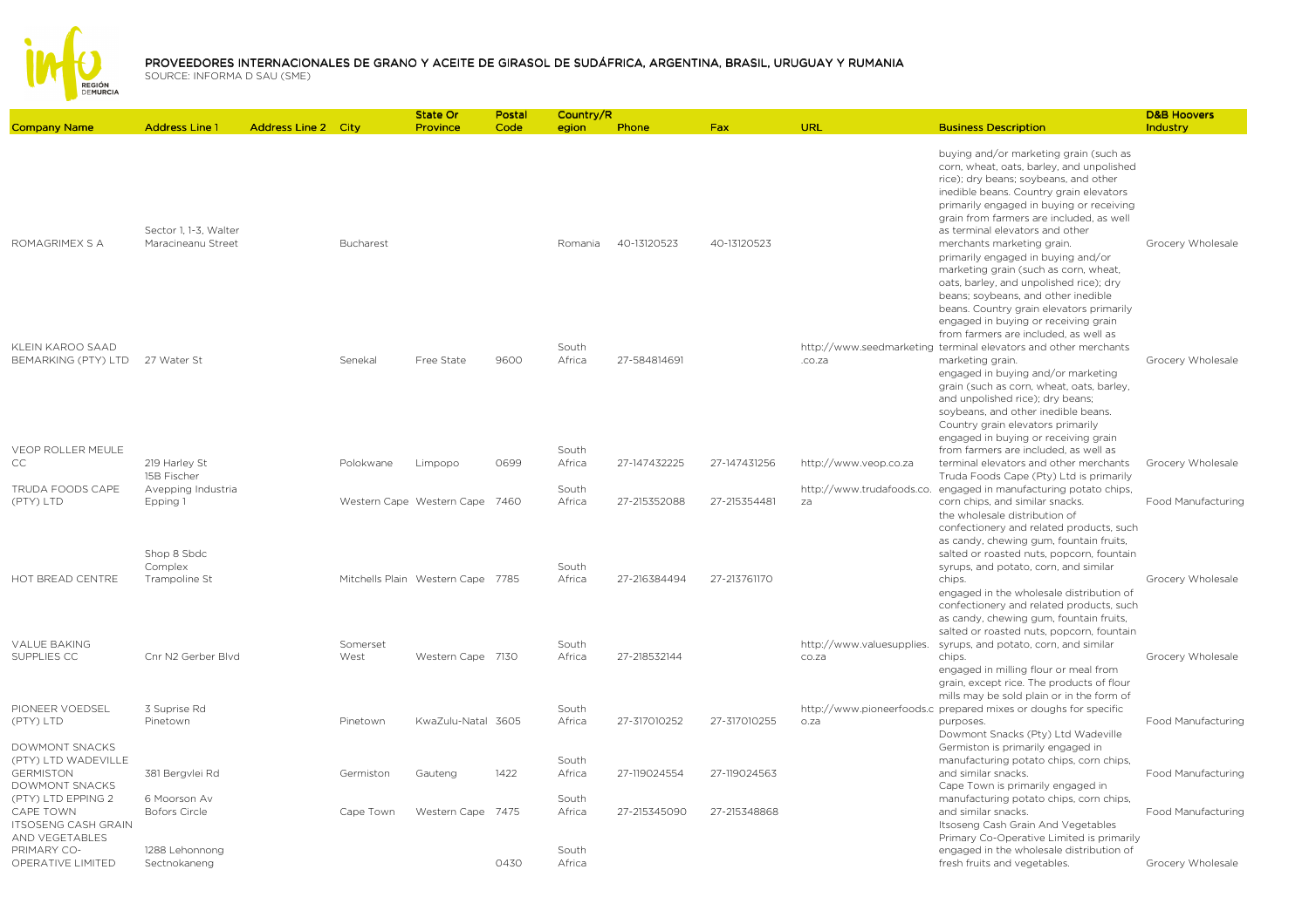# PROVEEDORES INTERNACIONALES DE GRANO Y ACEITE DE GIRASOL DE SUDÁFRICA, ARGENTINA, BRASIL, URUGUAY Y RUMANIA

SOURCE: INFORMA D SAU (SME)

| Company Name | Address Line 1 | Address Line 2 | City | State Or Province | Postal Code | Country/Region | Phone | Fax | URL | Business Description | D&B Hoovers Industry |
|---|---|---|---|---|---|---|---|---|---|---|---|
| ROMAGRIMEX S A | Sector 1, 1-3, Walter Maracineanu Street | | Bucharest | | | Romania | 40-13120523 | 40-13120523 | | buying and/or marketing grain (such as corn, wheat, oats, barley, and unpolished rice); dry beans; soybeans, and other inedible beans. Country grain elevators primarily engaged in buying or receiving grain from farmers are included, as well as terminal elevators and other merchants marketing grain. | Grocery Wholesale |
| KLEIN KAROO SAAD BEMARKING (PTY) LTD | 27 Water St | | Senekal | Free State | 9600 | South Africa | 27-584814691 | | http://www.seedmarketing.co.za | primarily engaged in buying and/or marketing grain (such as corn, wheat, oats, barley, and unpolished rice); dry beans; soybeans, and other inedible beans. Country grain elevators primarily engaged in buying or receiving grain from farmers are included, as well as terminal elevators and other merchants marketing grain. | Grocery Wholesale |
| VEOP ROLLER MEULE CC | 219 Harley St | | Polokwane | Limpopo | 0699 | South Africa | 27-147432225 | 27-147431256 | http://www.veop.co.za | engaged in buying and/or marketing grain (such as corn, wheat, oats, barley, and unpolished rice); dry beans; soybeans, and other inedible beans. Country grain elevators primarily engaged in buying or receiving grain from farmers are included, as well as terminal elevators and other merchants | Grocery Wholesale |
| TRUDA FOODS CAPE (PTY) LTD | 15B Fischer Avepping Industria Epping 1 | | Western Cape | Western Cape | 7460 | South Africa | 27-215352088 | 27-215354481 | http://www.trudafoods.co.za | Truda Foods Cape (Pty) Ltd is primarily engaged in manufacturing potato chips, corn chips, and similar snacks. | Food Manufacturing |
| HOT BREAD CENTRE | Shop 8 Sbdc Complex Trampoline St | | Mitchells Plain | Western Cape | 7785 | South Africa | 27-216384494 | 27-213761170 | | the wholesale distribution of confectionery and related products, such as candy, chewing gum, fountain fruits, salted or roasted nuts, popcorn, fountain syrups, and potato, corn, and similar chips. | Grocery Wholesale |
| VALUE BAKING SUPPLIES CC | Cnr N2 Gerber Blvd | | Somerset West | Western Cape | 7130 | South Africa | 27-218532144 | | http://www.valuesupplies.co.za | engaged in the wholesale distribution of confectionery and related products, such as candy, chewing gum, fountain fruits, salted or roasted nuts, popcorn, fountain syrups, and potato, corn, and similar chips. | Grocery Wholesale |
| PIONEER VOEDSEL (PTY) LTD | 3 Suprise Rd Pinetown | | Pinetown | KwaZulu-Natal | 3605 | South Africa | 27-317010252 | 27-317010255 | http://www.pioneerfoods.co.za | engaged in milling flour or meal from grain, except rice. The products of flour mills may be sold plain or in the form of prepared mixes or doughs for specific purposes. | Food Manufacturing |
| DOWMONT SNACKS (PTY) LTD WADEVILLE GERMISTON | 381 Bergvlei Rd | | Germiston | Gauteng | 1422 | South Africa | 27-119024554 | 27-119024563 | | Dowmont Snacks (Pty) Ltd Wadeville Germiston is primarily engaged in manufacturing potato chips, corn chips, and similar snacks. | Food Manufacturing |
| DOWMONT SNACKS (PTY) LTD EPPING 2 CAPE TOWN | 6 Moorson Av Bofors Circle | | Cape Town | Western Cape | 7475 | South Africa | 27-215345090 | 27-215348868 | | Cape Town is primarily engaged in manufacturing potato chips, corn chips, and similar snacks. | Food Manufacturing |
| ITSOSENG CASH GRAIN AND VEGETABLES PRIMARY CO-OPERATIVE LIMITED | 1288 Lehonnong Sectnokaneng | | | | 0430 | South Africa | | | | Itsoseng Cash Grain And Vegetables Primary Co-Operative Limited is primarily engaged in the wholesale distribution of fresh fruits and vegetables. | Grocery Wholesale |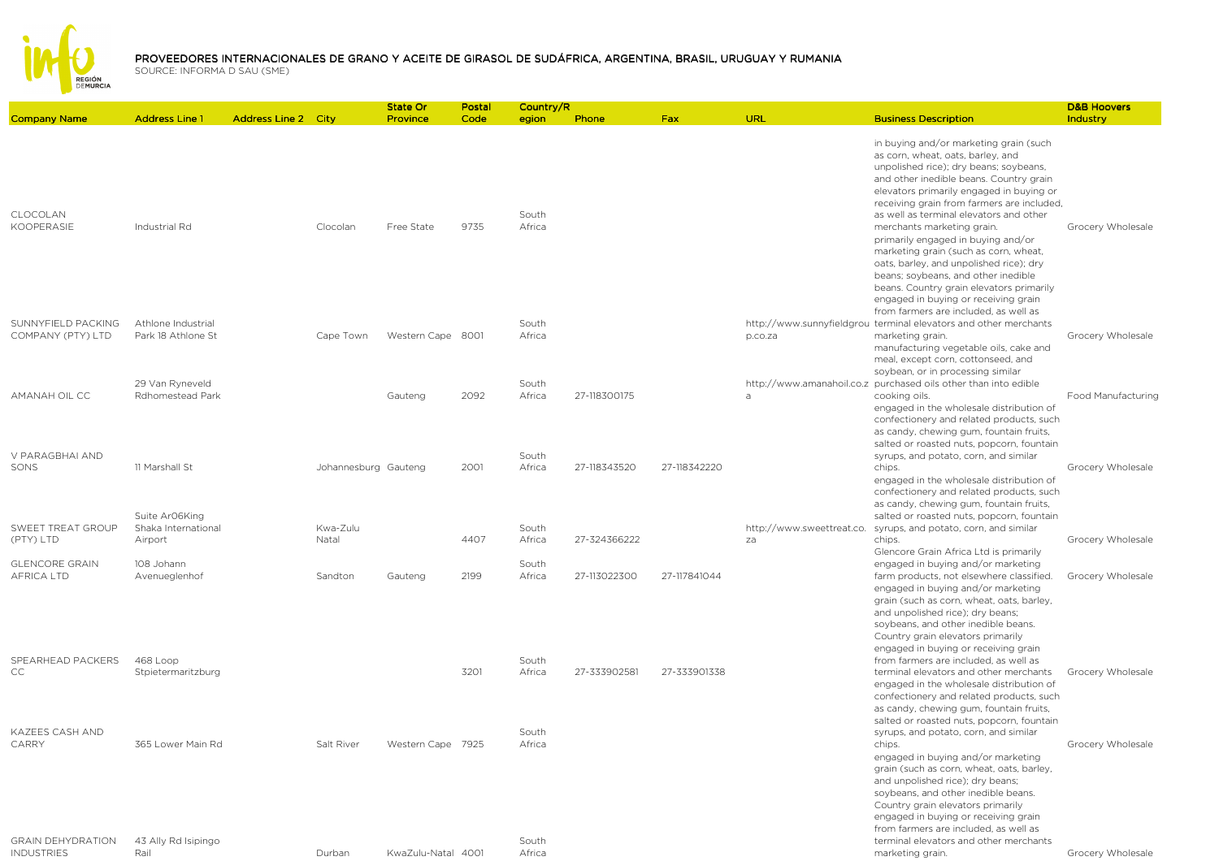# PROVEEDORES INTERNACIONALES DE GRANO Y ACEITE DE GIRASOL DE SUDÁFRICA, ARGENTINA, BRASIL, URUGUAY Y RUMANIA

SOURCE: INFORMA D SAU (SME)

| Company Name | Address Line 1 | Address Line 2 | City | State Or Province | Postal Code | Country/Region | Phone | Fax | URL | Business Description | D&B Hoovers Industry |
|---|---|---|---|---|---|---|---|---|---|---|---|
| CLOCOLAN KOOPERASIE | Industrial Rd | | Clocolan | Free State | 9735 | South Africa | | | | in buying and/or marketing grain (such as corn, wheat, oats, barley, and unpolished rice); dry beans; soybeans, and other inedible beans. Country grain elevators primarily engaged in buying or receiving grain from farmers are included, as well as terminal elevators and other merchants marketing grain. | Grocery Wholesale |
| SUNNYFIELD PACKING COMPANY (PTY) LTD | Athlone Industrial Park 18 Athlone St | | Cape Town | Western Cape | 8001 | South Africa | | | http://www.sunnyfieldgroup.co.za | primarily engaged in buying and/or marketing grain (such as corn, wheat, oats, barley, and unpolished rice); dry beans; soybeans, and other inedible beans. Country grain elevators primarily engaged in buying or receiving grain from farmers are included, as well as terminal elevators and other merchants marketing grain. | Grocery Wholesale |
| AMANAH OIL CC | 29 Van Ryneveld Rdhomestead Park | | | Gauteng | 2092 | South Africa | 27-118300175 | | http://www.amanahoil.co.za | manufacturing vegetable oils, cake and meal, except corn, cottonseed, and soybean, or in processing similar purchased oils other than into edible cooking oils. | Food Manufacturing |
| V PARAGBHAI AND SONS | 11 Marshall St | | Johannesburg | Gauteng | 2001 | South Africa | 27-118343520 | 27-118342220 | | engaged in the wholesale distribution of confectionery and related products, such as candy, chewing gum, fountain fruits, salted or roasted nuts, popcorn, fountain syrups, and potato, corn, and similar chips. | Grocery Wholesale |
| SWEET TREAT GROUP (PTY) LTD | Suite Ar06King Shaka International Airport | | Kwa-Zulu Natal | | 4407 | South Africa | 27-324366222 | | http://www.sweettreat.co.za | engaged in the wholesale distribution of confectionery and related products, such as candy, chewing gum, fountain fruits, salted or roasted nuts, popcorn, fountain syrups, and potato, corn, and similar chips. | Grocery Wholesale |
| GLENCORE GRAIN AFRICA LTD | 108 Johann Avenueglenhof | | Sandton | Gauteng | 2199 | South Africa | 27-113022300 | 27-117841044 | | Glencore Grain Africa Ltd is primarily engaged in buying and/or marketing farm products, not elsewhere classified. | Grocery Wholesale |
| SPEARHEAD PACKERS CC | 468 Loop Stpietermaritzburg | | | | 3201 | South Africa | 27-333902581 | 27-333901338 | | engaged in buying and/or marketing grain (such as corn, wheat, oats, barley, and unpolished rice); dry beans; soybeans, and other inedible beans. Country grain elevators primarily engaged in buying or receiving grain from farmers are included, as well as terminal elevators and other merchants | Grocery Wholesale |
| KAZEES CASH AND CARRY | 365 Lower Main Rd | | Salt River | Western Cape | 7925 | South Africa | | | | engaged in the wholesale distribution of confectionery and related products, such as candy, chewing gum, fountain fruits, salted or roasted nuts, popcorn, fountain syrups, and potato, corn, and similar chips. | Grocery Wholesale |
| GRAIN DEHYDRATION INDUSTRIES | 43 Ally Rd Isipingo Rail | | Durban | KwaZulu-Natal | 4001 | South Africa | | | | engaged in buying and/or marketing grain (such as corn, wheat, oats, barley, and unpolished rice); dry beans; soybeans, and other inedible beans. Country grain elevators primarily engaged in buying or receiving grain from farmers are included, as well as terminal elevators and other merchants marketing grain. | Grocery Wholesale |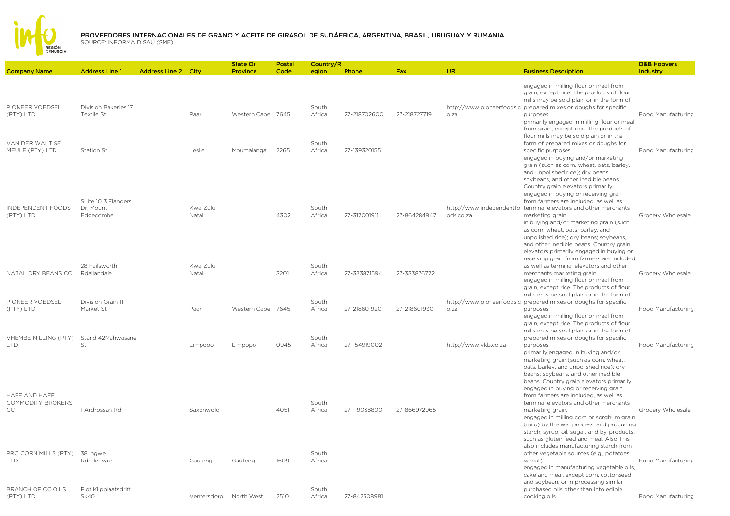# PROVEEDORES INTERNACIONALES DE GRANO Y ACEITE DE GIRASOL DE SUDÁFRICA, ARGENTINA, BRASIL, URUGUAY Y RUMANIA

SOURCE: INFORMA D SAU (SME)

| Company Name | Address Line 1 | Address Line 2 | City | State Or Province | Postal Code | Country/Region | Phone | Fax | URL | Business Description | D&B Hoovers Industry |
|---|---|---|---|---|---|---|---|---|---|---|---|
| PIONEER VOEDSEL (PTY) LTD | Division Bakeries 17 Textile St | | Paarl | Western Cape | 7645 | South Africa | 27-218702600 | 27-218727719 | http://www.pioneerfoods.co.za | engaged in milling flour or meal from grain, except rice. The products of flour mills may be sold plain or in the form of prepared mixes or doughs for specific purposes. | Food Manufacturing |
| VAN DER WALT SE MEULE (PTY) LTD | Station St | | Leslie | Mpumalanga | 2265 | South Africa | 27-139320155 | | | primarily engaged in milling flour or meal from grain, except rice. The products of flour mills may be sold plain or in the form of prepared mixes or doughs for specific purposes. | Food Manufacturing |
| INDEPENDENT FOODS (PTY) LTD | Suite 10 3 Flanders Dr, Mount Edgecombe | | Kwa-Zulu Natal | | 4302 | South Africa | 27-317001911 | 27-864284947 | http://www.independentfoods.co.za | engaged in buying and/or marketing grain (such as corn, wheat, oats, barley, and unpolished rice); dry beans; soybeans, and other inedible beans. Country grain elevators primarily engaged in buying or receiving grain from farmers are included, as well as terminal elevators and other merchants marketing grain. | Grocery Wholesale |
| NATAL DRY BEANS CC | 28 Failsworth Rdallandale | | Kwa-Zulu Natal | | 3201 | South Africa | 27-333871594 | 27-333876772 | | in buying and/or marketing grain (such as corn, wheat, oats, barley, and unpolished rice); dry beans; soybeans, and other inedible beans. Country grain elevators primarily engaged in buying or receiving grain from farmers are included, as well as terminal elevators and other merchants marketing grain. | Grocery Wholesale |
| PIONEER VOEDSEL (PTY) LTD | Division Grain 11 Market St | | Paarl | Western Cape | 7645 | South Africa | 27-218601920 | 27-218601930 | http://www.pioneerfoods.co.za | engaged in milling flour or meal from grain, except rice. The products of flour mills may be sold plain or in the form of prepared mixes or doughs for specific purposes. | Food Manufacturing |
| VHEMBE MILLING (PTY) LTD | Stand 42Mahwasane St | | Limpopo | Limpopo | 0945 | South Africa | 27-154919002 | | http://www.vkb.co.za | engaged in milling flour or meal from grain, except rice. The products of flour mills may be sold plain or in the form of prepared mixes or doughs for specific purposes. | Food Manufacturing |
| HAFF AND HAFF COMMODITY BROKERS CC | 1 Ardrossan Rd | | Saxonwold | | 4051 | South Africa | 27-119038800 | 27-866972965 | | primarily engaged in buying and/or marketing grain (such as corn, wheat, oats, barley, and unpolished rice); dry beans; soybeans, and other inedible beans. Country grain elevators primarily engaged in buying or receiving grain from farmers are included, as well as terminal elevators and other merchants marketing grain. | Grocery Wholesale |
| PRO CORN MILLS (PTY) LTD | 38 Ingwe Rdedenvale | | Gauteng | Gauteng | 1609 | South Africa | | | | engaged in milling corn or sorghum grain (milo) by the wet process, and producing starch, syrup, oil, sugar, and by-products, such as gluten feed and meal. Also This also includes manufacturing starch from other vegetable sources (e.g., potatoes, wheat). | Food Manufacturing |
| BRANCH OF CC OILS (PTY) LTD | Plot Klipplaatsdrift Sk40 | | Ventersdorp | North West | 2510 | South Africa | 27-842508981 | | | engaged in manufacturing vegetable oils, cake and meal, except corn, cottonseed, and soybean, or in processing similar purchased oils other than into edible cooking oils. | Food Manufacturing |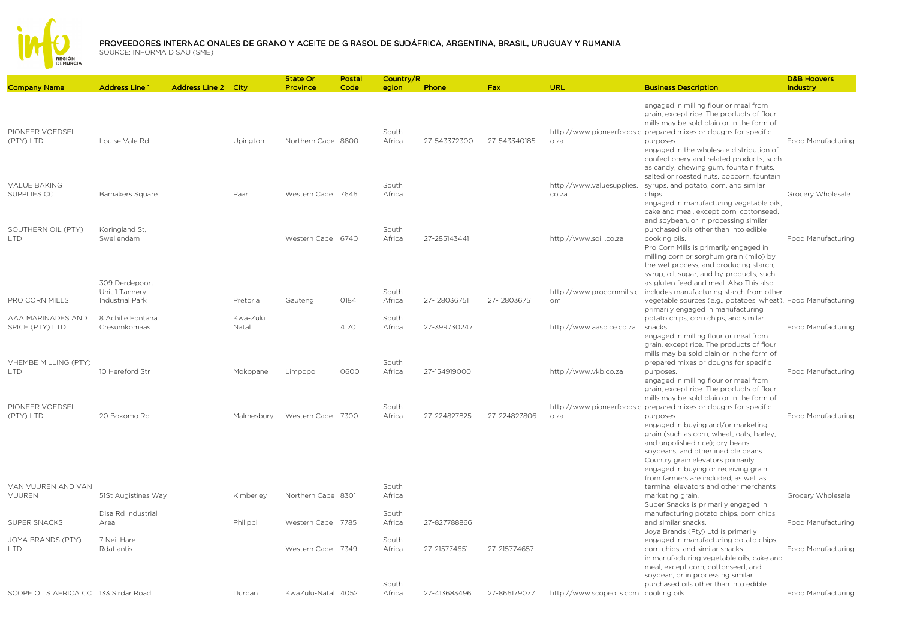# PROVEEDORES INTERNACIONALES DE GRANO Y ACEITE DE GIRASOL DE SUDÁFRICA, ARGENTINA, BRASIL, URUGUAY Y RUMANIA

SOURCE: INFORMA D SAU (SME)

| Company Name | Address Line 1 | Address Line 2 | City | State Or Province | Postal Code | Country/Region | Phone | Fax | URL | Business Description | D&B Hoovers Industry |
|---|---|---|---|---|---|---|---|---|---|---|---|
| PIONEER VOEDSEL (PTY) LTD | Louise Vale Rd | | Upington | Northern Cape | 8800 | South Africa | 27-543372300 | 27-543340185 | http://www.pioneerfoods.co.za | engaged in milling flour or meal from grain, except rice. The products of flour mills may be sold plain or in the form of prepared mixes or doughs for specific purposes. | Food Manufacturing |
| VALUE BAKING SUPPLIES CC | Bamakers Square | | Paarl | Western Cape | 7646 | South Africa | | | http://www.valuesupplies.co.za | engaged in the wholesale distribution of confectionery and related products, such as candy, chewing gum, fountain fruits, salted or roasted nuts, popcorn, fountain syrups, and potato, corn, and similar chips. | Grocery Wholesale |
| SOUTHERN OIL (PTY) LTD | Koringland St, Swellendam | | | Western Cape | 6740 | South Africa | 27-285143441 | | http://www.soill.co.za | engaged in manufacturing vegetable oils, cake and meal, except corn, cottonseed, and soybean, or in processing similar purchased oils other than into edible cooking oils. | Food Manufacturing |
| PRO CORN MILLS | 309 Derdepoort Unit 1 Tannery Industrial Park | | Pretoria | Gauteng | 0184 | South Africa | 27-128036751 | 27-128036751 | http://www.procornmills.com | Pro Corn Mills is primarily engaged in milling corn or sorghum grain (milo) by the wet process, and producing starch, syrup, oil, sugar, and by-products, such as gluten feed and meal. Also This also includes manufacturing starch from other vegetable sources (e.g., potatoes, wheat). | Food Manufacturing |
| AAA MARINADES AND SPICE (PTY) LTD | 8 Achille Fontana Cresumkomaas | | Kwa-Zulu Natal | | 4170 | South Africa | 27-399730247 | | http://www.aaspice.co.za | primarily engaged in manufacturing potato chips, corn chips, and similar snacks. | Food Manufacturing |
| VHEMBE MILLING (PTY) LTD | 10 Hereford Str | | Mokopane | Limpopo | 0600 | South Africa | 27-154919000 | | http://www.vkb.co.za | engaged in milling flour or meal from grain, except rice. The products of flour mills may be sold plain or in the form of prepared mixes or doughs for specific purposes. | Food Manufacturing |
| PIONEER VOEDSEL (PTY) LTD | 20 Bokomo Rd | | Malmesbury | Western Cape | 7300 | South Africa | 27-224827825 | 27-224827806 | http://www.pioneerfoods.co.za | engaged in milling flour or meal from grain, except rice. The products of flour mills may be sold plain or in the form of prepared mixes or doughs for specific purposes. | Food Manufacturing |
| VAN VUUREN AND VAN VUUREN | 51St Augistines Way | | Kimberley | Northern Cape | 8301 | South Africa | | | | engaged in buying and/or marketing grain (such as corn, wheat, oats, barley, and unpolished rice); dry beans; soybeans, and other inedible beans. Country grain elevators primarily engaged in buying or receiving grain from farmers are included, as well as terminal elevators and other merchants marketing grain. | Grocery Wholesale |
| SUPER SNACKS | Disa Rd Industrial Area | | Philippi | Western Cape | 7785 | South Africa | 27-827788866 | | | Super Snacks is primarily engaged in manufacturing potato chips, corn chips, and similar snacks. | Food Manufacturing |
| JOYA BRANDS (PTY) LTD | 7 Neil Hare Rdatlantis | | | Western Cape | 7349 | South Africa | 27-215774651 | 27-215774657 | | Joya Brands (Pty) Ltd is primarily engaged in manufacturing potato chips, corn chips, and similar snacks. | Food Manufacturing |
| SCOPE OILS AFRICA CC | 133 Sirdar Road | | Durban | KwaZulu-Natal | 4052 | South Africa | 27-413683496 | 27-866179077 | http://www.scopeoils.com | in manufacturing vegetable oils, cake and meal, except corn, cottonseed, and soybean, or in processing similar purchased oils other than into edible cooking oils. | Food Manufacturing |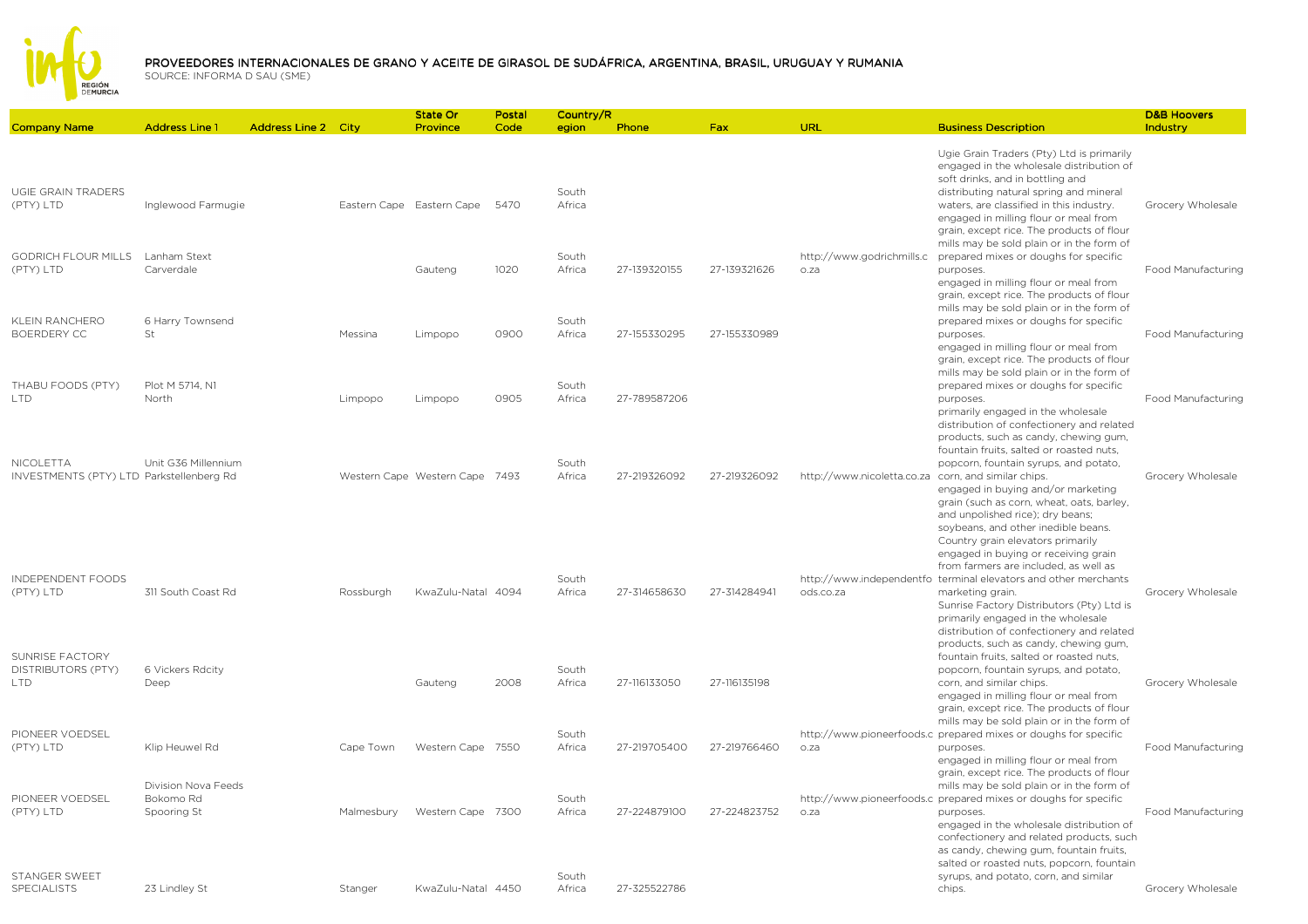# PROVEEDORES INTERNACIONALES DE GRANO Y ACEITE DE GIRASOL DE SUDÁFRICA, ARGENTINA, BRASIL, URUGUAY Y RUMANIA

SOURCE: INFORMA D SAU (SME)

| Company Name | Address Line 1 | Address Line 2 | City | State Or Province | Postal Code | Country/Region | Phone | Fax | URL | Business Description | D&B Hoovers Industry |
|---|---|---|---|---|---|---|---|---|---|---|---|
| UGIE GRAIN TRADERS (PTY) LTD | Inglewood Farmugie | | Eastern Cape | Eastern Cape | 5470 | South Africa | | | | Ugie Grain Traders (Pty) Ltd is primarily engaged in the wholesale distribution of soft drinks, and in bottling and distributing natural spring and mineral waters, are classified in this industry. | Grocery Wholesale |
| GODRICH FLOUR MILLS (PTY) LTD | Lanham Stext Carverdale | | | Gauteng | 1020 | South Africa | 27-139320155 | 27-139321626 | http://www.godrichmills.co.za | engaged in milling flour or meal from grain, except rice. The products of flour mills may be sold plain or in the form of prepared mixes or doughs for specific purposes. | Food Manufacturing |
| KLEIN RANCHERO BOERDERY CC | 6 Harry Townsend St | | Messina | Limpopo | 0900 | South Africa | 27-155330295 | 27-155330989 | | engaged in milling flour or meal from grain, except rice. The products of flour mills may be sold plain or in the form of prepared mixes or doughs for specific purposes. | Food Manufacturing |
| THABU FOODS (PTY) LTD | Plot M 5714, N1 North | | Limpopo | Limpopo | 0905 | South Africa | 27-789587206 | | | engaged in milling flour or meal from grain, except rice. The products of flour mills may be sold plain or in the form of prepared mixes or doughs for specific purposes. | Food Manufacturing |
| NICOLETTA INVESTMENTS (PTY) LTD | Unit G36 Millennium Parkstellenberg Rd | | Western Cape | Western Cape | 7493 | South Africa | 27-219326092 | 27-219326092 | http://www.nicoletta.co.za | primarily engaged in the wholesale distribution of confectionery and related products, such as candy, chewing gum, fountain fruits, salted or roasted nuts, popcorn, fountain syrups, and potato, corn, and similar chips. | Grocery Wholesale |
| INDEPENDENT FOODS (PTY) LTD | 311 South Coast Rd | | Rossburgh | KwaZulu-Natal | 4094 | South Africa | 27-314658630 | 27-314284941 | http://www.independentfoods.co.za | engaged in buying and/or marketing grain (such as corn, wheat, oats, barley, and unpolished rice); dry beans; soybeans, and other inedible beans. Country grain elevators primarily engaged in buying or receiving grain from farmers are included, as well as terminal elevators and other merchants marketing grain. | Grocery Wholesale |
| SUNRISE FACTORY DISTRIBUTORS (PTY) LTD | 6 Vickers Rdcity Deep | | | Gauteng | 2008 | South Africa | 27-116133050 | 27-116135198 | | Sunrise Factory Distributors (Pty) Ltd is primarily engaged in the wholesale distribution of confectionery and related products, such as candy, chewing gum, fountain fruits, salted or roasted nuts, popcorn, fountain syrups, and potato, corn, and similar chips. | Grocery Wholesale |
| PIONEER VOEDSEL (PTY) LTD | Klip Heuwel Rd | | Cape Town | Western Cape | 7550 | South Africa | 27-219705400 | 27-219766460 | http://www.pioneerfoods.co.za | engaged in milling flour or meal from grain, except rice. The products of flour mills may be sold plain or in the form of prepared mixes or doughs for specific purposes. | Food Manufacturing |
| PIONEER VOEDSEL (PTY) LTD | Division Nova Feeds Bokomo Rd Spooring St | | Malmesbury | Western Cape | 7300 | South Africa | 27-224879100 | 27-224823752 | http://www.pioneerfoods.co.za | engaged in milling flour or meal from grain, except rice. The products of flour mills may be sold plain or in the form of prepared mixes or doughs for specific purposes. | Food Manufacturing |
| STANGER SWEET SPECIALISTS | 23 Lindley St | | Stanger | KwaZulu-Natal | 4450 | South Africa | 27-325522786 | | | engaged in the wholesale distribution of confectionery and related products, such as candy, chewing gum, fountain fruits, salted or roasted nuts, popcorn, fountain syrups, and potato, corn, and similar chips. | Grocery Wholesale |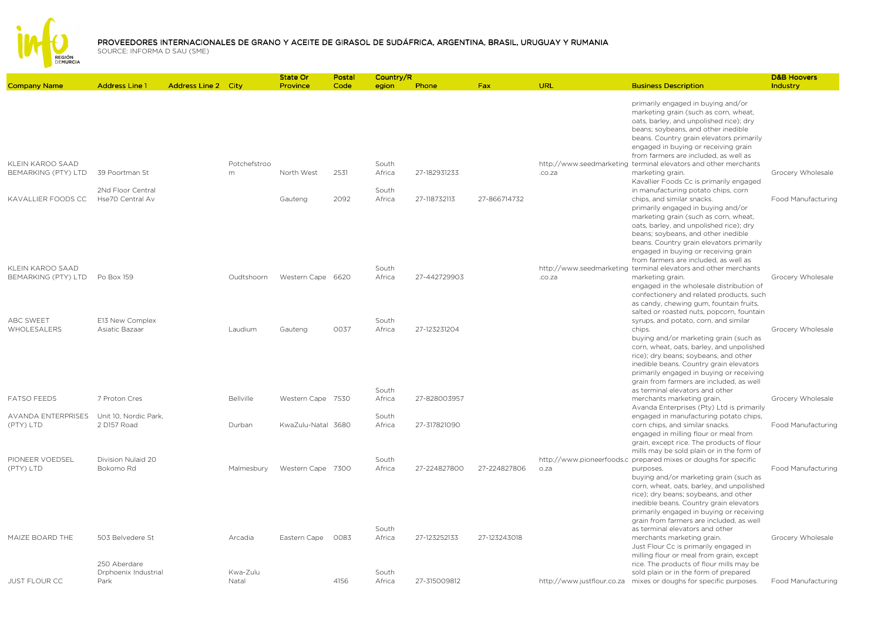# PROVEEDORES INTERNACIONALES DE GRANO Y ACEITE DE GIRASOL DE SUDÁFRICA, ARGENTINA, BRASIL, URUGUAY Y RUMANIA

SOURCE: INFORMA D SAU (SME)

| Company Name | Address Line 1 | Address Line 2 | City | State Or Province | Postal Code | Country/Region | Phone | Fax | URL | Business Description | D&B Hoovers Industry |
|---|---|---|---|---|---|---|---|---|---|---|---|
| KLEIN KAROO SAAD BEMARKING (PTY) LTD | 39 Poortman St | | Potchefstroom | North West | 2531 | South Africa | 27-182931233 | | http://www.seedmarketing.co.za | primarily engaged in buying and/or marketing grain (such as corn, wheat, oats, barley, and unpolished rice); dry beans; soybeans, and other inedible beans. Country grain elevators primarily engaged in buying or receiving grain from farmers are included, as well as terminal elevators and other merchants marketing grain. | Grocery Wholesale |
| KAVALLIER FOODS CC | 2Nd Floor Central Hse70 Central Av | | | Gauteng | 2092 | South Africa | 27-118732113 | 27-866714732 | | Kavallier Foods Cc is primarily engaged in manufacturing potato chips, corn chips, and similar snacks. | Food Manufacturing |
| KLEIN KAROO SAAD BEMARKING (PTY) LTD | Po Box 159 | | Oudtshoorn | Western Cape | 6620 | South Africa | 27-442729903 | | http://www.seedmarketing.co.za | primarily engaged in buying and/or marketing grain (such as corn, wheat, oats, barley, and unpolished rice); dry beans; soybeans, and other inedible beans. Country grain elevators primarily engaged in buying or receiving grain from farmers are included, as well as terminal elevators and other merchants marketing grain. | Grocery Wholesale |
| ABC SWEET WHOLESALERS | E13 New Complex Asiatic Bazaar | | Laudium | Gauteng | 0037 | South Africa | 27-123231204 | | | engaged in the wholesale distribution of confectionery and related products, such as candy, chewing gum, fountain fruits, salted or roasted nuts, popcorn, fountain syrups, and potato, corn, and similar chips. | Grocery Wholesale |
| FATSO FEEDS | 7 Proton Cres | | Bellville | Western Cape | 7530 | South Africa | 27-828003957 | | | buying and/or marketing grain (such as corn, wheat, oats, barley, and unpolished rice); dry beans; soybeans, and other inedible beans. Country grain elevators primarily engaged in buying or receiving grain from farmers are included, as well as terminal elevators and other merchants marketing grain. | Grocery Wholesale |
| AVANDA ENTERPRISES (PTY) LTD | Unit 10, Nordic Park, 2 D157 Road | | Durban | KwaZulu-Natal | 3680 | South Africa | 27-317821090 | | | Avanda Enterprises (Pty) Ltd is primarily engaged in manufacturing potato chips, corn chips, and similar snacks. | Food Manufacturing |
| PIONEER VOEDSEL (PTY) LTD | Division Nulaid 20 Bokomo Rd | | Malmesbury | Western Cape | 7300 | South Africa | 27-224827800 | 27-224827806 | http://www.pioneerfoods.co.za | engaged in milling flour or meal from grain, except rice. The products of flour mills may be sold plain or in the form of prepared mixes or doughs for specific purposes. | Food Manufacturing |
| MAIZE BOARD THE | 503 Belvedere St | | Arcadia | Eastern Cape | 0083 | South Africa | 27-123252133 | 27-123243018 | | buying and/or marketing grain (such as corn, wheat, oats, barley, and unpolished rice); dry beans; soybeans, and other inedible beans. Country grain elevators primarily engaged in buying or receiving grain from farmers are included, as well as terminal elevators and other merchants marketing grain. | Grocery Wholesale |
| JUST FLOUR CC | 250 Aberdare Drphoenix Industrial Park | | Kwa-Zulu Natal | | 4156 | South Africa | 27-315009812 | | http://www.justflour.co.za | Just Flour Cc is primarily engaged in milling flour or meal from grain, except rice. The products of flour mills may be sold plain or in the form of prepared mixes or doughs for specific purposes. | Food Manufacturing |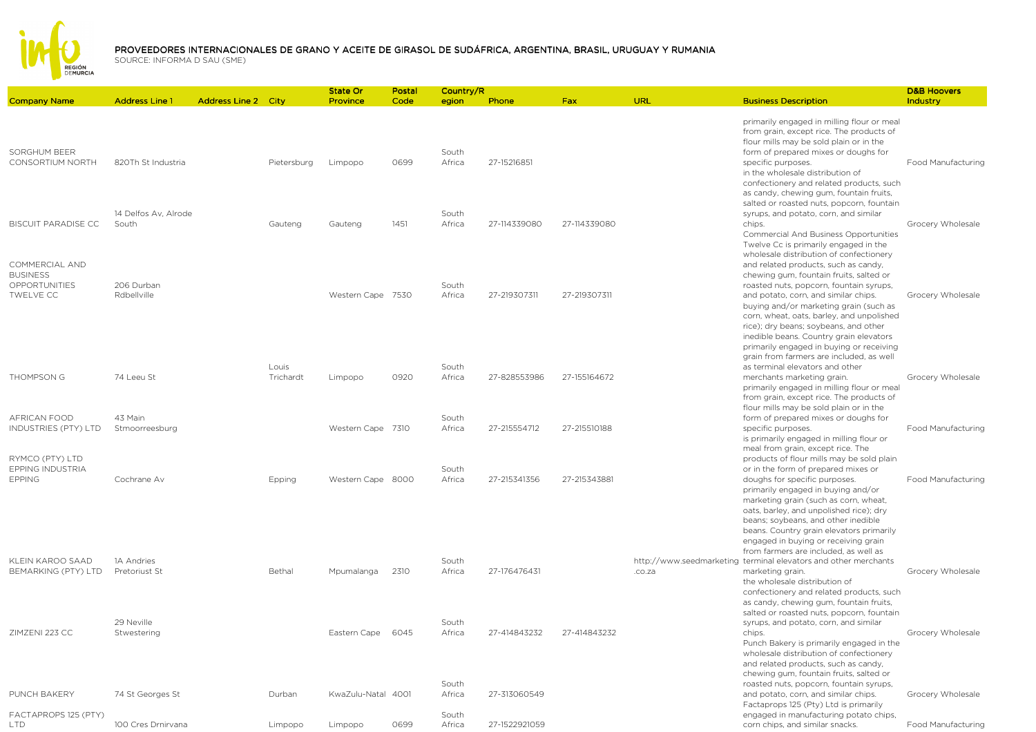# PROVEEDORES INTERNACIONALES DE GRANO Y ACEITE DE GIRASOL DE SUDÁFRICA, ARGENTINA, BRASIL, URUGUAY Y RUMANIA

SOURCE: INFORMA D SAU (SME)

| Company Name | Address Line 1 | Address Line 2 | City | State Or Province | Postal Code | Country/Region | Phone | Fax | URL | Business Description | D&B Hoovers Industry |
|---|---|---|---|---|---|---|---|---|---|---|---|
| SORGHUM BEER CONSORTIUM NORTH | 820Th St Industria | | Pietersburg | Limpopo | 0699 | South Africa | 27-15216851 | | | primarily engaged in milling flour or meal from grain, except rice. The products of flour mills may be sold plain or in the form of prepared mixes or doughs for specific purposes. | Food Manufacturing |
| BISCUIT PARADISE CC | 14 Delfos Av, Alrode South | | Gauteng | Gauteng | 1451 | South Africa | 27-114339080 | 27-114339080 | | in the wholesale distribution of confectionery and related products, such as candy, chewing gum, fountain fruits, salted or roasted nuts, popcorn, fountain syrups, and potato, corn, and similar chips. | Grocery Wholesale |
| COMMERCIAL AND BUSINESS OPPORTUNITIES TWELVE CC | 206 Durban Rdbellville | | | Western Cape | 7530 | South Africa | 27-219307311 | 27-219307311 | | Commercial And Business Opportunities Twelve Cc is primarily engaged in the wholesale distribution of confectionery and related products, such as candy, chewing gum, fountain fruits, salted or roasted nuts, popcorn, fountain syrups, and potato, corn, and similar chips. | Grocery Wholesale |
| THOMPSON G | 74 Leeu St | | Louis Trichardt | Limpopo | 0920 | South Africa | 27-828553986 | 27-155164672 | | buying and/or marketing grain (such as corn, wheat, oats, barley, and unpolished rice); dry beans; soybeans, and other inedible beans. Country grain elevators primarily engaged in buying or receiving grain from farmers are included, as well as terminal elevators and other merchants marketing grain. | Grocery Wholesale |
| AFRICAN FOOD INDUSTRIES (PTY) LTD | 43 Main Stmoorreesburg | | | Western Cape | 7310 | South Africa | 27-215554712 | 27-215510188 | | primarily engaged in milling flour or meal from grain, except rice. The products of flour mills may be sold plain or in the form of prepared mixes or doughs for specific purposes. | Food Manufacturing |
| RYMCO (PTY) LTD EPPING INDUSTRIA EPPING | Cochrane Av | | Epping | Western Cape | 8000 | South Africa | 27-215341356 | 27-215343881 | | is primarily engaged in milling flour or meal from grain, except rice. The products of flour mills may be sold plain or in the form of prepared mixes or doughs for specific purposes. | Food Manufacturing |
| KLEIN KAROO SAAD BEMARKING (PTY) LTD | 1A Andries Pretoriust St | | Bethal | Mpumalanga | 2310 | South Africa | 27-176476431 | | http://www.seedmarketing.co.za | primarily engaged in buying and/or marketing grain (such as corn, wheat, oats, barley, and unpolished rice); dry beans; soybeans, and other inedible beans. Country grain elevators primarily engaged in buying or receiving grain from farmers are included, as well as terminal elevators and other merchants marketing grain. | Grocery Wholesale |
| ZIMZENI 223 CC | 29 Neville Stwestering | | | Eastern Cape | 6045 | South Africa | 27-414843232 | 27-414843232 | | the wholesale distribution of confectionery and related products, such as candy, chewing gum, fountain fruits, salted or roasted nuts, popcorn, fountain syrups, and potato, corn, and similar chips. | Grocery Wholesale |
| PUNCH BAKERY | 74 St Georges St | | Durban | KwaZulu-Natal | 4001 | South Africa | 27-313060549 | | | Punch Bakery is primarily engaged in the wholesale distribution of confectionery and related products, such as candy, chewing gum, fountain fruits, salted or roasted nuts, popcorn, fountain syrups, and potato, corn, and similar chips. | Grocery Wholesale |
| FACTAPROPS 125 (PTY) LTD | 100 Cres Drnirvana | | Limpopo | Limpopo | 0699 | South Africa | 27-1522921059 | | | Factaprops 125 (Pty) Ltd is primarily engaged in manufacturing potato chips, corn chips, and similar snacks. | Food Manufacturing |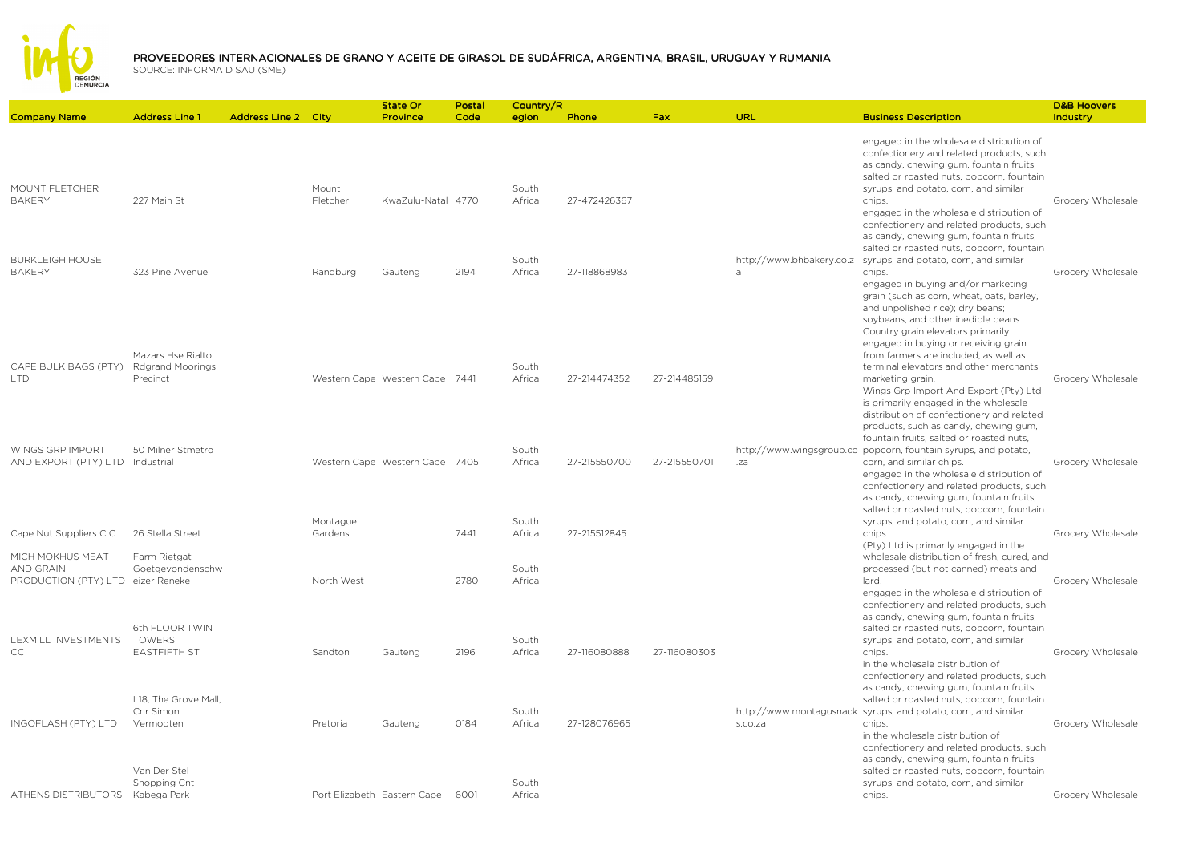# PROVEEDORES INTERNACIONALES DE GRANO Y ACEITE DE GIRASOL DE SUDÁFRICA, ARGENTINA, BRASIL, URUGUAY Y RUMANIA

SOURCE: INFORMA D SAU (SME)

| Company Name | Address Line 1 | Address Line 2 | City | State Or Province | Postal Code | Country/Region | Phone | Fax | URL | Business Description | D&B Hoovers Industry |
|---|---|---|---|---|---|---|---|---|---|---|---|
| MOUNT FLETCHER BAKERY | 227 Main St | | Mount Fletcher | KwaZulu-Natal | 4770 | South Africa | 27-472426367 | | | engaged in the wholesale distribution of confectionery and related products, such as candy, chewing gum, fountain fruits, salted or roasted nuts, popcorn, fountain syrups, and potato, corn, and similar chips. | Grocery Wholesale |
| BURKLEIGH HOUSE BAKERY | 323 Pine Avenue | | Randburg | Gauteng | 2194 | South Africa | 27-118868983 | | http://www.bhbakery.co.za | engaged in the wholesale distribution of confectionery and related products, such as candy, chewing gum, fountain fruits, salted or roasted nuts, popcorn, fountain syrups, and potato, corn, and similar chips. | Grocery Wholesale |
| CAPE BULK BAGS (PTY) LTD | Mazars Hse Rialto Rdgrand Moorings Precinct | | Western Cape | Western Cape | 7441 | South Africa | 27-214474352 | 27-214485159 | | engaged in buying and/or marketing grain (such as corn, wheat, oats, barley, and unpolished rice); dry beans; soybeans, and other inedible beans. Country grain elevators primarily engaged in buying or receiving grain from farmers are included, as well as terminal elevators and other merchants marketing grain. | Grocery Wholesale |
| WINGS GRP IMPORT AND EXPORT (PTY) LTD | 50 Milner Stmetro Industrial | | Western Cape | Western Cape | 7405 | South Africa | 27-215550700 | 27-215550701 | http://www.wingsgroup.co.za | Wings Grp Import And Export (Pty) Ltd is primarily engaged in the wholesale distribution of confectionery and related products, such as candy, chewing gum, fountain fruits, salted or roasted nuts, popcorn, fountain syrups, and potato, corn, and similar chips. | Grocery Wholesale |
| Cape Nut Suppliers C C | 26 Stella Street | | Montague Gardens | | 7441 | South Africa | 27-215512845 | | | engaged in the wholesale distribution of confectionery and related products, such as candy, chewing gum, fountain fruits, salted or roasted nuts, popcorn, fountain syrups, and potato, corn, and similar chips. | Grocery Wholesale |
| MICH MOKHUS MEAT AND GRAIN PRODUCTION (PTY) LTD | Farm Rietgat Goetgevondenschweizer Reneke | | North West | | 2780 | South Africa | | | | (Pty) Ltd is primarily engaged in the wholesale distribution of fresh, cured, and processed (but not canned) meats and lard. | Grocery Wholesale |
| LEXMILL INVESTMENTS CC | 6th FLOOR TWIN TOWERS EASTFIFTH ST | | Sandton | Gauteng | 2196 | South Africa | 27-116080888 | 27-116080303 | | engaged in the wholesale distribution of confectionery and related products, such as candy, chewing gum, fountain fruits, salted or roasted nuts, popcorn, fountain syrups, and potato, corn, and similar chips. | Grocery Wholesale |
| INGOFLASH (PTY) LTD | L18, The Grove Mall, Cnr Simon Vermooten | | Pretoria | Gauteng | 0184 | South Africa | 27-128076965 | | http://www.montagusnacks.co.za | in the wholesale distribution of confectionery and related products, such as candy, chewing gum, fountain fruits, salted or roasted nuts, popcorn, fountain syrups, and potato, corn, and similar chips. | Grocery Wholesale |
| ATHENS DISTRIBUTORS | Van Der Stel Shopping Cnt Kabega Park | | Port Elizabeth | Eastern Cape | 6001 | South Africa | | | | in the wholesale distribution of confectionery and related products, such as candy, chewing gum, fountain fruits, salted or roasted nuts, popcorn, fountain syrups, and potato, corn, and similar chips. | Grocery Wholesale |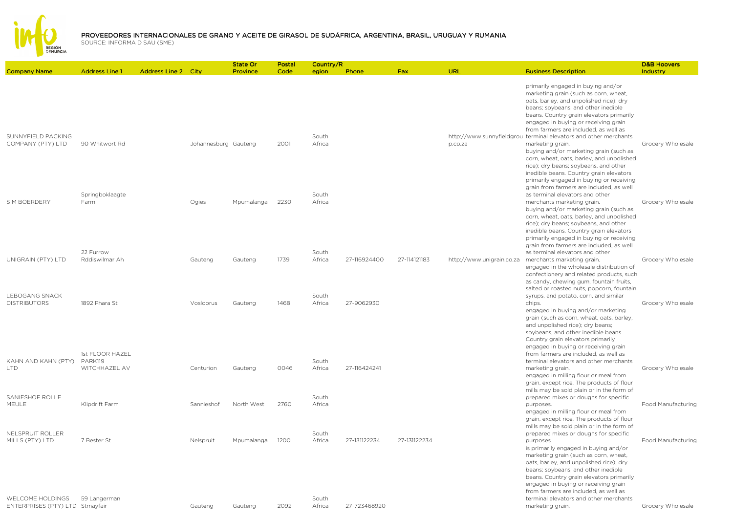# PROVEEDORES INTERNACIONALES DE GRANO Y ACEITE DE GIRASOL DE SUDÁFRICA, ARGENTINA, BRASIL, URUGUAY Y RUMANIA

SOURCE: INFORMA D SAU (SME)

| Company Name | Address Line 1 | Address Line 2 | City | State Or Province | Postal Code | Country/Region | Phone | Fax | URL | Business Description | D&B Hoovers Industry |
|---|---|---|---|---|---|---|---|---|---|---|---|
| SUNNYFIELD PACKING COMPANY (PTY) LTD | 90 Whitwort Rd | | Johannesburg | Gauteng | 2001 | South Africa | | | http://www.sunnyfieldgroup.co.za | primarily engaged in buying and/or marketing grain (such as corn, wheat, oats, barley, and unpolished rice); dry beans; soybeans, and other inedible beans. Country grain elevators primarily engaged in buying or receiving grain from farmers are included, as well as terminal elevators and other merchants marketing grain. | Grocery Wholesale |
| S M BOERDERY | Springboklaagte Farm | | Ogies | Mpumalanga | 2230 | South Africa | | | | buying and/or marketing grain (such as corn, wheat, oats, barley, and unpolished rice); dry beans; soybeans, and other inedible beans. Country grain elevators primarily engaged in buying or receiving grain from farmers are included, as well as terminal elevators and other merchants marketing grain. | Grocery Wholesale |
| UNIGRAIN (PTY) LTD | 22 Furrow Rddiswilmar Ah | | Gauteng | Gauteng | 1739 | South Africa | 27-116924400 | 27-114121183 | http://www.unigrain.co.za | buying and/or marketing grain (such as corn, wheat, oats, barley, and unpolished rice); dry beans; soybeans, and other inedible beans. Country grain elevators primarily engaged in buying or receiving grain from farmers are included, as well as terminal elevators and other merchants marketing grain. | Grocery Wholesale |
| LEBOGANG SNACK DISTRIBUTORS | 1892 Phara St | | Vosloorus | Gauteng | 1468 | South Africa | 27-9062930 | | | engaged in the wholesale distribution of confectionery and related products, such as candy, chewing gum, fountain fruits, salted or roasted nuts, popcorn, fountain syrups, and potato, corn, and similar chips. | Grocery Wholesale |
| KAHN AND KAHN (PTY) LTD | 1st FLOOR HAZEL PARK119 WITCHHAZEL AV | | Centurion | Gauteng | 0046 | South Africa | 27-116424241 | | | engaged in buying and/or marketing grain (such as corn, wheat, oats, barley, and unpolished rice); dry beans; soybeans, and other inedible beans. Country grain elevators primarily engaged in buying or receiving grain from farmers are included, as well as terminal elevators and other merchants marketing grain. | Grocery Wholesale |
| SANIESHOF ROLLE MEULE | Klipdrift Farm | | Sannieshof | North West | 2760 | South Africa | | | | engaged in milling flour or meal from grain, except rice. The products of flour mills may be sold plain or in the form of prepared mixes or doughs for specific purposes. | Food Manufacturing |
| NELSPRUIT ROLLER MILLS (PTY) LTD | 7 Bester St | | Nelspruit | Mpumalanga | 1200 | South Africa | 27-131122234 | 27-131122234 | | engaged in milling flour or meal from grain, except rice. The products of flour mills may be sold plain or in the form of prepared mixes or doughs for specific purposes. | Food Manufacturing |
| WELCOME HOLDINGS ENTERPRISES (PTY) LTD | 59 Langerman Stmayfair | | Gauteng | Gauteng | 2092 | South Africa | 27-723468920 | | | is primarily engaged in buying and/or marketing grain (such as corn, wheat, oats, barley, and unpolished rice); dry beans; soybeans, and other inedible beans. Country grain elevators primarily engaged in buying or receiving grain from farmers are included, as well as terminal elevators and other merchants marketing grain. | Grocery Wholesale |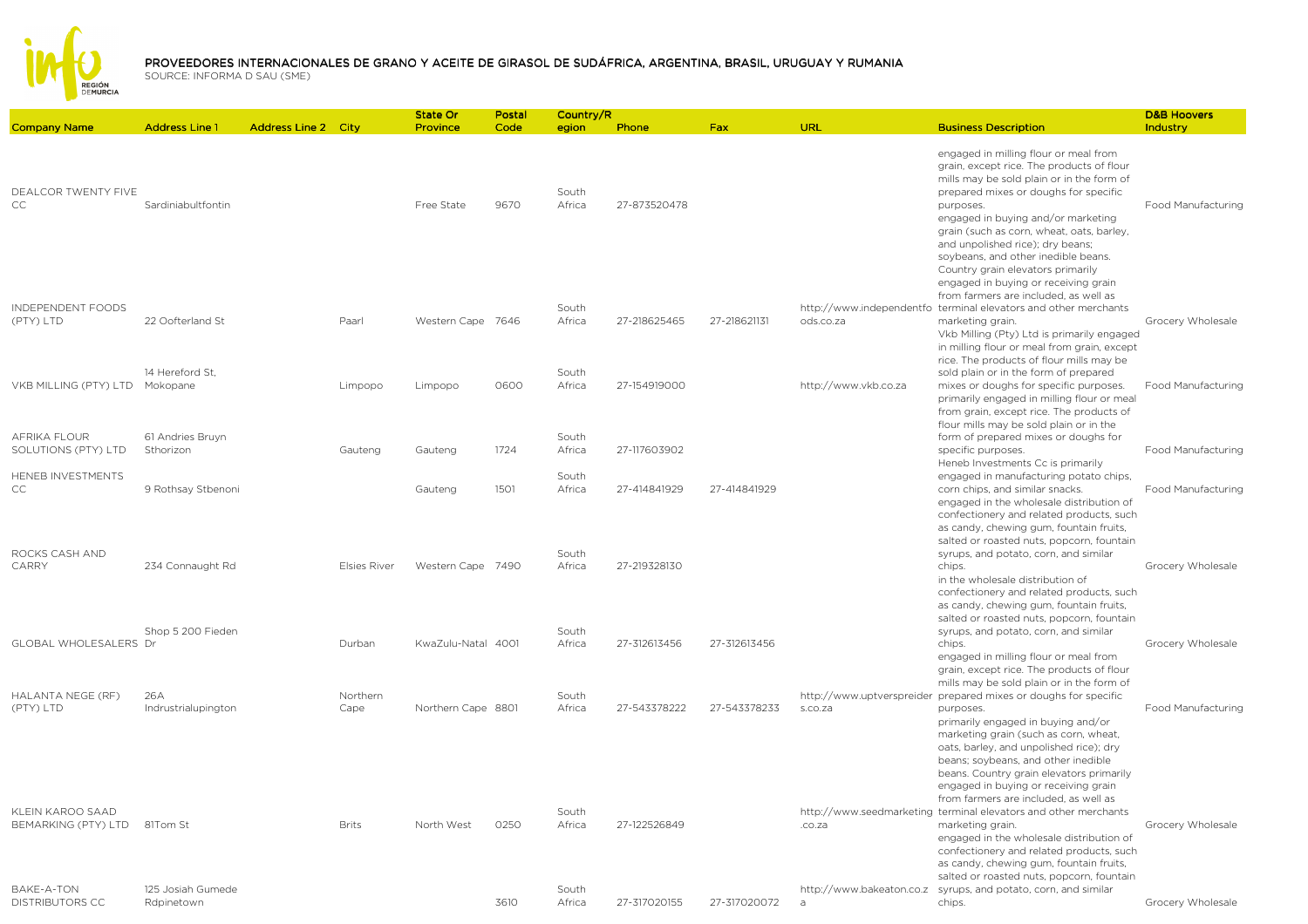PROVEEDORES INTERNACIONALES DE GRANO Y ACEITE DE GIRASOL DE SUDÁFRICA, ARGENTINA, BRASIL, URUGUAY Y RUMANIA

SOURCE: INFORMA D SAU (SME)

| Company Name | Address Line 1 | Address Line 2 | City | State Or Province | Postal Code | Country/Region | Phone | Fax | URL | Business Description | D&B Hoovers Industry |
|---|---|---|---|---|---|---|---|---|---|---|---|
| DEALCOR TWENTY FIVE CC | Sardiniabultfontin | | | Free State | 9670 | South Africa | 27-873520478 | | | engaged in milling flour or meal from grain, except rice. The products of flour mills may be sold plain or in the form of prepared mixes or doughs for specific purposes. | Food Manufacturing |
| INDEPENDENT FOODS (PTY) LTD | 22 Oofterland St | | Paarl | Western Cape | 7646 | South Africa | 27-218625465 | 27-218621131 | http://www.independentfoods.co.za | engaged in buying and/or marketing grain (such as corn, wheat, oats, barley, and unpolished rice); dry beans; soybeans, and other inedible beans. Country grain elevators primarily engaged in buying or receiving grain from farmers are included, as well as terminal elevators and other merchants marketing grain. | Grocery Wholesale |
| VKB MILLING (PTY) LTD | 14 Hereford St, Mokopane | | Limpopo | Limpopo | 0600 | South Africa | 27-154919000 | | http://www.vkb.co.za | Vkb Milling (Pty) Ltd is primarily engaged in milling flour or meal from grain, except rice. The products of flour mills may be sold plain or in the form of prepared mixes or doughs for specific purposes. | Food Manufacturing |
| AFRIKA FLOUR SOLUTIONS (PTY) LTD | 61 Andries Bruyn Sthorizon | | Gauteng | Gauteng | 1724 | South Africa | 27-117603902 | | | primarily engaged in milling flour or meal from grain, except rice. The products of flour mills may be sold plain or in the form of prepared mixes or doughs for specific purposes. | Food Manufacturing |
| HENEB INVESTMENTS CC | 9 Rothsay Stbenoni | | | Gauteng | 1501 | South Africa | 27-414841929 | 27-414841929 | | Heneb Investments Cc is primarily engaged in manufacturing potato chips, corn chips, and similar snacks. | Food Manufacturing |
| ROCKS CASH AND CARRY | 234 Connaught Rd | | Elsies River | Western Cape | 7490 | South Africa | 27-219328130 | | | engaged in the wholesale distribution of confectionery and related products, such as candy, chewing gum, fountain fruits, salted or roasted nuts, popcorn, fountain syrups, and potato, corn, and similar chips. | Grocery Wholesale |
| GLOBAL WHOLESALERS | Shop 5 200 Fieden Dr | | Durban | KwaZulu-Natal | 4001 | South Africa | 27-312613456 | 27-312613456 | | in the wholesale distribution of confectionery and related products, such as candy, chewing gum, fountain fruits, salted or roasted nuts, popcorn, fountain syrups, and potato, corn, and similar chips. | Grocery Wholesale |
| HALANTA NEGE (RF) (PTY) LTD | 26A Indrustrialupington | | Northern Cape | Northern Cape | 8801 | South Africa | 27-543378222 | 27-543378233 | http://www.uptverspreiders.co.za | engaged in milling flour or meal from grain, except rice. The products of flour mills may be sold plain or in the form of prepared mixes or doughs for specific purposes. | Food Manufacturing |
| KLEIN KAROO SAAD BEMARKING (PTY) LTD | 81Tom St | | Brits | North West | 0250 | South Africa | 27-122526849 | | http://www.seedmarketing.co.za | primarily engaged in buying and/or marketing grain (such as corn, wheat, oats, barley, and unpolished rice); dry beans; soybeans, and other inedible beans. Country grain elevators primarily engaged in buying or receiving grain from farmers are included, as well as terminal elevators and other merchants marketing grain. | Grocery Wholesale |
| BAKE-A-TON DISTRIBUTORS CC | 125 Josiah Gumede Rdpinetown | | | | 3610 | South Africa | 27-317020155 | 27-317020072 | http://www.bakeaton.co.za | engaged in the wholesale distribution of confectionery and related products, such as candy, chewing gum, fountain fruits, salted or roasted nuts, popcorn, fountain syrups, and potato, corn, and similar chips. | Grocery Wholesale |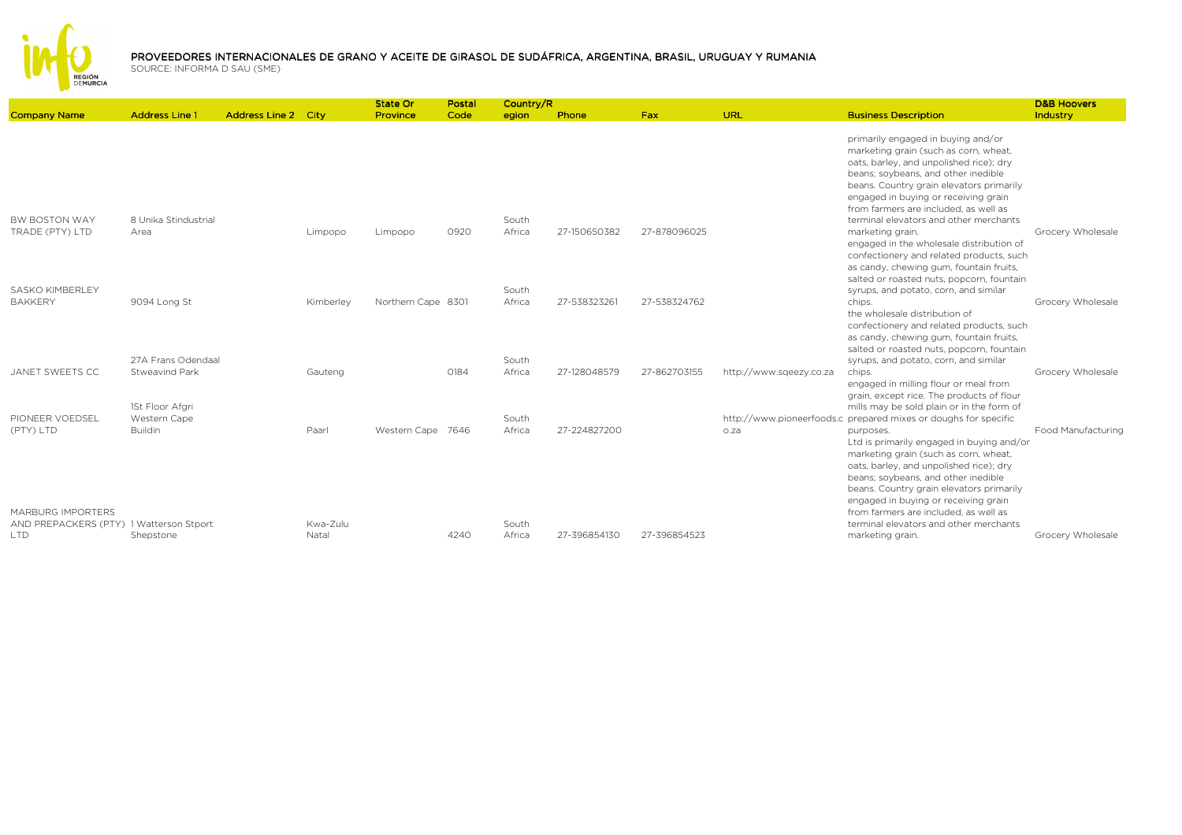# PROVEEDORES INTERNACIONALES DE GRANO Y ACEITE DE GIRASOL DE SUDÁFRICA, ARGENTINA, BRASIL, URUGUAY Y RUMANIA

SOURCE: INFORMA D SAU (SME)

| Company Name | Address Line 1 | Address Line 2 | City | State Or Province | Postal Code | Country/Region | Phone | Fax | URL | Business Description | D&B Hoovers Industry |
|---|---|---|---|---|---|---|---|---|---|---|---|
| BW BOSTON WAY TRADE (PTY) LTD | 8 Unika Stindustrial Area | | Limpopo | Limpopo | 0920 | South Africa | 27-150650382 | 27-878096025 | | primarily engaged in buying and/or marketing grain (such as corn, wheat, oats, barley, and unpolished rice); dry beans; soybeans, and other inedible beans. Country grain elevators primarily engaged in buying or receiving grain from farmers are included, as well as terminal elevators and other merchants marketing grain. | Grocery Wholesale |
| SASKO KIMBERLEY BAKKERY | 9094 Long St | | Kimberley | Northern Cape | 8301 | South Africa | 27-538323261 | 27-538324762 | | engaged in the wholesale distribution of confectionery and related products, such as candy, chewing gum, fountain fruits, salted or roasted nuts, popcorn, fountain syrups, and potato, corn, and similar chips. | Grocery Wholesale |
| JANET SWEETS CC | 27A Frans Odendaal Stweavind Park | | Gauteng | | 0184 | South Africa | 27-128048579 | 27-862703155 | http://www.sqeezy.co.za | the wholesale distribution of confectionery and related products, such as candy, chewing gum, fountain fruits, salted or roasted nuts, popcorn, fountain syrups, and potato, corn, and similar chips. | Grocery Wholesale |
| PIONEER VOEDSEL (PTY) LTD | 1St Floor Afgri Western Cape Buildin | | Paarl | Western Cape | 7646 | South Africa | 27-224827200 | | http://www.pioneerfoods.co.za | engaged in milling flour or meal from grain, except rice. The products of flour mills may be sold plain or in the form of prepared mixes or doughs for specific purposes. | Food Manufacturing |
| MARBURG IMPORTERS AND PREPACKERS (PTY) LTD | 1 Watterson Stport Shepstone | | Kwa-Zulu Natal | | 4240 | South Africa | 27-396854130 | 27-396854523 | | Ltd is primarily engaged in buying and/or marketing grain (such as corn, wheat, oats, barley, and unpolished rice); dry beans; soybeans, and other inedible beans. Country grain elevators primarily engaged in buying or receiving grain from farmers are included, as well as terminal elevators and other merchants marketing grain. | Grocery Wholesale |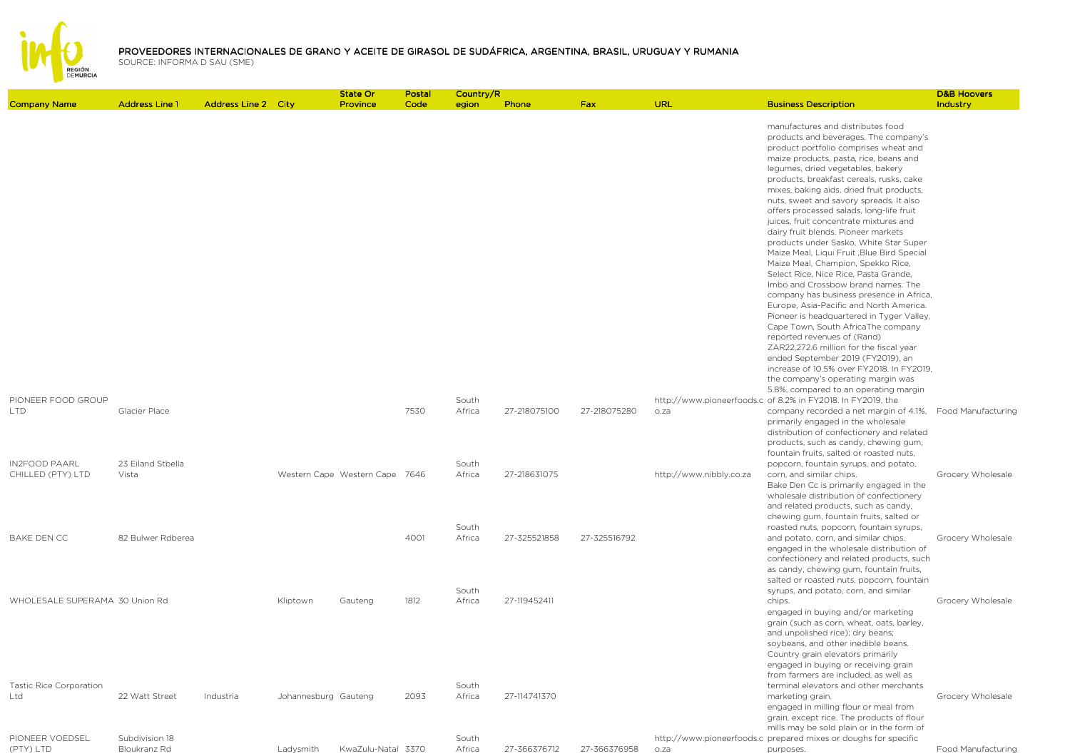# PROVEEDORES INTERNACIONALES DE GRANO Y ACEITE DE GIRASOL DE SUDÁFRICA, ARGENTINA, BRASIL, URUGUAY Y RUMANIA

SOURCE: INFORMA D SAU (SME)

| Company Name | Address Line 1 | Address Line 2 | City | State Or Province | Postal Code | Country/Region | Phone | Fax | URL | Business Description | D&B Hoovers Industry |
|---|---|---|---|---|---|---|---|---|---|---|---|
| PIONEER FOOD GROUP LTD | Glacier Place | | | | 7530 | South Africa | 27-218075100 | 27-218075280 | http://www.pioneerfoods.co.za | manufactures and distributes food products and beverages. The company's product portfolio comprises wheat and maize products, pasta, rice, beans and legumes, dried vegetables, bakery products, breakfast cereals, rusks, cake mixes, baking aids, dried fruit products, nuts, sweet and savory spreads. It also offers processed salads, long-life fruit juices, fruit concentrate mixtures and dairy fruit blends. Pioneer markets products under Sasko, White Star Super Maize Meal, Liqui Fruit ,Blue Bird Special Maize Meal, Champion, Spekko Rice, Select Rice, Nice Rice, Pasta Grande, Imbo and Crossbow brand names. The company has business presence in Africa, Europe, Asia-Pacific and North America. Pioneer is headquartered in Tyger Valley, Cape Town, South AfricaThe company reported revenues of (Rand) ZAR22,272.6 million for the fiscal year ended September 2019 (FY2019), an increase of 10.5% over FY2018. In FY2019, the company's operating margin was 5.8%, compared to an operating margin of 8.2% in FY2018. In FY2019, the company recorded a net margin of 4.1%, | Food Manufacturing |
| IN2FOOD PAARL CHILLED (PTY) LTD | 23 Eiland Stbella Vista | | Western Cape | Western Cape | 7646 | South Africa | 27-218631075 | | http://www.nibbly.co.za | primarily engaged in the wholesale distribution of confectionery and related products, such as candy, chewing gum, fountain fruits, salted or roasted nuts, popcorn, fountain syrups, and potato, corn, and similar chips. | Grocery Wholesale |
| BAKE DEN CC | 82 Bulwer Rdberea | | | | 4001 | South Africa | 27-325521858 | 27-325516792 | | Bake Den Cc is primarily engaged in the wholesale distribution of confectionery and related products, such as candy, chewing gum, fountain fruits, salted or roasted nuts, popcorn, fountain syrups, and potato, corn, and similar chips. | Grocery Wholesale |
| WHOLESALE SUPERAMA | 30 Union Rd | | Kliptown | Gauteng | 1812 | South Africa | 27-119452411 | | | engaged in the wholesale distribution of confectionery and related products, such as candy, chewing gum, fountain fruits, salted or roasted nuts, popcorn, fountain syrups, and potato, corn, and similar chips. | Grocery Wholesale |
| Tastic Rice Corporation Ltd | 22 Watt Street | Industria | Johannesburg | Gauteng | 2093 | South Africa | 27-114741370 | | | engaged in buying and/or marketing grain (such as corn, wheat, oats, barley, and unpolished rice); dry beans; soybeans, and other inedible beans. Country grain elevators primarily engaged in buying or receiving grain from farmers are included, as well as terminal elevators and other merchants marketing grain. | Grocery Wholesale |
| PIONEER VOEDSEL (PTY) LTD | Subdivision 18 Bloukranz Rd | | Ladysmith | KwaZulu-Natal | 3370 | South Africa | 27-366376712 | 27-366376958 | http://www.pioneerfoods.co.za | engaged in milling flour or meal from grain, except rice. The products of flour mills may be sold plain or in the form of prepared mixes or doughs for specific purposes. | Food Manufacturing |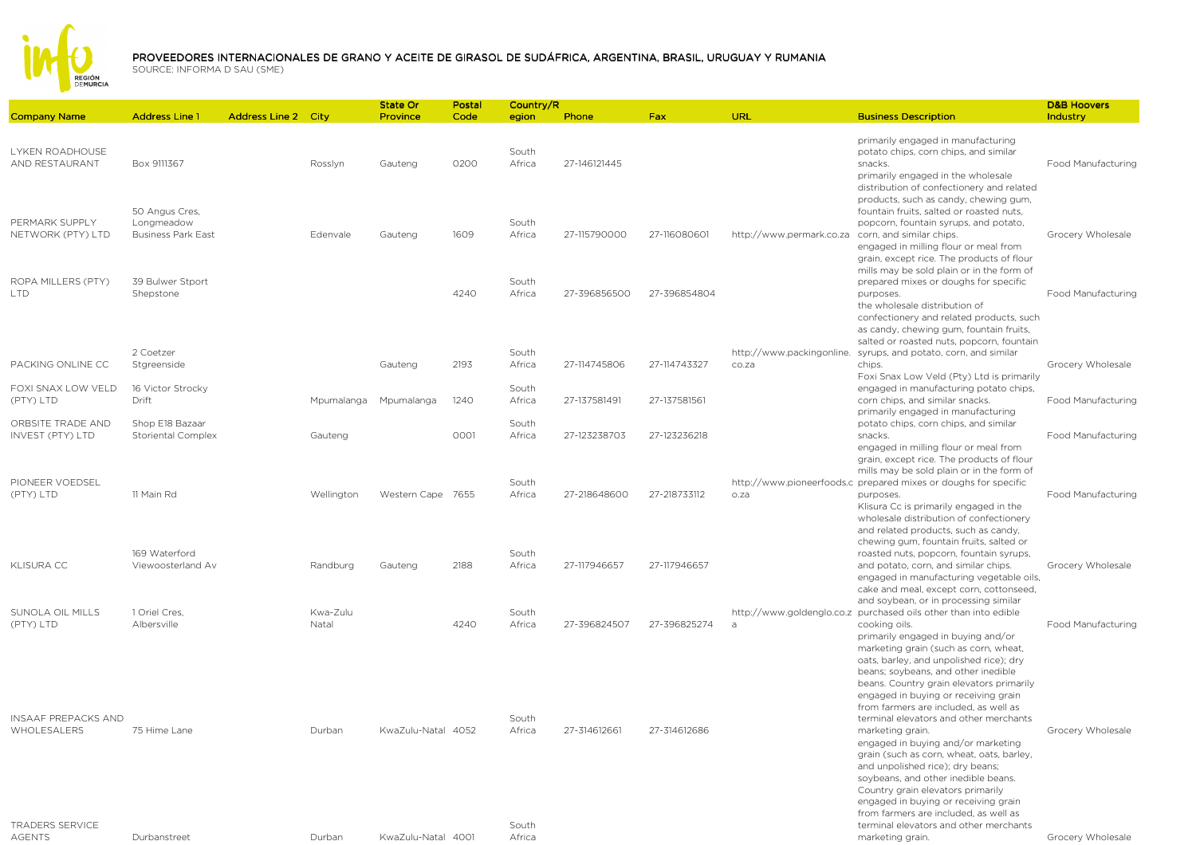# PROVEEDORES INTERNACIONALES DE GRANO Y ACEITE DE GIRASOL DE SUDÁFRICA, ARGENTINA, BRASIL, URUGUAY Y RUMANIA

SOURCE: INFORMA D SAU (SME)

| Company Name | Address Line 1 | Address Line 2 | City | State Or Province | Postal Code | Country/Region | Phone | Fax | URL | Business Description | D&B Hoovers Industry |
|---|---|---|---|---|---|---|---|---|---|---|---|
| LYKEN ROADHOUSE AND RESTAURANT | Box 9111367 | | Rosslyn | Gauteng | 0200 | South Africa | 27-146121445 | | | primarily engaged in manufacturing potato chips, corn chips, and similar snacks. | Food Manufacturing |
| PERMARK SUPPLY NETWORK (PTY) LTD | 50 Angus Cres, Longmeadow Business Park East | | Edenvale | Gauteng | 1609 | South Africa | 27-115790000 | 27-116080601 | http://www.permark.co.za | primarily engaged in the wholesale distribution of confectionery and related products, such as candy, chewing gum, fountain fruits, salted or roasted nuts, popcorn, fountain syrups, and potato, corn, and similar chips. | Grocery Wholesale |
| ROPA MILLERS (PTY) LTD | 39 Bulwer Stport Shepstone | | | | 4240 | South Africa | 27-396856500 | 27-396854804 | | engaged in milling flour or meal from grain, except rice. The products of flour mills may be sold plain or in the form of prepared mixes or doughs for specific purposes. | Food Manufacturing |
| PACKING ONLINE CC | 2 Coetzer Stgreenside | | | Gauteng | 2193 | South Africa | 27-114745806 | 27-114743327 | http://www.packingonline.co.za | the wholesale distribution of confectionery and related products, such as candy, chewing gum, fountain fruits, salted or roasted nuts, popcorn, fountain syrups, and potato, corn, and similar chips. | Grocery Wholesale |
| FOXI SNAX LOW VELD (PTY) LTD | 16 Victor Strocky Drift | | Mpumalanga | Mpumalanga | 1240 | South Africa | 27-137581491 | 27-137581561 | | Foxi Snax Low Veld (Pty) Ltd is primarily engaged in manufacturing potato chips, corn chips, and similar snacks. | Food Manufacturing |
| ORBSITE TRADE AND INVEST (PTY) LTD | Shop E18 Bazaar Storiental Complex | | Gauteng | | 0001 | South Africa | 27-123238703 | 27-123236218 | | primarily engaged in manufacturing potato chips, corn chips, and similar snacks. | Food Manufacturing |
| PIONEER VOEDSEL (PTY) LTD | 11 Main Rd | | Wellington | Western Cape | 7655 | South Africa | 27-218648600 | 27-218733112 | http://www.pioneerfoods.co.za | engaged in milling flour or meal from grain, except rice. The products of flour mills may be sold plain or in the form of prepared mixes or doughs for specific purposes. | Food Manufacturing |
| KLISURA CC | 169 Waterford Viewoosterland Av | | Randburg | Gauteng | 2188 | South Africa | 27-117946657 | 27-117946657 | | Klisura Cc is primarily engaged in the wholesale distribution of confectionery and related products, such as candy, chewing gum, fountain fruits, salted or roasted nuts, popcorn, fountain syrups, and potato, corn, and similar chips. | Grocery Wholesale |
| SUNOLA OIL MILLS (PTY) LTD | 1 Oriel Cres, Albersville | | Kwa-Zulu Natal | | 4240 | South Africa | 27-396824507 | 27-396825274 | http://www.goldenglo.co.za | engaged in manufacturing vegetable oils, cake and meal, except corn, cottonseed, and soybean, or in processing similar purchased oils other than into edible cooking oils. | Food Manufacturing |
| INSAAF PREPACKS AND WHOLESALERS | 75 Hime Lane | | Durban | KwaZulu-Natal | 4052 | South Africa | 27-314612661 | 27-314612686 | | primarily engaged in buying and/or marketing grain (such as corn, wheat, oats, barley, and unpolished rice); dry beans; soybeans, and other inedible beans. Country grain elevators primarily engaged in buying or receiving grain from farmers are included, as well as terminal elevators and other merchants marketing grain. | Grocery Wholesale |
| TRADERS SERVICE AGENTS | Durbanstreet | | Durban | KwaZulu-Natal | 4001 | South Africa | | | | engaged in buying and/or marketing grain (such as corn, wheat, oats, barley, and unpolished rice); dry beans; soybeans, and other inedible beans. Country grain elevators primarily engaged in buying or receiving grain from farmers are included, as well as terminal elevators and other merchants marketing grain. | Grocery Wholesale |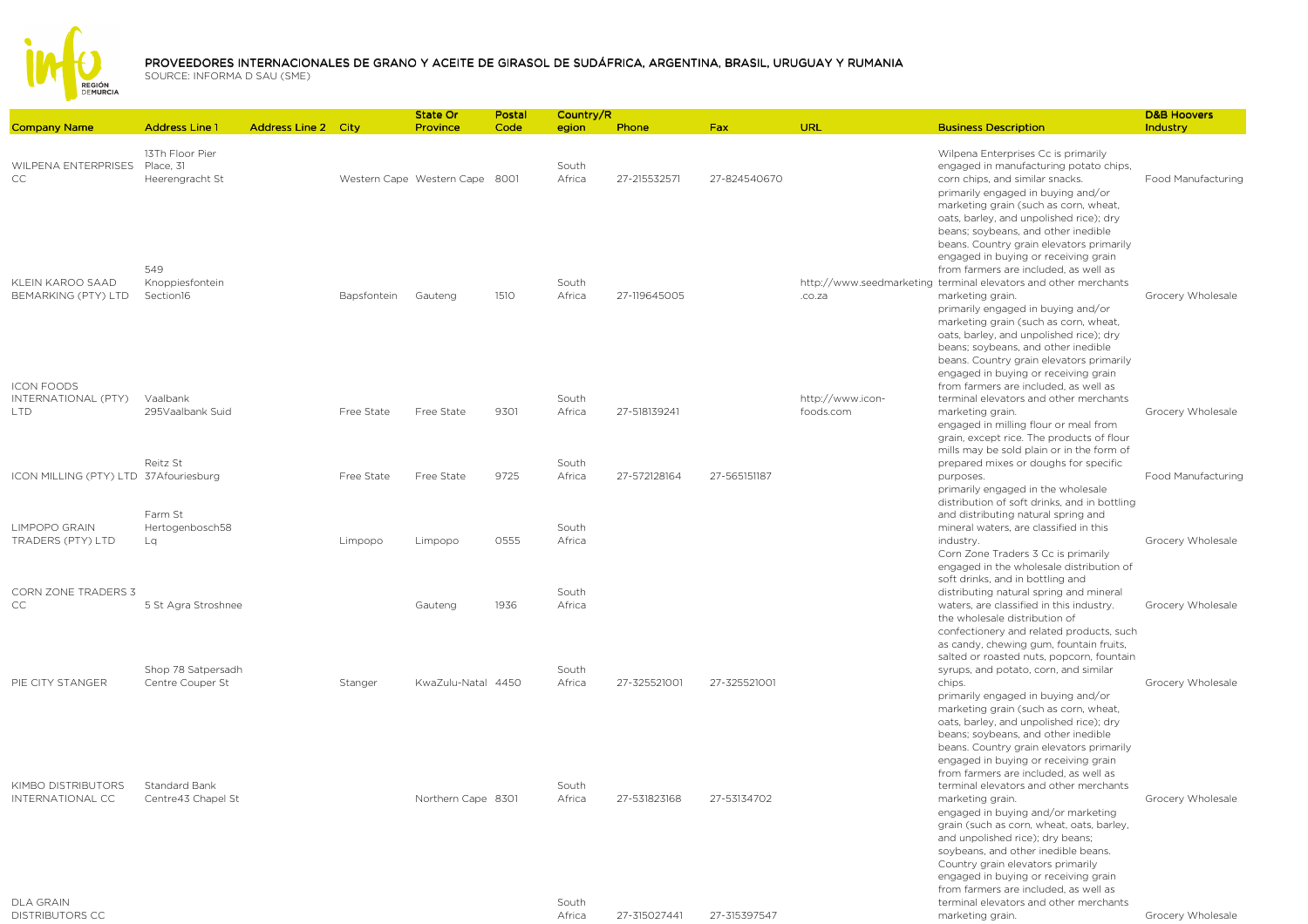# PROVEEDORES INTERNACIONALES DE GRANO Y ACEITE DE GIRASOL DE SUDÁFRICA, ARGENTINA, BRASIL, URUGUAY Y RUMANIA

SOURCE: INFORMA D SAU (SME)

| Company Name | Address Line 1 | Address Line 2 | City | State Or Province | Postal Code | Country/Region | Phone | Fax | URL | Business Description | D&B Hoovers Industry |
|---|---|---|---|---|---|---|---|---|---|---|---|
| WILPENA ENTERPRISES CC | 13Th Floor Pier Place, 31 Heerengracht St | | Western Cape | Western Cape | 8001 | South Africa | 27-215532571 | 27-824540670 | | Wilpena Enterprises Cc is primarily engaged in manufacturing potato chips, corn chips, and similar snacks. | Food Manufacturing |
| KLEIN KAROO SAAD BEMARKING (PTY) LTD | 549 Knoppiesfontein Section16 | | Bapsfontein | Gauteng | 1510 | South Africa | 27-119645005 | | http://www.seedmarketing.co.za | primarily engaged in buying and/or marketing grain (such as corn, wheat, oats, barley, and unpolished rice); dry beans; soybeans, and other inedible beans. Country grain elevators primarily engaged in buying or receiving grain from farmers are included, as well as terminal elevators and other merchants marketing grain. | Grocery Wholesale |
| ICON FOODS INTERNATIONAL (PTY) LTD | Vaalbank 295Vaalbank Suid | | Free State | Free State | 9301 | South Africa | 27-518139241 | | http://www.icon-foods.com | primarily engaged in buying and/or marketing grain (such as corn, wheat, oats, barley, and unpolished rice); dry beans; soybeans, and other inedible beans. Country grain elevators primarily engaged in buying or receiving grain from farmers are included, as well as terminal elevators and other merchants marketing grain. | Grocery Wholesale |
| ICON MILLING (PTY) LTD | Reitz St 37Afouriesburg | | Free State | Free State | 9725 | South Africa | 27-572128164 | 27-565151187 | | engaged in milling flour or meal from grain, except rice. The products of flour mills may be sold plain or in the form of prepared mixes or doughs for specific purposes. | Food Manufacturing |
| LIMPOPO GRAIN TRADERS (PTY) LTD | Farm St Hertogenbosch58 Lq | | Limpopo | Limpopo | 0555 | South Africa | | | | primarily engaged in the wholesale distribution of soft drinks, and in bottling and distributing natural spring and mineral waters, are classified in this industry. | Grocery Wholesale |
| CORN ZONE TRADERS 3 CC | 5 St Agra Stroshnee | | | Gauteng | 1936 | South Africa | | | | Corn Zone Traders 3 Cc is primarily engaged in the wholesale distribution of soft drinks, and in bottling and distributing natural spring and mineral waters, are classified in this industry. | Grocery Wholesale |
| PIE CITY STANGER | Shop 78 Satpersadh Centre Couper St | | Stanger | KwaZulu-Natal | 4450 | South Africa | 27-325521001 | 27-325521001 | | the wholesale distribution of confectionery and related products, such as candy, chewing gum, fountain fruits, salted or roasted nuts, popcorn, fountain syrups, and potato, corn, and similar chips. | Grocery Wholesale |
| KIMBO DISTRIBUTORS INTERNATIONAL CC | Standard Bank Centre43 Chapel St | | | Northern Cape | 8301 | South Africa | 27-531823168 | 27-53134702 | | primarily engaged in buying and/or marketing grain (such as corn, wheat, oats, barley, and unpolished rice); dry beans; soybeans, and other inedible beans. Country grain elevators primarily engaged in buying or receiving grain from farmers are included, as well as terminal elevators and other merchants marketing grain. | Grocery Wholesale |
| DLA GRAIN DISTRIBUTORS CC | | | | | | South Africa | 27-315027441 | 27-315397547 | | engaged in buying and/or marketing grain (such as corn, wheat, oats, barley, and unpolished rice); dry beans; soybeans, and other inedible beans. Country grain elevators primarily engaged in buying or receiving grain from farmers are included, as well as terminal elevators and other merchants marketing grain. | Grocery Wholesale |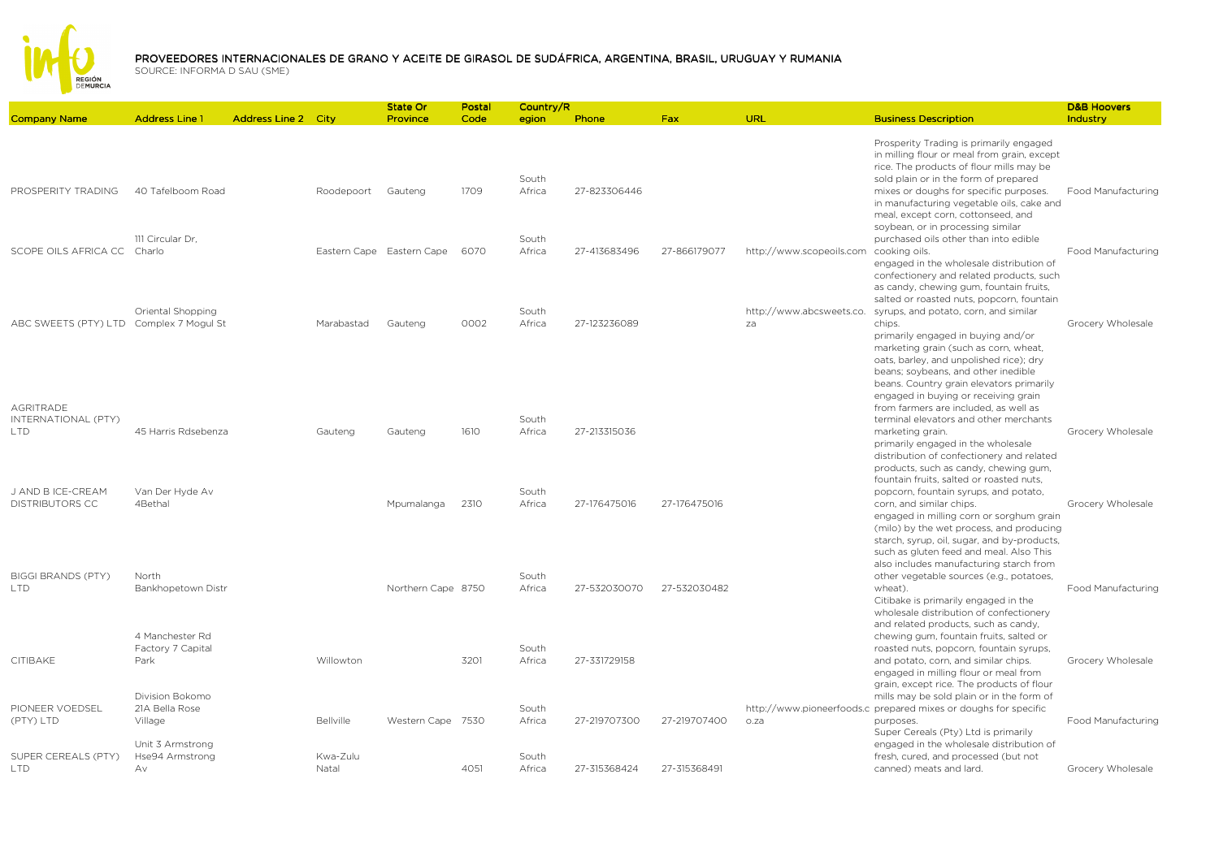# PROVEEDORES INTERNACIONALES DE GRANO Y ACEITE DE GIRASOL DE SUDÁFRICA, ARGENTINA, BRASIL, URUGUAY Y RUMANIA

SOURCE: INFORMA D SAU (SME)

| Company Name | Address Line 1 | Address Line 2 | City | State Or Province | Postal Code | Country/Region | Phone | Fax | URL | Business Description | D&B Hoovers Industry |
|---|---|---|---|---|---|---|---|---|---|---|---|
| PROSPERITY TRADING | 40 Tafelboom Road | | Roodepoort | Gauteng | 1709 | South Africa | 27-823306446 | | | Prosperity Trading is primarily engaged in milling flour or meal from grain, except rice. The products of flour mills may be sold plain or in the form of prepared mixes or doughs for specific purposes. | Food Manufacturing |
| SCOPE OILS AFRICA CC | 111 Circular Dr, Charlo | | Eastern Cape | Eastern Cape | 6070 | South Africa | 27-413683496 | 27-866179077 | http://www.scopeoils.com | in manufacturing vegetable oils, cake and meal, except corn, cottonseed, and soybean, or in processing similar purchased oils other than into edible cooking oils. | Food Manufacturing |
| ABC SWEETS (PTY) LTD | Oriental Shopping Complex 7 Mogul St | | Marabastad | Gauteng | 0002 | South Africa | 27-123236089 | | http://www.abcsweets.co.za | engaged in the wholesale distribution of confectionery and related products, such as candy, chewing gum, fountain fruits, salted or roasted nuts, popcorn, fountain syrups, and potato, corn, and similar chips. | Grocery Wholesale |
| AGRITRADE INTERNATIONAL (PTY) LTD | 45 Harris Rdsebenza | | Gauteng | Gauteng | 1610 | South Africa | 27-213315036 | | | primarily engaged in buying and/or marketing grain (such as corn, wheat, oats, barley, and unpolished rice); dry beans; soybeans, and other inedible beans. Country grain elevators primarily engaged in buying or receiving grain from farmers are included, as well as terminal elevators and other merchants marketing grain. | Grocery Wholesale |
| J AND B ICE-CREAM DISTRIBUTORS CC | Van Der Hyde Av 4Bethal | | | Mpumalanga | 2310 | South Africa | 27-176475016 | 27-176475016 | | primarily engaged in the wholesale distribution of confectionery and related products, such as candy, chewing gum, fountain fruits, salted or roasted nuts, popcorn, fountain syrups, and potato, corn, and similar chips. | Grocery Wholesale |
| BIGGI BRANDS (PTY) LTD | North Bankhopetown Distr | | | Northern Cape | 8750 | South Africa | 27-532030070 | 27-532030482 | | engaged in milling corn or sorghum grain (milo) by the wet process, and producing starch, syrup, oil, sugar, and by-products, such as gluten feed and meal. Also This also includes manufacturing starch from other vegetable sources (e.g., potatoes, wheat). | Food Manufacturing |
| CITIBAKE | 4 Manchester Rd Factory 7 Capital Park | | Willowton | | 3201 | South Africa | 27-331729158 | | | Citibake is primarily engaged in the wholesale distribution of confectionery and related products, such as candy, chewing gum, fountain fruits, salted or roasted nuts, popcorn, fountain syrups, and potato, corn, and similar chips. | Grocery Wholesale |
| PIONEER VOEDSEL (PTY) LTD | Division Bokomo 21A Bella Rose Village | | Bellville | Western Cape | 7530 | South Africa | 27-219707300 | 27-219707400 | http://www.pioneerfoods.co.za | engaged in milling flour or meal from grain, except rice. The products of flour mills may be sold plain or in the form of prepared mixes or doughs for specific purposes. | Food Manufacturing |
| SUPER CEREALS (PTY) LTD | Unit 3 Armstrong Hse94 Armstrong Av | | Kwa-Zulu Natal | | 4051 | South Africa | 27-315368424 | 27-315368491 | | Super Cereals (Pty) Ltd is primarily engaged in the wholesale distribution of fresh, cured, and processed (but not canned) meats and lard. | Grocery Wholesale |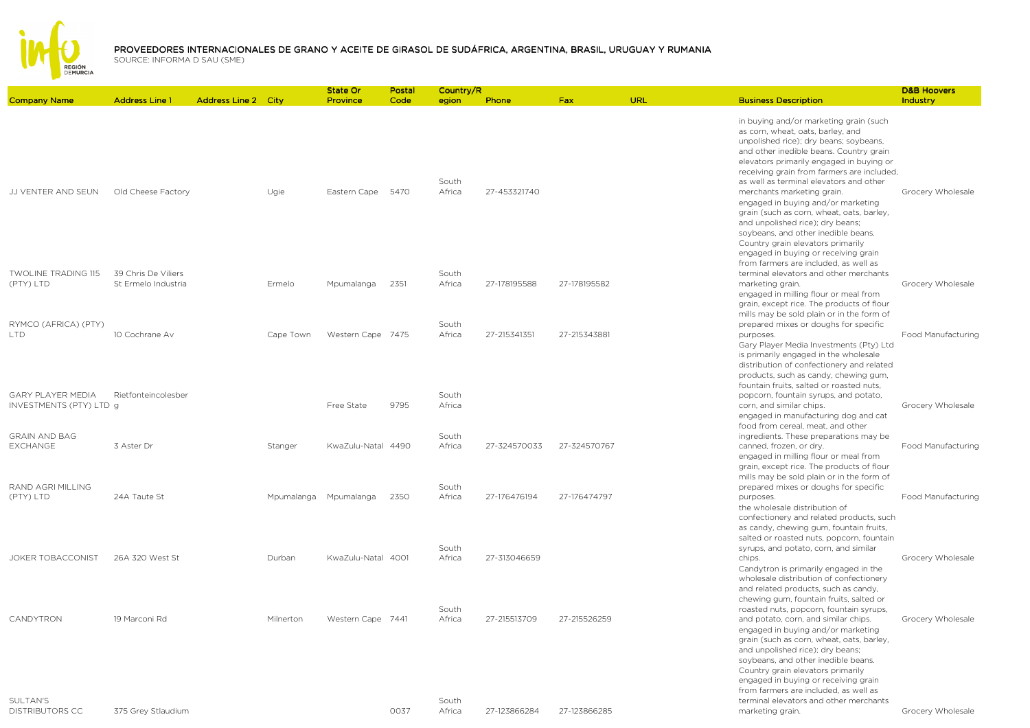## PROVEEDORES INTERNACIONALES DE GRANO Y ACEITE DE GIRASOL DE SUDÁFRICA, ARGENTINA, BRASIL, URUGUAY Y RUMANIA

SOURCE: INFORMA D SAU (SME)

| Company Name | Address Line 1 | Address Line 2 | City | State Or Province | Postal Code | Country/Region | Phone | Fax | URL | Business Description | D&B Hoovers Industry |
|---|---|---|---|---|---|---|---|---|---|---|---|
| JJ VENTER AND SEUN | Old Cheese Factory | | Ugie | Eastern Cape | 5470 | South Africa | 27-453321740 | | | in buying and/or marketing grain (such as corn, wheat, oats, barley, and unpolished rice); dry beans; soybeans, and other inedible beans. Country grain elevators primarily engaged in buying or receiving grain from farmers are included, as well as terminal elevators and other merchants marketing grain. | Grocery Wholesale |
| TWOLINE TRADING 115 (PTY) LTD | 39 Chris De Viliers St Ermelo Industria | | Ermelo | Mpumalanga | 2351 | South Africa | 27-178195588 | 27-178195582 | | engaged in buying and/or marketing grain (such as corn, wheat, oats, barley, and unpolished rice); dry beans; soybeans, and other inedible beans. Country grain elevators primarily engaged in buying or receiving grain from farmers are included, as well as terminal elevators and other merchants marketing grain. | Grocery Wholesale |
| RYMCO (AFRICA) (PTY) LTD | 10 Cochrane Av | | Cape Town | Western Cape | 7475 | South Africa | 27-215341351 | 27-215343881 | | engaged in milling flour or meal from grain, except rice. The products of flour mills may be sold plain or in the form of prepared mixes or doughs for specific purposes. | Food Manufacturing |
| GARY PLAYER MEDIA INVESTMENTS (PTY) LTD | Rietfonteincolesberg | | | Free State | 9795 | South Africa | | | | Gary Player Media Investments (Pty) Ltd is primarily engaged in the wholesale distribution of confectionery and related products, such as candy, chewing gum, fountain fruits, salted or roasted nuts, popcorn, fountain syrups, and potato, corn, and similar chips. | Grocery Wholesale |
| GRAIN AND BAG EXCHANGE | 3 Aster Dr | | Stanger | KwaZulu-Natal | 4490 | South Africa | 27-324570033 | 27-324570767 | | engaged in manufacturing dog and cat food from cereal, meat, and other ingredients. These preparations may be canned, frozen, or dry. | Food Manufacturing |
| RAND AGRI MILLING (PTY) LTD | 24A Taute St | | Mpumalanga | Mpumalanga | 2350 | South Africa | 27-176476194 | 27-176474797 | | engaged in milling flour or meal from grain, except rice. The products of flour mills may be sold plain or in the form of prepared mixes or doughs for specific purposes. | Food Manufacturing |
| JOKER TOBACCONIST | 26A 320 West St | | Durban | KwaZulu-Natal | 4001 | South Africa | 27-313046659 | | | the wholesale distribution of confectionery and related products, such as candy, chewing gum, fountain fruits, salted or roasted nuts, popcorn, fountain syrups, and potato, corn, and similar chips. | Grocery Wholesale |
| CANDYTRON | 19 Marconi Rd | | Milnerton | Western Cape | 7441 | South Africa | 27-215513709 | 27-215526259 | | Candytron is primarily engaged in the wholesale distribution of confectionery and related products, such as candy, chewing gum, fountain fruits, salted or roasted nuts, popcorn, fountain syrups, and potato, corn, and similar chips. | Grocery Wholesale |
| SULTAN'S DISTRIBUTORS CC | 375 Grey Stlaudium | | | | 0037 | South Africa | 27-123866284 | 27-123866285 | | engaged in buying and/or marketing grain (such as corn, wheat, oats, barley, and unpolished rice); dry beans; soybeans, and other inedible beans. Country grain elevators primarily engaged in buying or receiving grain from farmers are included, as well as terminal elevators and other merchants marketing grain. | Grocery Wholesale |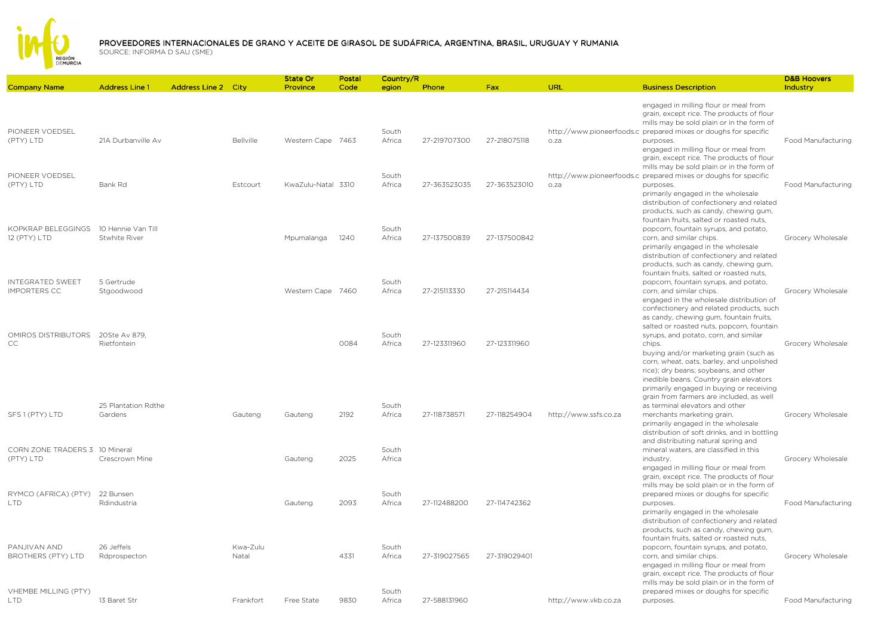# PROVEEDORES INTERNACIONALES DE GRANO Y ACEITE DE GIRASOL DE SUDÁFRICA, ARGENTINA, BRASIL, URUGUAY Y RUMANIA

SOURCE: INFORMA D SAU (SME)

| Company Name | Address Line 1 | Address Line 2 | City | State Or Province | Postal Code | Country/Region | Phone | Fax | URL | Business Description | D&B Hoovers Industry |
|---|---|---|---|---|---|---|---|---|---|---|---|
| PIONEER VOEDSEL (PTY) LTD | 21A Durbanville Av | | Bellville | Western Cape | 7463 | South Africa | 27-219707300 | 27-218075118 | http://www.pioneerfoods.co.za | engaged in milling flour or meal from grain, except rice. The products of flour mills may be sold plain or in the form of prepared mixes or doughs for specific purposes. | Food Manufacturing |
| PIONEER VOEDSEL (PTY) LTD | Bank Rd | | Estcourt | KwaZulu-Natal | 3310 | South Africa | 27-363523035 | 27-363523010 | http://www.pioneerfoods.co.za | engaged in milling flour or meal from grain, except rice. The products of flour mills may be sold plain or in the form of prepared mixes or doughs for specific purposes. | Food Manufacturing |
| KOPKRAP BELEGGINGS 12 (PTY) LTD | 10 Hennie Van Till Stwhite River | | | Mpumalanga | 1240 | South Africa | 27-137500839 | 27-137500842 | | primarily engaged in the wholesale distribution of confectionery and related products, such as candy, chewing gum, fountain fruits, salted or roasted nuts, popcorn, fountain syrups, and potato, corn, and similar chips. | Grocery Wholesale |
| INTEGRATED SWEET IMPORTERS CC | 5 Gertrude Stgoodwood | | | Western Cape | 7460 | South Africa | 27-215113330 | 27-215114434 | | primarily engaged in the wholesale distribution of confectionery and related products, such as candy, chewing gum, fountain fruits, salted or roasted nuts, popcorn, fountain syrups, and potato, corn, and similar chips. | Grocery Wholesale |
| OMIROS DISTRIBUTORS CC | 20Ste Av 879, Rietfontein | | | | 0084 | South Africa | 27-123311960 | 27-123311960 | | engaged in the wholesale distribution of confectionery and related products, such as candy, chewing gum, fountain fruits, salted or roasted nuts, popcorn, fountain syrups, and potato, corn, and similar chips. | Grocery Wholesale |
| SFS 1 (PTY) LTD | 25 Plantation Rdthe Gardens | | Gauteng | Gauteng | 2192 | South Africa | 27-118738571 | 27-118254904 | http://www.ssfs.co.za | buying and/or marketing grain (such as corn, wheat, oats, barley, and unpolished rice); dry beans; soybeans, and other inedible beans. Country grain elevators primarily engaged in buying or receiving grain from farmers are included, as well as terminal elevators and other merchants marketing grain. | Grocery Wholesale |
| CORN ZONE TRADERS 3 (PTY) LTD | 10 Mineral Crescrown Mine | | | Gauteng | 2025 | South Africa | | | | primarily engaged in the wholesale distribution of soft drinks, and in bottling and distributing natural spring and mineral waters, are classified in this industry. | Grocery Wholesale |
| RYMCO (AFRICA) (PTY) LTD | 22 Bunsen Rdindustria | | | Gauteng | 2093 | South Africa | 27-112488200 | 27-114742362 | | engaged in milling flour or meal from grain, except rice. The products of flour mills may be sold plain or in the form of prepared mixes or doughs for specific purposes. | Food Manufacturing |
| PANJIVAN AND BROTHERS (PTY) LTD | 26 Jeffels Rdprospecton | | Kwa-Zulu Natal | | 4331 | South Africa | 27-319027565 | 27-319029401 | | primarily engaged in the wholesale distribution of confectionery and related products, such as candy, chewing gum, fountain fruits, salted or roasted nuts, popcorn, fountain syrups, and potato, corn, and similar chips. | Grocery Wholesale |
| VHEMBE MILLING (PTY) LTD | 13 Baret Str | | Frankfort | Free State | 9830 | South Africa | 27-588131960 | | http://www.vkb.co.za | engaged in milling flour or meal from grain, except rice. The products of flour mills may be sold plain or in the form of prepared mixes or doughs for specific purposes. | Food Manufacturing |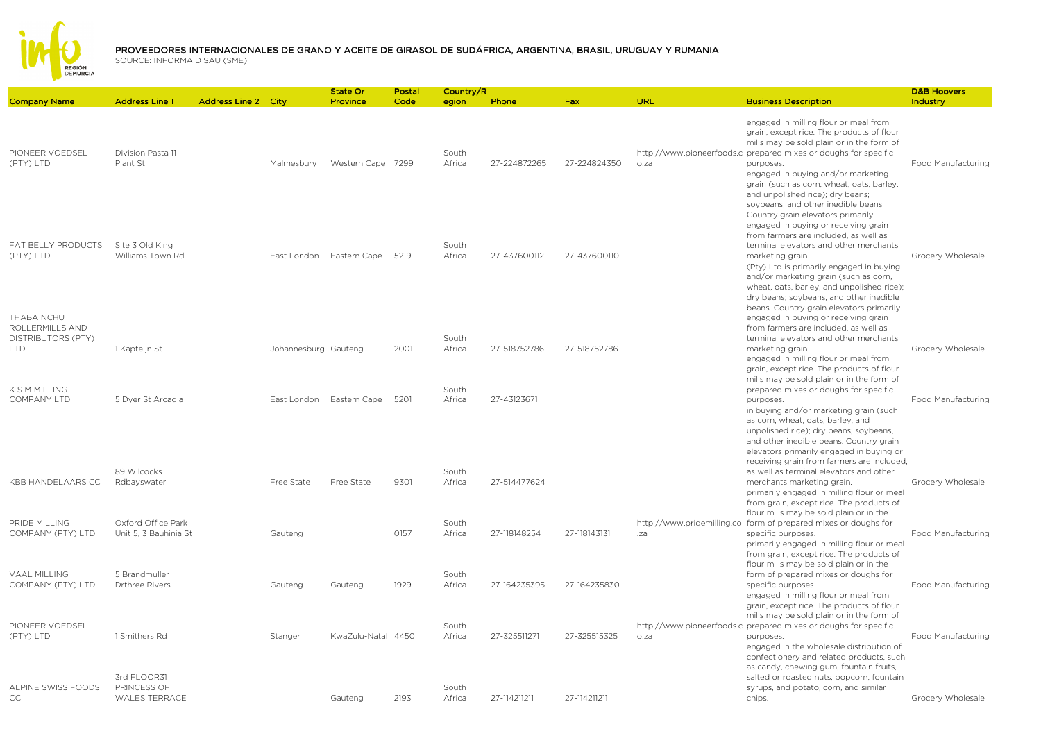# PROVEEDORES INTERNACIONALES DE GRANO Y ACEITE DE GIRASOL DE SUDÁFRICA, ARGENTINA, BRASIL, URUGUAY Y RUMANIA

SOURCE: INFORMA D SAU (SME)

| Company Name | Address Line 1 | Address Line 2 | City | State Or Province | Postal Code | Country/Region | Phone | Fax | URL | Business Description | D&B Hoovers Industry |
|---|---|---|---|---|---|---|---|---|---|---|---|
| PIONEER VOEDSEL (PTY) LTD | Division Pasta 11 Plant St | | Malmesbury | Western Cape | 7299 | South Africa | 27-224872265 | 27-224824350 | http://www.pioneerfoods.co.za | engaged in milling flour or meal from grain, except rice. The products of flour mills may be sold plain or in the form of prepared mixes or doughs for specific purposes. | Food Manufacturing |
| FAT BELLY PRODUCTS (PTY) LTD | Site 3 Old King Williams Town Rd | | East London | Eastern Cape | 5219 | South Africa | 27-437600112 | 27-437600110 | | engaged in buying and/or marketing grain (such as corn, wheat, oats, barley, and unpolished rice); dry beans; soybeans, and other inedible beans. Country grain elevators primarily engaged in buying or receiving grain from farmers are included, as well as terminal elevators and other merchants marketing grain. | Grocery Wholesale |
| THABA NCHU ROLLERMILLS AND DISTRIBUTORS (PTY) LTD | 1 Kapteijn St | | Johannesburg | Gauteng | 2001 | South Africa | 27-518752786 | 27-518752786 | | (Pty) Ltd is primarily engaged in buying and/or marketing grain (such as corn, wheat, oats, barley, and unpolished rice); dry beans; soybeans, and other inedible beans. Country grain elevators primarily engaged in buying or receiving grain from farmers are included, as well as terminal elevators and other merchants marketing grain. | Grocery Wholesale |
| K S M MILLING COMPANY LTD | 5 Dyer St Arcadia | | East London | Eastern Cape | 5201 | South Africa | 27-43123671 | | | engaged in milling flour or meal from grain, except rice. The products of flour mills may be sold plain or in the form of prepared mixes or doughs for specific purposes. | Food Manufacturing |
| KBB HANDELAARS CC | 89 Wilcocks Rdbayswater | | Free State | Free State | 9301 | South Africa | 27-514477624 | | | in buying and/or marketing grain (such as corn, wheat, oats, barley, and unpolished rice); dry beans; soybeans, and other inedible beans. Country grain elevators primarily engaged in buying or receiving grain from farmers are included, as well as terminal elevators and other merchants marketing grain. | Grocery Wholesale |
| PRIDE MILLING COMPANY (PTY) LTD | Oxford Office Park Unit 5, 3 Bauhinia St | | Gauteng | | 0157 | South Africa | 27-118148254 | 27-118143131 | http://www.pridemilling.co.za | primarily engaged in milling flour or meal from grain, except rice. The products of flour mills may be sold plain or in the form of prepared mixes or doughs for specific purposes. | Food Manufacturing |
| VAAL MILLING COMPANY (PTY) LTD | 5 Brandmuller Drthree Rivers | | Gauteng | Gauteng | 1929 | South Africa | 27-164235395 | 27-164235830 | | primarily engaged in milling flour or meal from grain, except rice. The products of flour mills may be sold plain or in the form of prepared mixes or doughs for specific purposes. | Food Manufacturing |
| PIONEER VOEDSEL (PTY) LTD | 1 Smithers Rd | | Stanger | KwaZulu-Natal | 4450 | South Africa | 27-325511271 | 27-325515325 | http://www.pioneerfoods.co.za | engaged in milling flour or meal from grain, except rice. The products of flour mills may be sold plain or in the form of prepared mixes or doughs for specific purposes. | Food Manufacturing |
| ALPINE SWISS FOODS CC | 3rd FLOOR31 PRINCESS OF WALES TERRACE | | | Gauteng | 2193 | South Africa | 27-114211211 | 27-114211211 | | engaged in the wholesale distribution of confectionery and related products, such as candy, chewing gum, fountain fruits, salted or roasted nuts, popcorn, fountain syrups, and potato, corn, and similar chips. | Grocery Wholesale |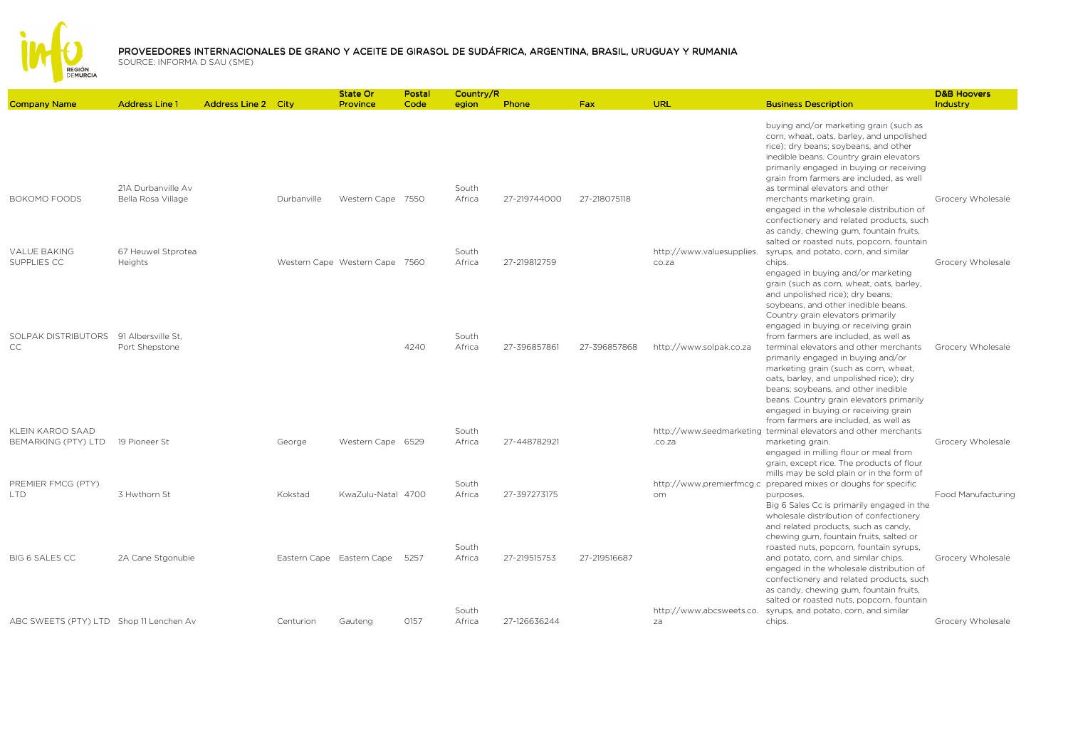# PROVEEDORES INTERNACIONALES DE GRANO Y ACEITE DE GIRASOL DE SUDÁFRICA, ARGENTINA, BRASIL, URUGUAY Y RUMANIA

SOURCE: INFORMA D SAU (SME)

| Company Name | Address Line 1 | Address Line 2 | City | State Or Province | Postal Code | Country/Region | Phone | Fax | URL | Business Description | D&B Hoovers Industry |
|---|---|---|---|---|---|---|---|---|---|---|---|
| BOKOMO FOODS | 21A Durbanville Av Bella Rosa Village | | Durbanville | Western Cape | 7550 | South Africa | 27-219744000 | 27-218075118 | | buying and/or marketing grain (such as corn, wheat, oats, barley, and unpolished rice); dry beans; soybeans, and other inedible beans. Country grain elevators primarily engaged in buying or receiving grain from farmers are included, as well as terminal elevators and other merchants marketing grain. | Grocery Wholesale |
| VALUE BAKING SUPPLIES CC | 67 Heuwel Stprotea Heights | | Western Cape | Western Cape | 7560 | South Africa | 27-219812759 | | http://www.valuesupplies.co.za | engaged in the wholesale distribution of confectionery and related products, such as candy, chewing gum, fountain fruits, salted or roasted nuts, popcorn, fountain syrups, and potato, corn, and similar chips. | Grocery Wholesale |
| SOLPAK DISTRIBUTORS CC | 91 Albersville St, Port Shepstone | | | | 4240 | South Africa | 27-396857861 | 27-396857868 | http://www.solpak.co.za | engaged in buying and/or marketing grain (such as corn, wheat, oats, barley, and unpolished rice); dry beans; soybeans, and other inedible beans. Country grain elevators primarily engaged in buying or receiving grain from farmers are included, as well as terminal elevators and other merchants | Grocery Wholesale |
| KLEIN KAROO SAAD BEMARKING (PTY) LTD | 19 Pioneer St | | George | Western Cape | 6529 | South Africa | 27-448782921 | | http://www.seedmarketing.co.za | primarily engaged in buying and/or marketing grain (such as corn, wheat, oats, barley, and unpolished rice); dry beans; soybeans, and other inedible beans. Country grain elevators primarily engaged in buying or receiving grain from farmers are included, as well as terminal elevators and other merchants marketing grain. | Grocery Wholesale |
| PREMIER FMCG (PTY) LTD | 3 Hwthorn St | | Kokstad | KwaZulu-Natal | 4700 | South Africa | 27-397273175 | | http://www.premierfmcg.com | engaged in milling flour or meal from grain, except rice. The products of flour mills may be sold plain or in the form of prepared mixes or doughs for specific purposes. | Food Manufacturing |
| BIG 6 SALES CC | 2A Cane Stgonubie | | Eastern Cape | Eastern Cape | 5257 | South Africa | 27-219515753 | 27-219516687 | | Big 6 Sales Cc is primarily engaged in the wholesale distribution of confectionery and related products, such as candy, chewing gum, fountain fruits, salted or roasted nuts, popcorn, fountain syrups, and potato, corn, and similar chips. | Grocery Wholesale |
| ABC SWEETS (PTY) LTD | Shop 11 Lenchen Av | | Centurion | Gauteng | 0157 | South Africa | 27-126636244 | | http://www.abcsweets.co.za | engaged in the wholesale distribution of confectionery and related products, such as candy, chewing gum, fountain fruits, salted or roasted nuts, popcorn, fountain syrups, and potato, corn, and similar chips. | Grocery Wholesale |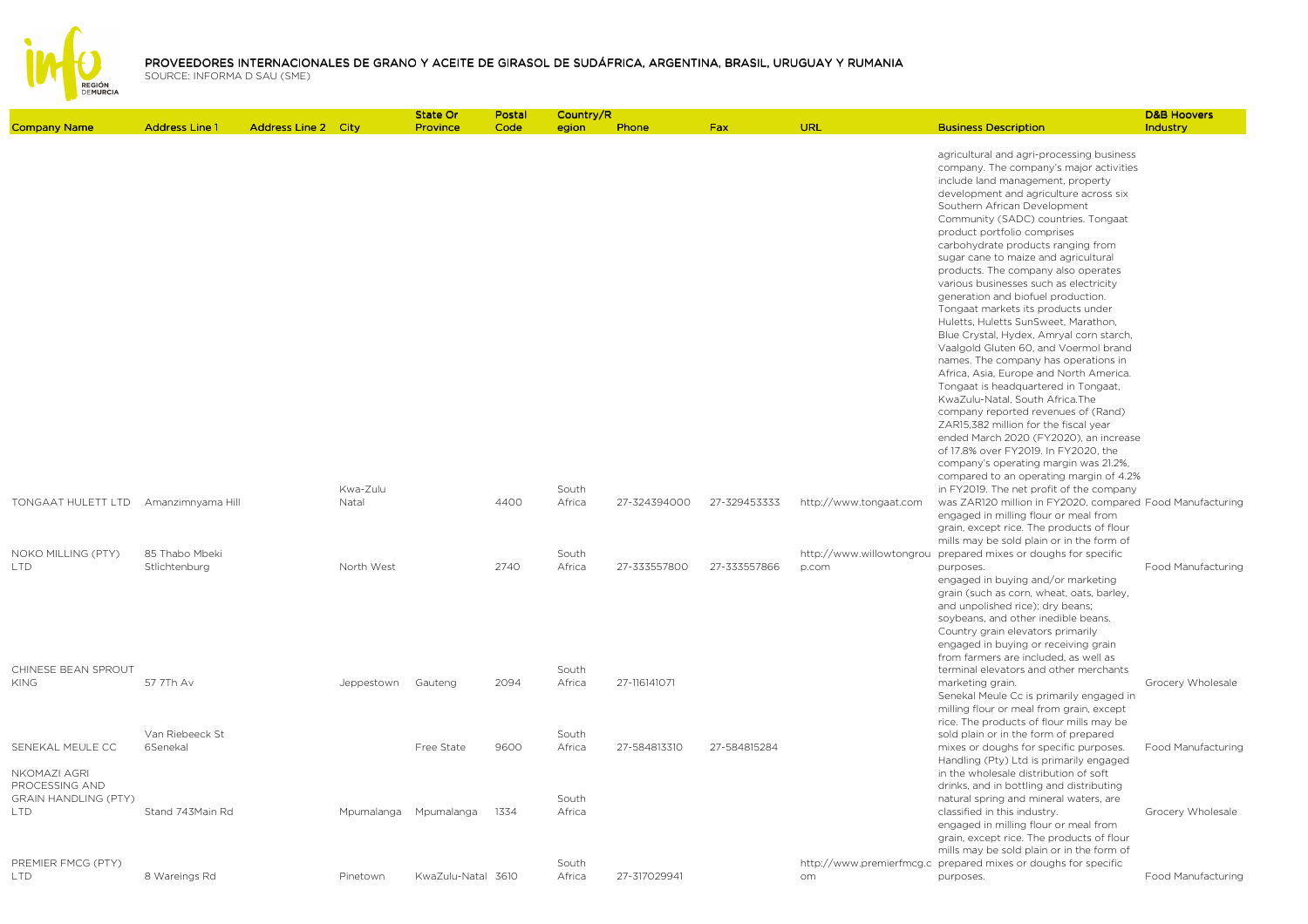# PROVEEDORES INTERNACIONALES DE GRANO Y ACEITE DE GIRASOL DE SUDÁFRICA, ARGENTINA, BRASIL, URUGUAY Y RUMANIA

SOURCE: INFORMA D SAU (SME)

| Company Name | Address Line 1 | Address Line 2 | City | State Or Province | Postal Code | Country/Region | Phone | Fax | URL | Business Description | D&B Hoovers Industry |
|---|---|---|---|---|---|---|---|---|---|---|---|
| TONGAAT HULETT LTD | Amanzimnyama Hill | | Kwa-Zulu Natal | | 4400 | South Africa | 27-324394000 | 27-329453333 | http://www.tongaat.com | agricultural and agri-processing business company. The company's major activities include land management, property development and agriculture across six Southern African Development Community (SADC) countries. Tongaat product portfolio comprises carbohydrate products ranging from sugar cane to maize and agricultural products. The company also operates various businesses such as electricity generation and biofuel production. Tongaat markets its products under Huletts, Huletts SunSweet, Marathon, Blue Crystal, Hydex, Amryal corn starch, Vaalgold Gluten 60, and Voermol brand names. The company has operations in Africa, Asia, Europe and North America. Tongaat is headquartered in Tongaat, KwaZulu-Natal, South Africa.The company reported revenues of (Rand) ZAR15,382 million for the fiscal year ended March 2020 (FY2020), an increase of 17.8% over FY2019. In FY2020, the company's operating margin was 21.2%, compared to an operating margin of 4.2% in FY2019. The net profit of the company was ZAR120 million in FY2020, compared | Food Manufacturing |
| NOKO MILLING (PTY) LTD | 85 Thabo Mbeki Stlichtenburg | | North West | | 2740 | South Africa | 27-333557800 | 27-333557866 | http://www.willowtongroup.com | engaged in milling flour or meal from grain, except rice. The products of flour mills may be sold plain or in the form of prepared mixes or doughs for specific purposes. | Food Manufacturing |
| CHINESE BEAN SPROUT KING | 57 7Th Av | | Jeppestown | Gauteng | 2094 | South Africa | 27-116141071 | | | engaged in buying and/or marketing grain (such as corn, wheat, oats, barley, and unpolished rice); dry beans; soybeans, and other inedible beans. Country grain elevators primarily engaged in buying or receiving grain from farmers are included, as well as terminal elevators and other merchants marketing grain. | Grocery Wholesale |
| SENEKAL MEULE CC | Van Riebeeck St 6Senekal | | | Free State | 9600 | South Africa | 27-584813310 | 27-584815284 | | Senekal Meule Cc is primarily engaged in milling flour or meal from grain, except rice. The products of flour mills may be sold plain or in the form of prepared mixes or doughs for specific purposes. | Food Manufacturing |
| NKOMAZI AGRI PROCESSING AND GRAIN HANDLING (PTY) LTD | Stand 743Main Rd | | Mpumalanga | Mpumalanga | 1334 | South Africa | | | | Handling (Pty) Ltd is primarily engaged in the wholesale distribution of soft drinks, and in bottling and distributing natural spring and mineral waters, are classified in this industry. | Grocery Wholesale |
| PREMIER FMCG (PTY) LTD | 8 Wareings Rd | | Pinetown | KwaZulu-Natal | 3610 | South Africa | 27-317029941 | | http://www.premierfmcg.com | engaged in milling flour or meal from grain, except rice. The products of flour mills may be sold plain or in the form of prepared mixes or doughs for specific purposes. | Food Manufacturing |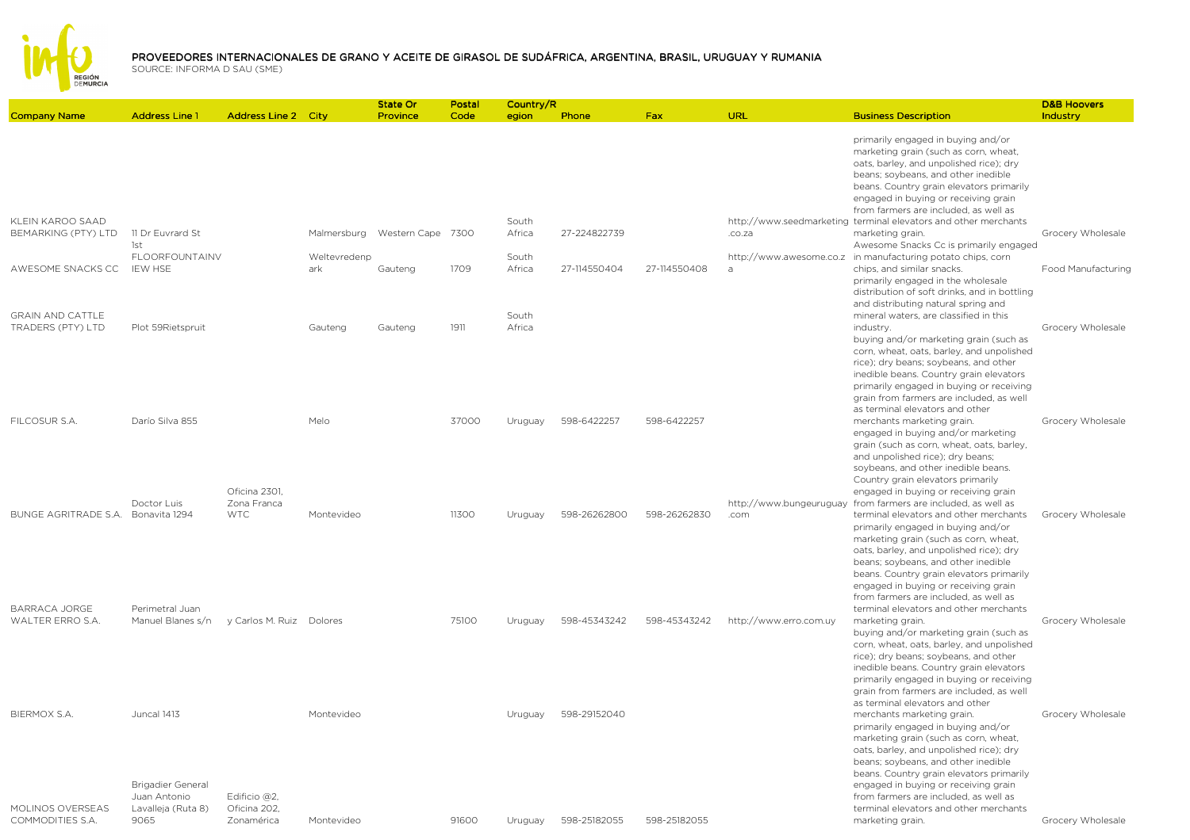# PROVEEDORES INTERNACIONALES DE GRANO Y ACEITE DE GIRASOL DE SUDÁFRICA, ARGENTINA, BRASIL, URUGUAY Y RUMANIA

SOURCE: INFORMA D SAU (SME)

| Company Name | Address Line 1 | Address Line 2 | City | State Or Province | Postal Code | Country/Region | Phone | Fax | URL | Business Description | D&B Hoovers Industry |
|---|---|---|---|---|---|---|---|---|---|---|---|
| KLEIN KAROO SAAD BEMARKING (PTY) LTD | 11 Dr Euvrard St | | Malmersburg | Western Cape | 7300 | South Africa | 27-224822739 | | http://www.seedmarketing.co.za | primarily engaged in buying and/or marketing grain (such as corn, wheat, oats, barley, and unpolished rice); dry beans; soybeans, and other inedible beans. Country grain elevators primarily engaged in buying or receiving grain from farmers are included, as well as terminal elevators and other merchants marketing grain. | Grocery Wholesale |
| AWESOME SNACKS CC | 1st FLOORFOUNTAINVIEW HSE | | Weltevredenpark | Gauteng | 1709 | South Africa | 27-114550404 | 27-114550408 | http://www.awesome.co.za | Awesome Snacks Cc is primarily engaged in manufacturing potato chips, corn chips, and similar snacks. | Food Manufacturing |
| GRAIN AND CATTLE TRADERS (PTY) LTD | Plot 59Rietspruit | | Gauteng | Gauteng | 1911 | South Africa | | | | primarily engaged in the wholesale distribution of soft drinks, and in bottling and distributing natural spring and mineral waters, are classified in this industry. | Grocery Wholesale |
| FILCOSUR S.A. | Darío Silva 855 | | Melo | | 37000 | Uruguay | 598-6422257 | 598-6422257 | | buying and/or marketing grain (such as corn, wheat, oats, barley, and unpolished rice); dry beans; soybeans, and other inedible beans. Country grain elevators primarily engaged in buying or receiving grain from farmers are included, as well as terminal elevators and other merchants marketing grain. | Grocery Wholesale |
| BUNGE AGRITRADE S.A. | Doctor Luis Bonavita 1294 | Oficina 2301, Zona Franca WTC | Montevideo | | 11300 | Uruguay | 598-26262800 | 598-26262830 | http://www.bungeuruguay.com | engaged in buying and/or marketing grain (such as corn, wheat, oats, barley, and unpolished rice); dry beans; soybeans, and other inedible beans. Country grain elevators primarily engaged in buying or receiving grain from farmers are included, as well as terminal elevators and other merchants | Grocery Wholesale |
| BARRACA JORGE WALTER ERRO S.A. | Perimetral Juan Manuel Blanes s/n | y Carlos M. Ruiz | Dolores | | 75100 | Uruguay | 598-45343242 | 598-45343242 | http://www.erro.com.uy | primarily engaged in buying and/or marketing grain (such as corn, wheat, oats, barley, and unpolished rice); dry beans; soybeans, and other inedible beans. Country grain elevators primarily engaged in buying or receiving grain from farmers are included, as well as terminal elevators and other merchants marketing grain. | Grocery Wholesale |
| BIERMOX S.A. | Juncal 1413 | | Montevideo | | | Uruguay | 598-29152040 | | | buying and/or marketing grain (such as corn, wheat, oats, barley, and unpolished rice); dry beans; soybeans, and other inedible beans. Country grain elevators primarily engaged in buying or receiving grain from farmers are included, as well as terminal elevators and other merchants marketing grain. | Grocery Wholesale |
| MOLINOS OVERSEAS COMMODITIES S.A. | Brigadier General Juan Antonio Lavalleja (Ruta 8) 9065 | Edificio @2, Oficina 202, Zonamérica | Montevideo | | 91600 | Uruguay | 598-25182055 | 598-25182055 | | primarily engaged in buying and/or marketing grain (such as corn, wheat, oats, barley, and unpolished rice); dry beans; soybeans, and other inedible beans. Country grain elevators primarily engaged in buying or receiving grain from farmers are included, as well as terminal elevators and other merchants marketing grain. | Grocery Wholesale |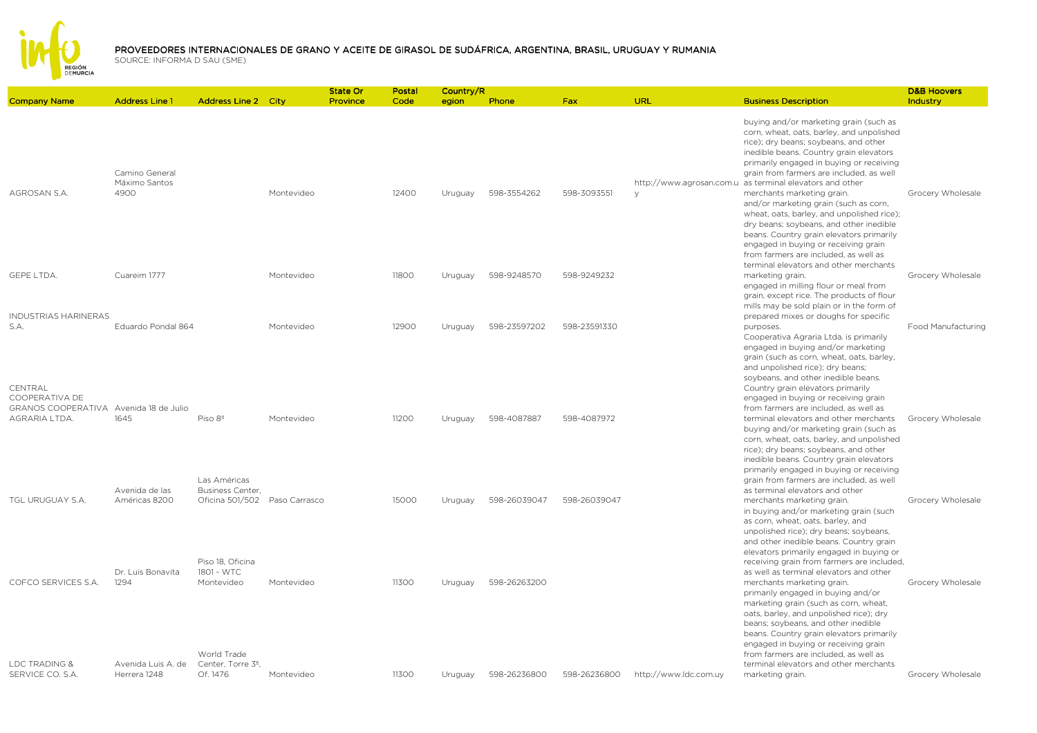# PROVEEDORES INTERNACIONALES DE GRANO Y ACEITE DE GIRASOL DE SUDÁFRICA, ARGENTINA, BRASIL, URUGUAY Y RUMANIA

SOURCE: INFORMA D SAU (SME)

| Company Name | Address Line 1 | Address Line 2 | City | State Or Province | Postal Code | Country/Region | Phone | Fax | URL | Business Description | D&B Hoovers Industry |
|---|---|---|---|---|---|---|---|---|---|---|---|
| AGROSAN S.A. | Camino General Máximo Santos 4900 | | Montevideo | | 12400 | Uruguay | 598-3554262 | 598-3093551 | http://www.agrosan.com.uy | buying and/or marketing grain (such as corn, wheat, oats, barley, and unpolished rice); dry beans; soybeans, and other inedible beans. Country grain elevators primarily engaged in buying or receiving grain from farmers are included, as well as terminal elevators and other merchants marketing grain. | Grocery Wholesale |
| GEPE LTDA. | Cuareim 1777 | | Montevideo | | 11800 | Uruguay | 598-9248570 | 598-9249232 | | and/or marketing grain (such as corn, wheat, oats, barley, and unpolished rice); dry beans; soybeans, and other inedible beans. Country grain elevators primarily engaged in buying or receiving grain from farmers are included, as well as terminal elevators and other merchants marketing grain. | Grocery Wholesale |
| INDUSTRIAS HARINERAS S.A. | Eduardo Pondal 864 | | Montevideo | | 12900 | Uruguay | 598-23597202 | 598-23591330 | | engaged in milling flour or meal from grain, except rice. The products of flour mills may be sold plain or in the form of prepared mixes or doughs for specific purposes. | Food Manufacturing |
| CENTRAL COOPERATIVA DE GRANOS COOPERATIVA AGRARIA LTDA. | Avenida 18 de Julio 1645 | Piso 8º | Montevideo | | 11200 | Uruguay | 598-4087887 | 598-4087972 | | Cooperativa Agraria Ltda. is primarily engaged in buying and/or marketing grain (such as corn, wheat, oats, barley, and unpolished rice); dry beans; soybeans, and other inedible beans. Country grain elevators primarily engaged in buying or receiving grain from farmers are included, as well as terminal elevators and other merchants | Grocery Wholesale |
| TGL URUGUAY S.A. | Avenida de las Américas 8200 | Las Américas Business Center, Oficina 501/502 | Paso Carrasco | | 15000 | Uruguay | 598-26039047 | 598-26039047 | | buying and/or marketing grain (such as corn, wheat, oats, barley, and unpolished rice); dry beans; soybeans, and other inedible beans. Country grain elevators primarily engaged in buying or receiving grain from farmers are included, as well as terminal elevators and other merchants marketing grain. | Grocery Wholesale |
| COFCO SERVICES S.A. | Dr. Luis Bonavita 1294 | Piso 18, Oficina 1801 - WTC Montevideo | Montevideo | | 11300 | Uruguay | 598-26263200 | | | in buying and/or marketing grain (such as corn, wheat, oats, barley, and unpolished rice); dry beans; soybeans, and other inedible beans. Country grain elevators primarily engaged in buying or receiving grain from farmers are included, as well as terminal elevators and other merchants marketing grain. | Grocery Wholesale |
| LDC TRADING & SERVICE CO. S.A. | Avenida Luis A. de Herrera 1248 | World Trade Center, Torre 3º, Of. 1476 | Montevideo | | 11300 | Uruguay | 598-26236800 | 598-26236800 | http://www.ldc.com.uy | primarily engaged in buying and/or marketing grain (such as corn, wheat, oats, barley, and unpolished rice); dry beans; soybeans, and other inedible beans. Country grain elevators primarily engaged in buying or receiving grain from farmers are included, as well as terminal elevators and other merchants marketing grain. | Grocery Wholesale |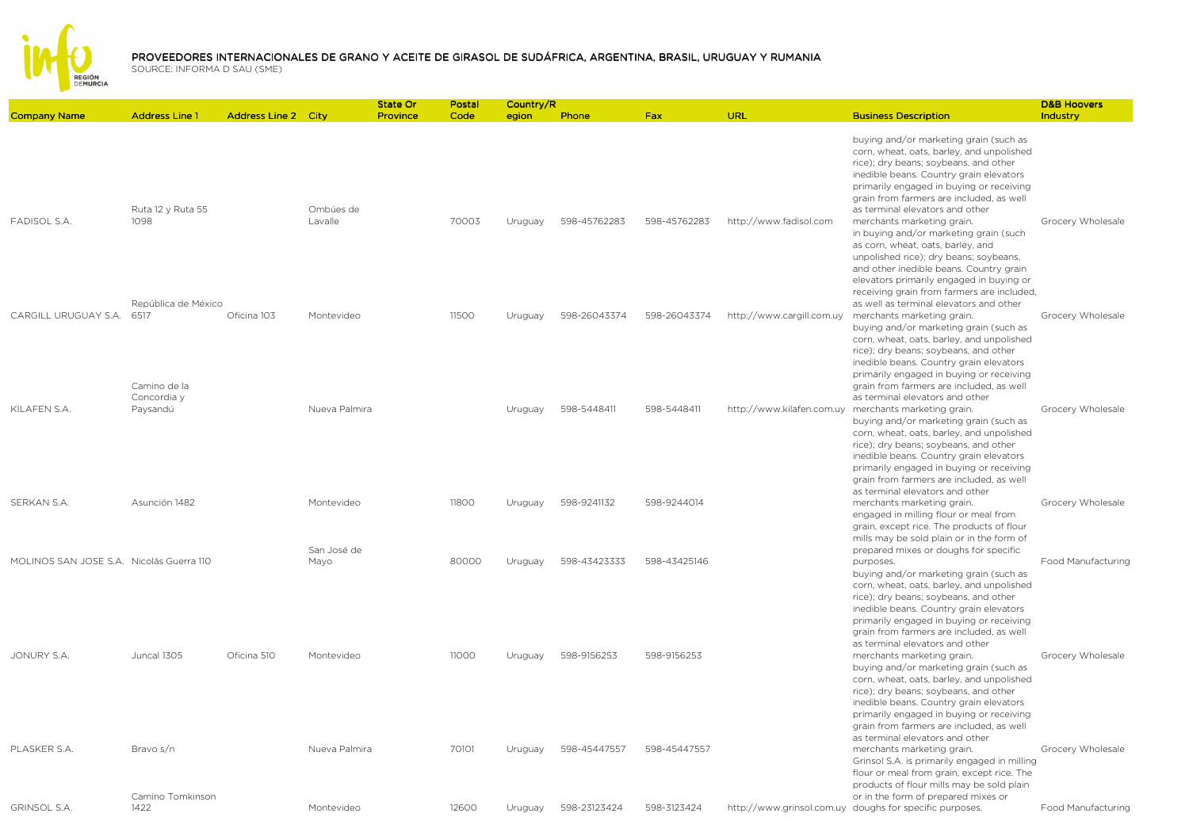# PROVEEDORES INTERNACIONALES DE GRANO Y ACEITE DE GIRASOL DE SUDÁFRICA, ARGENTINA, BRASIL, URUGUAY Y RUMANIA

SOURCE: INFORMA D SAU (SME)

| Company Name | Address Line 1 | Address Line 2 | City | State Or Province | Postal Code | Country/Region | Phone | Fax | URL | Business Description | D&B Hoovers Industry |
|---|---|---|---|---|---|---|---|---|---|---|---|
| FADISOL S.A. | Ruta 12 y Ruta 55 1098 | | Ombúes de Lavalle | | 70003 | Uruguay | 598-45762283 | 598-45762283 | http://www.fadisol.com | buying and/or marketing grain (such as corn, wheat, oats, barley, and unpolished rice); dry beans; soybeans, and other inedible beans. Country grain elevators primarily engaged in buying or receiving grain from farmers are included, as well as terminal elevators and other merchants marketing grain. | Grocery Wholesale |
| CARGILL URUGUAY S.A. | República de México 6517 | Oficina 103 | Montevideo | | 11500 | Uruguay | 598-26043374 | 598-26043374 | http://www.cargill.com.uy | in buying and/or marketing grain (such as corn, wheat, oats, barley, and unpolished rice); dry beans; soybeans, and other inedible beans. Country grain elevators primarily engaged in buying or receiving grain from farmers are included, as well as terminal elevators and other merchants marketing grain. | Grocery Wholesale |
| KILAFEN S.A. | Camino de la Concordia y Paysandú | | Nueva Palmira | | | Uruguay | 598-5448411 | 598-5448411 | http://www.kilafen.com.uy | buying and/or marketing grain (such as corn, wheat, oats, barley, and unpolished rice); dry beans; soybeans, and other inedible beans. Country grain elevators primarily engaged in buying or receiving grain from farmers are included, as well as terminal elevators and other merchants marketing grain. | Grocery Wholesale |
| SERKAN S.A. | Asunción 1482 | | Montevideo | | 11800 | Uruguay | 598-9241132 | 598-9244014 | | buying and/or marketing grain (such as corn, wheat, oats, barley, and unpolished rice); dry beans; soybeans, and other inedible beans. Country grain elevators primarily engaged in buying or receiving grain from farmers are included, as well as terminal elevators and other merchants marketing grain. | Grocery Wholesale |
| MOLINOS SAN JOSE S.A. | Nicolás Guerra 110 | | San José de Mayo | | 80000 | Uruguay | 598-43423333 | 598-43425146 | | engaged in milling flour or meal from grain, except rice. The products of flour mills may be sold plain or in the form of prepared mixes or doughs for specific purposes. | Food Manufacturing |
| JONURY S.A. | Juncal 1305 | Oficina 510 | Montevideo | | 11000 | Uruguay | 598-9156253 | 598-9156253 | | buying and/or marketing grain (such as corn, wheat, oats, barley, and unpolished rice); dry beans; soybeans, and other inedible beans. Country grain elevators primarily engaged in buying or receiving grain from farmers are included, as well as terminal elevators and other merchants marketing grain. | Grocery Wholesale |
| PLASKER S.A. | Bravo s/n | | Nueva Palmira | | 70101 | Uruguay | 598-45447557 | 598-45447557 | | buying and/or marketing grain (such as corn, wheat, oats, barley, and unpolished rice); dry beans; soybeans, and other inedible beans. Country grain elevators primarily engaged in buying or receiving grain from farmers are included, as well as terminal elevators and other merchants marketing grain. | Grocery Wholesale |
| GRINSOL S.A. | Camino Tomkinson 1422 | | Montevideo | | 12600 | Uruguay | 598-23123424 | 598-3123424 | http://www.grinsol.com.uy | Grinsol S.A. is primarily engaged in milling flour or meal from grain, except rice. The products of flour mills may be sold plain or in the form of prepared mixes or doughs for specific purposes. | Food Manufacturing |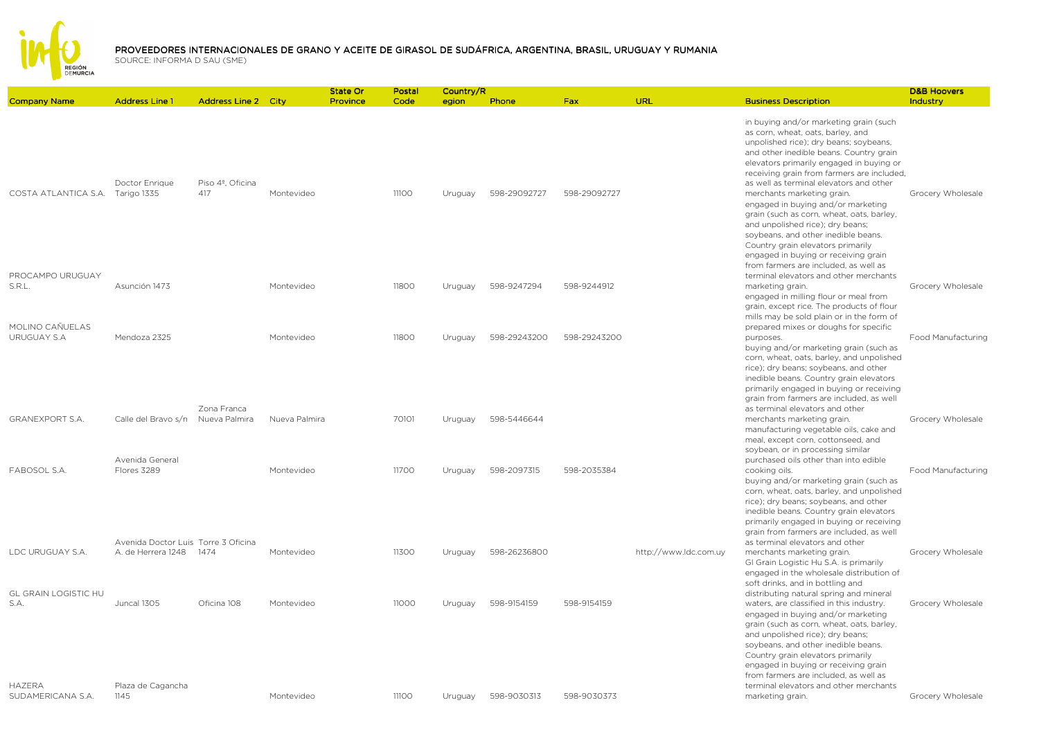# PROVEEDORES INTERNACIONALES DE GRANO Y ACEITE DE GIRASOL DE SUDÁFRICA, ARGENTINA, BRASIL, URUGUAY Y RUMANIA

SOURCE: INFORMA D SAU (SME)

| Company Name | Address Line 1 | Address Line 2 | City | State Or Province | Postal Code | Country/Region | Phone | Fax | URL | Business Description | D&B Hoovers Industry |
|---|---|---|---|---|---|---|---|---|---|---|---|
| COSTA ATLANTICA S.A. | Doctor Enrique Tarigo 1335 | Piso 4º, Oficina 417 | Montevideo | | 11100 | Uruguay | 598-29092727 | 598-29092727 | | in buying and/or marketing grain (such as corn, wheat, oats, barley, and unpolished rice); dry beans; soybeans, and other inedible beans. Country grain elevators primarily engaged in buying or receiving grain from farmers are included, as well as terminal elevators and other merchants marketing grain. | Grocery Wholesale |
| PROCAMPO URUGUAY S.R.L. | Asunción 1473 | | Montevideo | | 11800 | Uruguay | 598-9247294 | 598-9244912 | | engaged in buying and/or marketing grain (such as corn, wheat, oats, barley, and unpolished rice); dry beans; soybeans, and other inedible beans. Country grain elevators primarily engaged in buying or receiving grain from farmers are included, as well as terminal elevators and other merchants marketing grain. | Grocery Wholesale |
| MOLINO CAÑUELAS URUGUAY S.A | Mendoza 2325 | | Montevideo | | 11800 | Uruguay | 598-29243200 | 598-29243200 | | engaged in milling flour or meal from grain, except rice. The products of flour mills may be sold plain or in the form of prepared mixes or doughs for specific purposes. | Food Manufacturing |
| GRANEXPORT S.A. | Calle del Bravo s/n | Zona Franca Nueva Palmira | Nueva Palmira | | 70101 | Uruguay | 598-5446644 | | | buying and/or marketing grain (such as corn, wheat, oats, barley, and unpolished rice); dry beans; soybeans, and other inedible beans. Country grain elevators primarily engaged in buying or receiving grain from farmers are included, as well as terminal elevators and other merchants marketing grain. | Grocery Wholesale |
| FABOSOL S.A. | Avenida General Flores 3289 | | Montevideo | | 11700 | Uruguay | 598-2097315 | 598-2035384 | | manufacturing vegetable oils, cake and meal, except corn, cottonseed, and soybean, or in processing similar purchased oils other than into edible cooking oils. | Food Manufacturing |
| LDC URUGUAY S.A. | Avenida Doctor Luis A. de Herrera 1248 | Torre 3 Oficina 1474 | Montevideo | | 11300 | Uruguay | 598-26236800 | | http://www.ldc.com.uy | buying and/or marketing grain (such as corn, wheat, oats, barley, and unpolished rice); dry beans; soybeans, and other inedible beans. Country grain elevators primarily engaged in buying or receiving grain from farmers are included, as well as terminal elevators and other merchants marketing grain. | Grocery Wholesale |
| GL GRAIN LOGISTIC HU S.A. | Juncal 1305 | Oficina 108 | Montevideo | | 11000 | Uruguay | 598-9154159 | 598-9154159 | | Gl Grain Logistic Hu S.A. is primarily engaged in the wholesale distribution of soft drinks, and in bottling and distributing natural spring and mineral waters, are classified in this industry. | Grocery Wholesale |
| HAZERA SUDAMERICANA S.A. | Plaza de Cagancha 1145 | | Montevideo | | 11100 | Uruguay | 598-9030313 | 598-9030373 | | engaged in buying and/or marketing grain (such as corn, wheat, oats, barley, and unpolished rice); dry beans; soybeans, and other inedible beans. Country grain elevators primarily engaged in buying or receiving grain from farmers are included, as well as terminal elevators and other merchants marketing grain. | Grocery Wholesale |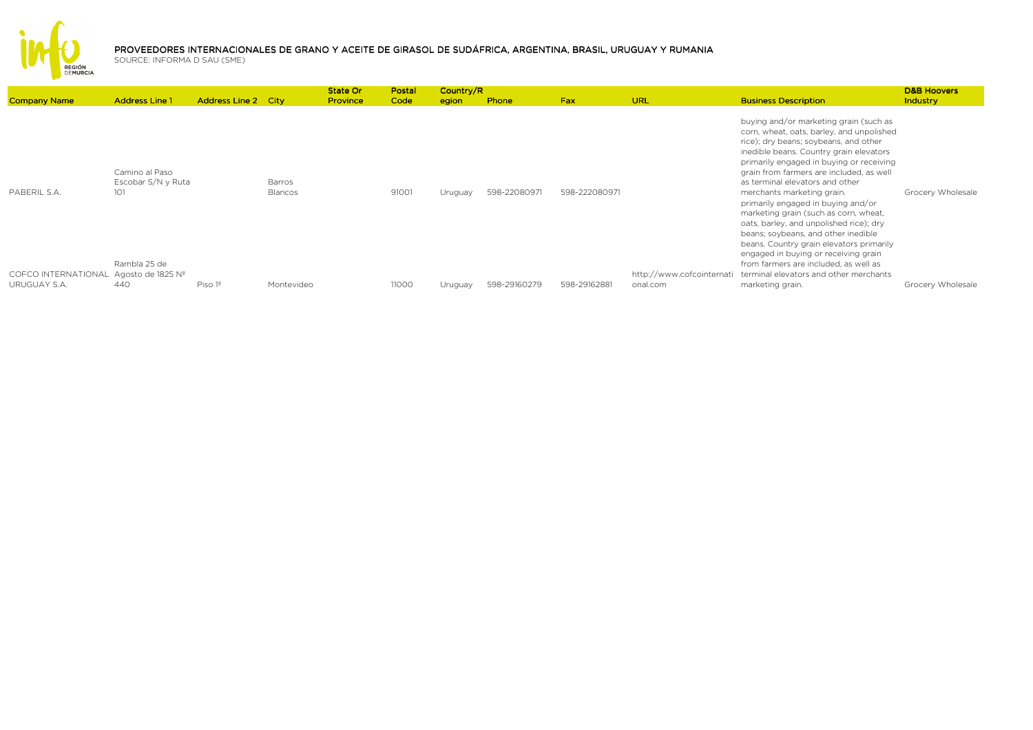# PROVEEDORES INTERNACIONALES DE GRANO Y ACEITE DE GIRASOL DE SUDÁFRICA, ARGENTINA, BRASIL, URUGUAY Y RUMANIA

SOURCE: INFORMA D SAU (SME)

| Company Name | Address Line 1 | Address Line 2 | City | State Or Province | Postal Code | Country/Region | Phone | Fax | URL | Business Description | D&B Hoovers Industry |
|---|---|---|---|---|---|---|---|---|---|---|---|
| PABERIL S.A. | Camino al Paso Escobar S/N y Ruta 101 | | Barros Blancos | | 91001 | Uruguay | 598-22080971 | 598-222080971 | | buying and/or marketing grain (such as corn, wheat, oats, barley, and unpolished rice); dry beans; soybeans, and other inedible beans. Country grain elevators primarily engaged in buying or receiving grain from farmers are included, as well as terminal elevators and other merchants marketing grain. | Grocery Wholesale |
| COFCO INTERNATIONAL URUGUAY S.A. | Rambla 25 de Agosto de 1825 Nº 440 | Piso 1º | Montevideo | | 11000 | Uruguay | 598-29160279 | 598-29162881 | http://www.cofcointernational.com | primarily engaged in buying and/or marketing grain (such as corn, wheat, oats, barley, and unpolished rice); dry beans; soybeans, and other inedible beans. Country grain elevators primarily engaged in buying or receiving grain from farmers are included, as well as terminal elevators and other merchants marketing grain. | Grocery Wholesale |